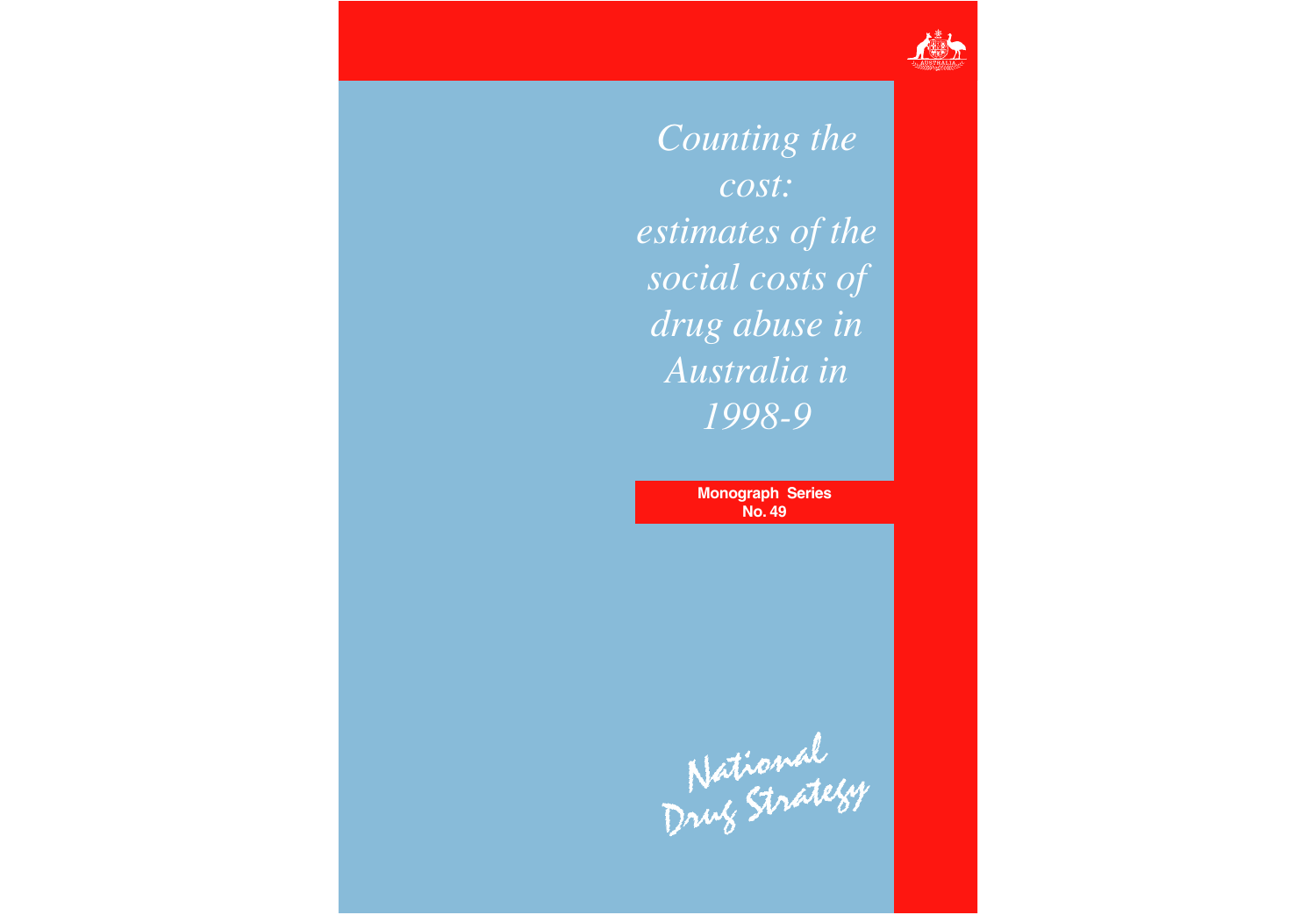# *Counting the cost: estimates of the social costs of drug abuse in Australia in 1998-9*

**Monograph Series No. 49**

National Drug Strategy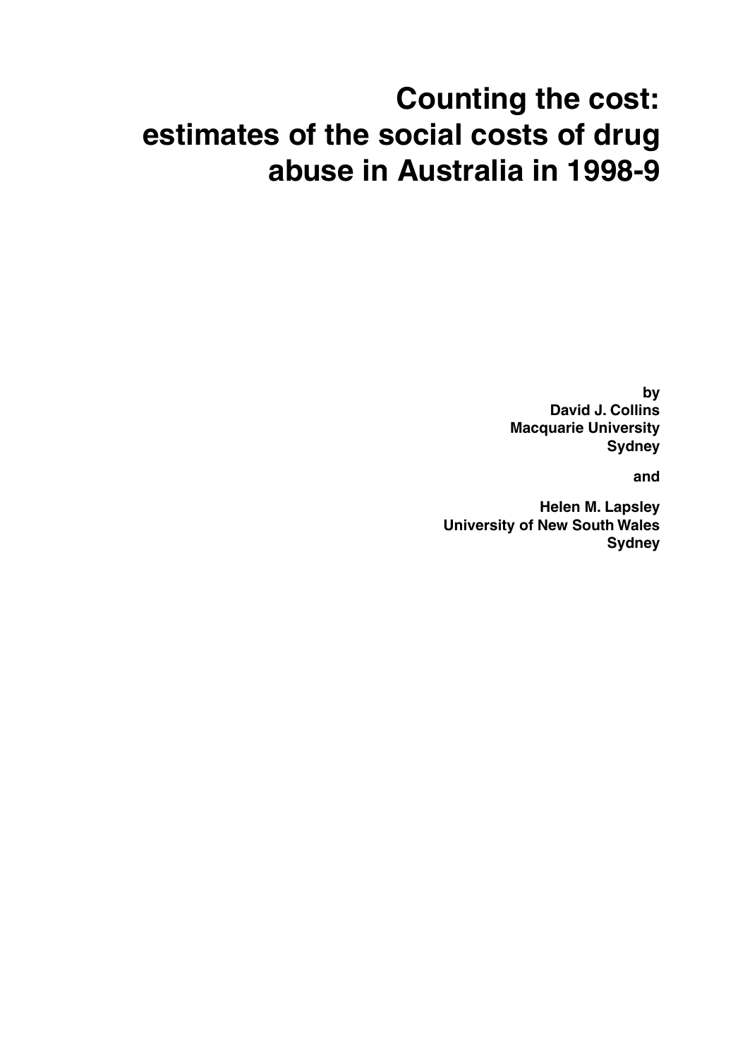# Counting the cost: estimates of the social costs of drug abuse in Australia in 1998-9

**by**
**David J. Collins**
**Macquarie University**
**Sydney**

**and**

**Helen M. Lapsley**
**University of New South Wales**
**Sydney**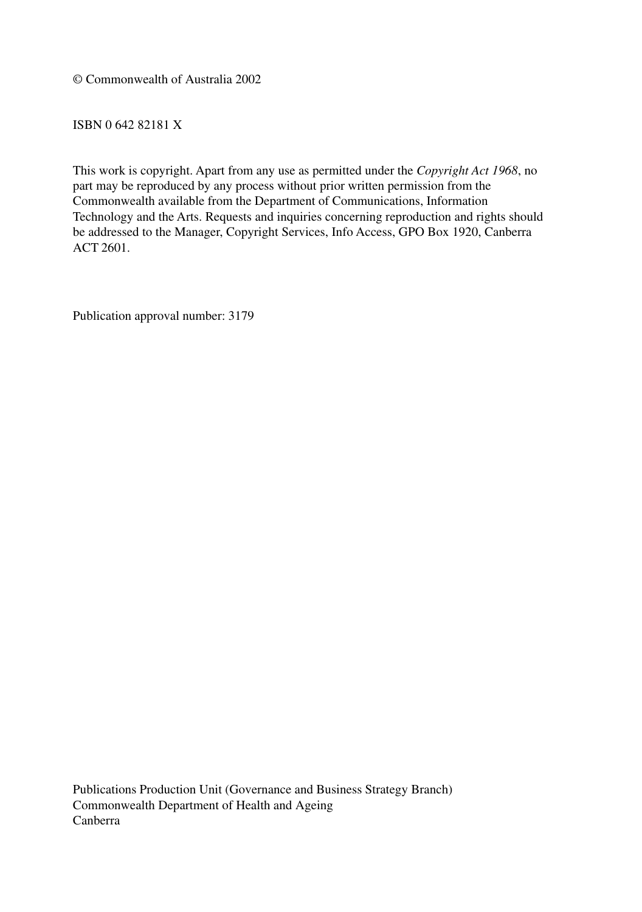© Commonwealth of Australia 2002

ISBN 0 642 82181 X

This work is copyright. Apart from any use as permitted under the *Copyright Act 1968*, no part may be reproduced by any process without prior written permission from the Commonwealth available from the Department of Communications, Information Technology and the Arts. Requests and inquiries concerning reproduction and rights should be addressed to the Manager, Copyright Services, Info Access, GPO Box 1920, Canberra ACT 2601.

Publication approval number: 3179

Publications Production Unit (Governance and Business Strategy Branch)
Commonwealth Department of Health and Ageing
Canberra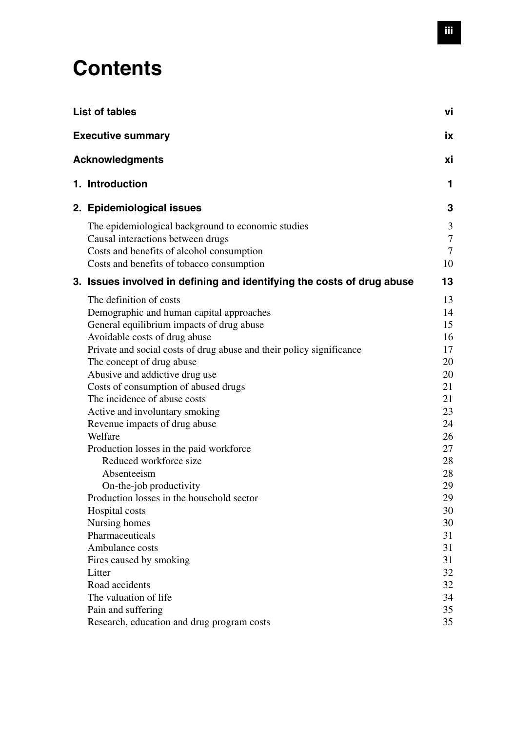# Contents

| | |
|---|---|
| **List of tables** | **vi** |
| **Executive summary** | **ix** |
| **Acknowledgments** | **xi** |
| **1. Introduction** | **1** |
| **2. Epidemiological issues** | **3** |
| The epidemiological background to economic studies | 3 |
| Causal interactions between drugs | 7 |
| Costs and benefits of alcohol consumption | 7 |
| Costs and benefits of tobacco consumption | 10 |
| **3. Issues involved in defining and identifying the costs of drug abuse** | **13** |
| The definition of costs | 13 |
| Demographic and human capital approaches | 14 |
| General equilibrium impacts of drug abuse | 15 |
| Avoidable costs of drug abuse | 16 |
| Private and social costs of drug abuse and their policy significance | 17 |
| The concept of drug abuse | 20 |
| Abusive and addictive drug use | 20 |
| Costs of consumption of abused drugs | 21 |
| The incidence of abuse costs | 21 |
| Active and involuntary smoking | 23 |
| Revenue impacts of drug abuse | 24 |
| Welfare | 26 |
| Production losses in the paid workforce | 27 |
| Reduced workforce size | 28 |
| Absenteeism | 28 |
| On-the-job productivity | 29 |
| Production losses in the household sector | 29 |
| Hospital costs | 30 |
| Nursing homes | 30 |
| Pharmaceuticals | 31 |
| Ambulance costs | 31 |
| Fires caused by smoking | 31 |
| Litter | 32 |
| Road accidents | 32 |
| The valuation of life | 34 |
| Pain and suffering | 35 |
| Research, education and drug program costs | 35 |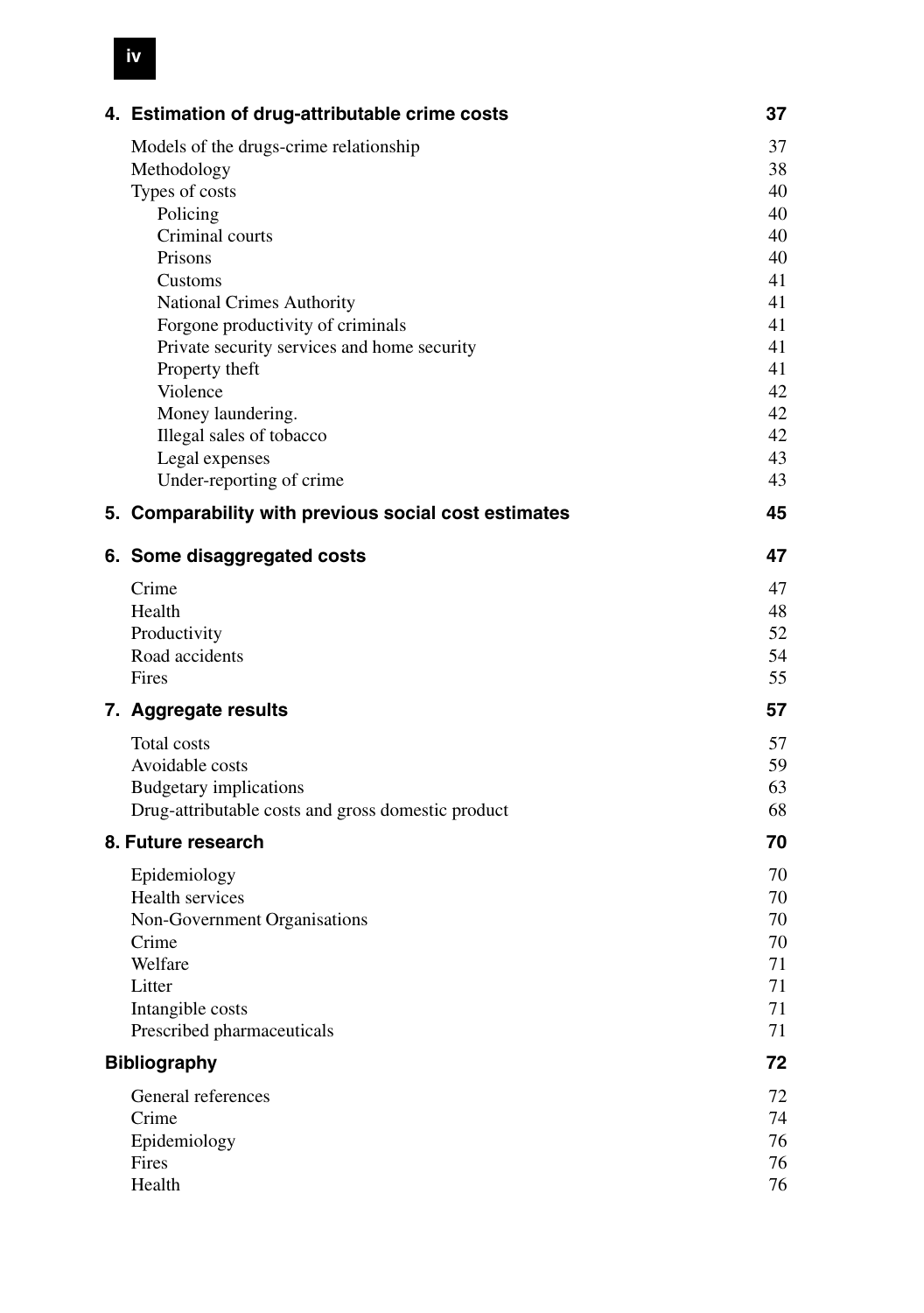| | |
|---|---|
| **4. Estimation of drug-attributable crime costs** | **37** |
| Models of the drugs-crime relationship | 37 |
| Methodology | 38 |
| Types of costs | 40 |
| Policing | 40 |
| Criminal courts | 40 |
| Prisons | 40 |
| Customs | 41 |
| National Crimes Authority | 41 |
| Forgone productivity of criminals | 41 |
| Private security services and home security | 41 |
| Property theft | 41 |
| Violence | 42 |
| Money laundering. | 42 |
| Illegal sales of tobacco | 42 |
| Legal expenses | 43 |
| Under-reporting of crime | 43 |
| **5. Comparability with previous social cost estimates** | **45** |
| **6. Some disaggregated costs** | **47** |
| Crime | 47 |
| Health | 48 |
| Productivity | 52 |
| Road accidents | 54 |
| Fires | 55 |
| **7. Aggregate results** | **57** |
| Total costs | 57 |
| Avoidable costs | 59 |
| Budgetary implications | 63 |
| Drug-attributable costs and gross domestic product | 68 |
| **8. Future research** | **70** |
| Epidemiology | 70 |
| Health services | 70 |
| Non-Government Organisations | 70 |
| Crime | 70 |
| Welfare | 71 |
| Litter | 71 |
| Intangible costs | 71 |
| Prescribed pharmaceuticals | 71 |
| **Bibliography** | **72** |
| General references | 72 |
| Crime | 74 |
| Epidemiology | 76 |
| Fires | 76 |
| Health | 76 |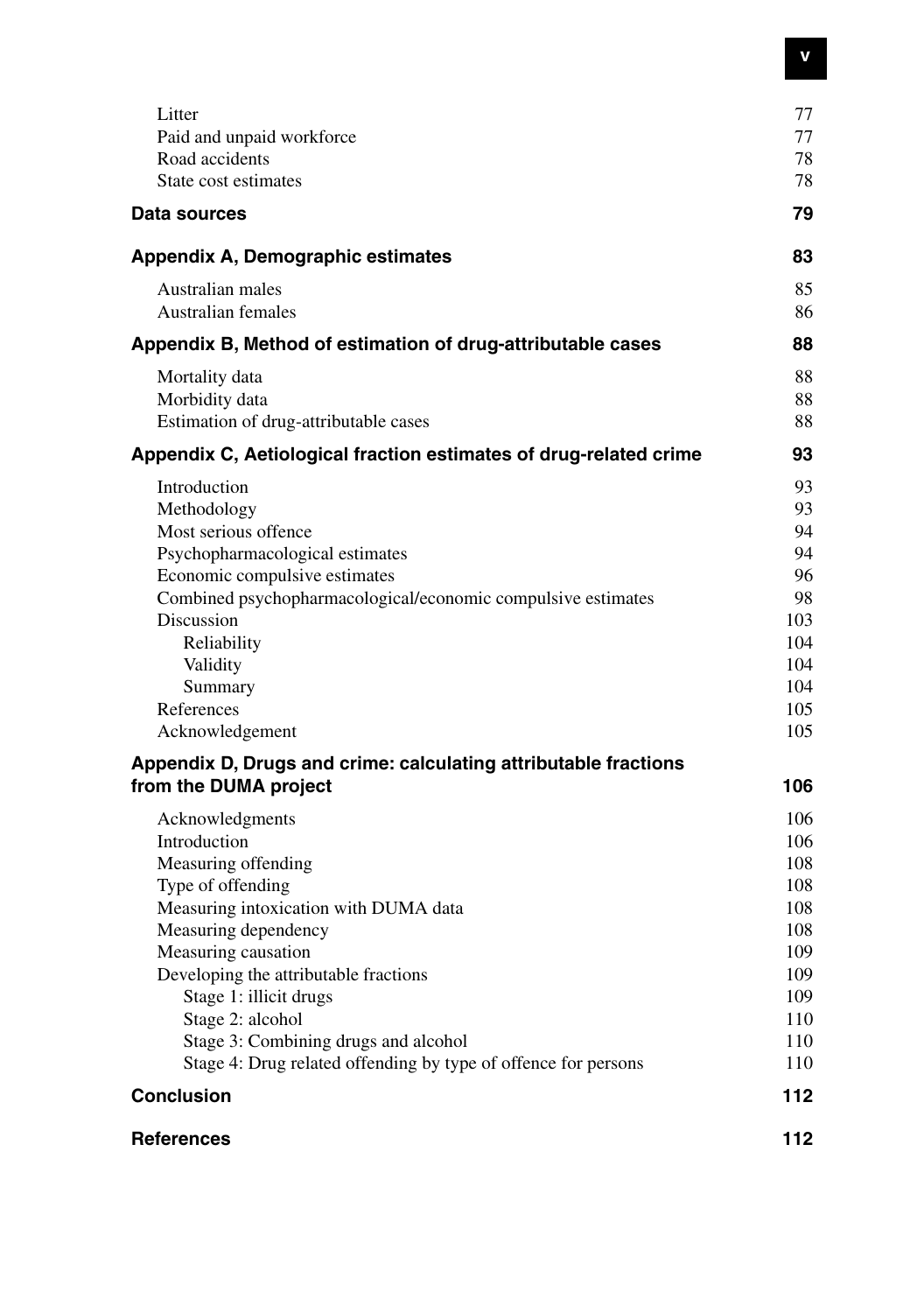| | |
|---|---|
| Litter | 77 |
| Paid and unpaid workforce | 77 |
| Road accidents | 78 |
| State cost estimates | 78 |
| **Data sources** | **79** |
| **Appendix A, Demographic estimates** | **83** |
| Australian males | 85 |
| Australian females | 86 |
| **Appendix B, Method of estimation of drug-attributable cases** | **88** |
| Mortality data | 88 |
| Morbidity data | 88 |
| Estimation of drug-attributable cases | 88 |
| **Appendix C, Aetiological fraction estimates of drug-related crime** | **93** |
| Introduction | 93 |
| Methodology | 93 |
| Most serious offence | 94 |
| Psychopharmacological estimates | 94 |
| Economic compulsive estimates | 96 |
| Combined psychopharmacological/economic compulsive estimates | 98 |
| Discussion | 103 |
| Reliability | 104 |
| Validity | 104 |
| Summary | 104 |
| References | 105 |
| Acknowledgement | 105 |
| **Appendix D, Drugs and crime: calculating attributable fractions from the DUMA project** | **106** |
| Acknowledgments | 106 |
| Introduction | 106 |
| Measuring offending | 108 |
| Type of offending | 108 |
| Measuring intoxication with DUMA data | 108 |
| Measuring dependency | 108 |
| Measuring causation | 109 |
| Developing the attributable fractions | 109 |
| Stage 1: illicit drugs | 109 |
| Stage 2: alcohol | 110 |
| Stage 3: Combining drugs and alcohol | 110 |
| Stage 4: Drug related offending by type of offence for persons | 110 |
| **Conclusion** | **112** |
| **References** | **112** |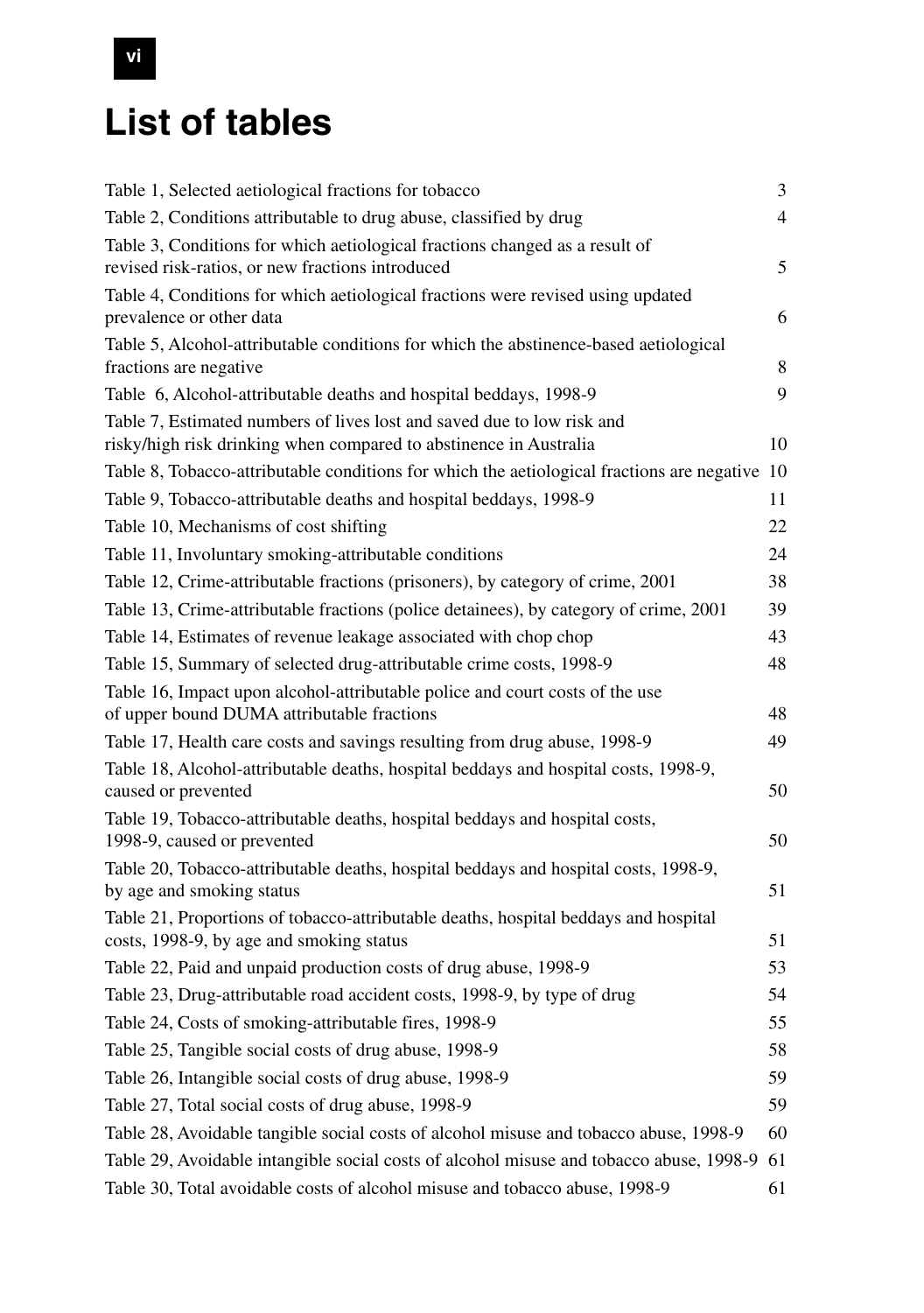# List of tables

| | |
|---|---|
| Table 1, Selected aetiological fractions for tobacco | 3 |
| Table 2, Conditions attributable to drug abuse, classified by drug | 4 |
| Table 3, Conditions for which aetiological fractions changed as a result of revised risk-ratios, or new fractions introduced | 5 |
| Table 4, Conditions for which aetiological fractions were revised using updated prevalence or other data | 6 |
| Table 5, Alcohol-attributable conditions for which the abstinence-based aetiological fractions are negative | 8 |
| Table 6, Alcohol-attributable deaths and hospital beddays, 1998-9 | 9 |
| Table 7, Estimated numbers of lives lost and saved due to low risk and risky/high risk drinking when compared to abstinence in Australia | 10 |
| Table 8, Tobacco-attributable conditions for which the aetiological fractions are negative | 10 |
| Table 9, Tobacco-attributable deaths and hospital beddays, 1998-9 | 11 |
| Table 10, Mechanisms of cost shifting | 22 |
| Table 11, Involuntary smoking-attributable conditions | 24 |
| Table 12, Crime-attributable fractions (prisoners), by category of crime, 2001 | 38 |
| Table 13, Crime-attributable fractions (police detainees), by category of crime, 2001 | 39 |
| Table 14, Estimates of revenue leakage associated with chop chop | 43 |
| Table 15, Summary of selected drug-attributable crime costs, 1998-9 | 48 |
| Table 16, Impact upon alcohol-attributable police and court costs of the use of upper bound DUMA attributable fractions | 48 |
| Table 17, Health care costs and savings resulting from drug abuse, 1998-9 | 49 |
| Table 18, Alcohol-attributable deaths, hospital beddays and hospital costs, 1998-9, caused or prevented | 50 |
| Table 19, Tobacco-attributable deaths, hospital beddays and hospital costs, 1998-9, caused or prevented | 50 |
| Table 20, Tobacco-attributable deaths, hospital beddays and hospital costs, 1998-9, by age and smoking status | 51 |
| Table 21, Proportions of tobacco-attributable deaths, hospital beddays and hospital costs, 1998-9, by age and smoking status | 51 |
| Table 22, Paid and unpaid production costs of drug abuse, 1998-9 | 53 |
| Table 23, Drug-attributable road accident costs, 1998-9, by type of drug | 54 |
| Table 24, Costs of smoking-attributable fires, 1998-9 | 55 |
| Table 25, Tangible social costs of drug abuse, 1998-9 | 58 |
| Table 26, Intangible social costs of drug abuse, 1998-9 | 59 |
| Table 27, Total social costs of drug abuse, 1998-9 | 59 |
| Table 28, Avoidable tangible social costs of alcohol misuse and tobacco abuse, 1998-9 | 60 |
| Table 29, Avoidable intangible social costs of alcohol misuse and tobacco abuse, 1998-9 | 61 |
| Table 30, Total avoidable costs of alcohol misuse and tobacco abuse, 1998-9 | 61 |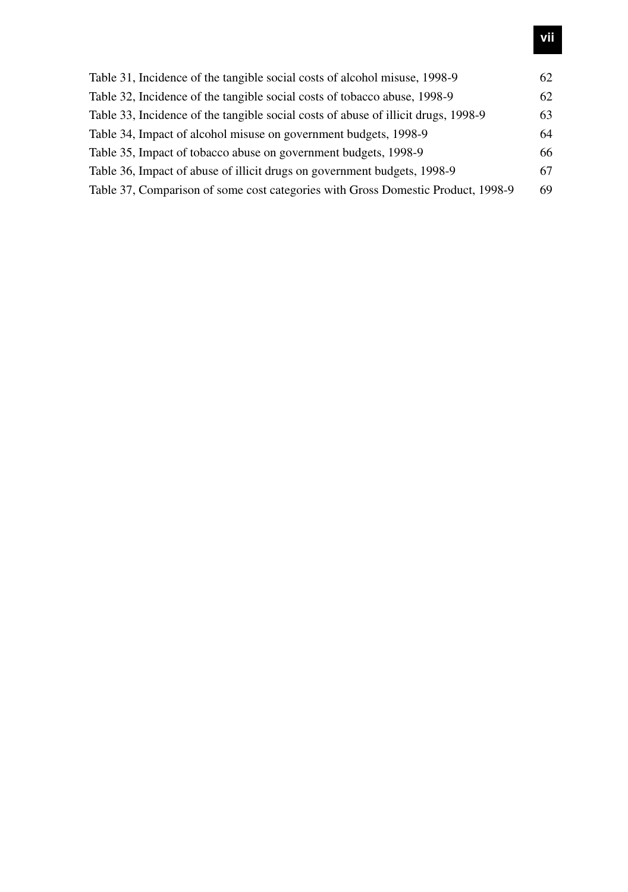Table 31, Incidence of the tangible social costs of alcohol misuse, 1998-9 62

Table 32, Incidence of the tangible social costs of tobacco abuse, 1998-9 62

Table 33, Incidence of the tangible social costs of abuse of illicit drugs, 1998-9 63

Table 34, Impact of alcohol misuse on government budgets, 1998-9 64

Table 35, Impact of tobacco abuse on government budgets, 1998-9 66

Table 36, Impact of abuse of illicit drugs on government budgets, 1998-9 67

Table 37, Comparison of some cost categories with Gross Domestic Product, 1998-9 69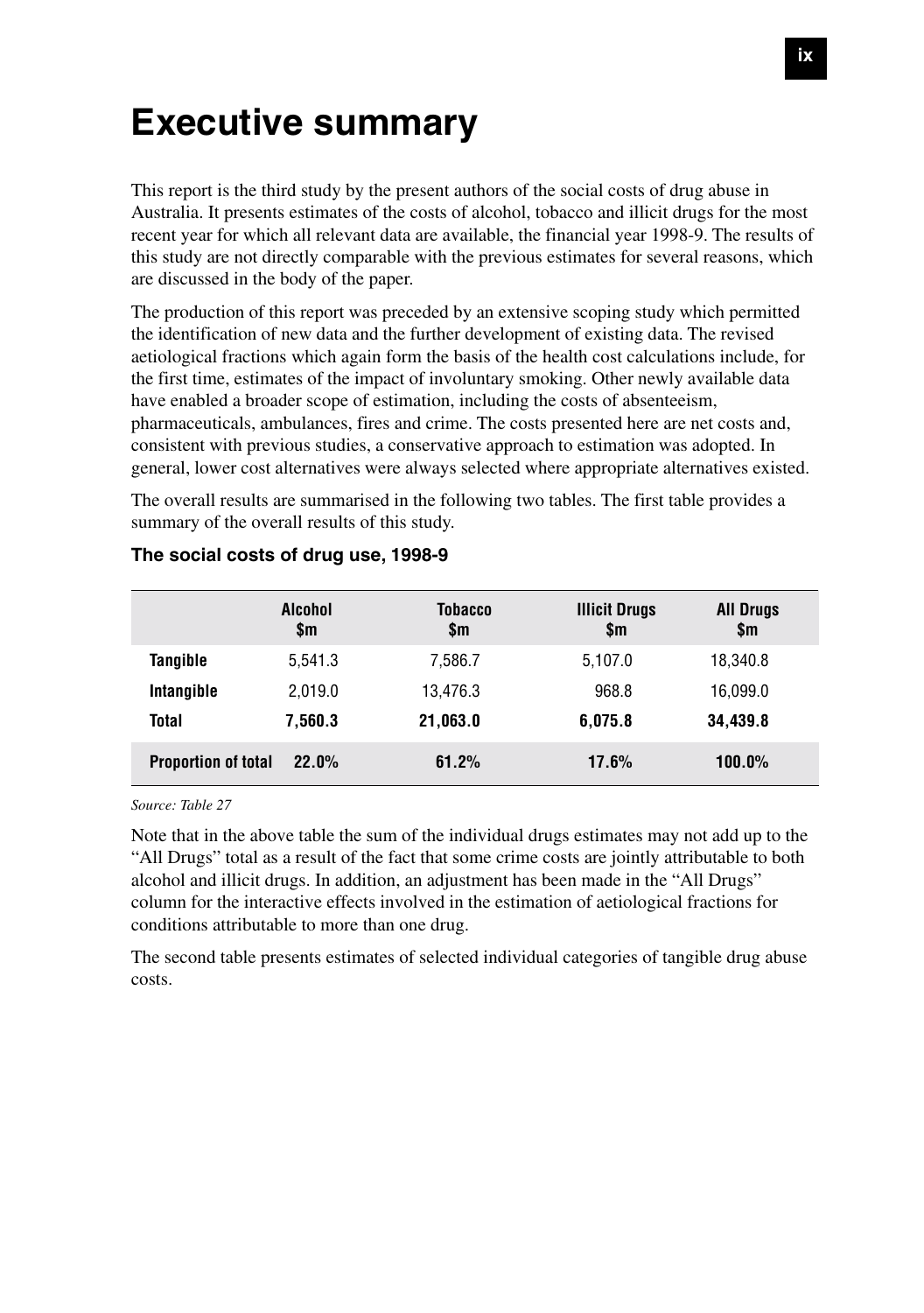# Executive summary

This report is the third study by the present authors of the social costs of drug abuse in Australia. It presents estimates of the costs of alcohol, tobacco and illicit drugs for the most recent year for which all relevant data are available, the financial year 1998-9. The results of this study are not directly comparable with the previous estimates for several reasons, which are discussed in the body of the paper.

The production of this report was preceded by an extensive scoping study which permitted the identification of new data and the further development of existing data. The revised aetiological fractions which again form the basis of the health cost calculations include, for the first time, estimates of the impact of involuntary smoking. Other newly available data have enabled a broader scope of estimation, including the costs of absenteeism, pharmaceuticals, ambulances, fires and crime. The costs presented here are net costs and, consistent with previous studies, a conservative approach to estimation was adopted. In general, lower cost alternatives were always selected where appropriate alternatives existed.

The overall results are summarised in the following two tables. The first table provides a summary of the overall results of this study.

### The social costs of drug use, 1998-9

| | Alcohol $m | Tobacco $m | Illicit Drugs $m | All Drugs $m |
|---|---|---|---|---|
| **Tangible** | 5,541.3 | 7,586.7 | 5,107.0 | 18,340.8 |
| **Intangible** | 2,019.0 | 13,476.3 | 968.8 | 16,099.0 |
| **Total** | **7,560.3** | **21,063.0** | **6,075.8** | **34,439.8** |
| **Proportion of total** | **22.0%** | **61.2%** | **17.6%** | **100.0%** |

*Source: Table 27*

Note that in the above table the sum of the individual drugs estimates may not add up to the "All Drugs" total as a result of the fact that some crime costs are jointly attributable to both alcohol and illicit drugs. In addition, an adjustment has been made in the "All Drugs" column for the interactive effects involved in the estimation of aetiological fractions for conditions attributable to more than one drug.

The second table presents estimates of selected individual categories of tangible drug abuse costs.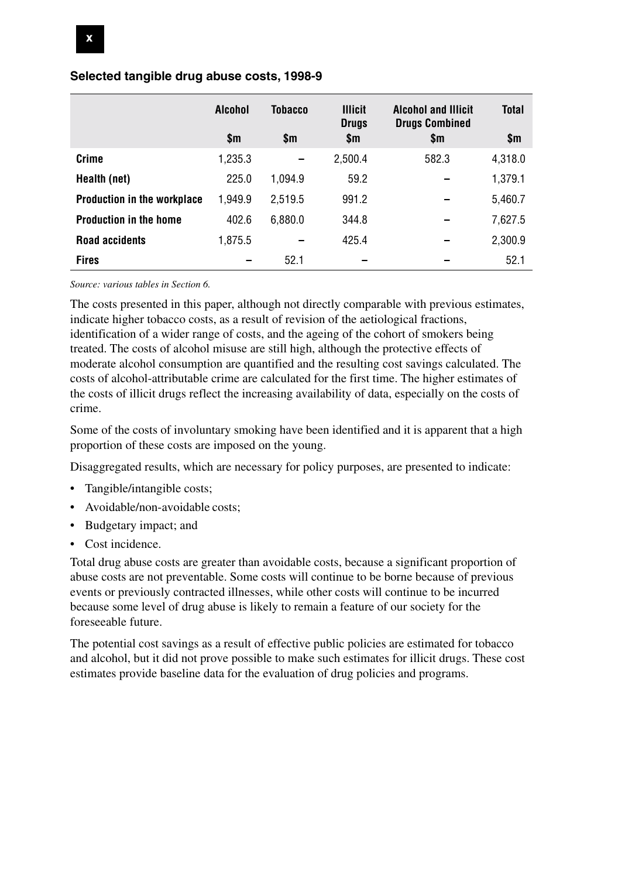**Selected tangible drug abuse costs, 1998-9**

| | Alcohol | Tobacco | Illicit Drugs | Alcohol and Illicit Drugs Combined | Total |
|---|---|---|---|---|---|
| | $m | $m | $m | $m | $m |
| **Crime** | 1,235.3 | – | 2,500.4 | 582.3 | 4,318.0 |
| **Health (net)** | 225.0 | 1,094.9 | 59.2 | – | 1,379.1 |
| **Production in the workplace** | 1,949.9 | 2,519.5 | 991.2 | – | 5,460.7 |
| **Production in the home** | 402.6 | 6,880.0 | 344.8 | – | 7,627.5 |
| **Road accidents** | 1,875.5 | – | 425.4 | – | 2,300.9 |
| **Fires** | – | 52.1 | – | – | 52.1 |

*Source: various tables in Section 6.*

The costs presented in this paper, although not directly comparable with previous estimates, indicate higher tobacco costs, as a result of revision of the aetiological fractions, identification of a wider range of costs, and the ageing of the cohort of smokers being treated. The costs of alcohol misuse are still high, although the protective effects of moderate alcohol consumption are quantified and the resulting cost savings calculated. The costs of alcohol-attributable crime are calculated for the first time. The higher estimates of the costs of illicit drugs reflect the increasing availability of data, especially on the costs of crime.

Some of the costs of involuntary smoking have been identified and it is apparent that a high proportion of these costs are imposed on the young.

Disaggregated results, which are necessary for policy purposes, are presented to indicate:

- Tangible/intangible costs;
- Avoidable/non-avoidable costs;
- Budgetary impact; and
- Cost incidence.

Total drug abuse costs are greater than avoidable costs, because a significant proportion of abuse costs are not preventable. Some costs will continue to be borne because of previous events or previously contracted illnesses, while other costs will continue to be incurred because some level of drug abuse is likely to remain a feature of our society for the foreseeable future.

The potential cost savings as a result of effective public policies are estimated for tobacco and alcohol, but it did not prove possible to make such estimates for illicit drugs. These cost estimates provide baseline data for the evaluation of drug policies and programs.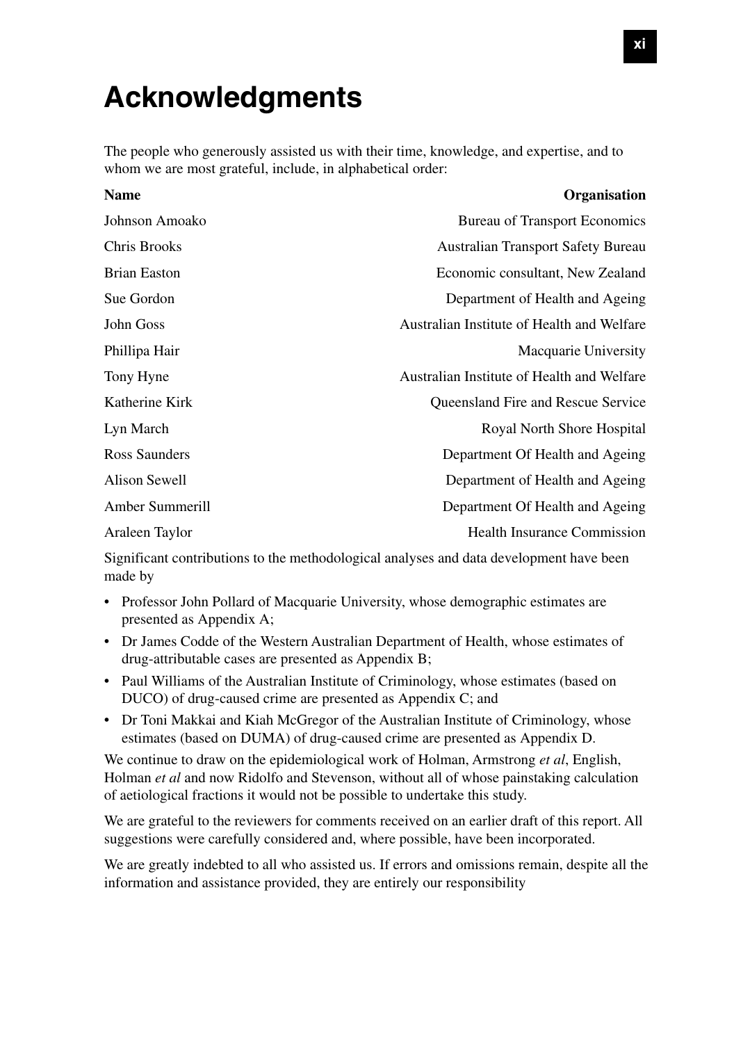# Acknowledgments

The people who generously assisted us with their time, knowledge, and expertise, and to whom we are most grateful, include, in alphabetical order:

| Name | Organisation |
|---|---|
| Johnson Amoako | Bureau of Transport Economics |
| Chris Brooks | Australian Transport Safety Bureau |
| Brian Easton | Economic consultant, New Zealand |
| Sue Gordon | Department of Health and Ageing |
| John Goss | Australian Institute of Health and Welfare |
| Phillipa Hair | Macquarie University |
| Tony Hyne | Australian Institute of Health and Welfare |
| Katherine Kirk | Queensland Fire and Rescue Service |
| Lyn March | Royal North Shore Hospital |
| Ross Saunders | Department Of Health and Ageing |
| Alison Sewell | Department of Health and Ageing |
| Amber Summerill | Department Of Health and Ageing |
| Araleen Taylor | Health Insurance Commission |

Significant contributions to the methodological analyses and data development have been made by

- Professor John Pollard of Macquarie University, whose demographic estimates are presented as Appendix A;
- Dr James Codde of the Western Australian Department of Health, whose estimates of drug-attributable cases are presented as Appendix B;
- Paul Williams of the Australian Institute of Criminology, whose estimates (based on DUCO) of drug-caused crime are presented as Appendix C; and
- Dr Toni Makkai and Kiah McGregor of the Australian Institute of Criminology, whose estimates (based on DUMA) of drug-caused crime are presented as Appendix D.

We continue to draw on the epidemiological work of Holman, Armstrong *et al*, English, Holman *et al* and now Ridolfo and Stevenson, without all of whose painstaking calculation of aetiological fractions it would not be possible to undertake this study.

We are grateful to the reviewers for comments received on an earlier draft of this report. All suggestions were carefully considered and, where possible, have been incorporated.

We are greatly indebted to all who assisted us. If errors and omissions remain, despite all the information and assistance provided, they are entirely our responsibility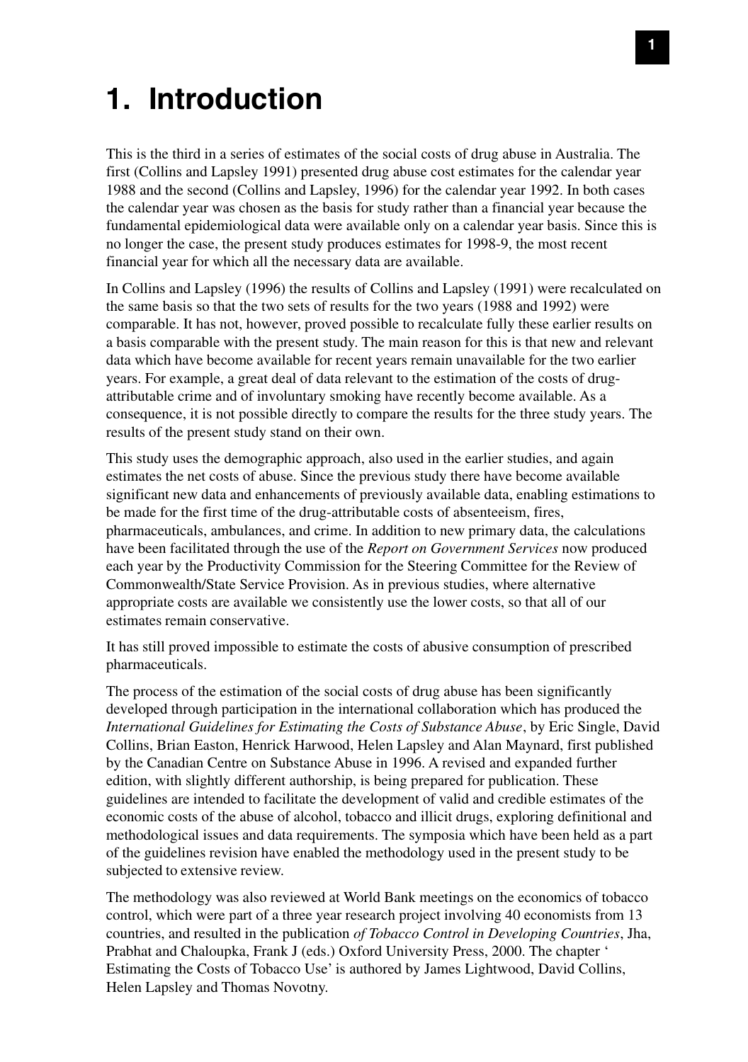# 1. Introduction

This is the third in a series of estimates of the social costs of drug abuse in Australia. The first (Collins and Lapsley 1991) presented drug abuse cost estimates for the calendar year 1988 and the second (Collins and Lapsley, 1996) for the calendar year 1992. In both cases the calendar year was chosen as the basis for study rather than a financial year because the fundamental epidemiological data were available only on a calendar year basis. Since this is no longer the case, the present study produces estimates for 1998-9, the most recent financial year for which all the necessary data are available.

In Collins and Lapsley (1996) the results of Collins and Lapsley (1991) were recalculated on the same basis so that the two sets of results for the two years (1988 and 1992) were comparable. It has not, however, proved possible to recalculate fully these earlier results on a basis comparable with the present study. The main reason for this is that new and relevant data which have become available for recent years remain unavailable for the two earlier years. For example, a great deal of data relevant to the estimation of the costs of drug-attributable crime and of involuntary smoking have recently become available. As a consequence, it is not possible directly to compare the results for the three study years. The results of the present study stand on their own.

This study uses the demographic approach, also used in the earlier studies, and again estimates the net costs of abuse. Since the previous study there have become available significant new data and enhancements of previously available data, enabling estimations to be made for the first time of the drug-attributable costs of absenteeism, fires, pharmaceuticals, ambulances, and crime. In addition to new primary data, the calculations have been facilitated through the use of the *Report on Government Services* now produced each year by the Productivity Commission for the Steering Committee for the Review of Commonwealth/State Service Provision. As in previous studies, where alternative appropriate costs are available we consistently use the lower costs, so that all of our estimates remain conservative.

It has still proved impossible to estimate the costs of abusive consumption of prescribed pharmaceuticals.

The process of the estimation of the social costs of drug abuse has been significantly developed through participation in the international collaboration which has produced the *International Guidelines for Estimating the Costs of Substance Abuse*, by Eric Single, David Collins, Brian Easton, Henrick Harwood, Helen Lapsley and Alan Maynard, first published by the Canadian Centre on Substance Abuse in 1996. A revised and expanded further edition, with slightly different authorship, is being prepared for publication. These guidelines are intended to facilitate the development of valid and credible estimates of the economic costs of the abuse of alcohol, tobacco and illicit drugs, exploring definitional and methodological issues and data requirements. The symposia which have been held as a part of the guidelines revision have enabled the methodology used in the present study to be subjected to extensive review.

The methodology was also reviewed at World Bank meetings on the economics of tobacco control, which were part of a three year research project involving 40 economists from 13 countries, and resulted in the publication *of Tobacco Control in Developing Countries*, Jha, Prabhat and Chaloupka, Frank J (eds.) Oxford University Press, 2000. The chapter ' Estimating the Costs of Tobacco Use' is authored by James Lightwood, David Collins, Helen Lapsley and Thomas Novotny.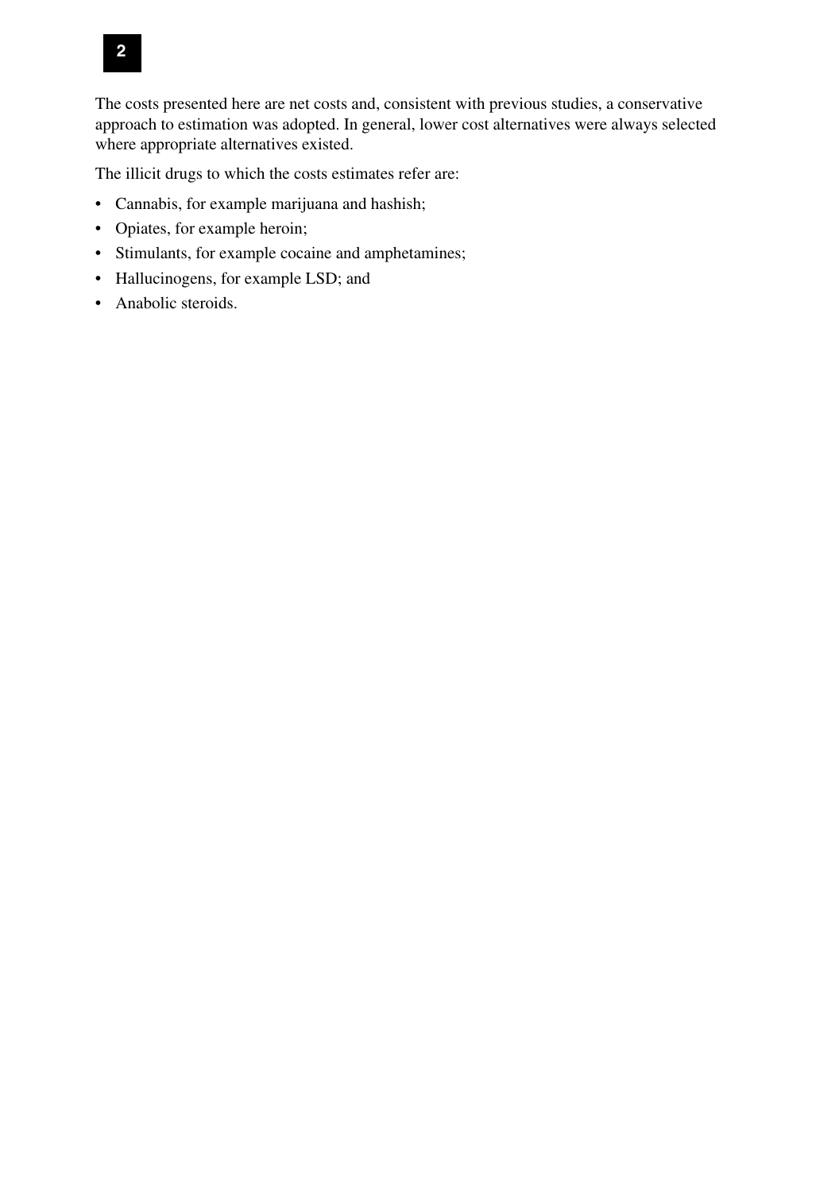The costs presented here are net costs and, consistent with previous studies, a conservative approach to estimation was adopted. In general, lower cost alternatives were always selected where appropriate alternatives existed.

The illicit drugs to which the costs estimates refer are:

- Cannabis, for example marijuana and hashish;
- Opiates, for example heroin;
- Stimulants, for example cocaine and amphetamines;
- Hallucinogens, for example LSD; and
- Anabolic steroids.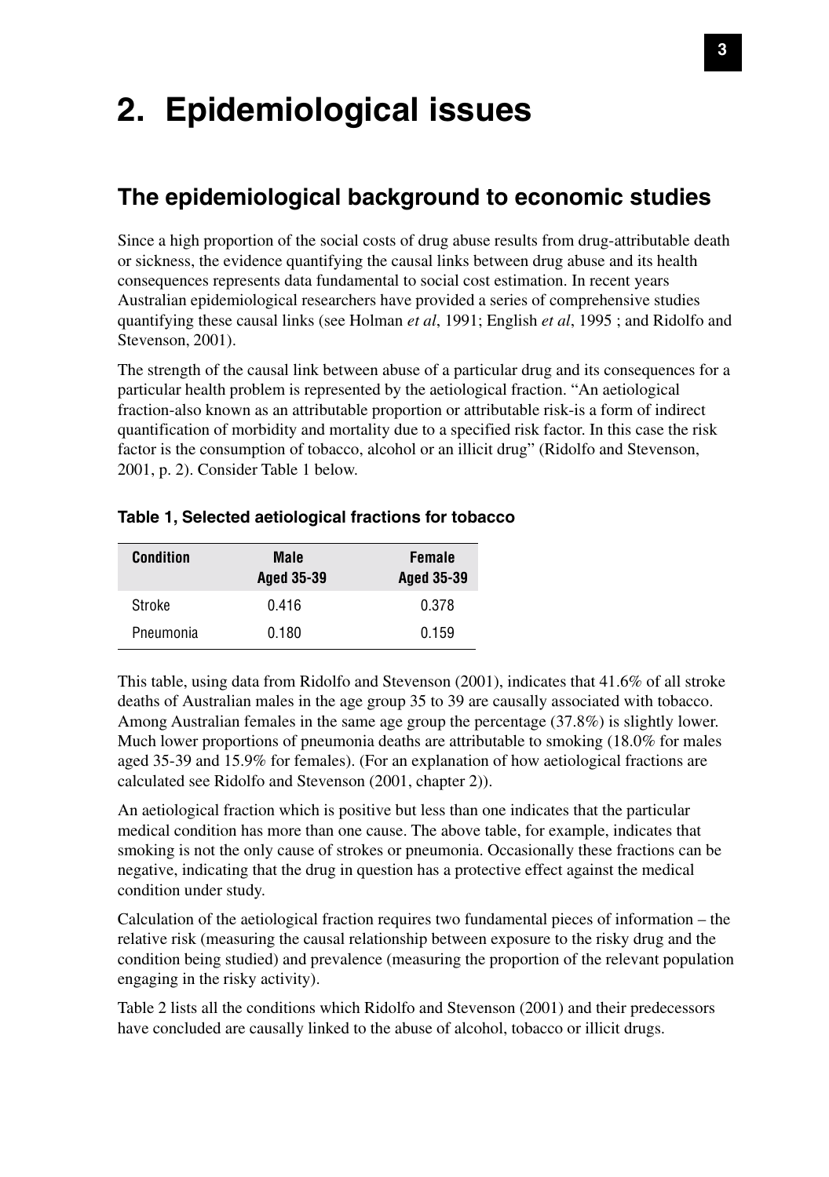# 2. Epidemiological issues

## The epidemiological background to economic studies

Since a high proportion of the social costs of drug abuse results from drug-attributable death or sickness, the evidence quantifying the causal links between drug abuse and its health consequences represents data fundamental to social cost estimation. In recent years Australian epidemiological researchers have provided a series of comprehensive studies quantifying these causal links (see Holman *et al*, 1991; English *et al*, 1995 ; and Ridolfo and Stevenson, 2001).

The strength of the causal link between abuse of a particular drug and its consequences for a particular health problem is represented by the aetiological fraction. "An aetiological fraction-also known as an attributable proportion or attributable risk-is a form of indirect quantification of morbidity and mortality due to a specified risk factor. In this case the risk factor is the consumption of tobacco, alcohol or an illicit drug" (Ridolfo and Stevenson, 2001, p. 2). Consider Table 1 below.

**Table 1, Selected aetiological fractions for tobacco**

| Condition | Male Aged 35-39 | Female Aged 35-39 |
|---|---|---|
| Stroke | 0.416 | 0.378 |
| Pneumonia | 0.180 | 0.159 |

This table, using data from Ridolfo and Stevenson (2001), indicates that 41.6% of all stroke deaths of Australian males in the age group 35 to 39 are causally associated with tobacco. Among Australian females in the same age group the percentage (37.8%) is slightly lower. Much lower proportions of pneumonia deaths are attributable to smoking (18.0% for males aged 35-39 and 15.9% for females). (For an explanation of how aetiological fractions are calculated see Ridolfo and Stevenson (2001, chapter 2)).

An aetiological fraction which is positive but less than one indicates that the particular medical condition has more than one cause. The above table, for example, indicates that smoking is not the only cause of strokes or pneumonia. Occasionally these fractions can be negative, indicating that the drug in question has a protective effect against the medical condition under study.

Calculation of the aetiological fraction requires two fundamental pieces of information – the relative risk (measuring the causal relationship between exposure to the risky drug and the condition being studied) and prevalence (measuring the proportion of the relevant population engaging in the risky activity).

Table 2 lists all the conditions which Ridolfo and Stevenson (2001) and their predecessors have concluded are causally linked to the abuse of alcohol, tobacco or illicit drugs.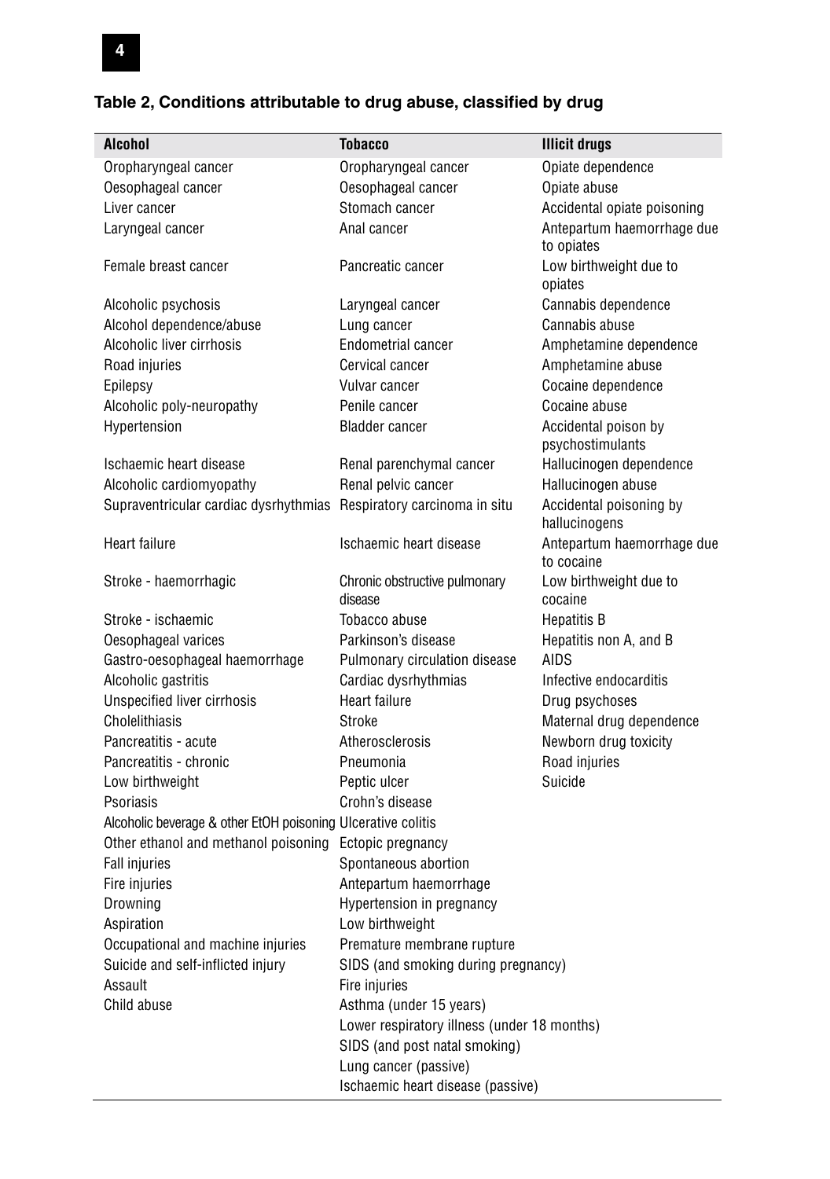## Table 2, Conditions attributable to drug abuse, classified by drug

| Alcohol | Tobacco | Illicit drugs |
|---|---|---|
| Oropharyngeal cancer | Oropharyngeal cancer | Opiate dependence |
| Oesophageal cancer | Oesophageal cancer | Opiate abuse |
| Liver cancer | Stomach cancer | Accidental opiate poisoning |
| Laryngeal cancer | Anal cancer | Antepartum haemorrhage due to opiates |
| Female breast cancer | Pancreatic cancer | Low birthweight due to opiates |
| Alcoholic psychosis | Laryngeal cancer | Cannabis dependence |
| Alcohol dependence/abuse | Lung cancer | Cannabis abuse |
| Alcoholic liver cirrhosis | Endometrial cancer | Amphetamine dependence |
| Road injuries | Cervical cancer | Amphetamine abuse |
| Epilepsy | Vulvar cancer | Cocaine dependence |
| Alcoholic poly-neuropathy | Penile cancer | Cocaine abuse |
| Hypertension | Bladder cancer | Accidental poison by psychostimulants |
| Ischaemic heart disease | Renal parenchymal cancer | Hallucinogen dependence |
| Alcoholic cardiomyopathy | Renal pelvic cancer | Hallucinogen abuse |
| Supraventricular cardiac dysrhythmias | Respiratory carcinoma in situ | Accidental poisoning by hallucinogens |
| Heart failure | Ischaemic heart disease | Antepartum haemorrhage due to cocaine |
| Stroke - haemorrhagic | Chronic obstructive pulmonary disease | Low birthweight due to cocaine |
| Stroke - ischaemic | Tobacco abuse | Hepatitis B |
| Oesophageal varices | Parkinson's disease | Hepatitis non A, and B |
| Gastro-oesophageal haemorrhage | Pulmonary circulation disease | AIDS |
| Alcoholic gastritis | Cardiac dysrhythmias | Infective endocarditis |
| Unspecified liver cirrhosis | Heart failure | Drug psychoses |
| Cholelithiasis | Stroke | Maternal drug dependence |
| Pancreatitis - acute | Atherosclerosis | Newborn drug toxicity |
| Pancreatitis - chronic | Pneumonia | Road injuries |
| Low birthweight | Peptic ulcer | Suicide |
| Psoriasis | Crohn's disease | |
| Alcoholic beverage & other EtOH poisoning | Ulcerative colitis | |
| Other ethanol and methanol poisoning | Ectopic pregnancy | |
| Fall injuries | Spontaneous abortion | |
| Fire injuries | Antepartum haemorrhage | |
| Drowning | Hypertension in pregnancy | |
| Aspiration | Low birthweight | |
| Occupational and machine injuries | Premature membrane rupture | |
| Suicide and self-inflicted injury | SIDS (and smoking during pregnancy) | |
| Assault | Fire injuries | |
| Child abuse | Asthma (under 15 years) | |
| | Lower respiratory illness (under 18 months) | |
| | SIDS (and post natal smoking) | |
| | Lung cancer (passive) | |
| | Ischaemic heart disease (passive) | |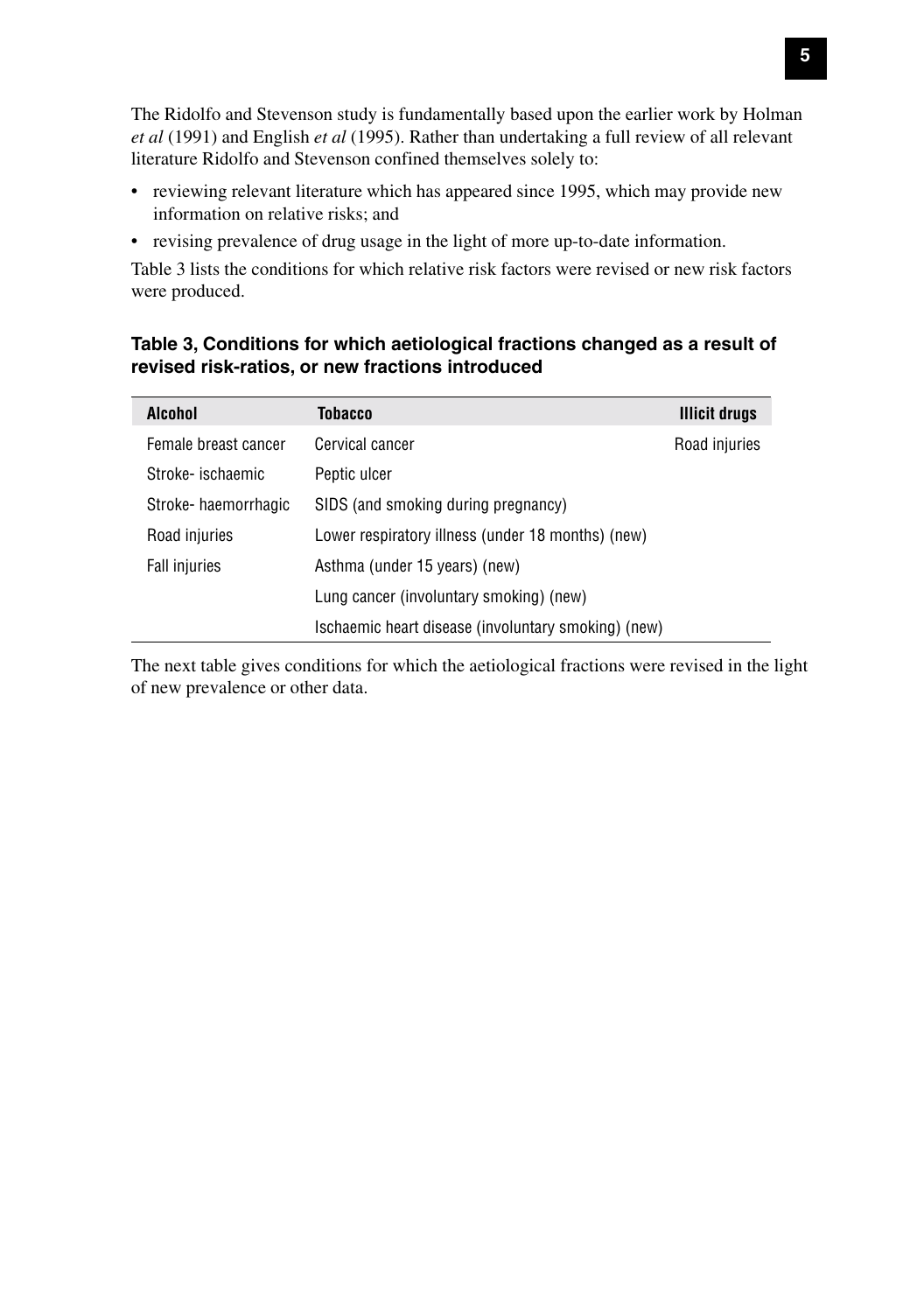The Ridolfo and Stevenson study is fundamentally based upon the earlier work by Holman *et al* (1991) and English *et al* (1995). Rather than undertaking a full review of all relevant literature Ridolfo and Stevenson confined themselves solely to:

- reviewing relevant literature which has appeared since 1995, which may provide new information on relative risks; and
- revising prevalence of drug usage in the light of more up-to-date information.

Table 3 lists the conditions for which relative risk factors were revised or new risk factors were produced.

**Table 3, Conditions for which aetiological fractions changed as a result of revised risk-ratios, or new fractions introduced**

| Alcohol | Tobacco | Illicit drugs |
|---|---|---|
| Female breast cancer | Cervical cancer | Road injuries |
| Stroke- ischaemic | Peptic ulcer | |
| Stroke- haemorrhagic | SIDS (and smoking during pregnancy) | |
| Road injuries | Lower respiratory illness (under 18 months) (new) | |
| Fall injuries | Asthma (under 15 years) (new) | |
| | Lung cancer (involuntary smoking) (new) | |
| | Ischaemic heart disease (involuntary smoking) (new) | |

The next table gives conditions for which the aetiological fractions were revised in the light of new prevalence or other data.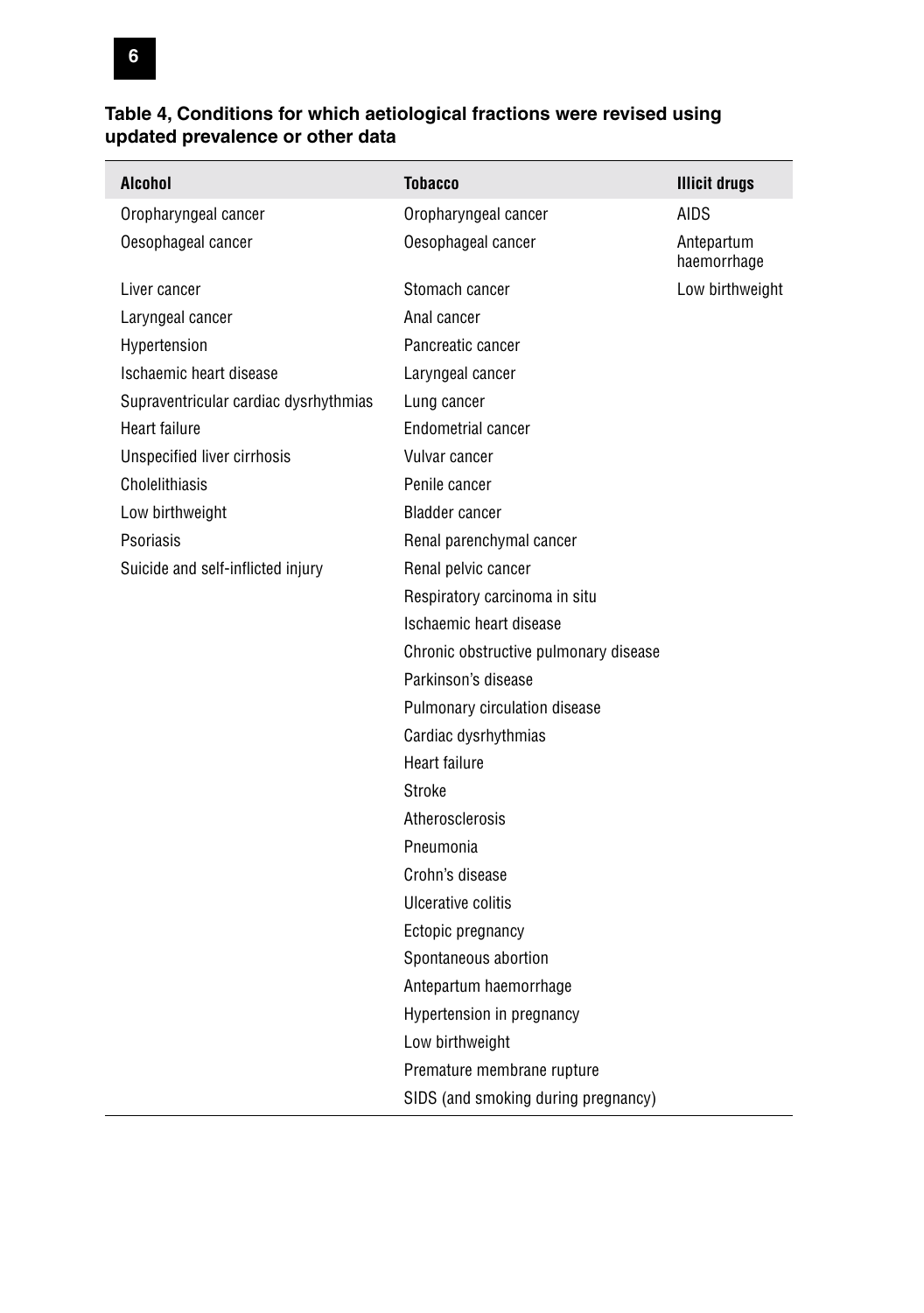**Table 4, Conditions for which aetiological fractions were revised using updated prevalence or other data**

| Alcohol | Tobacco | Illicit drugs |
|---|---|---|
| Oropharyngeal cancer | Oropharyngeal cancer | AIDS |
| Oesophageal cancer | Oesophageal cancer | Antepartum haemorrhage |
| Liver cancer | Stomach cancer | Low birthweight |
| Laryngeal cancer | Anal cancer | |
| Hypertension | Pancreatic cancer | |
| Ischaemic heart disease | Laryngeal cancer | |
| Supraventricular cardiac dysrhythmias | Lung cancer | |
| Heart failure | Endometrial cancer | |
| Unspecified liver cirrhosis | Vulvar cancer | |
| Cholelithiasis | Penile cancer | |
| Low birthweight | Bladder cancer | |
| Psoriasis | Renal parenchymal cancer | |
| Suicide and self-inflicted injury | Renal pelvic cancer | |
| | Respiratory carcinoma in situ | |
| | Ischaemic heart disease | |
| | Chronic obstructive pulmonary disease | |
| | Parkinson's disease | |
| | Pulmonary circulation disease | |
| | Cardiac dysrhythmias | |
| | Heart failure | |
| | Stroke | |
| | Atherosclerosis | |
| | Pneumonia | |
| | Crohn's disease | |
| | Ulcerative colitis | |
| | Ectopic pregnancy | |
| | Spontaneous abortion | |
| | Antepartum haemorrhage | |
| | Hypertension in pregnancy | |
| | Low birthweight | |
| | Premature membrane rupture | |
| | SIDS (and smoking during pregnancy) | |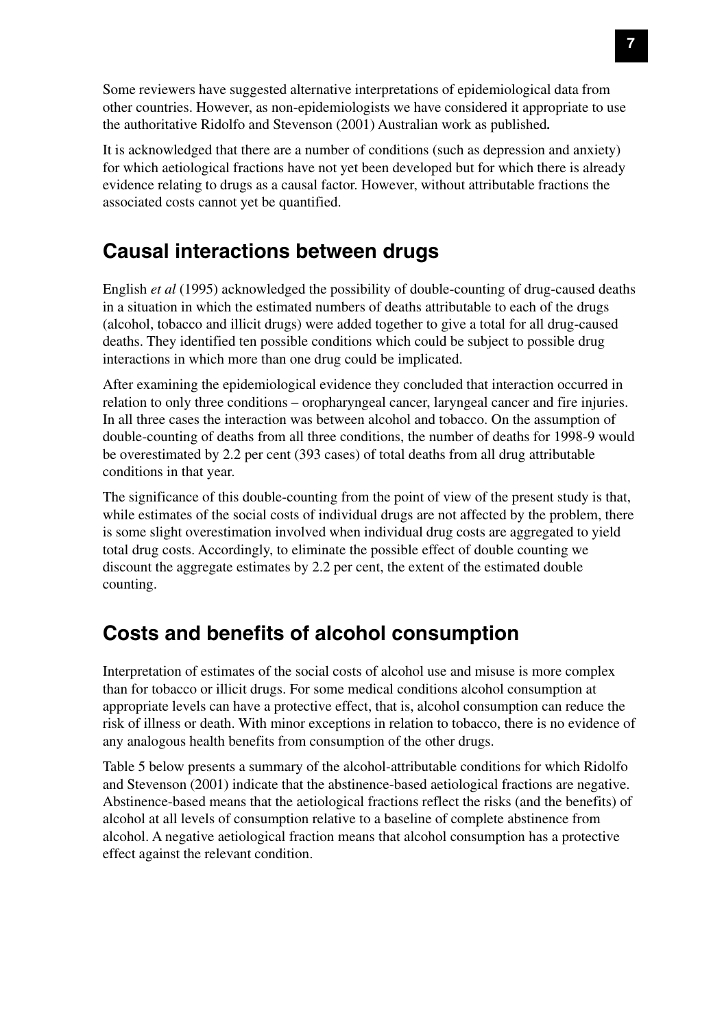Some reviewers have suggested alternative interpretations of epidemiological data from other countries. However, as non-epidemiologists we have considered it appropriate to use the authoritative Ridolfo and Stevenson (2001) Australian work as published**.**

It is acknowledged that there are a number of conditions (such as depression and anxiety) for which aetiological fractions have not yet been developed but for which there is already evidence relating to drugs as a causal factor. However, without attributable fractions the associated costs cannot yet be quantified.

## Causal interactions between drugs

English *et al* (1995) acknowledged the possibility of double-counting of drug-caused deaths in a situation in which the estimated numbers of deaths attributable to each of the drugs (alcohol, tobacco and illicit drugs) were added together to give a total for all drug-caused deaths. They identified ten possible conditions which could be subject to possible drug interactions in which more than one drug could be implicated.

After examining the epidemiological evidence they concluded that interaction occurred in relation to only three conditions – oropharyngeal cancer, laryngeal cancer and fire injuries. In all three cases the interaction was between alcohol and tobacco. On the assumption of double-counting of deaths from all three conditions, the number of deaths for 1998-9 would be overestimated by 2.2 per cent (393 cases) of total deaths from all drug attributable conditions in that year.

The significance of this double-counting from the point of view of the present study is that, while estimates of the social costs of individual drugs are not affected by the problem, there is some slight overestimation involved when individual drug costs are aggregated to yield total drug costs. Accordingly, to eliminate the possible effect of double counting we discount the aggregate estimates by 2.2 per cent, the extent of the estimated double counting.

## Costs and benefits of alcohol consumption

Interpretation of estimates of the social costs of alcohol use and misuse is more complex than for tobacco or illicit drugs. For some medical conditions alcohol consumption at appropriate levels can have a protective effect, that is, alcohol consumption can reduce the risk of illness or death. With minor exceptions in relation to tobacco, there is no evidence of any analogous health benefits from consumption of the other drugs.

Table 5 below presents a summary of the alcohol-attributable conditions for which Ridolfo and Stevenson (2001) indicate that the abstinence-based aetiological fractions are negative. Abstinence-based means that the aetiological fractions reflect the risks (and the benefits) of alcohol at all levels of consumption relative to a baseline of complete abstinence from alcohol. A negative aetiological fraction means that alcohol consumption has a protective effect against the relevant condition.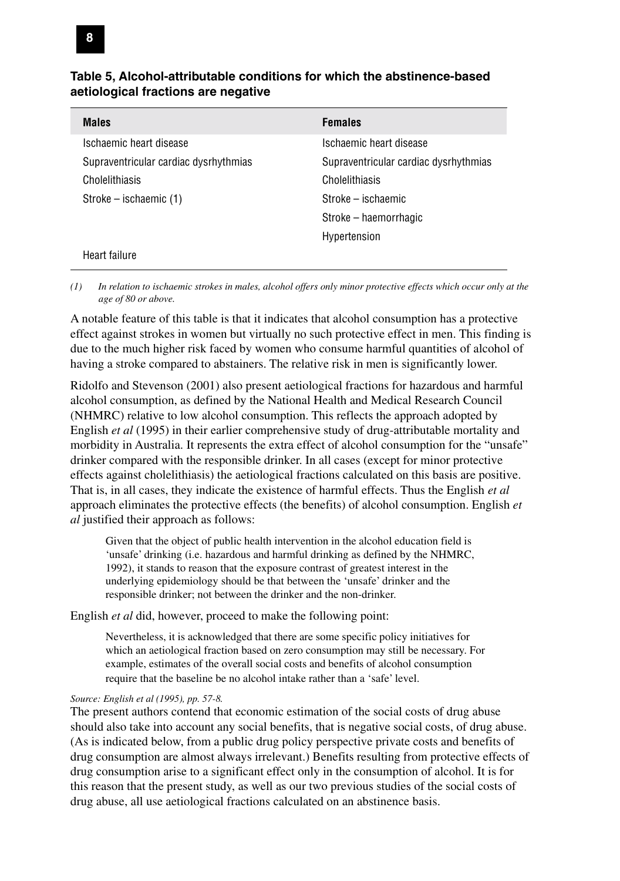**Table 5, Alcohol-attributable conditions for which the abstinence-based aetiological fractions are negative**

| Males | Females |
|---|---|
| Ischaemic heart disease | Ischaemic heart disease |
| Supraventricular cardiac dysrhythmias | Supraventricular cardiac dysrhythmias |
| Cholelithiasis | Cholelithiasis |
| Stroke – ischaemic (1) | Stroke – ischaemic |
| | Stroke – haemorrhagic |
| | Hypertension |
| Heart failure | |

*(1) In relation to ischaemic strokes in males, alcohol offers only minor protective effects which occur only at the age of 80 or above.*

A notable feature of this table is that it indicates that alcohol consumption has a protective effect against strokes in women but virtually no such protective effect in men. This finding is due to the much higher risk faced by women who consume harmful quantities of alcohol of having a stroke compared to abstainers. The relative risk in men is significantly lower.

Ridolfo and Stevenson (2001) also present aetiological fractions for hazardous and harmful alcohol consumption, as defined by the National Health and Medical Research Council (NHMRC) relative to low alcohol consumption. This reflects the approach adopted by English *et al* (1995) in their earlier comprehensive study of drug-attributable mortality and morbidity in Australia. It represents the extra effect of alcohol consumption for the "unsafe" drinker compared with the responsible drinker. In all cases (except for minor protective effects against cholelithiasis) the aetiological fractions calculated on this basis are positive. That is, in all cases, they indicate the existence of harmful effects. Thus the English *et al* approach eliminates the protective effects (the benefits) of alcohol consumption. English *et al* justified their approach as follows:

> Given that the object of public health intervention in the alcohol education field is 'unsafe' drinking (i.e. hazardous and harmful drinking as defined by the NHMRC, 1992), it stands to reason that the exposure contrast of greatest interest in the underlying epidemiology should be that between the 'unsafe' drinker and the responsible drinker; not between the drinker and the non-drinker.

English *et al* did, however, proceed to make the following point:

> Nevertheless, it is acknowledged that there are some specific policy initiatives for which an aetiological fraction based on zero consumption may still be necessary. For example, estimates of the overall social costs and benefits of alcohol consumption require that the baseline be no alcohol intake rather than a 'safe' level.

*Source: English et al (1995), pp. 57-8.*

The present authors contend that economic estimation of the social costs of drug abuse should also take into account any social benefits, that is negative social costs, of drug abuse. (As is indicated below, from a public drug policy perspective private costs and benefits of drug consumption are almost always irrelevant.) Benefits resulting from protective effects of drug consumption arise to a significant effect only in the consumption of alcohol. It is for this reason that the present study, as well as our two previous studies of the social costs of drug abuse, all use aetiological fractions calculated on an abstinence basis.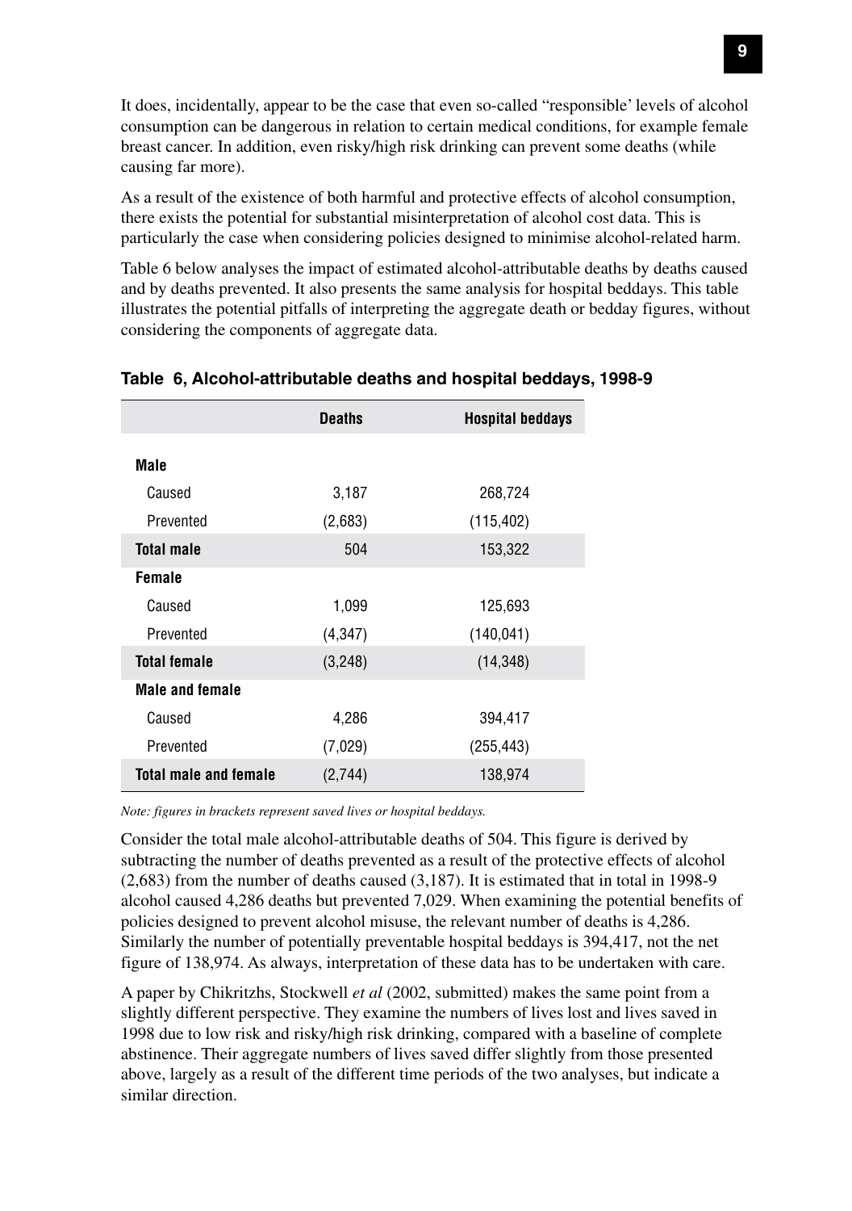It does, incidentally, appear to be the case that even so-called "responsible' levels of alcohol consumption can be dangerous in relation to certain medical conditions, for example female breast cancer. In addition, even risky/high risk drinking can prevent some deaths (while causing far more).

As a result of the existence of both harmful and protective effects of alcohol consumption, there exists the potential for substantial misinterpretation of alcohol cost data. This is particularly the case when considering policies designed to minimise alcohol-related harm.

Table 6 below analyses the impact of estimated alcohol-attributable deaths by deaths caused and by deaths prevented. It also presents the same analysis for hospital beddays. This table illustrates the potential pitfalls of interpreting the aggregate death or bedday figures, without considering the components of aggregate data.

### Table 6, Alcohol-attributable deaths and hospital beddays, 1998-9

| | Deaths | Hospital beddays |
|---|---|---|
| **Male** | | |
| Caused | 3,187 | 268,724 |
| Prevented | (2,683) | (115,402) |
| **Total male** | 504 | 153,322 |
| **Female** | | |
| Caused | 1,099 | 125,693 |
| Prevented | (4,347) | (140,041) |
| **Total female** | (3,248) | (14,348) |
| **Male and female** | | |
| Caused | 4,286 | 394,417 |
| Prevented | (7,029) | (255,443) |
| **Total male and female** | (2,744) | 138,974 |

*Note: figures in brackets represent saved lives or hospital beddays.*

Consider the total male alcohol-attributable deaths of 504. This figure is derived by subtracting the number of deaths prevented as a result of the protective effects of alcohol (2,683) from the number of deaths caused (3,187). It is estimated that in total in 1998-9 alcohol caused 4,286 deaths but prevented 7,029. When examining the potential benefits of policies designed to prevent alcohol misuse, the relevant number of deaths is 4,286. Similarly the number of potentially preventable hospital beddays is 394,417, not the net figure of 138,974. As always, interpretation of these data has to be undertaken with care.

A paper by Chikritzhs, Stockwell *et al* (2002, submitted) makes the same point from a slightly different perspective. They examine the numbers of lives lost and lives saved in 1998 due to low risk and risky/high risk drinking, compared with a baseline of complete abstinence. Their aggregate numbers of lives saved differ slightly from those presented above, largely as a result of the different time periods of the two analyses, but indicate a similar direction.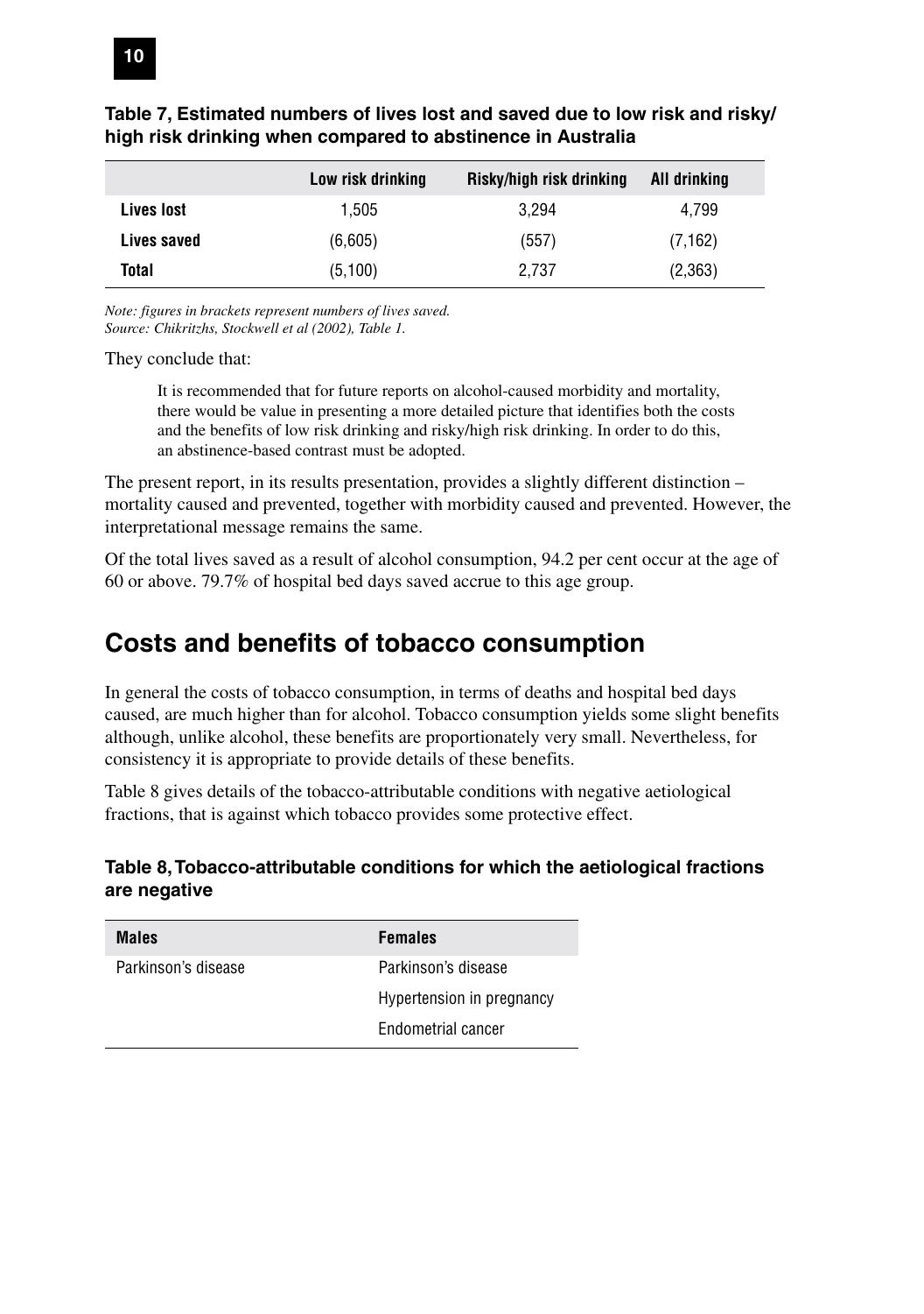**Table 7, Estimated numbers of lives lost and saved due to low risk and risky/high risk drinking when compared to abstinence in Australia**

| | Low risk drinking | Risky/high risk drinking | All drinking |
|---|---|---|---|
| **Lives lost** | 1,505 | 3,294 | 4,799 |
| **Lives saved** | (6,605) | (557) | (7,162) |
| **Total** | (5,100) | 2,737 | (2,363) |

*Note: figures in brackets represent numbers of lives saved.*
*Source: Chikritzhs, Stockwell et al (2002), Table 1.*

They conclude that:

> It is recommended that for future reports on alcohol-caused morbidity and mortality, there would be value in presenting a more detailed picture that identifies both the costs and the benefits of low risk drinking and risky/high risk drinking. In order to do this, an abstinence-based contrast must be adopted.

The present report, in its results presentation, provides a slightly different distinction – mortality caused and prevented, together with morbidity caused and prevented. However, the interpretational message remains the same.

Of the total lives saved as a result of alcohol consumption, 94.2 per cent occur at the age of 60 or above. 79.7% of hospital bed days saved accrue to this age group.

## Costs and benefits of tobacco consumption

In general the costs of tobacco consumption, in terms of deaths and hospital bed days caused, are much higher than for alcohol. Tobacco consumption yields some slight benefits although, unlike alcohol, these benefits are proportionately very small. Nevertheless, for consistency it is appropriate to provide details of these benefits.

Table 8 gives details of the tobacco-attributable conditions with negative aetiological fractions, that is against which tobacco provides some protective effect.

**Table 8, Tobacco-attributable conditions for which the aetiological fractions are negative**

| Males | Females |
|---|---|
| Parkinson's disease | Parkinson's disease |
| | Hypertension in pregnancy |
| | Endometrial cancer |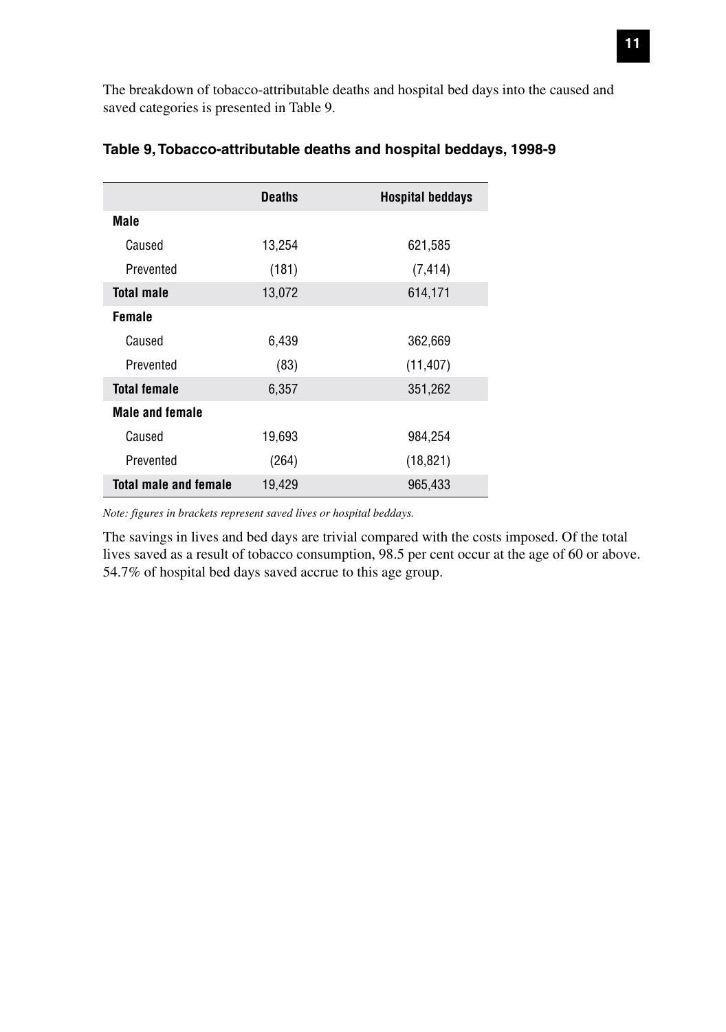The breakdown of tobacco-attributable deaths and hospital bed days into the caused and saved categories is presented in Table 9.

**Table 9, Tobacco-attributable deaths and hospital beddays, 1998-9**

| | Deaths | Hospital beddays |
|---|---|---|
| **Male** | | |
| Caused | 13,254 | 621,585 |
| Prevented | (181) | (7,414) |
| **Total male** | 13,072 | 614,171 |
| **Female** | | |
| Caused | 6,439 | 362,669 |
| Prevented | (83) | (11,407) |
| **Total female** | 6,357 | 351,262 |
| **Male and female** | | |
| Caused | 19,693 | 984,254 |
| Prevented | (264) | (18,821) |
| **Total male and female** | 19,429 | 965,433 |

*Note: figures in brackets represent saved lives or hospital beddays.*

The savings in lives and bed days are trivial compared with the costs imposed. Of the total lives saved as a result of tobacco consumption, 98.5 per cent occur at the age of 60 or above. 54.7% of hospital bed days saved accrue to this age group.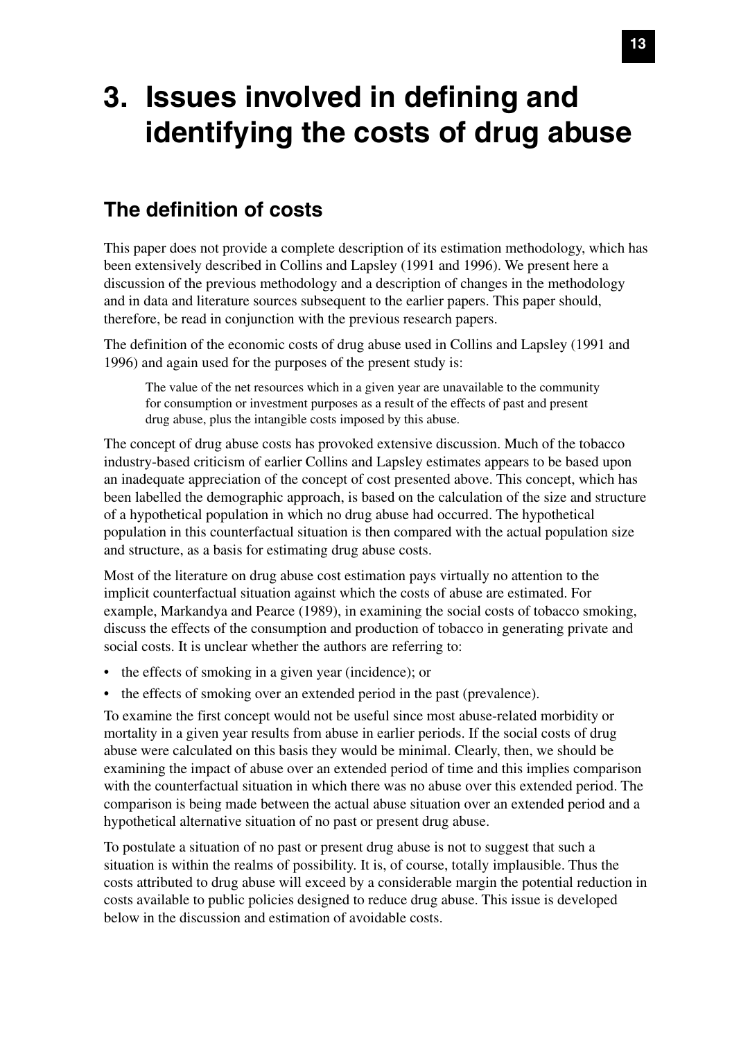# 3. Issues involved in defining and identifying the costs of drug abuse

## The definition of costs

This paper does not provide a complete description of its estimation methodology, which has been extensively described in Collins and Lapsley (1991 and 1996). We present here a discussion of the previous methodology and a description of changes in the methodology and in data and literature sources subsequent to the earlier papers. This paper should, therefore, be read in conjunction with the previous research papers.

The definition of the economic costs of drug abuse used in Collins and Lapsley (1991 and 1996) and again used for the purposes of the present study is:

> The value of the net resources which in a given year are unavailable to the community for consumption or investment purposes as a result of the effects of past and present drug abuse, plus the intangible costs imposed by this abuse.

The concept of drug abuse costs has provoked extensive discussion. Much of the tobacco industry-based criticism of earlier Collins and Lapsley estimates appears to be based upon an inadequate appreciation of the concept of cost presented above. This concept, which has been labelled the demographic approach, is based on the calculation of the size and structure of a hypothetical population in which no drug abuse had occurred. The hypothetical population in this counterfactual situation is then compared with the actual population size and structure, as a basis for estimating drug abuse costs.

Most of the literature on drug abuse cost estimation pays virtually no attention to the implicit counterfactual situation against which the costs of abuse are estimated. For example, Markandya and Pearce (1989), in examining the social costs of tobacco smoking, discuss the effects of the consumption and production of tobacco in generating private and social costs. It is unclear whether the authors are referring to:

- the effects of smoking in a given year (incidence); or
- the effects of smoking over an extended period in the past (prevalence).

To examine the first concept would not be useful since most abuse-related morbidity or mortality in a given year results from abuse in earlier periods. If the social costs of drug abuse were calculated on this basis they would be minimal. Clearly, then, we should be examining the impact of abuse over an extended period of time and this implies comparison with the counterfactual situation in which there was no abuse over this extended period. The comparison is being made between the actual abuse situation over an extended period and a hypothetical alternative situation of no past or present drug abuse.

To postulate a situation of no past or present drug abuse is not to suggest that such a situation is within the realms of possibility. It is, of course, totally implausible. Thus the costs attributed to drug abuse will exceed by a considerable margin the potential reduction in costs available to public policies designed to reduce drug abuse. This issue is developed below in the discussion and estimation of avoidable costs.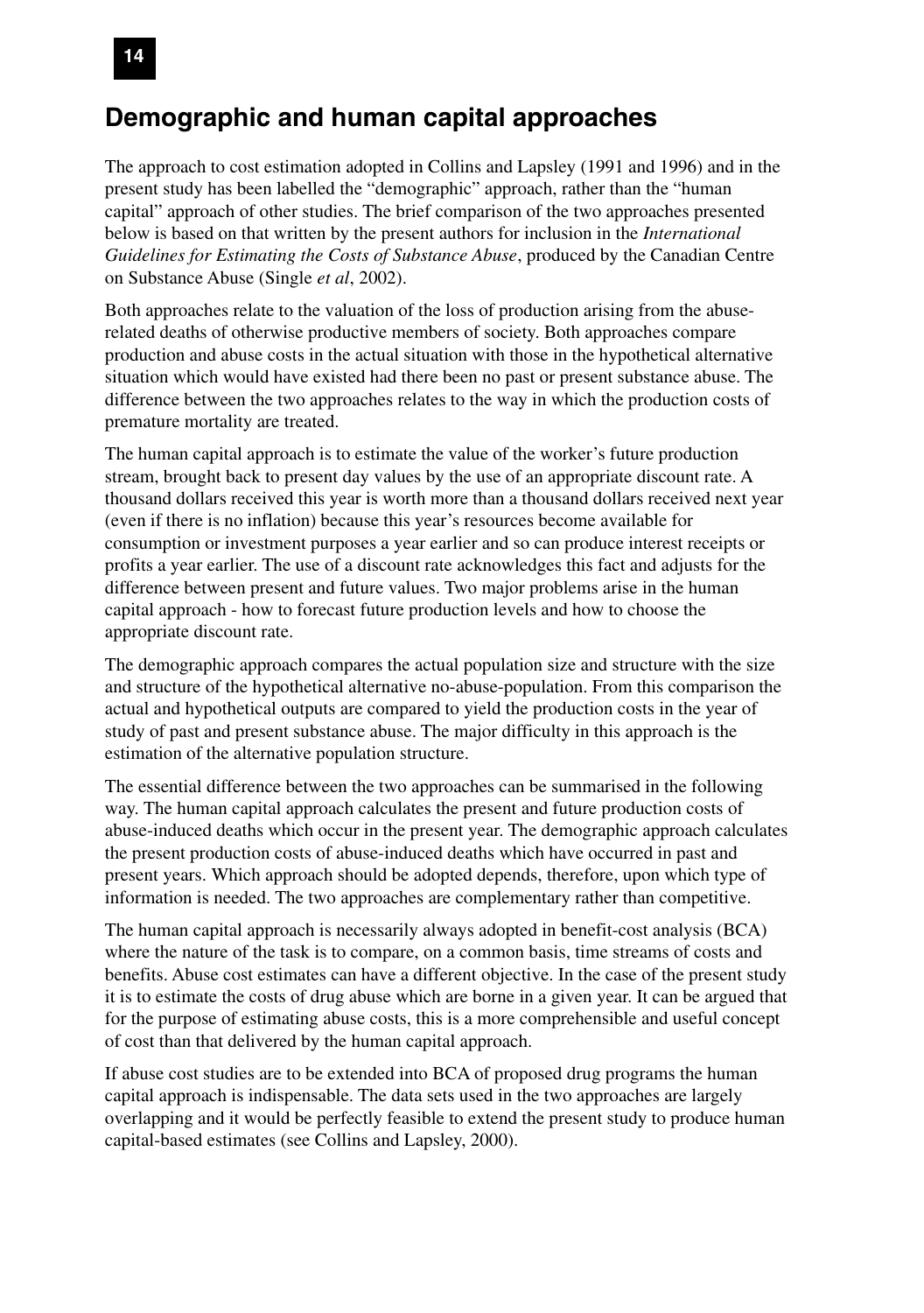# Demographic and human capital approaches

The approach to cost estimation adopted in Collins and Lapsley (1991 and 1996) and in the present study has been labelled the "demographic" approach, rather than the "human capital" approach of other studies. The brief comparison of the two approaches presented below is based on that written by the present authors for inclusion in the *International Guidelines for Estimating the Costs of Substance Abuse*, produced by the Canadian Centre on Substance Abuse (Single *et al*, 2002).

Both approaches relate to the valuation of the loss of production arising from the abuse-related deaths of otherwise productive members of society. Both approaches compare production and abuse costs in the actual situation with those in the hypothetical alternative situation which would have existed had there been no past or present substance abuse. The difference between the two approaches relates to the way in which the production costs of premature mortality are treated.

The human capital approach is to estimate the value of the worker's future production stream, brought back to present day values by the use of an appropriate discount rate. A thousand dollars received this year is worth more than a thousand dollars received next year (even if there is no inflation) because this year's resources become available for consumption or investment purposes a year earlier and so can produce interest receipts or profits a year earlier. The use of a discount rate acknowledges this fact and adjusts for the difference between present and future values. Two major problems arise in the human capital approach - how to forecast future production levels and how to choose the appropriate discount rate.

The demographic approach compares the actual population size and structure with the size and structure of the hypothetical alternative no-abuse-population. From this comparison the actual and hypothetical outputs are compared to yield the production costs in the year of study of past and present substance abuse. The major difficulty in this approach is the estimation of the alternative population structure.

The essential difference between the two approaches can be summarised in the following way. The human capital approach calculates the present and future production costs of abuse-induced deaths which occur in the present year. The demographic approach calculates the present production costs of abuse-induced deaths which have occurred in past and present years. Which approach should be adopted depends, therefore, upon which type of information is needed. The two approaches are complementary rather than competitive.

The human capital approach is necessarily always adopted in benefit-cost analysis (BCA) where the nature of the task is to compare, on a common basis, time streams of costs and benefits. Abuse cost estimates can have a different objective. In the case of the present study it is to estimate the costs of drug abuse which are borne in a given year. It can be argued that for the purpose of estimating abuse costs, this is a more comprehensible and useful concept of cost than that delivered by the human capital approach.

If abuse cost studies are to be extended into BCA of proposed drug programs the human capital approach is indispensable. The data sets used in the two approaches are largely overlapping and it would be perfectly feasible to extend the present study to produce human capital-based estimates (see Collins and Lapsley, 2000).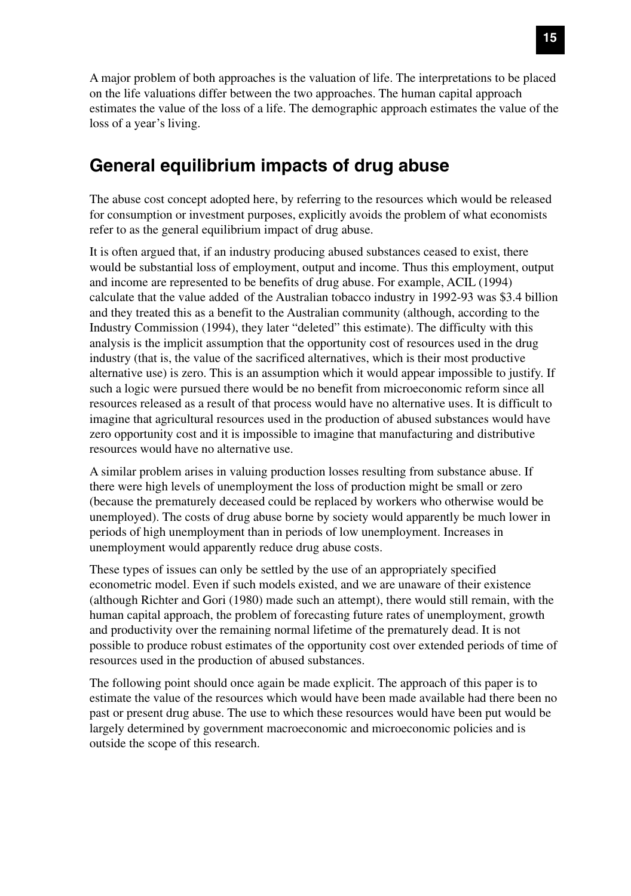A major problem of both approaches is the valuation of life. The interpretations to be placed on the life valuations differ between the two approaches. The human capital approach estimates the value of the loss of a life. The demographic approach estimates the value of the loss of a year's living.

## General equilibrium impacts of drug abuse

The abuse cost concept adopted here, by referring to the resources which would be released for consumption or investment purposes, explicitly avoids the problem of what economists refer to as the general equilibrium impact of drug abuse.

It is often argued that, if an industry producing abused substances ceased to exist, there would be substantial loss of employment, output and income. Thus this employment, output and income are represented to be benefits of drug abuse. For example, ACIL (1994) calculate that the value added of the Australian tobacco industry in 1992-93 was $3.4 billion and they treated this as a benefit to the Australian community (although, according to the Industry Commission (1994), they later "deleted" this estimate). The difficulty with this analysis is the implicit assumption that the opportunity cost of resources used in the drug industry (that is, the value of the sacrificed alternatives, which is their most productive alternative use) is zero. This is an assumption which it would appear impossible to justify. If such a logic were pursued there would be no benefit from microeconomic reform since all resources released as a result of that process would have no alternative uses. It is difficult to imagine that agricultural resources used in the production of abused substances would have zero opportunity cost and it is impossible to imagine that manufacturing and distributive resources would have no alternative use.

A similar problem arises in valuing production losses resulting from substance abuse. If there were high levels of unemployment the loss of production might be small or zero (because the prematurely deceased could be replaced by workers who otherwise would be unemployed). The costs of drug abuse borne by society would apparently be much lower in periods of high unemployment than in periods of low unemployment. Increases in unemployment would apparently reduce drug abuse costs.

These types of issues can only be settled by the use of an appropriately specified econometric model. Even if such models existed, and we are unaware of their existence (although Richter and Gori (1980) made such an attempt), there would still remain, with the human capital approach, the problem of forecasting future rates of unemployment, growth and productivity over the remaining normal lifetime of the prematurely dead. It is not possible to produce robust estimates of the opportunity cost over extended periods of time of resources used in the production of abused substances.

The following point should once again be made explicit. The approach of this paper is to estimate the value of the resources which would have been made available had there been no past or present drug abuse. The use to which these resources would have been put would be largely determined by government macroeconomic and microeconomic policies and is outside the scope of this research.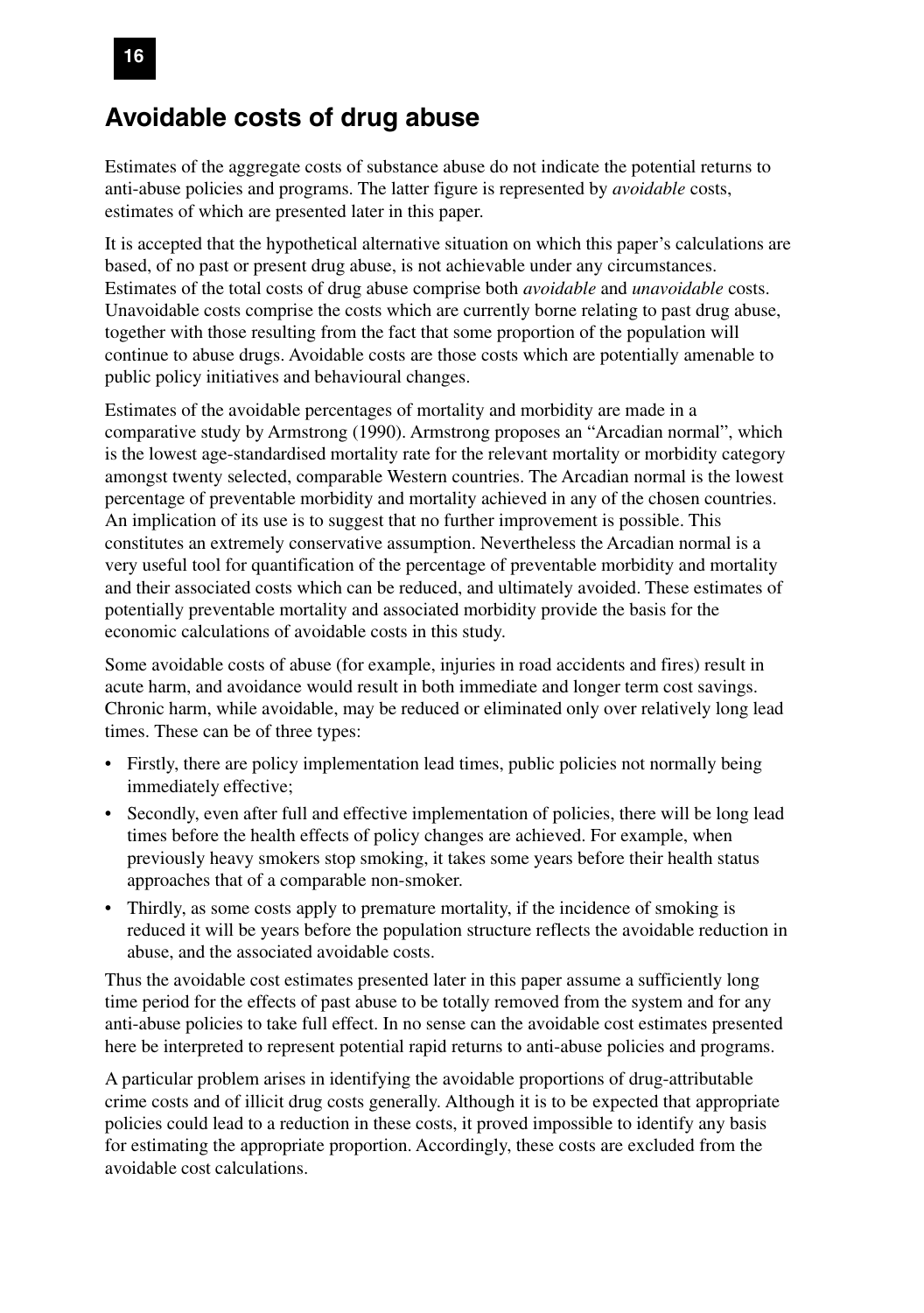## Avoidable costs of drug abuse

Estimates of the aggregate costs of substance abuse do not indicate the potential returns to anti-abuse policies and programs. The latter figure is represented by *avoidable* costs, estimates of which are presented later in this paper.

It is accepted that the hypothetical alternative situation on which this paper's calculations are based, of no past or present drug abuse, is not achievable under any circumstances. Estimates of the total costs of drug abuse comprise both *avoidable* and *unavoidable* costs. Unavoidable costs comprise the costs which are currently borne relating to past drug abuse, together with those resulting from the fact that some proportion of the population will continue to abuse drugs. Avoidable costs are those costs which are potentially amenable to public policy initiatives and behavioural changes.

Estimates of the avoidable percentages of mortality and morbidity are made in a comparative study by Armstrong (1990). Armstrong proposes an "Arcadian normal", which is the lowest age-standardised mortality rate for the relevant mortality or morbidity category amongst twenty selected, comparable Western countries. The Arcadian normal is the lowest percentage of preventable morbidity and mortality achieved in any of the chosen countries. An implication of its use is to suggest that no further improvement is possible. This constitutes an extremely conservative assumption. Nevertheless the Arcadian normal is a very useful tool for quantification of the percentage of preventable morbidity and mortality and their associated costs which can be reduced, and ultimately avoided. These estimates of potentially preventable mortality and associated morbidity provide the basis for the economic calculations of avoidable costs in this study.

Some avoidable costs of abuse (for example, injuries in road accidents and fires) result in acute harm, and avoidance would result in both immediate and longer term cost savings. Chronic harm, while avoidable, may be reduced or eliminated only over relatively long lead times. These can be of three types:

- Firstly, there are policy implementation lead times, public policies not normally being immediately effective;
- Secondly, even after full and effective implementation of policies, there will be long lead times before the health effects of policy changes are achieved. For example, when previously heavy smokers stop smoking, it takes some years before their health status approaches that of a comparable non-smoker.
- Thirdly, as some costs apply to premature mortality, if the incidence of smoking is reduced it will be years before the population structure reflects the avoidable reduction in abuse, and the associated avoidable costs.

Thus the avoidable cost estimates presented later in this paper assume a sufficiently long time period for the effects of past abuse to be totally removed from the system and for any anti-abuse policies to take full effect. In no sense can the avoidable cost estimates presented here be interpreted to represent potential rapid returns to anti-abuse policies and programs.

A particular problem arises in identifying the avoidable proportions of drug-attributable crime costs and of illicit drug costs generally. Although it is to be expected that appropriate policies could lead to a reduction in these costs, it proved impossible to identify any basis for estimating the appropriate proportion. Accordingly, these costs are excluded from the avoidable cost calculations.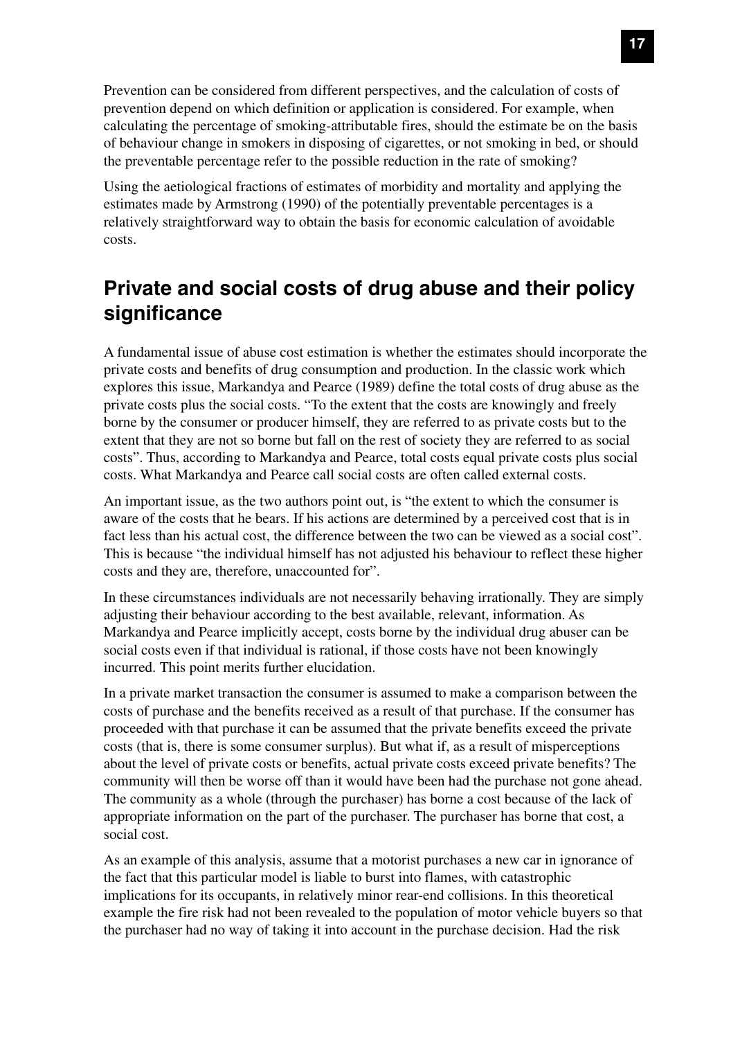Prevention can be considered from different perspectives, and the calculation of costs of prevention depend on which definition or application is considered. For example, when calculating the percentage of smoking-attributable fires, should the estimate be on the basis of behaviour change in smokers in disposing of cigarettes, or not smoking in bed, or should the preventable percentage refer to the possible reduction in the rate of smoking?

Using the aetiological fractions of estimates of morbidity and mortality and applying the estimates made by Armstrong (1990) of the potentially preventable percentages is a relatively straightforward way to obtain the basis for economic calculation of avoidable costs.

## Private and social costs of drug abuse and their policy significance

A fundamental issue of abuse cost estimation is whether the estimates should incorporate the private costs and benefits of drug consumption and production. In the classic work which explores this issue, Markandya and Pearce (1989) define the total costs of drug abuse as the private costs plus the social costs. "To the extent that the costs are knowingly and freely borne by the consumer or producer himself, they are referred to as private costs but to the extent that they are not so borne but fall on the rest of society they are referred to as social costs". Thus, according to Markandya and Pearce, total costs equal private costs plus social costs. What Markandya and Pearce call social costs are often called external costs.

An important issue, as the two authors point out, is "the extent to which the consumer is aware of the costs that he bears. If his actions are determined by a perceived cost that is in fact less than his actual cost, the difference between the two can be viewed as a social cost". This is because "the individual himself has not adjusted his behaviour to reflect these higher costs and they are, therefore, unaccounted for".

In these circumstances individuals are not necessarily behaving irrationally. They are simply adjusting their behaviour according to the best available, relevant, information. As Markandya and Pearce implicitly accept, costs borne by the individual drug abuser can be social costs even if that individual is rational, if those costs have not been knowingly incurred. This point merits further elucidation.

In a private market transaction the consumer is assumed to make a comparison between the costs of purchase and the benefits received as a result of that purchase. If the consumer has proceeded with that purchase it can be assumed that the private benefits exceed the private costs (that is, there is some consumer surplus). But what if, as a result of misperceptions about the level of private costs or benefits, actual private costs exceed private benefits? The community will then be worse off than it would have been had the purchase not gone ahead. The community as a whole (through the purchaser) has borne a cost because of the lack of appropriate information on the part of the purchaser. The purchaser has borne that cost, a social cost.

As an example of this analysis, assume that a motorist purchases a new car in ignorance of the fact that this particular model is liable to burst into flames, with catastrophic implications for its occupants, in relatively minor rear-end collisions. In this theoretical example the fire risk had not been revealed to the population of motor vehicle buyers so that the purchaser had no way of taking it into account in the purchase decision. Had the risk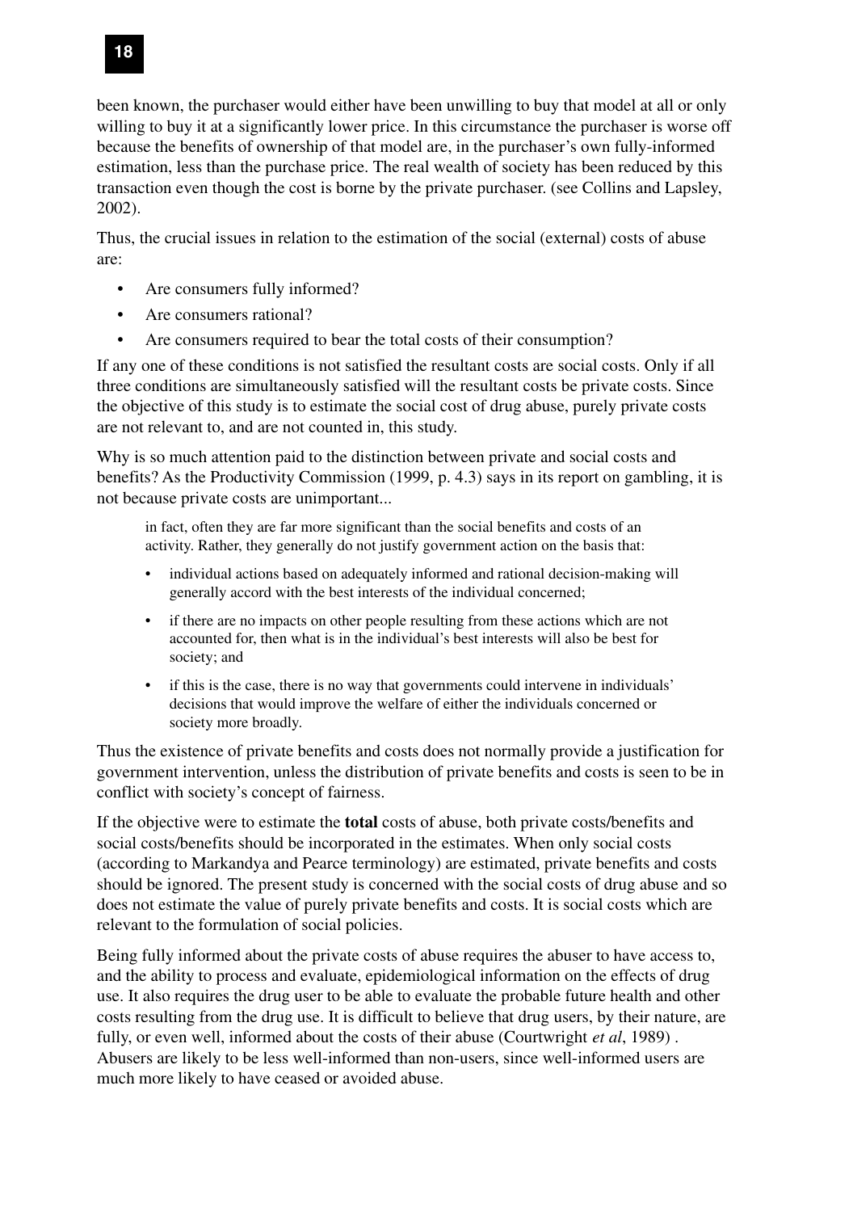been known, the purchaser would either have been unwilling to buy that model at all or only willing to buy it at a significantly lower price. In this circumstance the purchaser is worse off because the benefits of ownership of that model are, in the purchaser's own fully-informed estimation, less than the purchase price. The real wealth of society has been reduced by this transaction even though the cost is borne by the private purchaser. (see Collins and Lapsley, 2002).

Thus, the crucial issues in relation to the estimation of the social (external) costs of abuse are:

- Are consumers fully informed?
- Are consumers rational?
- Are consumers required to bear the total costs of their consumption?

If any one of these conditions is not satisfied the resultant costs are social costs. Only if all three conditions are simultaneously satisfied will the resultant costs be private costs. Since the objective of this study is to estimate the social cost of drug abuse, purely private costs are not relevant to, and are not counted in, this study.

Why is so much attention paid to the distinction between private and social costs and benefits? As the Productivity Commission (1999, p. 4.3) says in its report on gambling, it is not because private costs are unimportant...

> in fact, often they are far more significant than the social benefits and costs of an activity. Rather, they generally do not justify government action on the basis that:
>
> - individual actions based on adequately informed and rational decision-making will generally accord with the best interests of the individual concerned;
> - if there are no impacts on other people resulting from these actions which are not accounted for, then what is in the individual's best interests will also be best for society; and
> - if this is the case, there is no way that governments could intervene in individuals' decisions that would improve the welfare of either the individuals concerned or society more broadly.

Thus the existence of private benefits and costs does not normally provide a justification for government intervention, unless the distribution of private benefits and costs is seen to be in conflict with society's concept of fairness.

If the objective were to estimate the **total** costs of abuse, both private costs/benefits and social costs/benefits should be incorporated in the estimates. When only social costs (according to Markandya and Pearce terminology) are estimated, private benefits and costs should be ignored. The present study is concerned with the social costs of drug abuse and so does not estimate the value of purely private benefits and costs. It is social costs which are relevant to the formulation of social policies.

Being fully informed about the private costs of abuse requires the abuser to have access to, and the ability to process and evaluate, epidemiological information on the effects of drug use. It also requires the drug user to be able to evaluate the probable future health and other costs resulting from the drug use. It is difficult to believe that drug users, by their nature, are fully, or even well, informed about the costs of their abuse (Courtwright *et al*, 1989) . Abusers are likely to be less well-informed than non-users, since well-informed users are much more likely to have ceased or avoided abuse.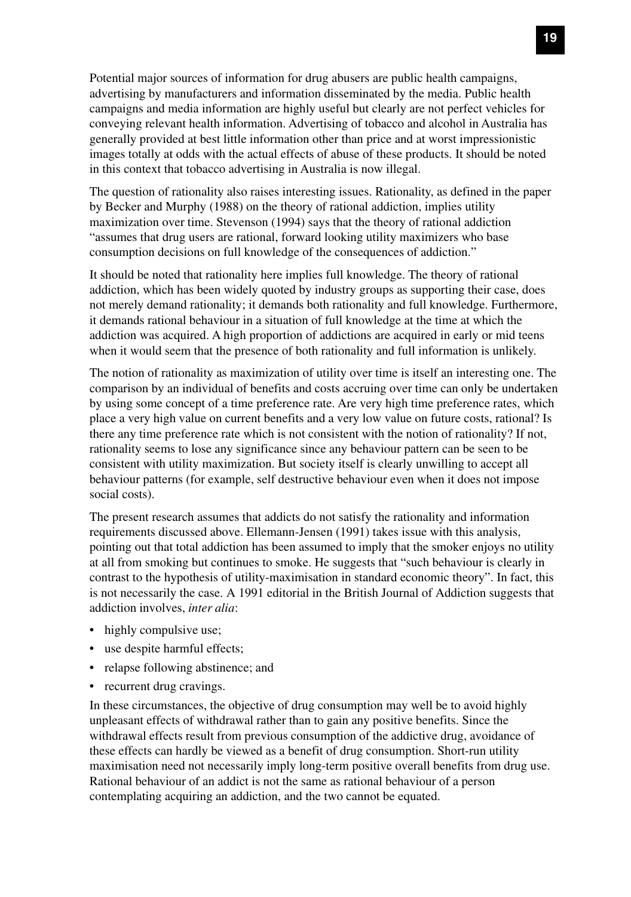Potential major sources of information for drug abusers are public health campaigns, advertising by manufacturers and information disseminated by the media. Public health campaigns and media information are highly useful but clearly are not perfect vehicles for conveying relevant health information. Advertising of tobacco and alcohol in Australia has generally provided at best little information other than price and at worst impressionistic images totally at odds with the actual effects of abuse of these products. It should be noted in this context that tobacco advertising in Australia is now illegal.

The question of rationality also raises interesting issues. Rationality, as defined in the paper by Becker and Murphy (1988) on the theory of rational addiction, implies utility maximization over time. Stevenson (1994) says that the theory of rational addiction "assumes that drug users are rational, forward looking utility maximizers who base consumption decisions on full knowledge of the consequences of addiction."

It should be noted that rationality here implies full knowledge. The theory of rational addiction, which has been widely quoted by industry groups as supporting their case, does not merely demand rationality; it demands both rationality and full knowledge. Furthermore, it demands rational behaviour in a situation of full knowledge at the time at which the addiction was acquired. A high proportion of addictions are acquired in early or mid teens when it would seem that the presence of both rationality and full information is unlikely.

The notion of rationality as maximization of utility over time is itself an interesting one. The comparison by an individual of benefits and costs accruing over time can only be undertaken by using some concept of a time preference rate. Are very high time preference rates, which place a very high value on current benefits and a very low value on future costs, rational? Is there any time preference rate which is not consistent with the notion of rationality? If not, rationality seems to lose any significance since any behaviour pattern can be seen to be consistent with utility maximization. But society itself is clearly unwilling to accept all behaviour patterns (for example, self destructive behaviour even when it does not impose social costs).

The present research assumes that addicts do not satisfy the rationality and information requirements discussed above. Ellemann-Jensen (1991) takes issue with this analysis, pointing out that total addiction has been assumed to imply that the smoker enjoys no utility at all from smoking but continues to smoke. He suggests that "such behaviour is clearly in contrast to the hypothesis of utility-maximisation in standard economic theory". In fact, this is not necessarily the case. A 1991 editorial in the British Journal of Addiction suggests that addiction involves, *inter alia*:

- highly compulsive use;
- use despite harmful effects;
- relapse following abstinence; and
- recurrent drug cravings.

In these circumstances, the objective of drug consumption may well be to avoid highly unpleasant effects of withdrawal rather than to gain any positive benefits. Since the withdrawal effects result from previous consumption of the addictive drug, avoidance of these effects can hardly be viewed as a benefit of drug consumption. Short-run utility maximisation need not necessarily imply long-term positive overall benefits from drug use. Rational behaviour of an addict is not the same as rational behaviour of a person contemplating acquiring an addiction, and the two cannot be equated.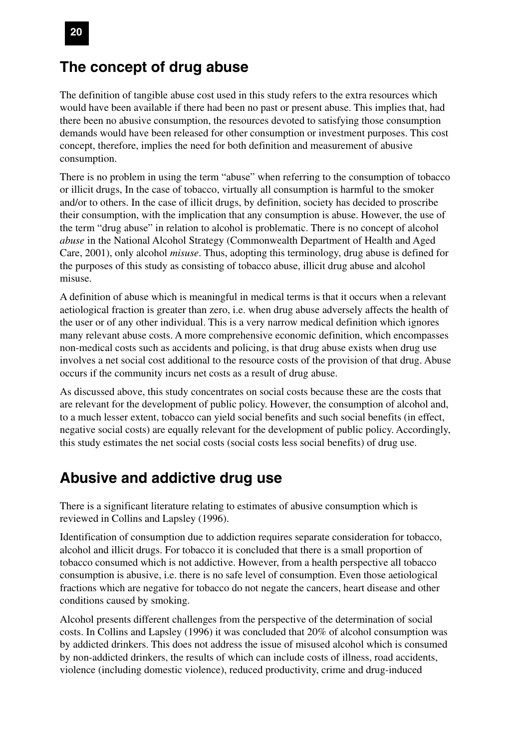## The concept of drug abuse

The definition of tangible abuse cost used in this study refers to the extra resources which would have been available if there had been no past or present abuse. This implies that, had there been no abusive consumption, the resources devoted to satisfying those consumption demands would have been released for other consumption or investment purposes. This cost concept, therefore, implies the need for both definition and measurement of abusive consumption.

There is no problem in using the term "abuse" when referring to the consumption of tobacco or illicit drugs, In the case of tobacco, virtually all consumption is harmful to the smoker and/or to others. In the case of illicit drugs, by definition, society has decided to proscribe their consumption, with the implication that any consumption is abuse. However, the use of the term "drug abuse" in relation to alcohol is problematic. There is no concept of alcohol *abuse* in the National Alcohol Strategy (Commonwealth Department of Health and Aged Care, 2001), only alcohol *misuse*. Thus, adopting this terminology, drug abuse is defined for the purposes of this study as consisting of tobacco abuse, illicit drug abuse and alcohol misuse.

A definition of abuse which is meaningful in medical terms is that it occurs when a relevant aetiological fraction is greater than zero, i.e. when drug abuse adversely affects the health of the user or of any other individual. This is a very narrow medical definition which ignores many relevant abuse costs. A more comprehensive economic definition, which encompasses non-medical costs such as accidents and policing, is that drug abuse exists when drug use involves a net social cost additional to the resource costs of the provision of that drug. Abuse occurs if the community incurs net costs as a result of drug abuse.

As discussed above, this study concentrates on social costs because these are the costs that are relevant for the development of public policy. However, the consumption of alcohol and, to a much lesser extent, tobacco can yield social benefits and such social benefits (in effect, negative social costs) are equally relevant for the development of public policy. Accordingly, this study estimates the net social costs (social costs less social benefits) of drug use.

## Abusive and addictive drug use

There is a significant literature relating to estimates of abusive consumption which is reviewed in Collins and Lapsley (1996).

Identification of consumption due to addiction requires separate consideration for tobacco, alcohol and illicit drugs. For tobacco it is concluded that there is a small proportion of tobacco consumed which is not addictive. However, from a health perspective all tobacco consumption is abusive, i.e. there is no safe level of consumption. Even those aetiological fractions which are negative for tobacco do not negate the cancers, heart disease and other conditions caused by smoking.

Alcohol presents different challenges from the perspective of the determination of social costs. In Collins and Lapsley (1996) it was concluded that 20% of alcohol consumption was by addicted drinkers. This does not address the issue of misused alcohol which is consumed by non-addicted drinkers, the results of which can include costs of illness, road accidents, violence (including domestic violence), reduced productivity, crime and drug-induced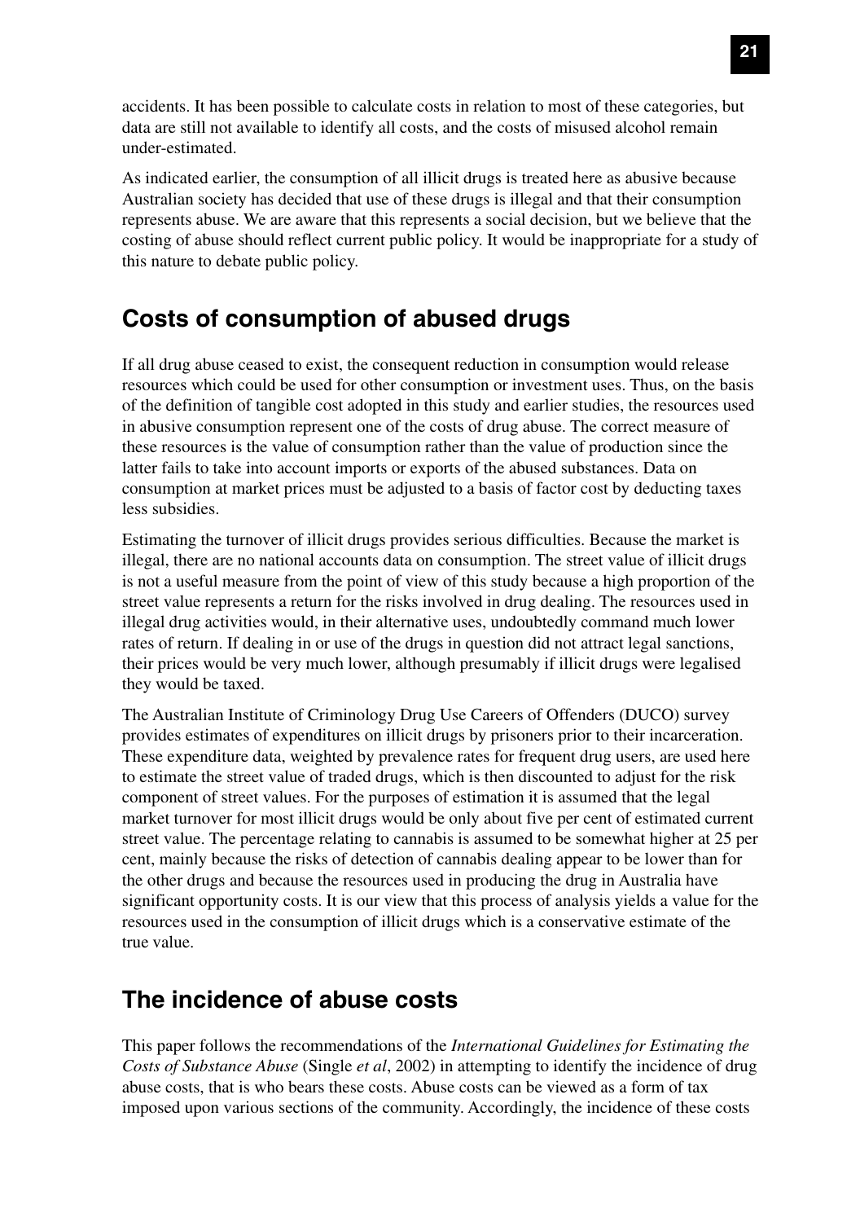accidents. It has been possible to calculate costs in relation to most of these categories, but data are still not available to identify all costs, and the costs of misused alcohol remain under-estimated.

As indicated earlier, the consumption of all illicit drugs is treated here as abusive because Australian society has decided that use of these drugs is illegal and that their consumption represents abuse. We are aware that this represents a social decision, but we believe that the costing of abuse should reflect current public policy. It would be inappropriate for a study of this nature to debate public policy.

## Costs of consumption of abused drugs

If all drug abuse ceased to exist, the consequent reduction in consumption would release resources which could be used for other consumption or investment uses. Thus, on the basis of the definition of tangible cost adopted in this study and earlier studies, the resources used in abusive consumption represent one of the costs of drug abuse. The correct measure of these resources is the value of consumption rather than the value of production since the latter fails to take into account imports or exports of the abused substances. Data on consumption at market prices must be adjusted to a basis of factor cost by deducting taxes less subsidies.

Estimating the turnover of illicit drugs provides serious difficulties. Because the market is illegal, there are no national accounts data on consumption. The street value of illicit drugs is not a useful measure from the point of view of this study because a high proportion of the street value represents a return for the risks involved in drug dealing. The resources used in illegal drug activities would, in their alternative uses, undoubtedly command much lower rates of return. If dealing in or use of the drugs in question did not attract legal sanctions, their prices would be very much lower, although presumably if illicit drugs were legalised they would be taxed.

The Australian Institute of Criminology Drug Use Careers of Offenders (DUCO) survey provides estimates of expenditures on illicit drugs by prisoners prior to their incarceration. These expenditure data, weighted by prevalence rates for frequent drug users, are used here to estimate the street value of traded drugs, which is then discounted to adjust for the risk component of street values. For the purposes of estimation it is assumed that the legal market turnover for most illicit drugs would be only about five per cent of estimated current street value. The percentage relating to cannabis is assumed to be somewhat higher at 25 per cent, mainly because the risks of detection of cannabis dealing appear to be lower than for the other drugs and because the resources used in producing the drug in Australia have significant opportunity costs. It is our view that this process of analysis yields a value for the resources used in the consumption of illicit drugs which is a conservative estimate of the true value.

## The incidence of abuse costs

This paper follows the recommendations of the *International Guidelines for Estimating the Costs of Substance Abuse* (Single *et al*, 2002) in attempting to identify the incidence of drug abuse costs, that is who bears these costs. Abuse costs can be viewed as a form of tax imposed upon various sections of the community. Accordingly, the incidence of these costs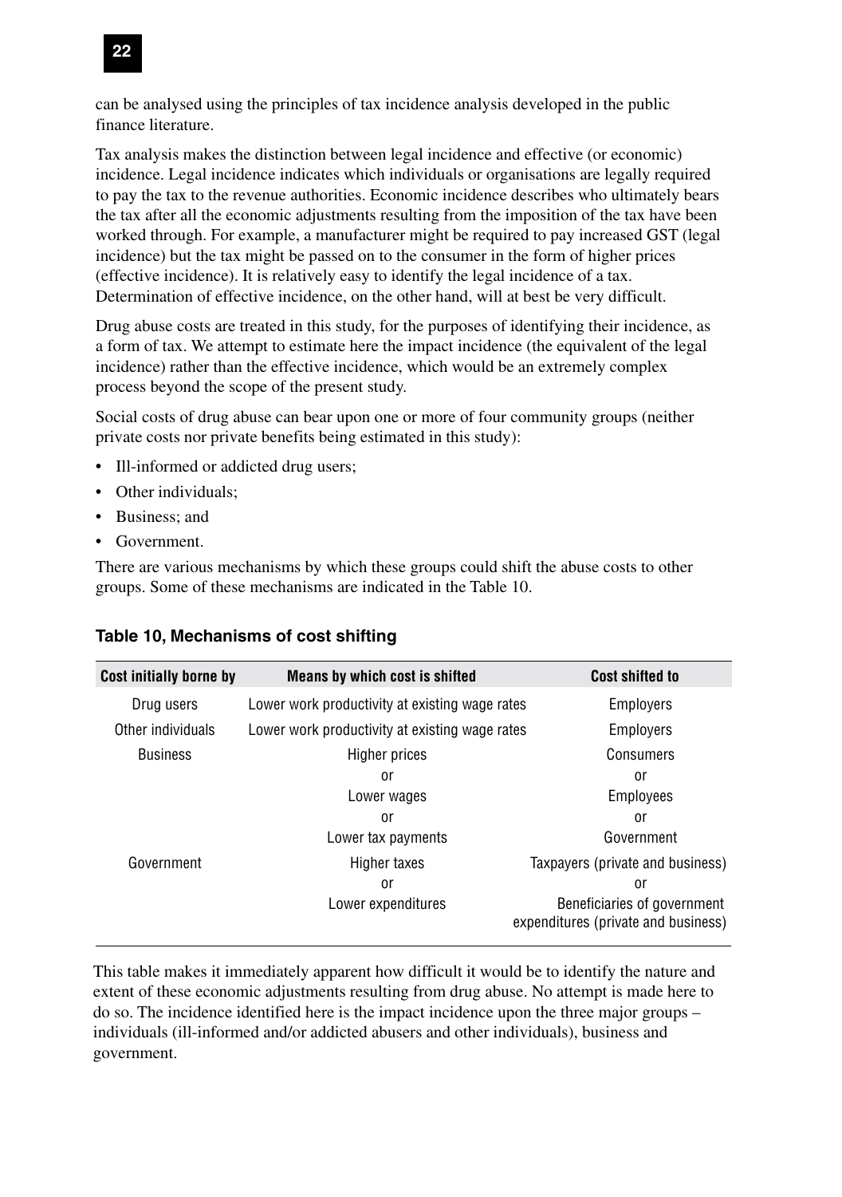can be analysed using the principles of tax incidence analysis developed in the public finance literature.

Tax analysis makes the distinction between legal incidence and effective (or economic) incidence. Legal incidence indicates which individuals or organisations are legally required to pay the tax to the revenue authorities. Economic incidence describes who ultimately bears the tax after all the economic adjustments resulting from the imposition of the tax have been worked through. For example, a manufacturer might be required to pay increased GST (legal incidence) but the tax might be passed on to the consumer in the form of higher prices (effective incidence). It is relatively easy to identify the legal incidence of a tax. Determination of effective incidence, on the other hand, will at best be very difficult.

Drug abuse costs are treated in this study, for the purposes of identifying their incidence, as a form of tax. We attempt to estimate here the impact incidence (the equivalent of the legal incidence) rather than the effective incidence, which would be an extremely complex process beyond the scope of the present study.

Social costs of drug abuse can bear upon one or more of four community groups (neither private costs nor private benefits being estimated in this study):

- Ill-informed or addicted drug users;
- Other individuals;
- Business; and
- Government.

There are various mechanisms by which these groups could shift the abuse costs to other groups. Some of these mechanisms are indicated in the Table 10.

**Table 10, Mechanisms of cost shifting**

| Cost initially borne by | Means by which cost is shifted | Cost shifted to |
|---|---|---|
| Drug users | Lower work productivity at existing wage rates | Employers |
| Other individuals | Lower work productivity at existing wage rates | Employers |
| Business | Higher prices | Consumers |
| | or | or |
| | Lower wages | Employees |
| | or | or |
| | Lower tax payments | Government |
| Government | Higher taxes | Taxpayers (private and business) |
| | or | or |
| | Lower expenditures | Beneficiaries of government expenditures (private and business) |

This table makes it immediately apparent how difficult it would be to identify the nature and extent of these economic adjustments resulting from drug abuse. No attempt is made here to do so. The incidence identified here is the impact incidence upon the three major groups – individuals (ill-informed and/or addicted abusers and other individuals), business and government.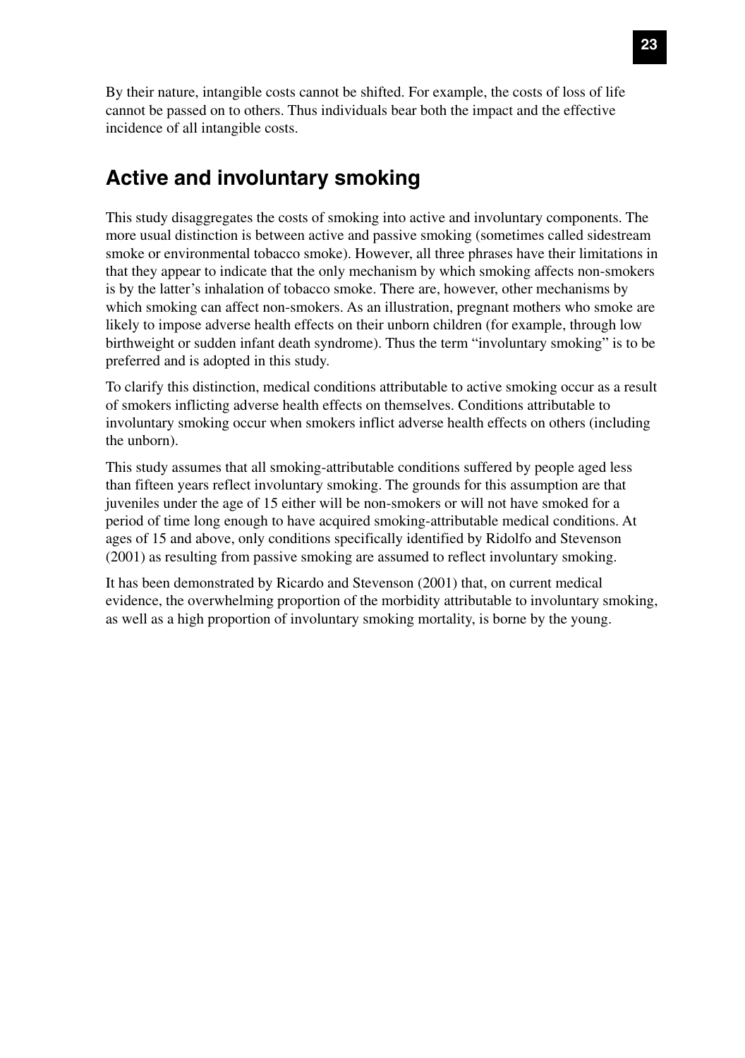By their nature, intangible costs cannot be shifted. For example, the costs of loss of life cannot be passed on to others. Thus individuals bear both the impact and the effective incidence of all intangible costs.

## Active and involuntary smoking

This study disaggregates the costs of smoking into active and involuntary components. The more usual distinction is between active and passive smoking (sometimes called sidestream smoke or environmental tobacco smoke). However, all three phrases have their limitations in that they appear to indicate that the only mechanism by which smoking affects non-smokers is by the latter's inhalation of tobacco smoke. There are, however, other mechanisms by which smoking can affect non-smokers. As an illustration, pregnant mothers who smoke are likely to impose adverse health effects on their unborn children (for example, through low birthweight or sudden infant death syndrome). Thus the term "involuntary smoking" is to be preferred and is adopted in this study.

To clarify this distinction, medical conditions attributable to active smoking occur as a result of smokers inflicting adverse health effects on themselves. Conditions attributable to involuntary smoking occur when smokers inflict adverse health effects on others (including the unborn).

This study assumes that all smoking-attributable conditions suffered by people aged less than fifteen years reflect involuntary smoking. The grounds for this assumption are that juveniles under the age of 15 either will be non-smokers or will not have smoked for a period of time long enough to have acquired smoking-attributable medical conditions. At ages of 15 and above, only conditions specifically identified by Ridolfo and Stevenson (2001) as resulting from passive smoking are assumed to reflect involuntary smoking.

It has been demonstrated by Ricardo and Stevenson (2001) that, on current medical evidence, the overwhelming proportion of the morbidity attributable to involuntary smoking, as well as a high proportion of involuntary smoking mortality, is borne by the young.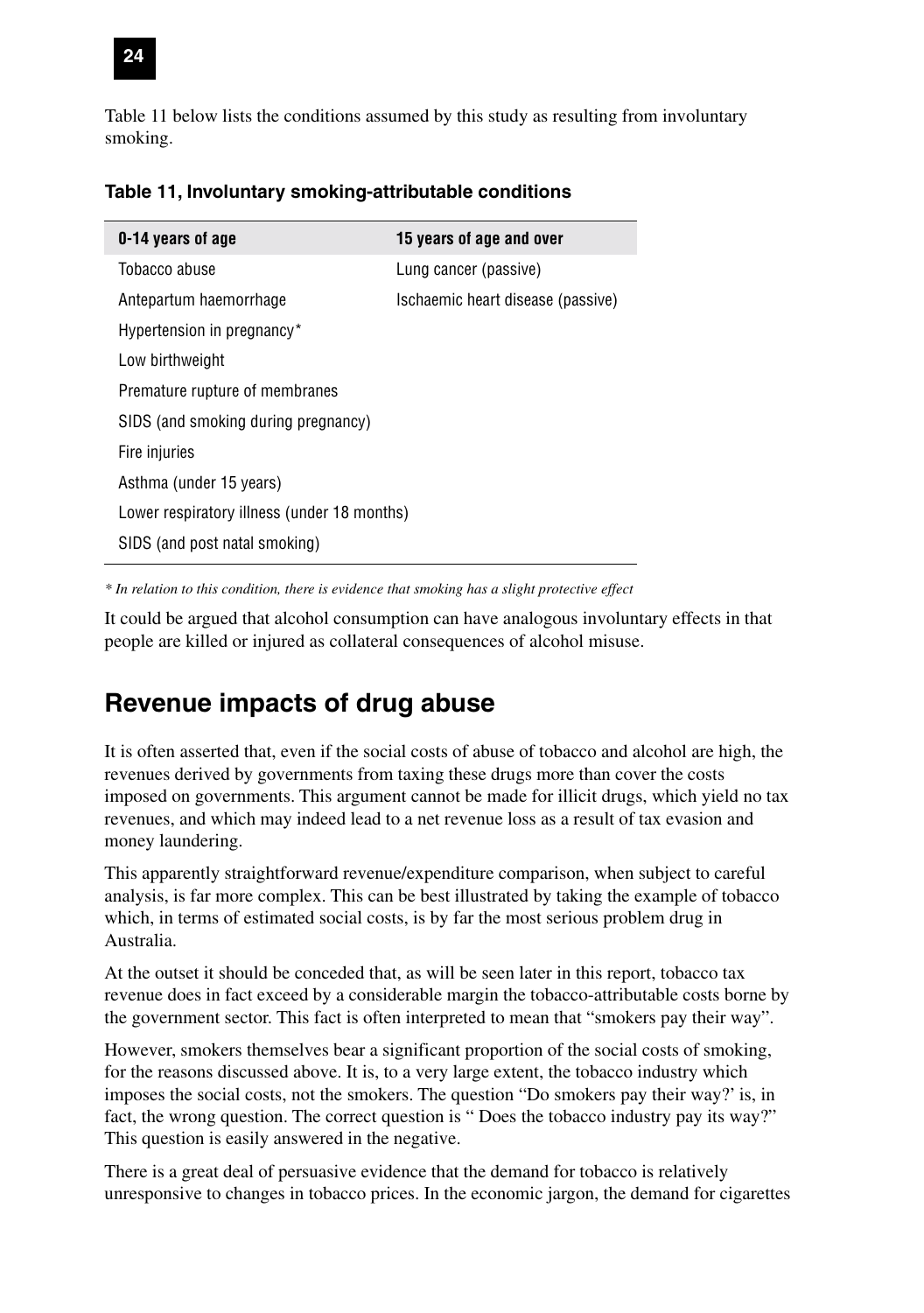Table 11 below lists the conditions assumed by this study as resulting from involuntary smoking.

**Table 11, Involuntary smoking-attributable conditions**

| 0-14 years of age | 15 years of age and over |
|---|---|
| Tobacco abuse | Lung cancer (passive) |
| Antepartum haemorrhage | Ischaemic heart disease (passive) |
| Hypertension in pregnancy* | |
| Low birthweight | |
| Premature rupture of membranes | |
| SIDS (and smoking during pregnancy) | |
| Fire injuries | |
| Asthma (under 15 years) | |
| Lower respiratory illness (under 18 months) | |
| SIDS (and post natal smoking) | |

*\* In relation to this condition, there is evidence that smoking has a slight protective effect*

It could be argued that alcohol consumption can have analogous involuntary effects in that people are killed or injured as collateral consequences of alcohol misuse.

## Revenue impacts of drug abuse

It is often asserted that, even if the social costs of abuse of tobacco and alcohol are high, the revenues derived by governments from taxing these drugs more than cover the costs imposed on governments. This argument cannot be made for illicit drugs, which yield no tax revenues, and which may indeed lead to a net revenue loss as a result of tax evasion and money laundering.

This apparently straightforward revenue/expenditure comparison, when subject to careful analysis, is far more complex. This can be best illustrated by taking the example of tobacco which, in terms of estimated social costs, is by far the most serious problem drug in Australia.

At the outset it should be conceded that, as will be seen later in this report, tobacco tax revenue does in fact exceed by a considerable margin the tobacco-attributable costs borne by the government sector. This fact is often interpreted to mean that "smokers pay their way".

However, smokers themselves bear a significant proportion of the social costs of smoking, for the reasons discussed above. It is, to a very large extent, the tobacco industry which imposes the social costs, not the smokers. The question "Do smokers pay their way?' is, in fact, the wrong question. The correct question is " Does the tobacco industry pay its way?" This question is easily answered in the negative.

There is a great deal of persuasive evidence that the demand for tobacco is relatively unresponsive to changes in tobacco prices. In the economic jargon, the demand for cigarettes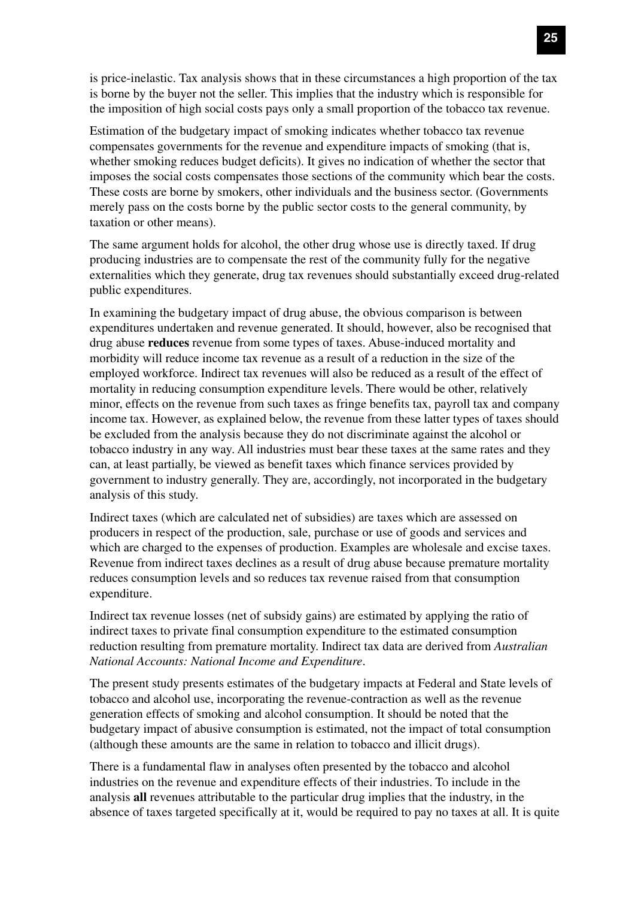is price-inelastic. Tax analysis shows that in these circumstances a high proportion of the tax is borne by the buyer not the seller. This implies that the industry which is responsible for the imposition of high social costs pays only a small proportion of the tobacco tax revenue.

Estimation of the budgetary impact of smoking indicates whether tobacco tax revenue compensates governments for the revenue and expenditure impacts of smoking (that is, whether smoking reduces budget deficits). It gives no indication of whether the sector that imposes the social costs compensates those sections of the community which bear the costs. These costs are borne by smokers, other individuals and the business sector. (Governments merely pass on the costs borne by the public sector costs to the general community, by taxation or other means).

The same argument holds for alcohol, the other drug whose use is directly taxed. If drug producing industries are to compensate the rest of the community fully for the negative externalities which they generate, drug tax revenues should substantially exceed drug-related public expenditures.

In examining the budgetary impact of drug abuse, the obvious comparison is between expenditures undertaken and revenue generated. It should, however, also be recognised that drug abuse **reduces** revenue from some types of taxes. Abuse-induced mortality and morbidity will reduce income tax revenue as a result of a reduction in the size of the employed workforce. Indirect tax revenues will also be reduced as a result of the effect of mortality in reducing consumption expenditure levels. There would be other, relatively minor, effects on the revenue from such taxes as fringe benefits tax, payroll tax and company income tax. However, as explained below, the revenue from these latter types of taxes should be excluded from the analysis because they do not discriminate against the alcohol or tobacco industry in any way. All industries must bear these taxes at the same rates and they can, at least partially, be viewed as benefit taxes which finance services provided by government to industry generally. They are, accordingly, not incorporated in the budgetary analysis of this study.

Indirect taxes (which are calculated net of subsidies) are taxes which are assessed on producers in respect of the production, sale, purchase or use of goods and services and which are charged to the expenses of production. Examples are wholesale and excise taxes. Revenue from indirect taxes declines as a result of drug abuse because premature mortality reduces consumption levels and so reduces tax revenue raised from that consumption expenditure.

Indirect tax revenue losses (net of subsidy gains) are estimated by applying the ratio of indirect taxes to private final consumption expenditure to the estimated consumption reduction resulting from premature mortality. Indirect tax data are derived from *Australian National Accounts: National Income and Expenditure*.

The present study presents estimates of the budgetary impacts at Federal and State levels of tobacco and alcohol use, incorporating the revenue-contraction as well as the revenue generation effects of smoking and alcohol consumption. It should be noted that the budgetary impact of abusive consumption is estimated, not the impact of total consumption (although these amounts are the same in relation to tobacco and illicit drugs).

There is a fundamental flaw in analyses often presented by the tobacco and alcohol industries on the revenue and expenditure effects of their industries. To include in the analysis **all** revenues attributable to the particular drug implies that the industry, in the absence of taxes targeted specifically at it, would be required to pay no taxes at all. It is quite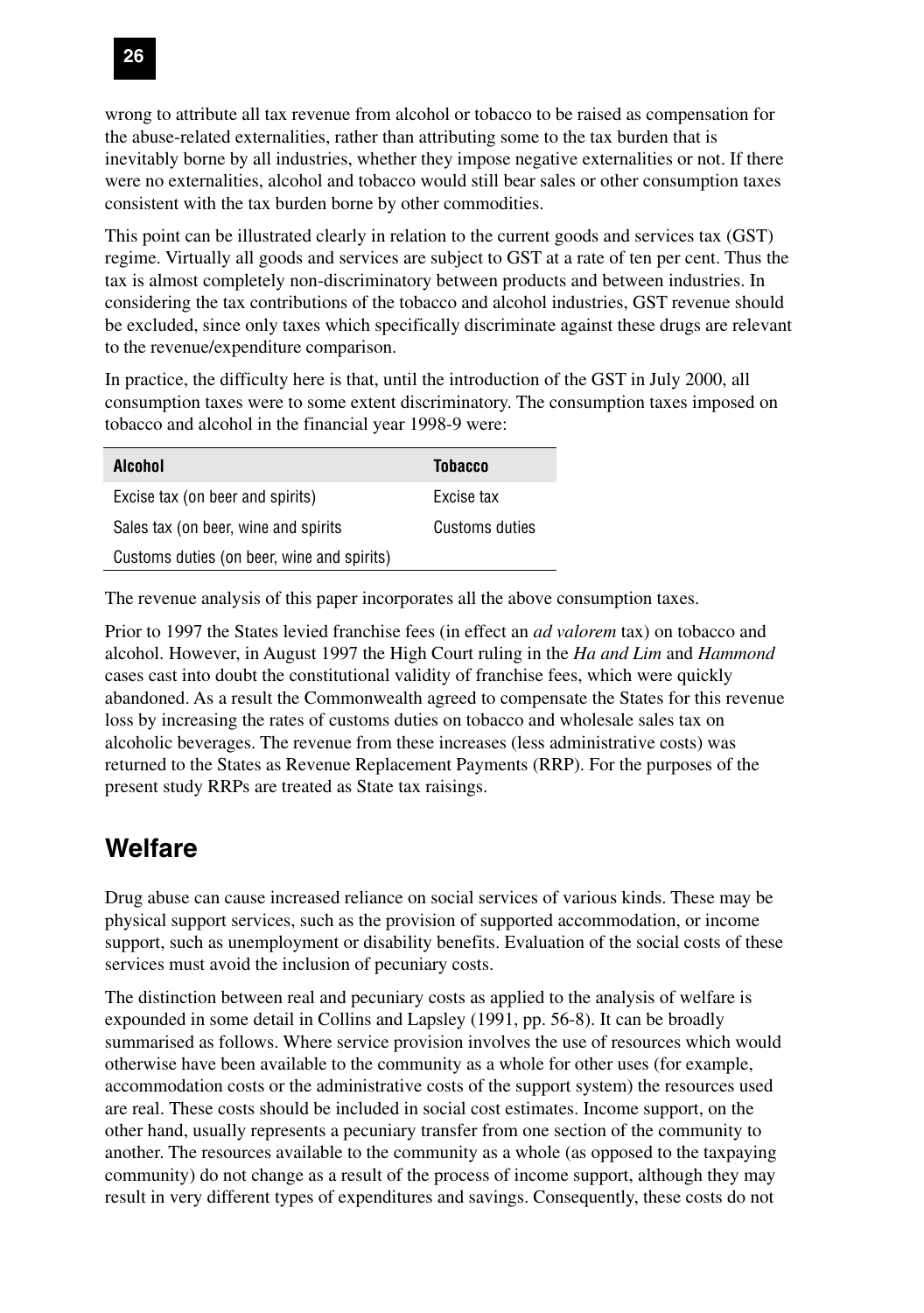wrong to attribute all tax revenue from alcohol or tobacco to be raised as compensation for the abuse-related externalities, rather than attributing some to the tax burden that is inevitably borne by all industries, whether they impose negative externalities or not. If there were no externalities, alcohol and tobacco would still bear sales or other consumption taxes consistent with the tax burden borne by other commodities.

This point can be illustrated clearly in relation to the current goods and services tax (GST) regime. Virtually all goods and services are subject to GST at a rate of ten per cent. Thus the tax is almost completely non-discriminatory between products and between industries. In considering the tax contributions of the tobacco and alcohol industries, GST revenue should be excluded, since only taxes which specifically discriminate against these drugs are relevant to the revenue/expenditure comparison.

In practice, the difficulty here is that, until the introduction of the GST in July 2000, all consumption taxes were to some extent discriminatory. The consumption taxes imposed on tobacco and alcohol in the financial year 1998-9 were:

| Alcohol | Tobacco |
| --- | --- |
| Excise tax (on beer and spirits) | Excise tax |
| Sales tax (on beer, wine and spirits | Customs duties |
| Customs duties (on beer, wine and spirits) | |

The revenue analysis of this paper incorporates all the above consumption taxes.

Prior to 1997 the States levied franchise fees (in effect an *ad valorem* tax) on tobacco and alcohol. However, in August 1997 the High Court ruling in the *Ha and Lim* and *Hammond* cases cast into doubt the constitutional validity of franchise fees, which were quickly abandoned. As a result the Commonwealth agreed to compensate the States for this revenue loss by increasing the rates of customs duties on tobacco and wholesale sales tax on alcoholic beverages. The revenue from these increases (less administrative costs) was returned to the States as Revenue Replacement Payments (RRP). For the purposes of the present study RRPs are treated as State tax raisings.

## Welfare

Drug abuse can cause increased reliance on social services of various kinds. These may be physical support services, such as the provision of supported accommodation, or income support, such as unemployment or disability benefits. Evaluation of the social costs of these services must avoid the inclusion of pecuniary costs.

The distinction between real and pecuniary costs as applied to the analysis of welfare is expounded in some detail in Collins and Lapsley (1991, pp. 56-8). It can be broadly summarised as follows. Where service provision involves the use of resources which would otherwise have been available to the community as a whole for other uses (for example, accommodation costs or the administrative costs of the support system) the resources used are real. These costs should be included in social cost estimates. Income support, on the other hand, usually represents a pecuniary transfer from one section of the community to another. The resources available to the community as a whole (as opposed to the taxpaying community) do not change as a result of the process of income support, although they may result in very different types of expenditures and savings. Consequently, these costs do not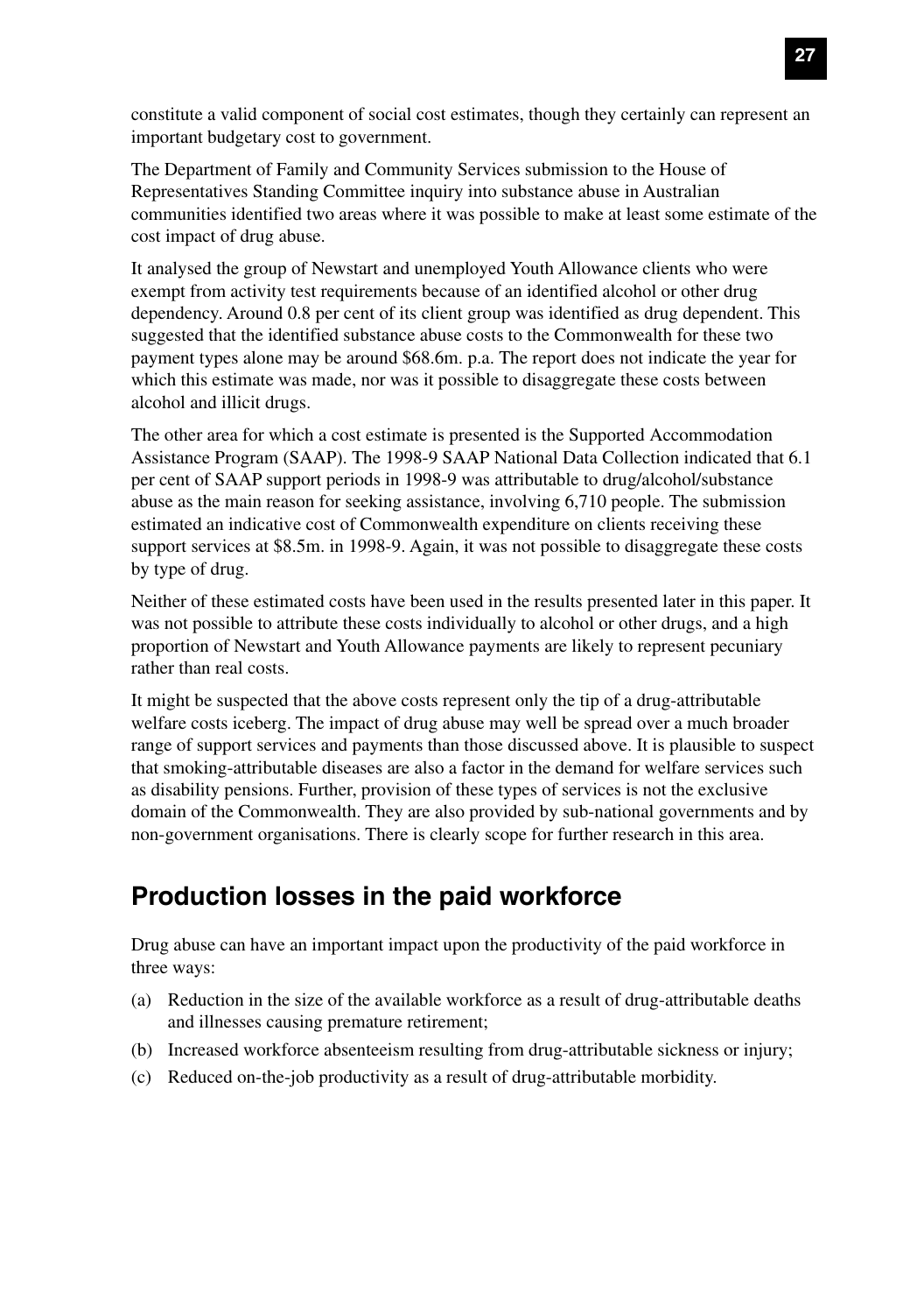constitute a valid component of social cost estimates, though they certainly can represent an important budgetary cost to government.

The Department of Family and Community Services submission to the House of Representatives Standing Committee inquiry into substance abuse in Australian communities identified two areas where it was possible to make at least some estimate of the cost impact of drug abuse.

It analysed the group of Newstart and unemployed Youth Allowance clients who were exempt from activity test requirements because of an identified alcohol or other drug dependency. Around 0.8 per cent of its client group was identified as drug dependent. This suggested that the identified substance abuse costs to the Commonwealth for these two payment types alone may be around $68.6m. p.a. The report does not indicate the year for which this estimate was made, nor was it possible to disaggregate these costs between alcohol and illicit drugs.

The other area for which a cost estimate is presented is the Supported Accommodation Assistance Program (SAAP). The 1998-9 SAAP National Data Collection indicated that 6.1 per cent of SAAP support periods in 1998-9 was attributable to drug/alcohol/substance abuse as the main reason for seeking assistance, involving 6,710 people. The submission estimated an indicative cost of Commonwealth expenditure on clients receiving these support services at $8.5m. in 1998-9. Again, it was not possible to disaggregate these costs by type of drug.

Neither of these estimated costs have been used in the results presented later in this paper. It was not possible to attribute these costs individually to alcohol or other drugs, and a high proportion of Newstart and Youth Allowance payments are likely to represent pecuniary rather than real costs.

It might be suspected that the above costs represent only the tip of a drug-attributable welfare costs iceberg. The impact of drug abuse may well be spread over a much broader range of support services and payments than those discussed above. It is plausible to suspect that smoking-attributable diseases are also a factor in the demand for welfare services such as disability pensions. Further, provision of these types of services is not the exclusive domain of the Commonwealth. They are also provided by sub-national governments and by non-government organisations. There is clearly scope for further research in this area.

## Production losses in the paid workforce

Drug abuse can have an important impact upon the productivity of the paid workforce in three ways:

(a) Reduction in the size of the available workforce as a result of drug-attributable deaths and illnesses causing premature retirement;

(b) Increased workforce absenteeism resulting from drug-attributable sickness or injury;

(c) Reduced on-the-job productivity as a result of drug-attributable morbidity.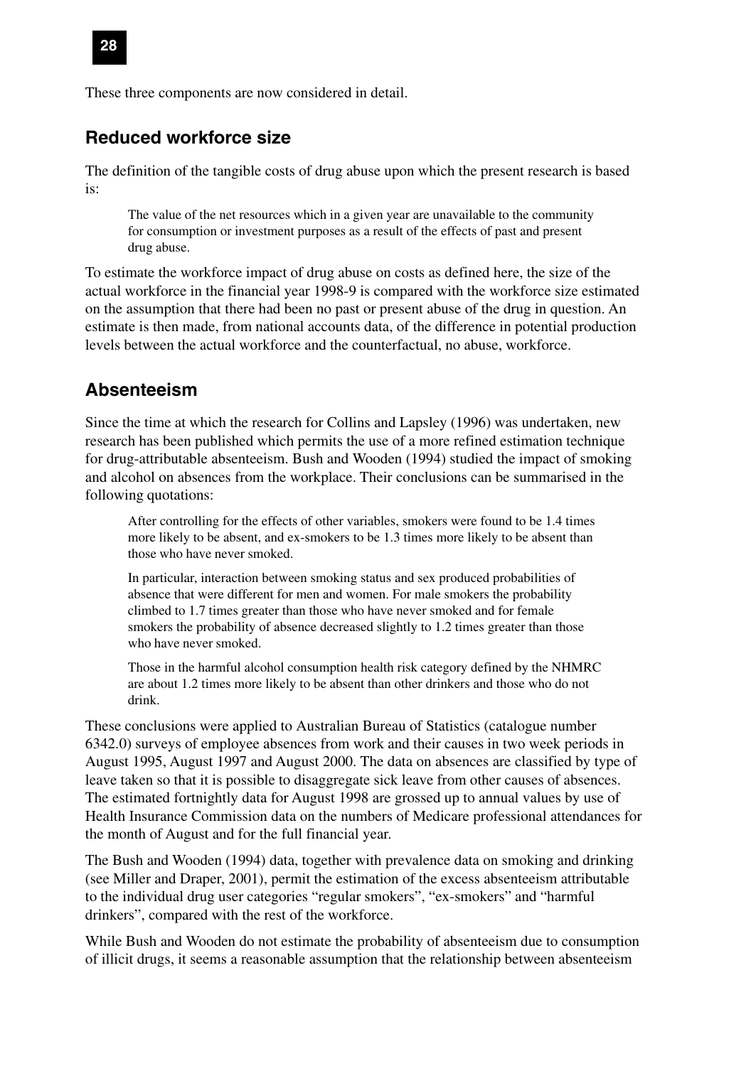These three components are now considered in detail.

## Reduced workforce size

The definition of the tangible costs of drug abuse upon which the present research is based is:

> The value of the net resources which in a given year are unavailable to the community for consumption or investment purposes as a result of the effects of past and present drug abuse.

To estimate the workforce impact of drug abuse on costs as defined here, the size of the actual workforce in the financial year 1998-9 is compared with the workforce size estimated on the assumption that there had been no past or present abuse of the drug in question. An estimate is then made, from national accounts data, of the difference in potential production levels between the actual workforce and the counterfactual, no abuse, workforce.

## Absenteeism

Since the time at which the research for Collins and Lapsley (1996) was undertaken, new research has been published which permits the use of a more refined estimation technique for drug-attributable absenteeism. Bush and Wooden (1994) studied the impact of smoking and alcohol on absences from the workplace. Their conclusions can be summarised in the following quotations:

> After controlling for the effects of other variables, smokers were found to be 1.4 times more likely to be absent, and ex-smokers to be 1.3 times more likely to be absent than those who have never smoked.
>
> In particular, interaction between smoking status and sex produced probabilities of absence that were different for men and women. For male smokers the probability climbed to 1.7 times greater than those who have never smoked and for female smokers the probability of absence decreased slightly to 1.2 times greater than those who have never smoked.
>
> Those in the harmful alcohol consumption health risk category defined by the NHMRC are about 1.2 times more likely to be absent than other drinkers and those who do not drink.

These conclusions were applied to Australian Bureau of Statistics (catalogue number 6342.0) surveys of employee absences from work and their causes in two week periods in August 1995, August 1997 and August 2000. The data on absences are classified by type of leave taken so that it is possible to disaggregate sick leave from other causes of absences. The estimated fortnightly data for August 1998 are grossed up to annual values by use of Health Insurance Commission data on the numbers of Medicare professional attendances for the month of August and for the full financial year.

The Bush and Wooden (1994) data, together with prevalence data on smoking and drinking (see Miller and Draper, 2001), permit the estimation of the excess absenteeism attributable to the individual drug user categories "regular smokers", "ex-smokers" and "harmful drinkers", compared with the rest of the workforce.

While Bush and Wooden do not estimate the probability of absenteeism due to consumption of illicit drugs, it seems a reasonable assumption that the relationship between absenteeism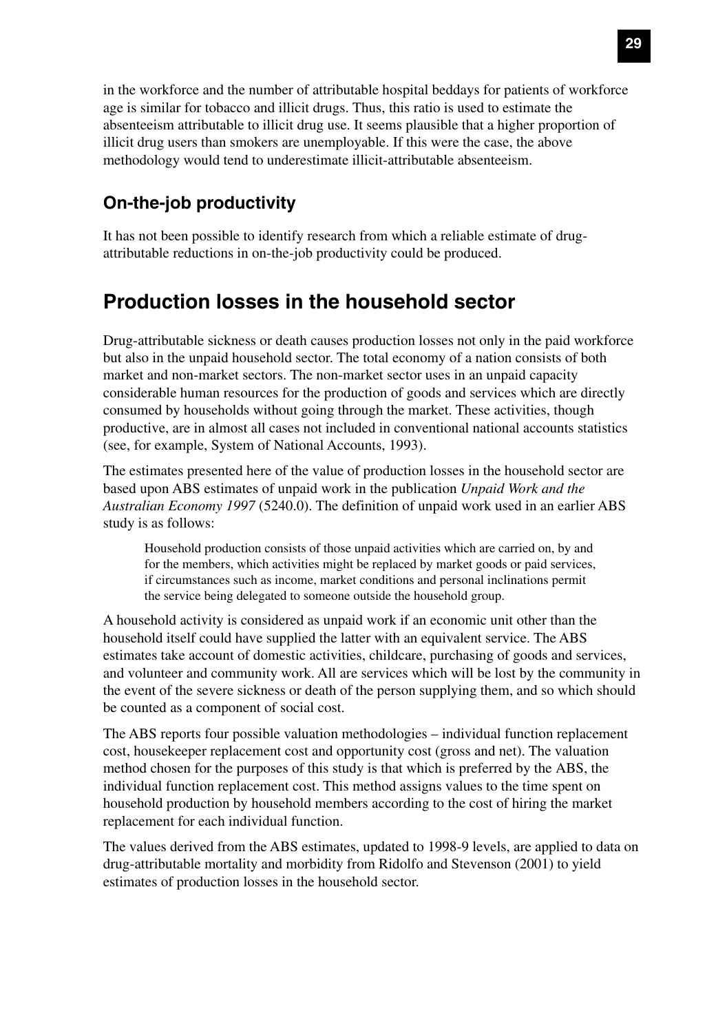in the workforce and the number of attributable hospital beddays for patients of workforce age is similar for tobacco and illicit drugs. Thus, this ratio is used to estimate the absenteeism attributable to illicit drug use. It seems plausible that a higher proportion of illicit drug users than smokers are unemployable. If this were the case, the above methodology would tend to underestimate illicit-attributable absenteeism.

### On-the-job productivity

It has not been possible to identify research from which a reliable estimate of drug-attributable reductions in on-the-job productivity could be produced.

## Production losses in the household sector

Drug-attributable sickness or death causes production losses not only in the paid workforce but also in the unpaid household sector. The total economy of a nation consists of both market and non-market sectors. The non-market sector uses in an unpaid capacity considerable human resources for the production of goods and services which are directly consumed by households without going through the market. These activities, though productive, are in almost all cases not included in conventional national accounts statistics (see, for example, System of National Accounts, 1993).

The estimates presented here of the value of production losses in the household sector are based upon ABS estimates of unpaid work in the publication *Unpaid Work and the Australian Economy 1997* (5240.0). The definition of unpaid work used in an earlier ABS study is as follows:

> Household production consists of those unpaid activities which are carried on, by and for the members, which activities might be replaced by market goods or paid services, if circumstances such as income, market conditions and personal inclinations permit the service being delegated to someone outside the household group.

A household activity is considered as unpaid work if an economic unit other than the household itself could have supplied the latter with an equivalent service. The ABS estimates take account of domestic activities, childcare, purchasing of goods and services, and volunteer and community work. All are services which will be lost by the community in the event of the severe sickness or death of the person supplying them, and so which should be counted as a component of social cost.

The ABS reports four possible valuation methodologies – individual function replacement cost, housekeeper replacement cost and opportunity cost (gross and net). The valuation method chosen for the purposes of this study is that which is preferred by the ABS, the individual function replacement cost. This method assigns values to the time spent on household production by household members according to the cost of hiring the market replacement for each individual function.

The values derived from the ABS estimates, updated to 1998-9 levels, are applied to data on drug-attributable mortality and morbidity from Ridolfo and Stevenson (2001) to yield estimates of production losses in the household sector.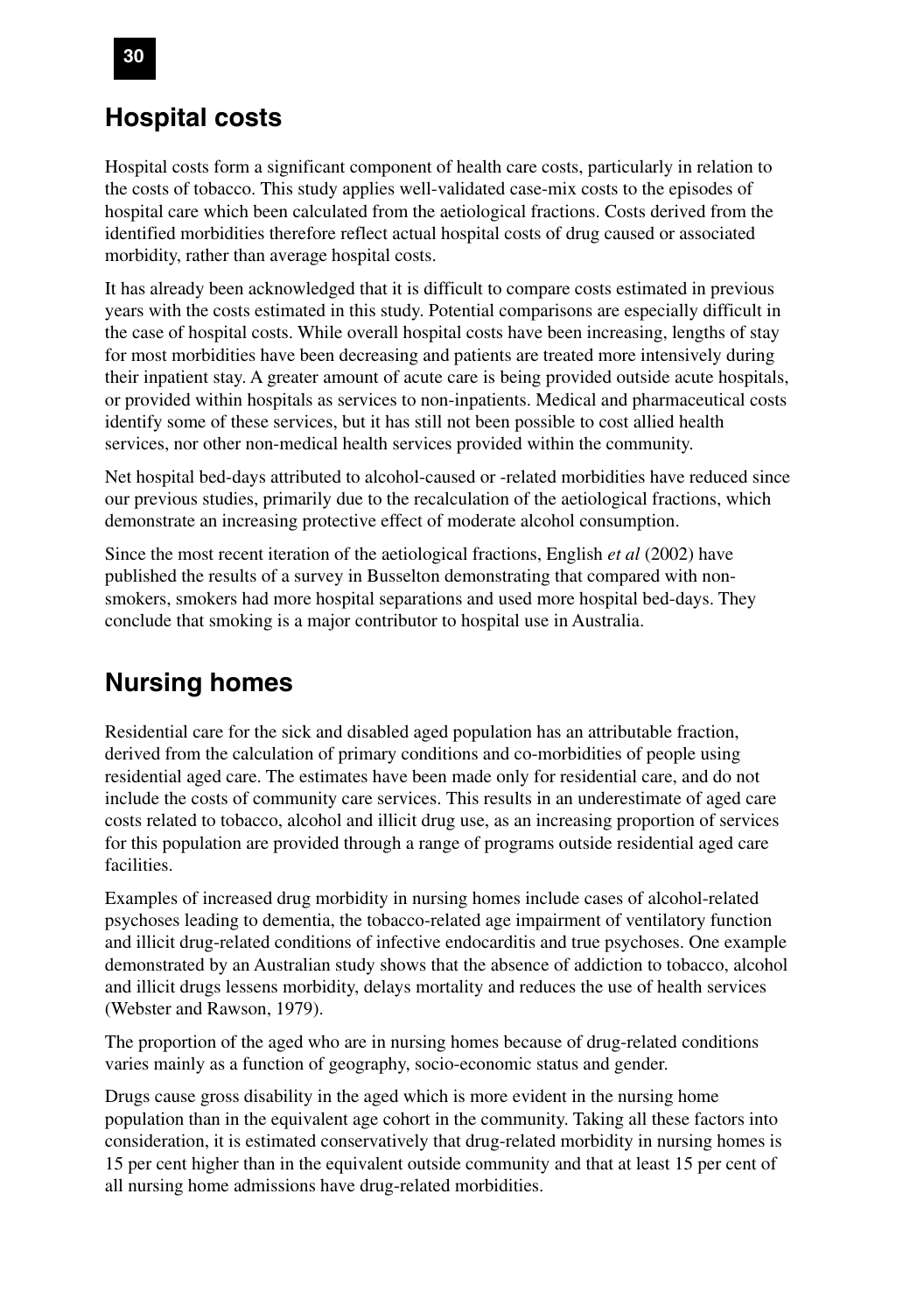## Hospital costs

Hospital costs form a significant component of health care costs, particularly in relation to the costs of tobacco. This study applies well-validated case-mix costs to the episodes of hospital care which been calculated from the aetiological fractions. Costs derived from the identified morbidities therefore reflect actual hospital costs of drug caused or associated morbidity, rather than average hospital costs.

It has already been acknowledged that it is difficult to compare costs estimated in previous years with the costs estimated in this study. Potential comparisons are especially difficult in the case of hospital costs. While overall hospital costs have been increasing, lengths of stay for most morbidities have been decreasing and patients are treated more intensively during their inpatient stay. A greater amount of acute care is being provided outside acute hospitals, or provided within hospitals as services to non-inpatients. Medical and pharmaceutical costs identify some of these services, but it has still not been possible to cost allied health services, nor other non-medical health services provided within the community.

Net hospital bed-days attributed to alcohol-caused or -related morbidities have reduced since our previous studies, primarily due to the recalculation of the aetiological fractions, which demonstrate an increasing protective effect of moderate alcohol consumption.

Since the most recent iteration of the aetiological fractions, English *et al* (2002) have published the results of a survey in Busselton demonstrating that compared with non-smokers, smokers had more hospital separations and used more hospital bed-days. They conclude that smoking is a major contributor to hospital use in Australia.

## Nursing homes

Residential care for the sick and disabled aged population has an attributable fraction, derived from the calculation of primary conditions and co-morbidities of people using residential aged care. The estimates have been made only for residential care, and do not include the costs of community care services. This results in an underestimate of aged care costs related to tobacco, alcohol and illicit drug use, as an increasing proportion of services for this population are provided through a range of programs outside residential aged care facilities.

Examples of increased drug morbidity in nursing homes include cases of alcohol-related psychoses leading to dementia, the tobacco-related age impairment of ventilatory function and illicit drug-related conditions of infective endocarditis and true psychoses. One example demonstrated by an Australian study shows that the absence of addiction to tobacco, alcohol and illicit drugs lessens morbidity, delays mortality and reduces the use of health services (Webster and Rawson, 1979).

The proportion of the aged who are in nursing homes because of drug-related conditions varies mainly as a function of geography, socio-economic status and gender.

Drugs cause gross disability in the aged which is more evident in the nursing home population than in the equivalent age cohort in the community. Taking all these factors into consideration, it is estimated conservatively that drug-related morbidity in nursing homes is 15 per cent higher than in the equivalent outside community and that at least 15 per cent of all nursing home admissions have drug-related morbidities.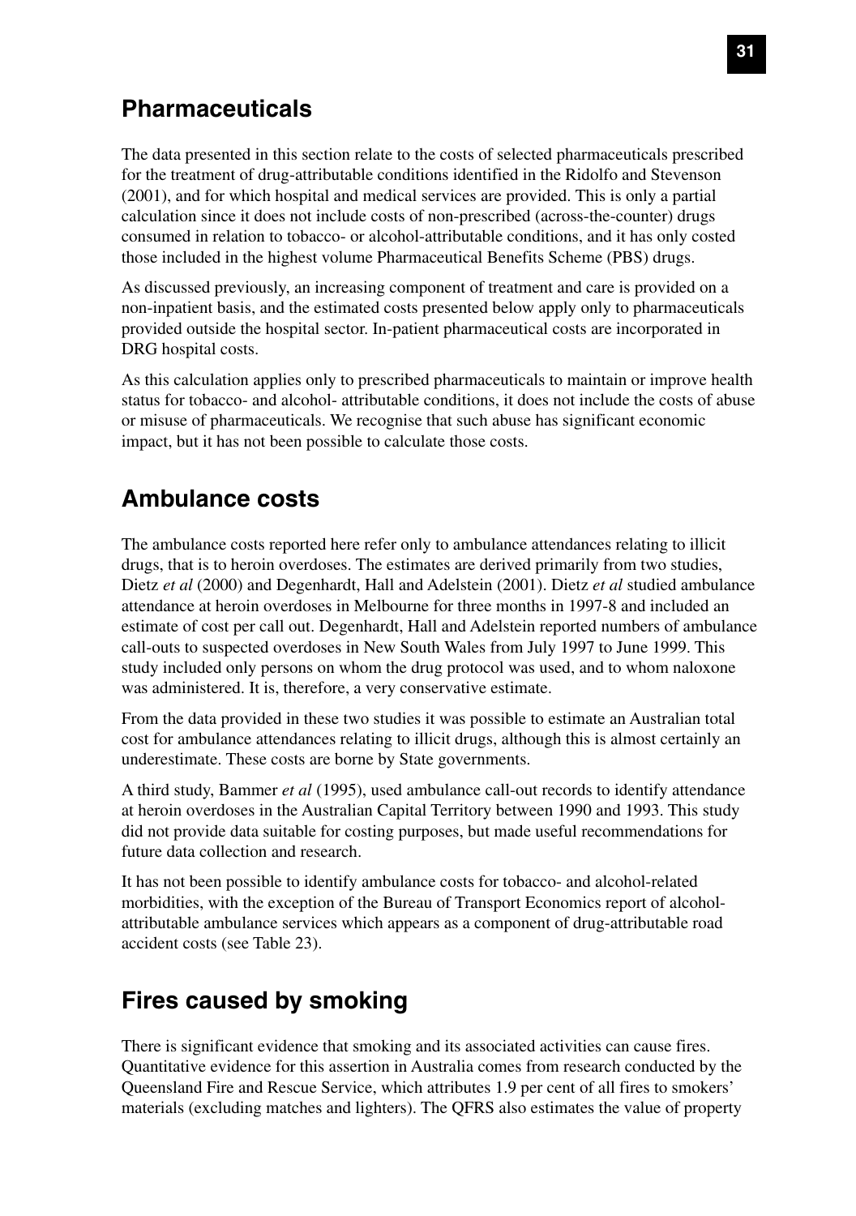## Pharmaceuticals

The data presented in this section relate to the costs of selected pharmaceuticals prescribed for the treatment of drug-attributable conditions identified in the Ridolfo and Stevenson (2001), and for which hospital and medical services are provided. This is only a partial calculation since it does not include costs of non-prescribed (across-the-counter) drugs consumed in relation to tobacco- or alcohol-attributable conditions, and it has only costed those included in the highest volume Pharmaceutical Benefits Scheme (PBS) drugs.

As discussed previously, an increasing component of treatment and care is provided on a non-inpatient basis, and the estimated costs presented below apply only to pharmaceuticals provided outside the hospital sector. In-patient pharmaceutical costs are incorporated in DRG hospital costs.

As this calculation applies only to prescribed pharmaceuticals to maintain or improve health status for tobacco- and alcohol- attributable conditions, it does not include the costs of abuse or misuse of pharmaceuticals. We recognise that such abuse has significant economic impact, but it has not been possible to calculate those costs.

## Ambulance costs

The ambulance costs reported here refer only to ambulance attendances relating to illicit drugs, that is to heroin overdoses. The estimates are derived primarily from two studies, Dietz *et al* (2000) and Degenhardt, Hall and Adelstein (2001). Dietz *et al* studied ambulance attendance at heroin overdoses in Melbourne for three months in 1997-8 and included an estimate of cost per call out. Degenhardt, Hall and Adelstein reported numbers of ambulance call-outs to suspected overdoses in New South Wales from July 1997 to June 1999. This study included only persons on whom the drug protocol was used, and to whom naloxone was administered. It is, therefore, a very conservative estimate.

From the data provided in these two studies it was possible to estimate an Australian total cost for ambulance attendances relating to illicit drugs, although this is almost certainly an underestimate. These costs are borne by State governments.

A third study, Bammer *et al* (1995), used ambulance call-out records to identify attendance at heroin overdoses in the Australian Capital Territory between 1990 and 1993. This study did not provide data suitable for costing purposes, but made useful recommendations for future data collection and research.

It has not been possible to identify ambulance costs for tobacco- and alcohol-related morbidities, with the exception of the Bureau of Transport Economics report of alcohol-attributable ambulance services which appears as a component of drug-attributable road accident costs (see Table 23).

## Fires caused by smoking

There is significant evidence that smoking and its associated activities can cause fires. Quantitative evidence for this assertion in Australia comes from research conducted by the Queensland Fire and Rescue Service, which attributes 1.9 per cent of all fires to smokers' materials (excluding matches and lighters). The QFRS also estimates the value of property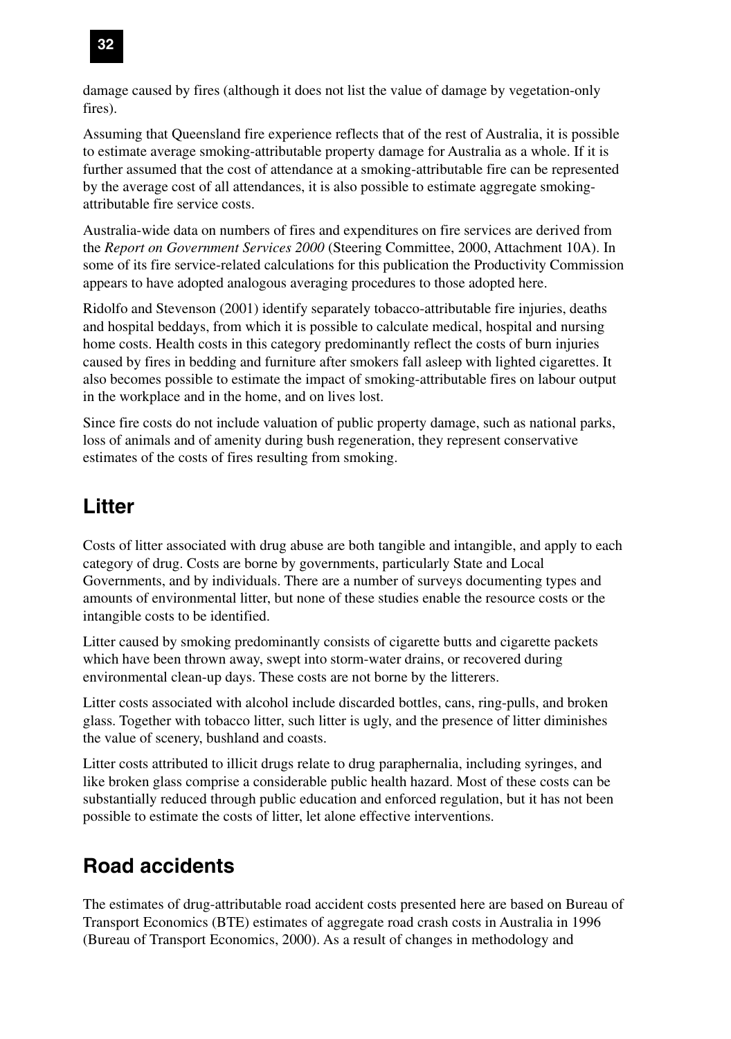damage caused by fires (although it does not list the value of damage by vegetation-only fires).

Assuming that Queensland fire experience reflects that of the rest of Australia, it is possible to estimate average smoking-attributable property damage for Australia as a whole. If it is further assumed that the cost of attendance at a smoking-attributable fire can be represented by the average cost of all attendances, it is also possible to estimate aggregate smoking-attributable fire service costs.

Australia-wide data on numbers of fires and expenditures on fire services are derived from the *Report on Government Services 2000* (Steering Committee, 2000, Attachment 10A). In some of its fire service-related calculations for this publication the Productivity Commission appears to have adopted analogous averaging procedures to those adopted here.

Ridolfo and Stevenson (2001) identify separately tobacco-attributable fire injuries, deaths and hospital beddays, from which it is possible to calculate medical, hospital and nursing home costs. Health costs in this category predominantly reflect the costs of burn injuries caused by fires in bedding and furniture after smokers fall asleep with lighted cigarettes. It also becomes possible to estimate the impact of smoking-attributable fires on labour output in the workplace and in the home, and on lives lost.

Since fire costs do not include valuation of public property damage, such as national parks, loss of animals and of amenity during bush regeneration, they represent conservative estimates of the costs of fires resulting from smoking.

## Litter

Costs of litter associated with drug abuse are both tangible and intangible, and apply to each category of drug. Costs are borne by governments, particularly State and Local Governments, and by individuals. There are a number of surveys documenting types and amounts of environmental litter, but none of these studies enable the resource costs or the intangible costs to be identified.

Litter caused by smoking predominantly consists of cigarette butts and cigarette packets which have been thrown away, swept into storm-water drains, or recovered during environmental clean-up days. These costs are not borne by the litterers.

Litter costs associated with alcohol include discarded bottles, cans, ring-pulls, and broken glass. Together with tobacco litter, such litter is ugly, and the presence of litter diminishes the value of scenery, bushland and coasts.

Litter costs attributed to illicit drugs relate to drug paraphernalia, including syringes, and like broken glass comprise a considerable public health hazard. Most of these costs can be substantially reduced through public education and enforced regulation, but it has not been possible to estimate the costs of litter, let alone effective interventions.

## Road accidents

The estimates of drug-attributable road accident costs presented here are based on Bureau of Transport Economics (BTE) estimates of aggregate road crash costs in Australia in 1996 (Bureau of Transport Economics, 2000). As a result of changes in methodology and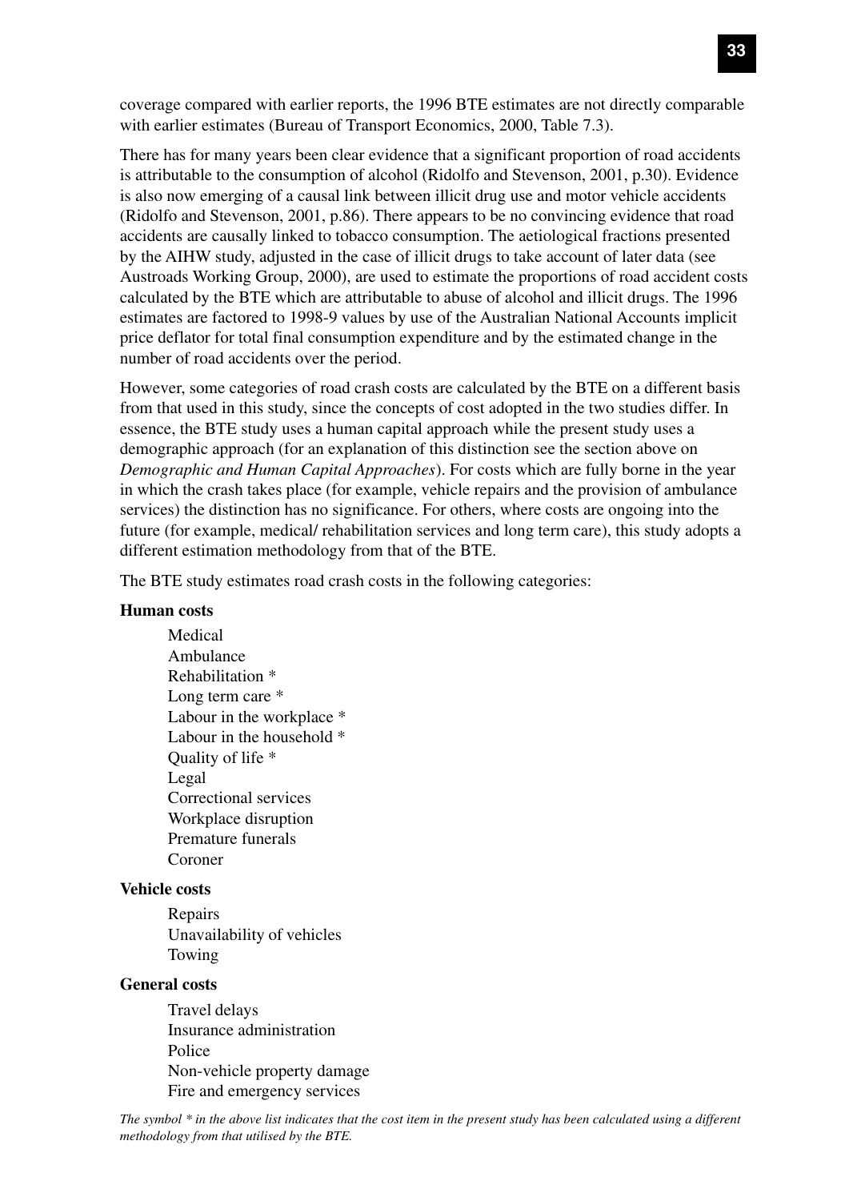coverage compared with earlier reports, the 1996 BTE estimates are not directly comparable with earlier estimates (Bureau of Transport Economics, 2000, Table 7.3).

There has for many years been clear evidence that a significant proportion of road accidents is attributable to the consumption of alcohol (Ridolfo and Stevenson, 2001, p.30). Evidence is also now emerging of a causal link between illicit drug use and motor vehicle accidents (Ridolfo and Stevenson, 2001, p.86). There appears to be no convincing evidence that road accidents are causally linked to tobacco consumption. The aetiological fractions presented by the AIHW study, adjusted in the case of illicit drugs to take account of later data (see Austroads Working Group, 2000), are used to estimate the proportions of road accident costs calculated by the BTE which are attributable to abuse of alcohol and illicit drugs. The 1996 estimates are factored to 1998-9 values by use of the Australian National Accounts implicit price deflator for total final consumption expenditure and by the estimated change in the number of road accidents over the period.

However, some categories of road crash costs are calculated by the BTE on a different basis from that used in this study, since the concepts of cost adopted in the two studies differ. In essence, the BTE study uses a human capital approach while the present study uses a demographic approach (for an explanation of this distinction see the section above on *Demographic and Human Capital Approaches*). For costs which are fully borne in the year in which the crash takes place (for example, vehicle repairs and the provision of ambulance services) the distinction has no significance. For others, where costs are ongoing into the future (for example, medical/ rehabilitation services and long term care), this study adopts a different estimation methodology from that of the BTE.

The BTE study estimates road crash costs in the following categories:

**Human costs**

- Medical
- Ambulance
- Rehabilitation *
- Long term care *
- Labour in the workplace *
- Labour in the household *
- Quality of life *
- Legal
- Correctional services
- Workplace disruption
- Premature funerals
- Coroner

**Vehicle costs**

- Repairs
- Unavailability of vehicles
- Towing

**General costs**

- Travel delays
- Insurance administration
- Police
- Non-vehicle property damage
- Fire and emergency services

*The symbol * in the above list indicates that the cost item in the present study has been calculated using a different methodology from that utilised by the BTE.*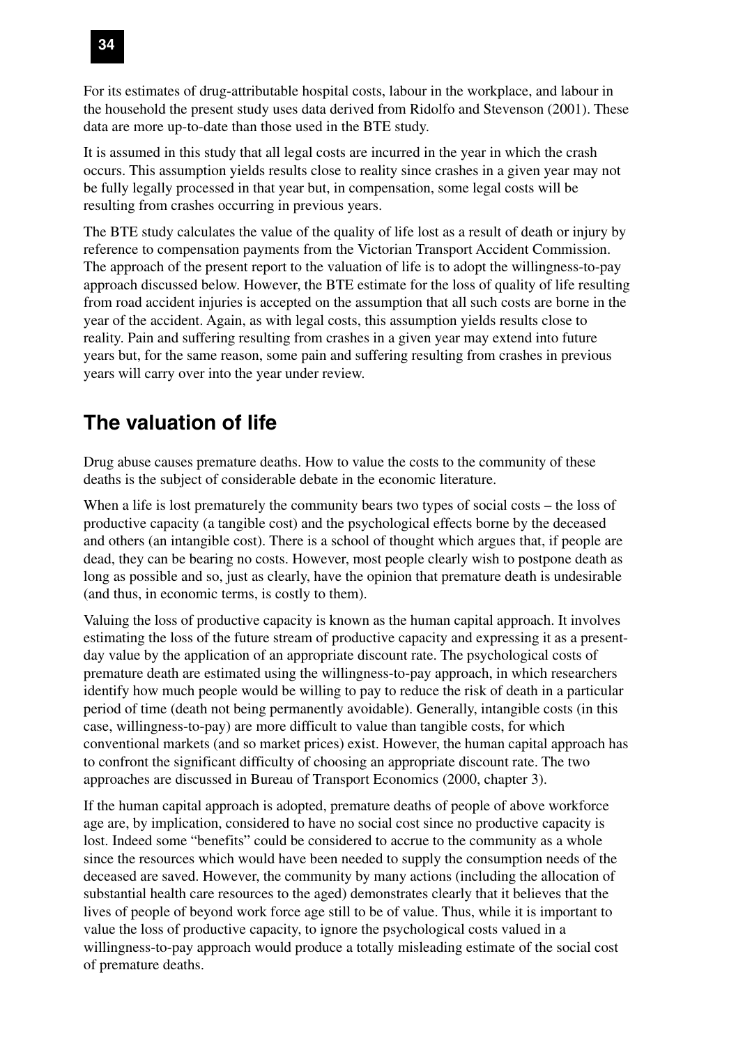For its estimates of drug-attributable hospital costs, labour in the workplace, and labour in the household the present study uses data derived from Ridolfo and Stevenson (2001). These data are more up-to-date than those used in the BTE study.

It is assumed in this study that all legal costs are incurred in the year in which the crash occurs. This assumption yields results close to reality since crashes in a given year may not be fully legally processed in that year but, in compensation, some legal costs will be resulting from crashes occurring in previous years.

The BTE study calculates the value of the quality of life lost as a result of death or injury by reference to compensation payments from the Victorian Transport Accident Commission. The approach of the present report to the valuation of life is to adopt the willingness-to-pay approach discussed below. However, the BTE estimate for the loss of quality of life resulting from road accident injuries is accepted on the assumption that all such costs are borne in the year of the accident. Again, as with legal costs, this assumption yields results close to reality. Pain and suffering resulting from crashes in a given year may extend into future years but, for the same reason, some pain and suffering resulting from crashes in previous years will carry over into the year under review.

## The valuation of life

Drug abuse causes premature deaths. How to value the costs to the community of these deaths is the subject of considerable debate in the economic literature.

When a life is lost prematurely the community bears two types of social costs – the loss of productive capacity (a tangible cost) and the psychological effects borne by the deceased and others (an intangible cost). There is a school of thought which argues that, if people are dead, they can be bearing no costs. However, most people clearly wish to postpone death as long as possible and so, just as clearly, have the opinion that premature death is undesirable (and thus, in economic terms, is costly to them).

Valuing the loss of productive capacity is known as the human capital approach. It involves estimating the loss of the future stream of productive capacity and expressing it as a present-day value by the application of an appropriate discount rate. The psychological costs of premature death are estimated using the willingness-to-pay approach, in which researchers identify how much people would be willing to pay to reduce the risk of death in a particular period of time (death not being permanently avoidable). Generally, intangible costs (in this case, willingness-to-pay) are more difficult to value than tangible costs, for which conventional markets (and so market prices) exist. However, the human capital approach has to confront the significant difficulty of choosing an appropriate discount rate. The two approaches are discussed in Bureau of Transport Economics (2000, chapter 3).

If the human capital approach is adopted, premature deaths of people of above workforce age are, by implication, considered to have no social cost since no productive capacity is lost. Indeed some "benefits" could be considered to accrue to the community as a whole since the resources which would have been needed to supply the consumption needs of the deceased are saved. However, the community by many actions (including the allocation of substantial health care resources to the aged) demonstrates clearly that it believes that the lives of people of beyond work force age still to be of value. Thus, while it is important to value the loss of productive capacity, to ignore the psychological costs valued in a willingness-to-pay approach would produce a totally misleading estimate of the social cost of premature deaths.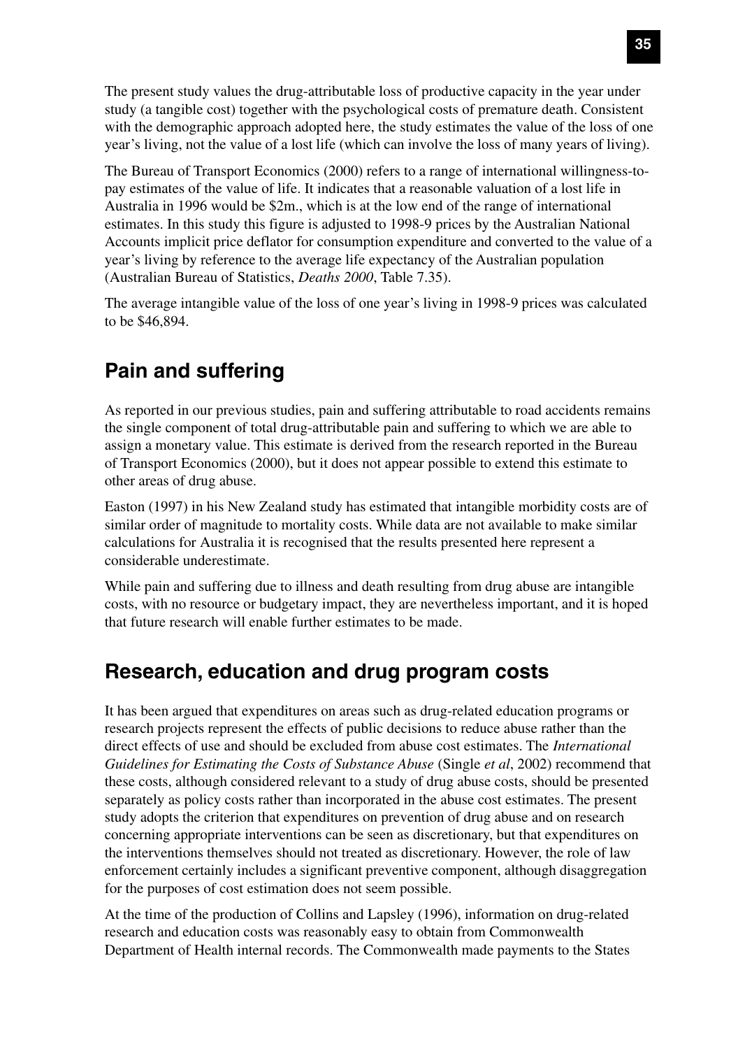The present study values the drug-attributable loss of productive capacity in the year under study (a tangible cost) together with the psychological costs of premature death. Consistent with the demographic approach adopted here, the study estimates the value of the loss of one year's living, not the value of a lost life (which can involve the loss of many years of living).

The Bureau of Transport Economics (2000) refers to a range of international willingness-to-pay estimates of the value of life. It indicates that a reasonable valuation of a lost life in Australia in 1996 would be $2m., which is at the low end of the range of international estimates. In this study this figure is adjusted to 1998-9 prices by the Australian National Accounts implicit price deflator for consumption expenditure and converted to the value of a year's living by reference to the average life expectancy of the Australian population (Australian Bureau of Statistics, *Deaths 2000*, Table 7.35).

The average intangible value of the loss of one year's living in 1998-9 prices was calculated to be $46,894.

## Pain and suffering

As reported in our previous studies, pain and suffering attributable to road accidents remains the single component of total drug-attributable pain and suffering to which we are able to assign a monetary value. This estimate is derived from the research reported in the Bureau of Transport Economics (2000), but it does not appear possible to extend this estimate to other areas of drug abuse.

Easton (1997) in his New Zealand study has estimated that intangible morbidity costs are of similar order of magnitude to mortality costs. While data are not available to make similar calculations for Australia it is recognised that the results presented here represent a considerable underestimate.

While pain and suffering due to illness and death resulting from drug abuse are intangible costs, with no resource or budgetary impact, they are nevertheless important, and it is hoped that future research will enable further estimates to be made.

## Research, education and drug program costs

It has been argued that expenditures on areas such as drug-related education programs or research projects represent the effects of public decisions to reduce abuse rather than the direct effects of use and should be excluded from abuse cost estimates. The *International Guidelines for Estimating the Costs of Substance Abuse* (Single *et al*, 2002) recommend that these costs, although considered relevant to a study of drug abuse costs, should be presented separately as policy costs rather than incorporated in the abuse cost estimates. The present study adopts the criterion that expenditures on prevention of drug abuse and on research concerning appropriate interventions can be seen as discretionary, but that expenditures on the interventions themselves should not treated as discretionary. However, the role of law enforcement certainly includes a significant preventive component, although disaggregation for the purposes of cost estimation does not seem possible.

At the time of the production of Collins and Lapsley (1996), information on drug-related research and education costs was reasonably easy to obtain from Commonwealth Department of Health internal records. The Commonwealth made payments to the States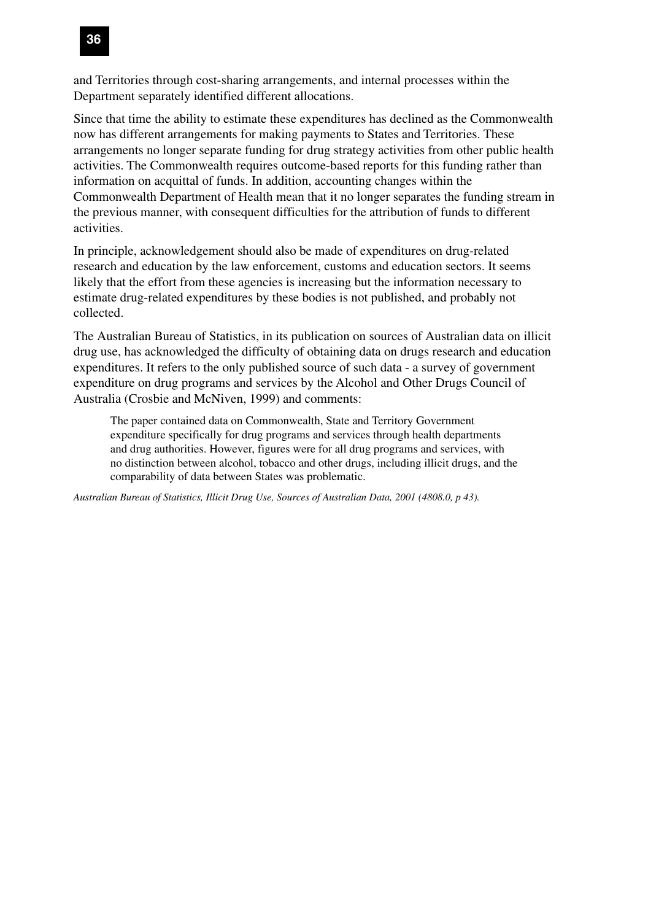and Territories through cost-sharing arrangements, and internal processes within the Department separately identified different allocations.

Since that time the ability to estimate these expenditures has declined as the Commonwealth now has different arrangements for making payments to States and Territories. These arrangements no longer separate funding for drug strategy activities from other public health activities. The Commonwealth requires outcome-based reports for this funding rather than information on acquittal of funds. In addition, accounting changes within the Commonwealth Department of Health mean that it no longer separates the funding stream in the previous manner, with consequent difficulties for the attribution of funds to different activities.

In principle, acknowledgement should also be made of expenditures on drug-related research and education by the law enforcement, customs and education sectors. It seems likely that the effort from these agencies is increasing but the information necessary to estimate drug-related expenditures by these bodies is not published, and probably not collected.

The Australian Bureau of Statistics, in its publication on sources of Australian data on illicit drug use, has acknowledged the difficulty of obtaining data on drugs research and education expenditures. It refers to the only published source of such data - a survey of government expenditure on drug programs and services by the Alcohol and Other Drugs Council of Australia (Crosbie and McNiven, 1999) and comments:

> The paper contained data on Commonwealth, State and Territory Government expenditure specifically for drug programs and services through health departments and drug authorities. However, figures were for all drug programs and services, with no distinction between alcohol, tobacco and other drugs, including illicit drugs, and the comparability of data between States was problematic.

*Australian Bureau of Statistics, Illicit Drug Use, Sources of Australian Data, 2001 (4808.0, p 43).*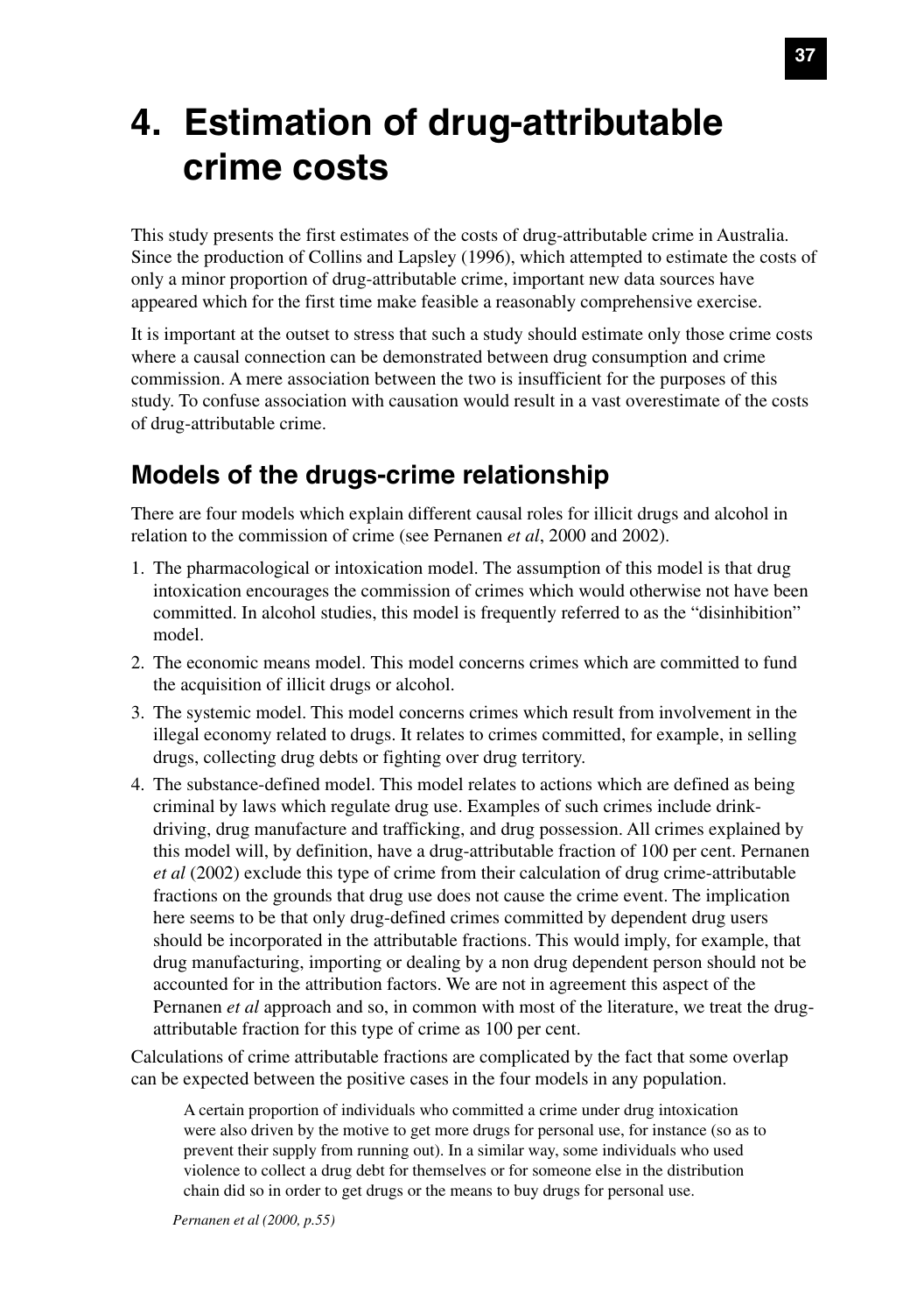# 4. Estimation of drug-attributable crime costs

This study presents the first estimates of the costs of drug-attributable crime in Australia. Since the production of Collins and Lapsley (1996), which attempted to estimate the costs of only a minor proportion of drug-attributable crime, important new data sources have appeared which for the first time make feasible a reasonably comprehensive exercise.

It is important at the outset to stress that such a study should estimate only those crime costs where a causal connection can be demonstrated between drug consumption and crime commission. A mere association between the two is insufficient for the purposes of this study. To confuse association with causation would result in a vast overestimate of the costs of drug-attributable crime.

## Models of the drugs-crime relationship

There are four models which explain different causal roles for illicit drugs and alcohol in relation to the commission of crime (see Pernanen *et al*, 2000 and 2002).

1. The pharmacological or intoxication model. The assumption of this model is that drug intoxication encourages the commission of crimes which would otherwise not have been committed. In alcohol studies, this model is frequently referred to as the "disinhibition" model.
2. The economic means model. This model concerns crimes which are committed to fund the acquisition of illicit drugs or alcohol.
3. The systemic model. This model concerns crimes which result from involvement in the illegal economy related to drugs. It relates to crimes committed, for example, in selling drugs, collecting drug debts or fighting over drug territory.
4. The substance-defined model. This model relates to actions which are defined as being criminal by laws which regulate drug use. Examples of such crimes include drink-driving, drug manufacture and trafficking, and drug possession. All crimes explained by this model will, by definition, have a drug-attributable fraction of 100 per cent. Pernanen *et al* (2002) exclude this type of crime from their calculation of drug crime-attributable fractions on the grounds that drug use does not cause the crime event. The implication here seems to be that only drug-defined crimes committed by dependent drug users should be incorporated in the attributable fractions. This would imply, for example, that drug manufacturing, importing or dealing by a non drug dependent person should not be accounted for in the attribution factors. We are not in agreement this aspect of the Pernanen *et al* approach and so, in common with most of the literature, we treat the drug-attributable fraction for this type of crime as 100 per cent.

Calculations of crime attributable fractions are complicated by the fact that some overlap can be expected between the positive cases in the four models in any population.

> A certain proportion of individuals who committed a crime under drug intoxication were also driven by the motive to get more drugs for personal use, for instance (so as to prevent their supply from running out). In a similar way, some individuals who used violence to collect a drug debt for themselves or for someone else in the distribution chain did so in order to get drugs or the means to buy drugs for personal use.
>
> *Pernanen et al (2000, p.55)*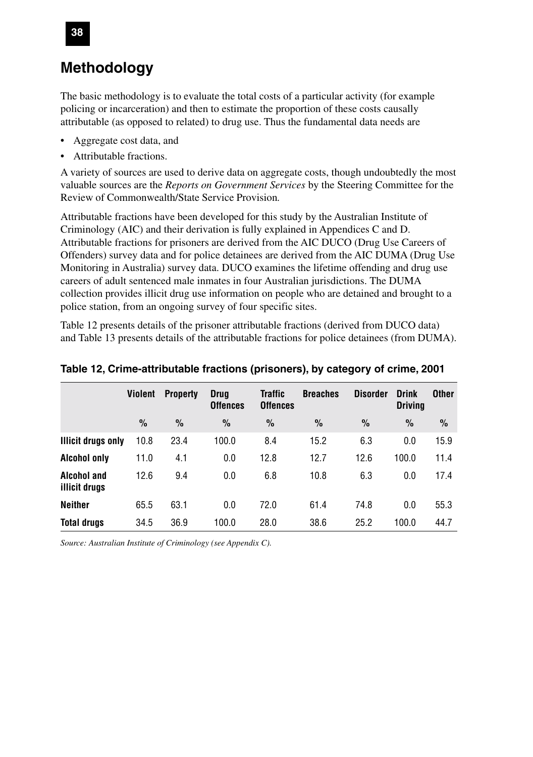## Methodology

The basic methodology is to evaluate the total costs of a particular activity (for example policing or incarceration) and then to estimate the proportion of these costs causally attributable (as opposed to related) to drug use. Thus the fundamental data needs are

- Aggregate cost data, and
- Attributable fractions.

A variety of sources are used to derive data on aggregate costs, though undoubtedly the most valuable sources are the *Reports on Government Services* by the Steering Committee for the Review of Commonwealth/State Service Provision.

Attributable fractions have been developed for this study by the Australian Institute of Criminology (AIC) and their derivation is fully explained in Appendices C and D. Attributable fractions for prisoners are derived from the AIC DUCO (Drug Use Careers of Offenders) survey data and for police detainees are derived from the AIC DUMA (Drug Use Monitoring in Australia) survey data. DUCO examines the lifetime offending and drug use careers of adult sentenced male inmates in four Australian jurisdictions. The DUMA collection provides illicit drug use information on people who are detained and brought to a police station, from an ongoing survey of four specific sites.

Table 12 presents details of the prisoner attributable fractions (derived from DUCO data) and Table 13 presents details of the attributable fractions for police detainees (from DUMA).

**Table 12, Crime-attributable fractions (prisoners), by category of crime, 2001**

| | Violent | Property | Drug Offences | Traffic Offences | Breaches | Disorder | Drink Driving | Other |
|---|---|---|---|---|---|---|---|---|
| | % | % | % | % | % | % | % | % |
| **Illicit drugs only** | 10.8 | 23.4 | 100.0 | 8.4 | 15.2 | 6.3 | 0.0 | 15.9 |
| **Alcohol only** | 11.0 | 4.1 | 0.0 | 12.8 | 12.7 | 12.6 | 100.0 | 11.4 |
| **Alcohol and illicit drugs** | 12.6 | 9.4 | 0.0 | 6.8 | 10.8 | 6.3 | 0.0 | 17.4 |
| **Neither** | 65.5 | 63.1 | 0.0 | 72.0 | 61.4 | 74.8 | 0.0 | 55.3 |
| **Total drugs** | 34.5 | 36.9 | 100.0 | 28.0 | 38.6 | 25.2 | 100.0 | 44.7 |

*Source: Australian Institute of Criminology (see Appendix C).*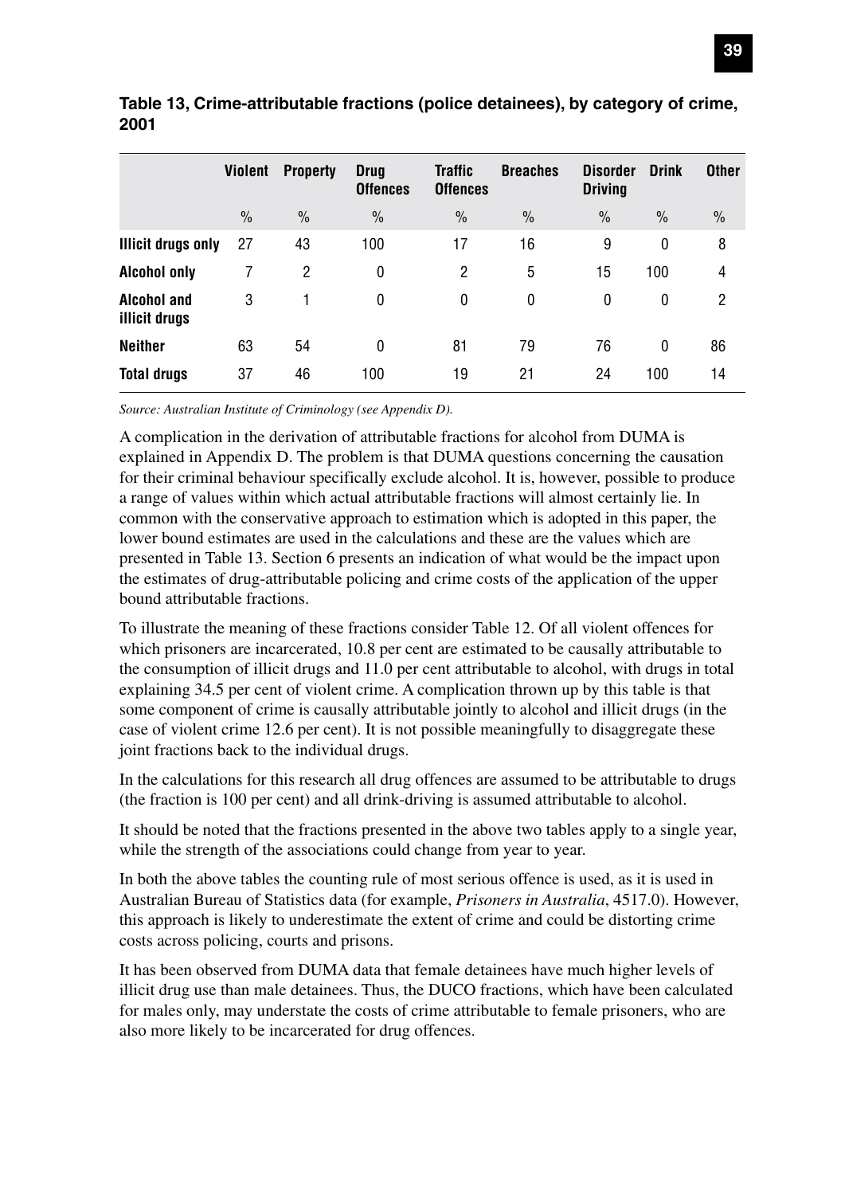**Table 13, Crime-attributable fractions (police detainees), by category of crime, 2001**

| | Violent | Property | Drug Offences | Traffic Offences | Breaches | Disorder Driving | Drink | Other |
|---|---|---|---|---|---|---|---|---|
| | % | % | % | % | % | % | % | % |
| **Illicit drugs only** | 27 | 43 | 100 | 17 | 16 | 9 | 0 | 8 |
| **Alcohol only** | 7 | 2 | 0 | 2 | 5 | 15 | 100 | 4 |
| **Alcohol and illicit drugs** | 3 | 1 | 0 | 0 | 0 | 0 | 0 | 2 |
| **Neither** | 63 | 54 | 0 | 81 | 79 | 76 | 0 | 86 |
| **Total drugs** | 37 | 46 | 100 | 19 | 21 | 24 | 100 | 14 |

*Source: Australian Institute of Criminology (see Appendix D).*

A complication in the derivation of attributable fractions for alcohol from DUMA is explained in Appendix D. The problem is that DUMA questions concerning the causation for their criminal behaviour specifically exclude alcohol. It is, however, possible to produce a range of values within which actual attributable fractions will almost certainly lie. In common with the conservative approach to estimation which is adopted in this paper, the lower bound estimates are used in the calculations and these are the values which are presented in Table 13. Section 6 presents an indication of what would be the impact upon the estimates of drug-attributable policing and crime costs of the application of the upper bound attributable fractions.

To illustrate the meaning of these fractions consider Table 12. Of all violent offences for which prisoners are incarcerated, 10.8 per cent are estimated to be causally attributable to the consumption of illicit drugs and 11.0 per cent attributable to alcohol, with drugs in total explaining 34.5 per cent of violent crime. A complication thrown up by this table is that some component of crime is causally attributable jointly to alcohol and illicit drugs (in the case of violent crime 12.6 per cent). It is not possible meaningfully to disaggregate these joint fractions back to the individual drugs.

In the calculations for this research all drug offences are assumed to be attributable to drugs (the fraction is 100 per cent) and all drink-driving is assumed attributable to alcohol.

It should be noted that the fractions presented in the above two tables apply to a single year, while the strength of the associations could change from year to year.

In both the above tables the counting rule of most serious offence is used, as it is used in Australian Bureau of Statistics data (for example, *Prisoners in Australia*, 4517.0). However, this approach is likely to underestimate the extent of crime and could be distorting crime costs across policing, courts and prisons.

It has been observed from DUMA data that female detainees have much higher levels of illicit drug use than male detainees. Thus, the DUCO fractions, which have been calculated for males only, may understate the costs of crime attributable to female prisoners, who are also more likely to be incarcerated for drug offences.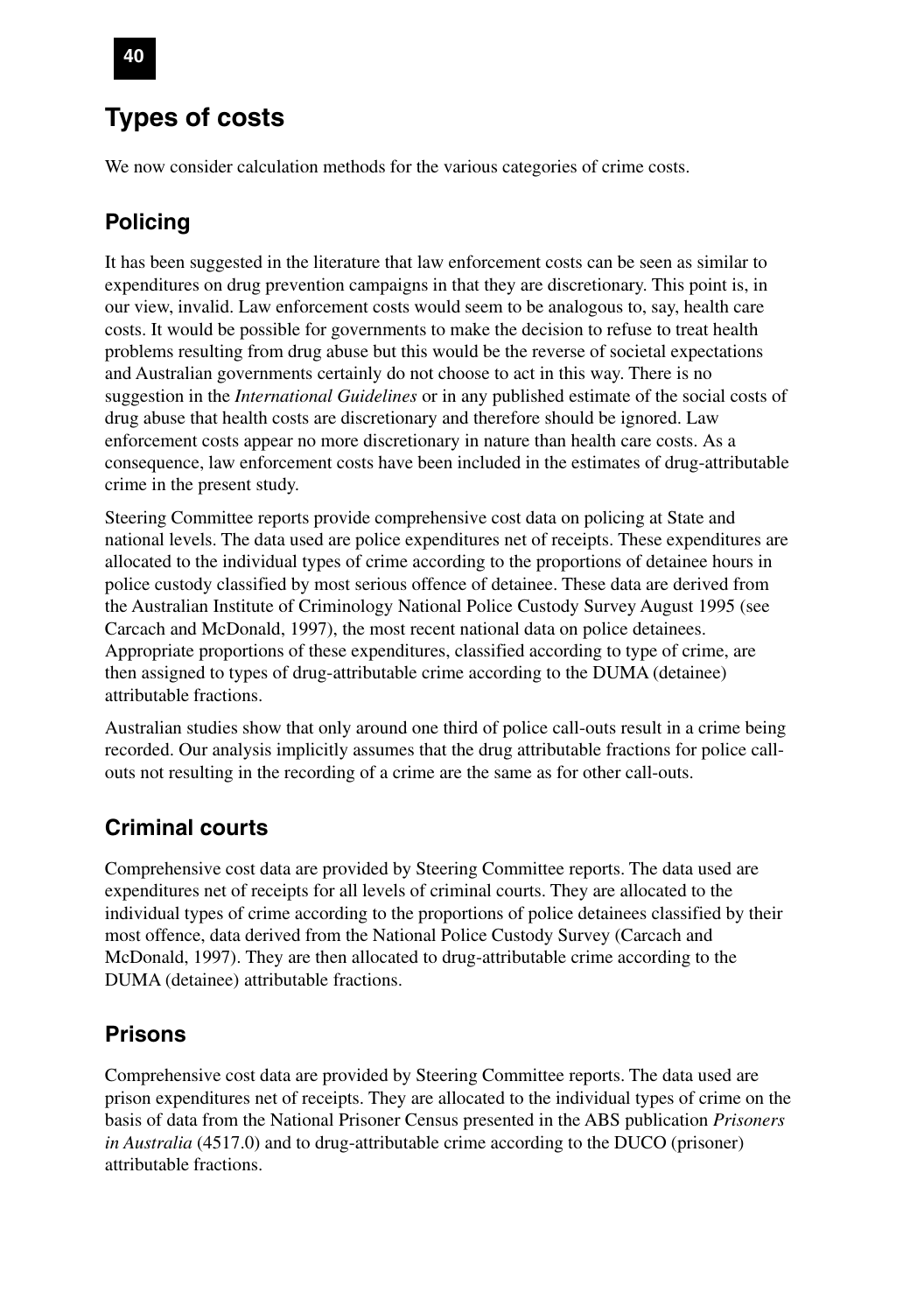## Types of costs

We now consider calculation methods for the various categories of crime costs.

### Policing

It has been suggested in the literature that law enforcement costs can be seen as similar to expenditures on drug prevention campaigns in that they are discretionary. This point is, in our view, invalid. Law enforcement costs would seem to be analogous to, say, health care costs. It would be possible for governments to make the decision to refuse to treat health problems resulting from drug abuse but this would be the reverse of societal expectations and Australian governments certainly do not choose to act in this way. There is no suggestion in the *International Guidelines* or in any published estimate of the social costs of drug abuse that health costs are discretionary and therefore should be ignored. Law enforcement costs appear no more discretionary in nature than health care costs. As a consequence, law enforcement costs have been included in the estimates of drug-attributable crime in the present study.

Steering Committee reports provide comprehensive cost data on policing at State and national levels. The data used are police expenditures net of receipts. These expenditures are allocated to the individual types of crime according to the proportions of detainee hours in police custody classified by most serious offence of detainee. These data are derived from the Australian Institute of Criminology National Police Custody Survey August 1995 (see Carcach and McDonald, 1997), the most recent national data on police detainees. Appropriate proportions of these expenditures, classified according to type of crime, are then assigned to types of drug-attributable crime according to the DUMA (detainee) attributable fractions.

Australian studies show that only around one third of police call-outs result in a crime being recorded. Our analysis implicitly assumes that the drug attributable fractions for police call-outs not resulting in the recording of a crime are the same as for other call-outs.

### Criminal courts

Comprehensive cost data are provided by Steering Committee reports. The data used are expenditures net of receipts for all levels of criminal courts. They are allocated to the individual types of crime according to the proportions of police detainees classified by their most offence, data derived from the National Police Custody Survey (Carcach and McDonald, 1997). They are then allocated to drug-attributable crime according to the DUMA (detainee) attributable fractions.

### Prisons

Comprehensive cost data are provided by Steering Committee reports. The data used are prison expenditures net of receipts. They are allocated to the individual types of crime on the basis of data from the National Prisoner Census presented in the ABS publication *Prisoners in Australia* (4517.0) and to drug-attributable crime according to the DUCO (prisoner) attributable fractions.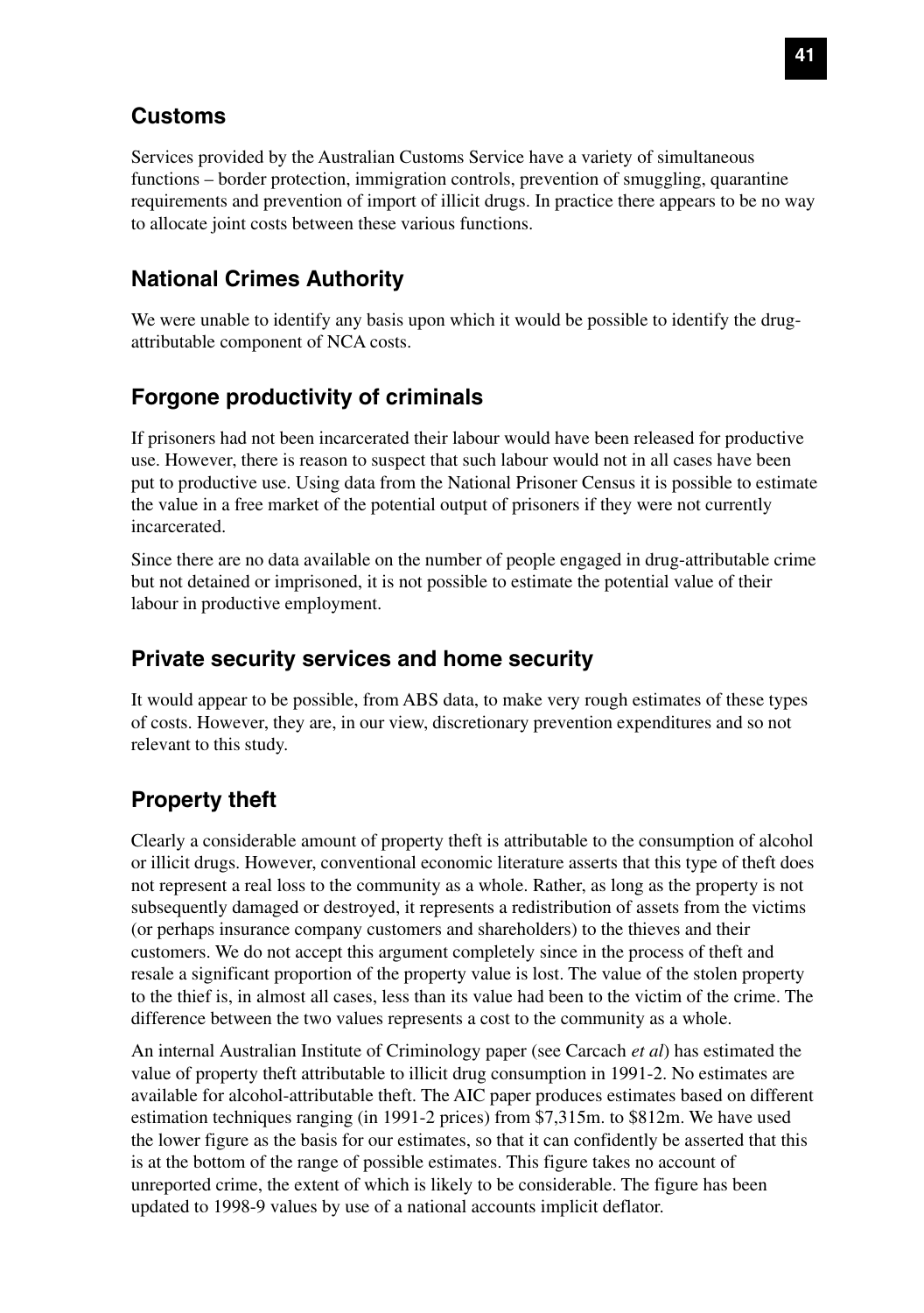## Customs

Services provided by the Australian Customs Service have a variety of simultaneous functions – border protection, immigration controls, prevention of smuggling, quarantine requirements and prevention of import of illicit drugs. In practice there appears to be no way to allocate joint costs between these various functions.

## National Crimes Authority

We were unable to identify any basis upon which it would be possible to identify the drug-attributable component of NCA costs.

## Forgone productivity of criminals

If prisoners had not been incarcerated their labour would have been released for productive use. However, there is reason to suspect that such labour would not in all cases have been put to productive use. Using data from the National Prisoner Census it is possible to estimate the value in a free market of the potential output of prisoners if they were not currently incarcerated.

Since there are no data available on the number of people engaged in drug-attributable crime but not detained or imprisoned, it is not possible to estimate the potential value of their labour in productive employment.

## Private security services and home security

It would appear to be possible, from ABS data, to make very rough estimates of these types of costs. However, they are, in our view, discretionary prevention expenditures and so not relevant to this study.

## Property theft

Clearly a considerable amount of property theft is attributable to the consumption of alcohol or illicit drugs. However, conventional economic literature asserts that this type of theft does not represent a real loss to the community as a whole. Rather, as long as the property is not subsequently damaged or destroyed, it represents a redistribution of assets from the victims (or perhaps insurance company customers and shareholders) to the thieves and their customers. We do not accept this argument completely since in the process of theft and resale a significant proportion of the property value is lost. The value of the stolen property to the thief is, in almost all cases, less than its value had been to the victim of the crime. The difference between the two values represents a cost to the community as a whole.

An internal Australian Institute of Criminology paper (see Carcach *et al*) has estimated the value of property theft attributable to illicit drug consumption in 1991-2. No estimates are available for alcohol-attributable theft. The AIC paper produces estimates based on different estimation techniques ranging (in 1991-2 prices) from $7,315m. to $812m. We have used the lower figure as the basis for our estimates, so that it can confidently be asserted that this is at the bottom of the range of possible estimates. This figure takes no account of unreported crime, the extent of which is likely to be considerable. The figure has been updated to 1998-9 values by use of a national accounts implicit deflator.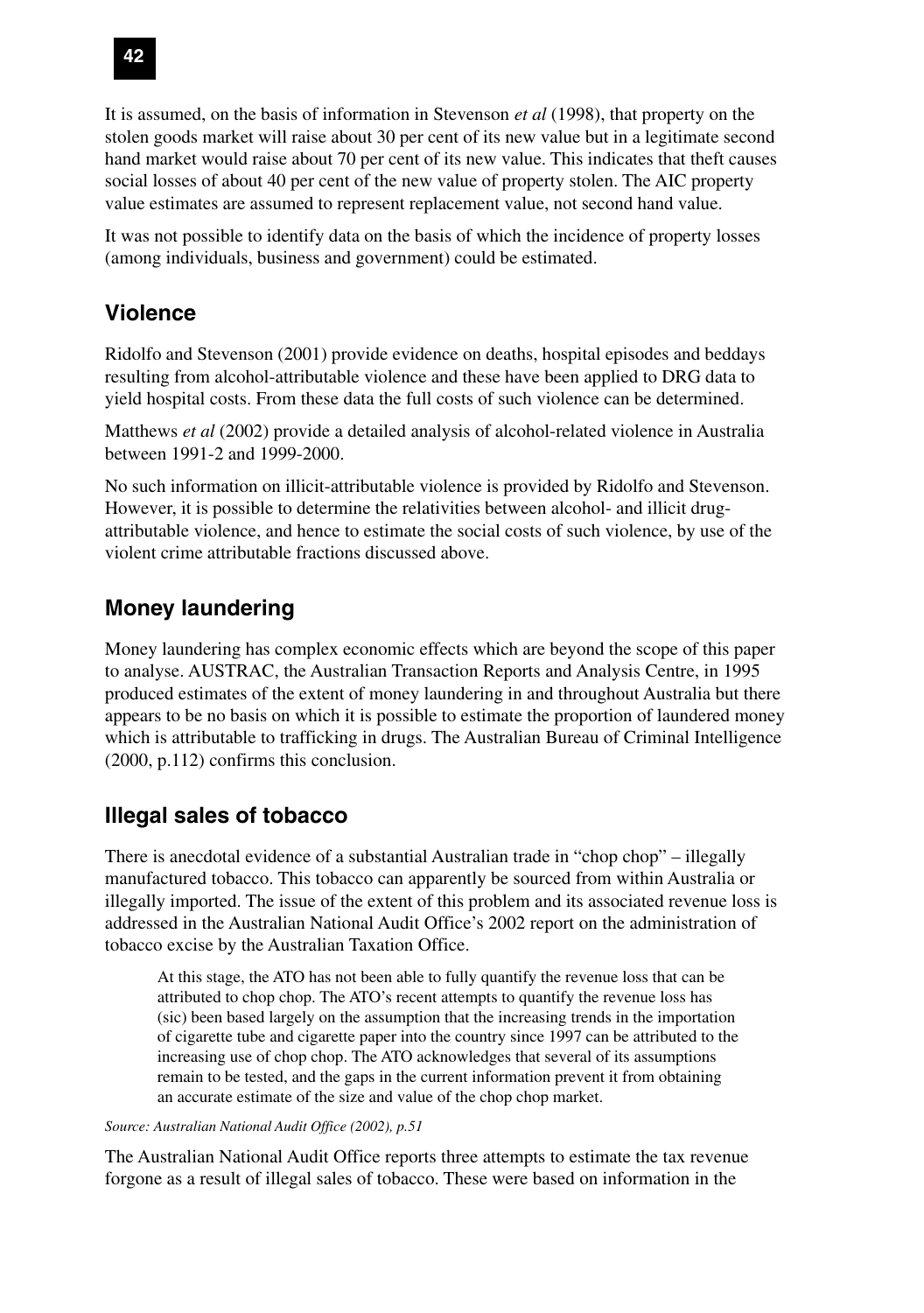It is assumed, on the basis of information in Stevenson *et al* (1998), that property on the stolen goods market will raise about 30 per cent of its new value but in a legitimate second hand market would raise about 70 per cent of its new value. This indicates that theft causes social losses of about 40 per cent of the new value of property stolen. The AIC property value estimates are assumed to represent replacement value, not second hand value.

It was not possible to identify data on the basis of which the incidence of property losses (among individuals, business and government) could be estimated.

## Violence

Ridolfo and Stevenson (2001) provide evidence on deaths, hospital episodes and beddays resulting from alcohol-attributable violence and these have been applied to DRG data to yield hospital costs. From these data the full costs of such violence can be determined.

Matthews *et al* (2002) provide a detailed analysis of alcohol-related violence in Australia between 1991-2 and 1999-2000.

No such information on illicit-attributable violence is provided by Ridolfo and Stevenson. However, it is possible to determine the relativities between alcohol- and illicit drug-attributable violence, and hence to estimate the social costs of such violence, by use of the violent crime attributable fractions discussed above.

## Money laundering

Money laundering has complex economic effects which are beyond the scope of this paper to analyse. AUSTRAC, the Australian Transaction Reports and Analysis Centre, in 1995 produced estimates of the extent of money laundering in and throughout Australia but there appears to be no basis on which it is possible to estimate the proportion of laundered money which is attributable to trafficking in drugs. The Australian Bureau of Criminal Intelligence (2000, p.112) confirms this conclusion.

## Illegal sales of tobacco

There is anecdotal evidence of a substantial Australian trade in "chop chop" – illegally manufactured tobacco. This tobacco can apparently be sourced from within Australia or illegally imported. The issue of the extent of this problem and its associated revenue loss is addressed in the Australian National Audit Office's 2002 report on the administration of tobacco excise by the Australian Taxation Office.

> At this stage, the ATO has not been able to fully quantify the revenue loss that can be attributed to chop chop. The ATO's recent attempts to quantify the revenue loss has (sic) been based largely on the assumption that the increasing trends in the importation of cigarette tube and cigarette paper into the country since 1997 can be attributed to the increasing use of chop chop. The ATO acknowledges that several of its assumptions remain to be tested, and the gaps in the current information prevent it from obtaining an accurate estimate of the size and value of the chop chop market.

*Source: Australian National Audit Office (2002), p.51*

The Australian National Audit Office reports three attempts to estimate the tax revenue forgone as a result of illegal sales of tobacco. These were based on information in the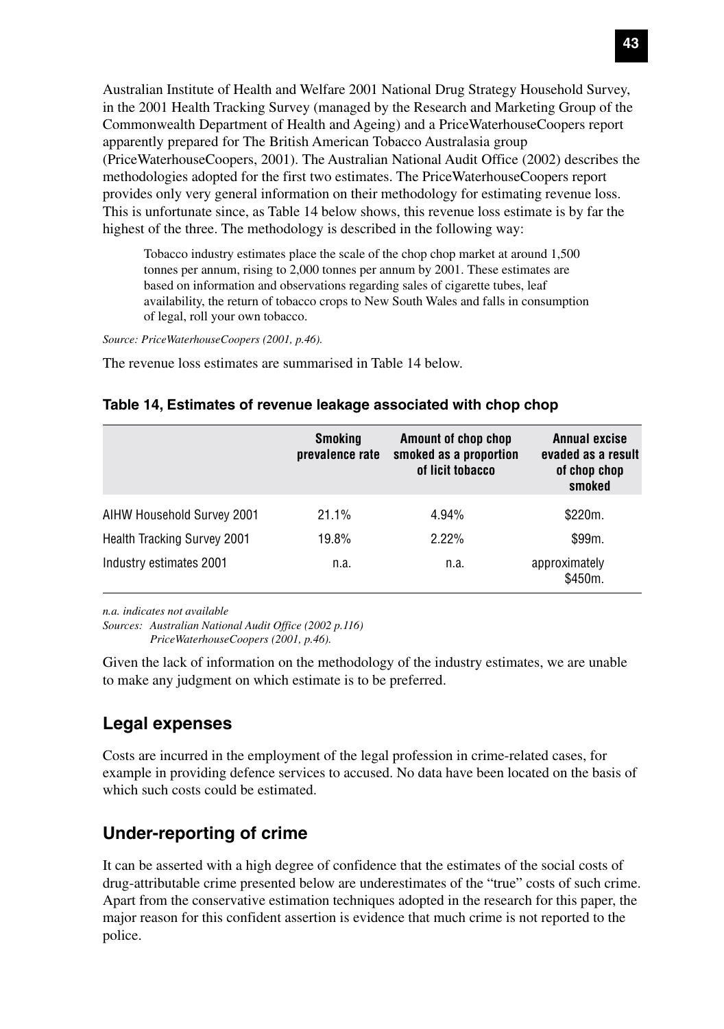Australian Institute of Health and Welfare 2001 National Drug Strategy Household Survey, in the 2001 Health Tracking Survey (managed by the Research and Marketing Group of the Commonwealth Department of Health and Ageing) and a PriceWaterhouseCoopers report apparently prepared for The British American Tobacco Australasia group (PriceWaterhouseCoopers, 2001). The Australian National Audit Office (2002) describes the methodologies adopted for the first two estimates. The PriceWaterhouseCoopers report provides only very general information on their methodology for estimating revenue loss. This is unfortunate since, as Table 14 below shows, this revenue loss estimate is by far the highest of the three. The methodology is described in the following way:

> Tobacco industry estimates place the scale of the chop chop market at around 1,500 tonnes per annum, rising to 2,000 tonnes per annum by 2001. These estimates are based on information and observations regarding sales of cigarette tubes, leaf availability, the return of tobacco crops to New South Wales and falls in consumption of legal, roll your own tobacco.

*Source: PriceWaterhouseCoopers (2001, p.46).*

The revenue loss estimates are summarised in Table 14 below.

**Table 14, Estimates of revenue leakage associated with chop chop**

| | Smoking prevalence rate | Amount of chop chop smoked as a proportion of licit tobacco | Annual excise evaded as a result of chop chop smoked |
|---|---|---|---|
| AIHW Household Survey 2001 | 21.1% | 4.94% | \$220m. |
| Health Tracking Survey 2001 | 19.8% | 2.22% | \$99m. |
| Industry estimates 2001 | n.a. | n.a. | approximately \$450m. |

*n.a. indicates not available*
*Sources: Australian National Audit Office (2002 p.116)*
*PriceWaterhouseCoopers (2001, p.46).*

Given the lack of information on the methodology of the industry estimates, we are unable to make any judgment on which estimate is to be preferred.

## Legal expenses

Costs are incurred in the employment of the legal profession in crime-related cases, for example in providing defence services to accused. No data have been located on the basis of which such costs could be estimated.

## Under-reporting of crime

It can be asserted with a high degree of confidence that the estimates of the social costs of drug-attributable crime presented below are underestimates of the "true" costs of such crime. Apart from the conservative estimation techniques adopted in the research for this paper, the major reason for this confident assertion is evidence that much crime is not reported to the police.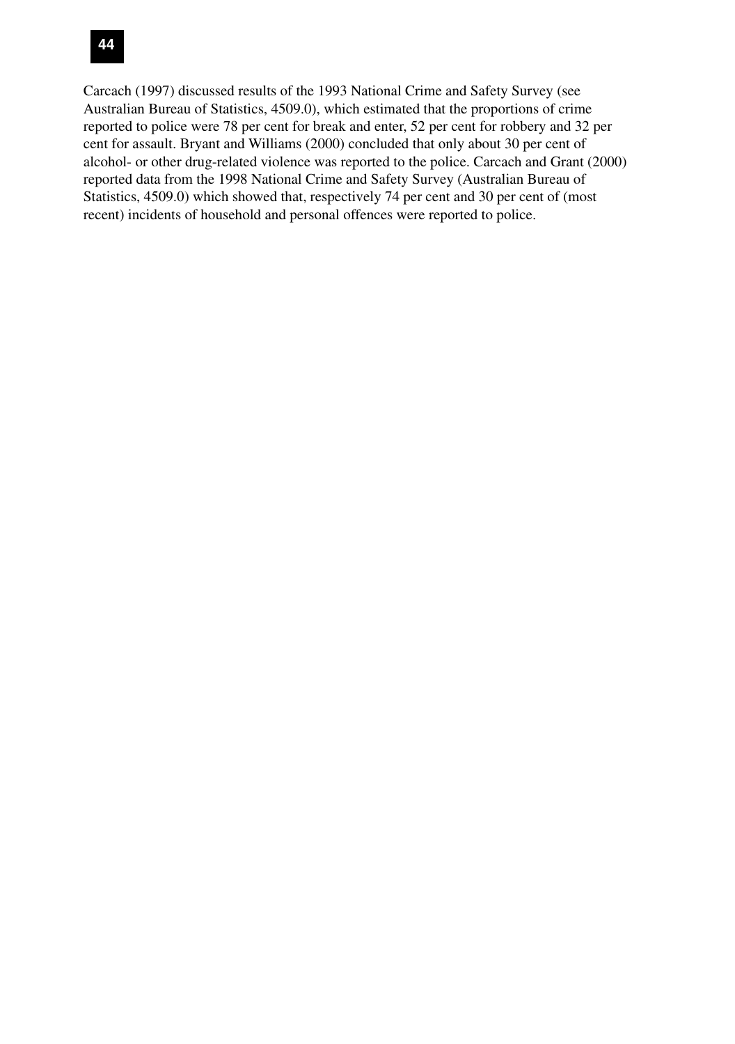Carcach (1997) discussed results of the 1993 National Crime and Safety Survey (see Australian Bureau of Statistics, 4509.0), which estimated that the proportions of crime reported to police were 78 per cent for break and enter, 52 per cent for robbery and 32 per cent for assault. Bryant and Williams (2000) concluded that only about 30 per cent of alcohol- or other drug-related violence was reported to the police. Carcach and Grant (2000) reported data from the 1998 National Crime and Safety Survey (Australian Bureau of Statistics, 4509.0) which showed that, respectively 74 per cent and 30 per cent of (most recent) incidents of household and personal offences were reported to police.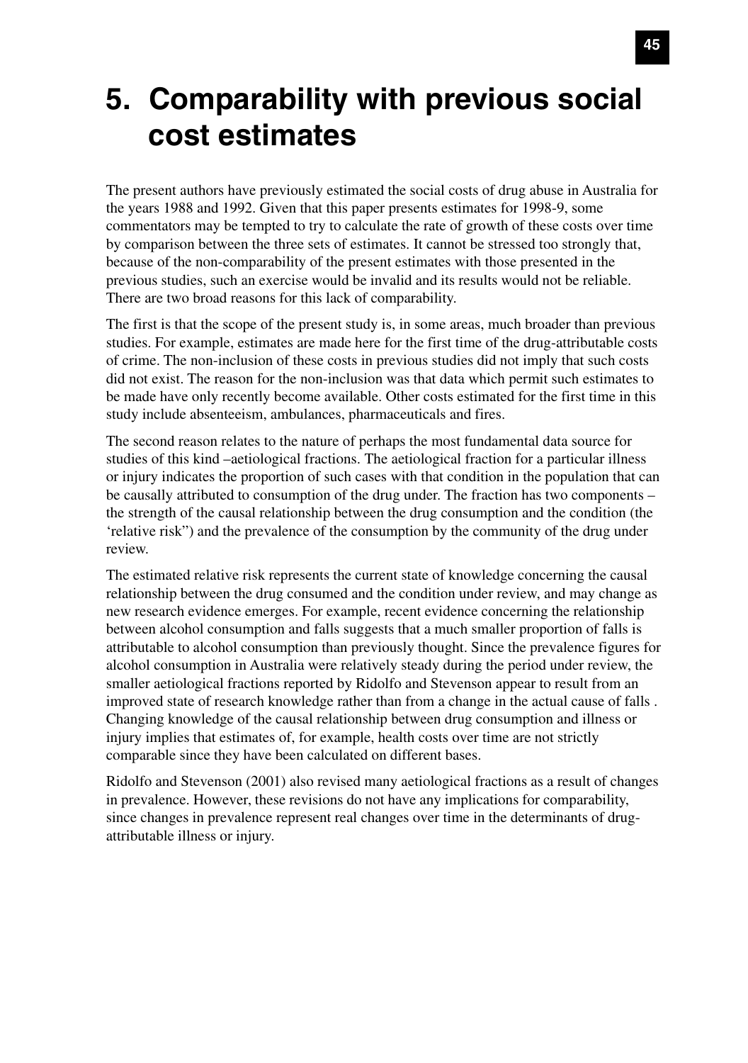# 5. Comparability with previous social cost estimates

The present authors have previously estimated the social costs of drug abuse in Australia for the years 1988 and 1992. Given that this paper presents estimates for 1998-9, some commentators may be tempted to try to calculate the rate of growth of these costs over time by comparison between the three sets of estimates. It cannot be stressed too strongly that, because of the non-comparability of the present estimates with those presented in the previous studies, such an exercise would be invalid and its results would not be reliable. There are two broad reasons for this lack of comparability.

The first is that the scope of the present study is, in some areas, much broader than previous studies. For example, estimates are made here for the first time of the drug-attributable costs of crime. The non-inclusion of these costs in previous studies did not imply that such costs did not exist. The reason for the non-inclusion was that data which permit such estimates to be made have only recently become available. Other costs estimated for the first time in this study include absenteeism, ambulances, pharmaceuticals and fires.

The second reason relates to the nature of perhaps the most fundamental data source for studies of this kind –aetiological fractions. The aetiological fraction for a particular illness or injury indicates the proportion of such cases with that condition in the population that can be causally attributed to consumption of the drug under. The fraction has two components – the strength of the causal relationship between the drug consumption and the condition (the 'relative risk") and the prevalence of the consumption by the community of the drug under review.

The estimated relative risk represents the current state of knowledge concerning the causal relationship between the drug consumed and the condition under review, and may change as new research evidence emerges. For example, recent evidence concerning the relationship between alcohol consumption and falls suggests that a much smaller proportion of falls is attributable to alcohol consumption than previously thought. Since the prevalence figures for alcohol consumption in Australia were relatively steady during the period under review, the smaller aetiological fractions reported by Ridolfo and Stevenson appear to result from an improved state of research knowledge rather than from a change in the actual cause of falls . Changing knowledge of the causal relationship between drug consumption and illness or injury implies that estimates of, for example, health costs over time are not strictly comparable since they have been calculated on different bases.

Ridolfo and Stevenson (2001) also revised many aetiological fractions as a result of changes in prevalence. However, these revisions do not have any implications for comparability, since changes in prevalence represent real changes over time in the determinants of drug-attributable illness or injury.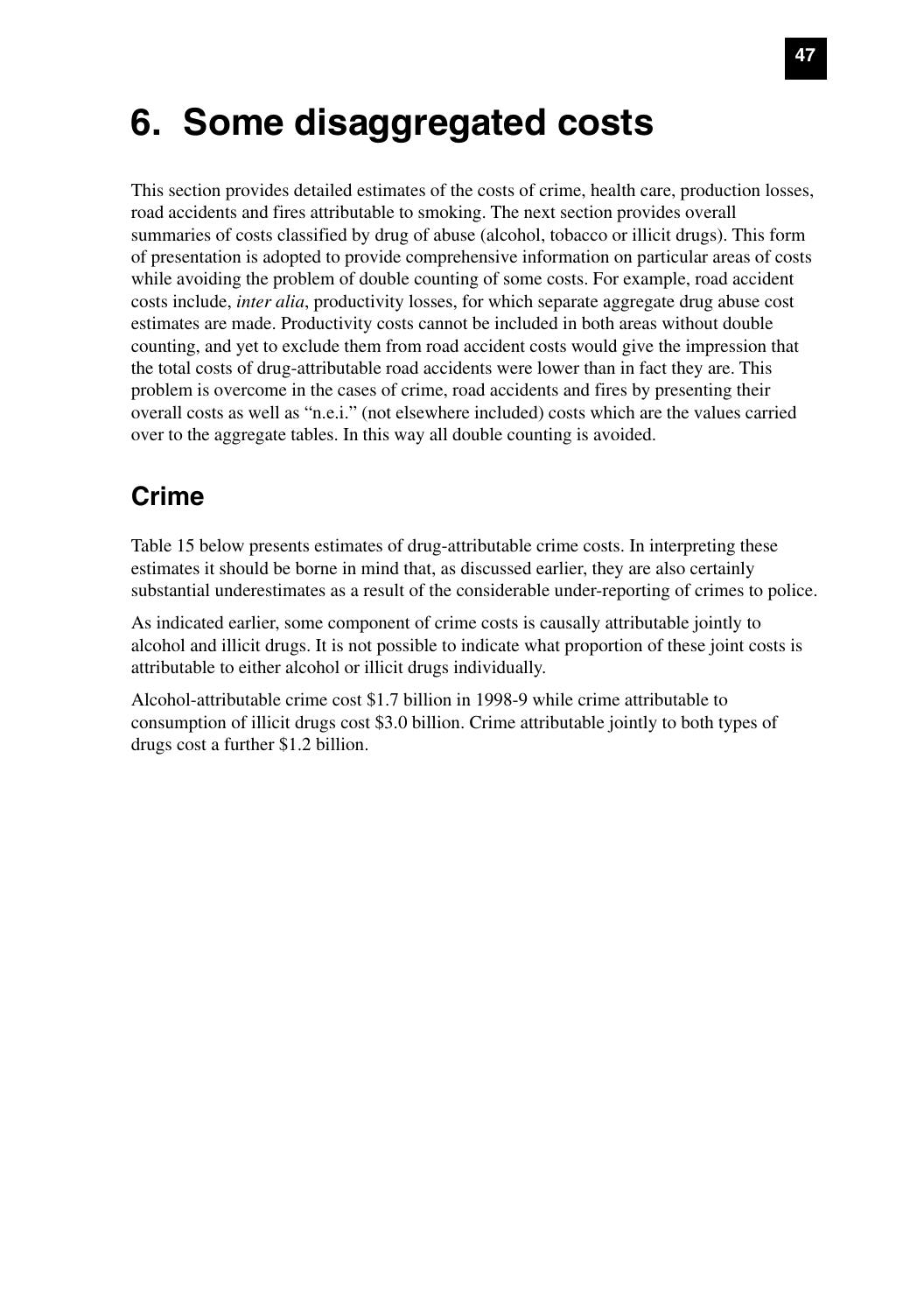# 6. Some disaggregated costs

This section provides detailed estimates of the costs of crime, health care, production losses, road accidents and fires attributable to smoking. The next section provides overall summaries of costs classified by drug of abuse (alcohol, tobacco or illicit drugs). This form of presentation is adopted to provide comprehensive information on particular areas of costs while avoiding the problem of double counting of some costs. For example, road accident costs include, *inter alia*, productivity losses, for which separate aggregate drug abuse cost estimates are made. Productivity costs cannot be included in both areas without double counting, and yet to exclude them from road accident costs would give the impression that the total costs of drug-attributable road accidents were lower than in fact they are. This problem is overcome in the cases of crime, road accidents and fires by presenting their overall costs as well as "n.e.i." (not elsewhere included) costs which are the values carried over to the aggregate tables. In this way all double counting is avoided.

## Crime

Table 15 below presents estimates of drug-attributable crime costs. In interpreting these estimates it should be borne in mind that, as discussed earlier, they are also certainly substantial underestimates as a result of the considerable under-reporting of crimes to police.

As indicated earlier, some component of crime costs is causally attributable jointly to alcohol and illicit drugs. It is not possible to indicate what proportion of these joint costs is attributable to either alcohol or illicit drugs individually.

Alcohol-attributable crime cost $1.7 billion in 1998-9 while crime attributable to consumption of illicit drugs cost $3.0 billion. Crime attributable jointly to both types of drugs cost a further $1.2 billion.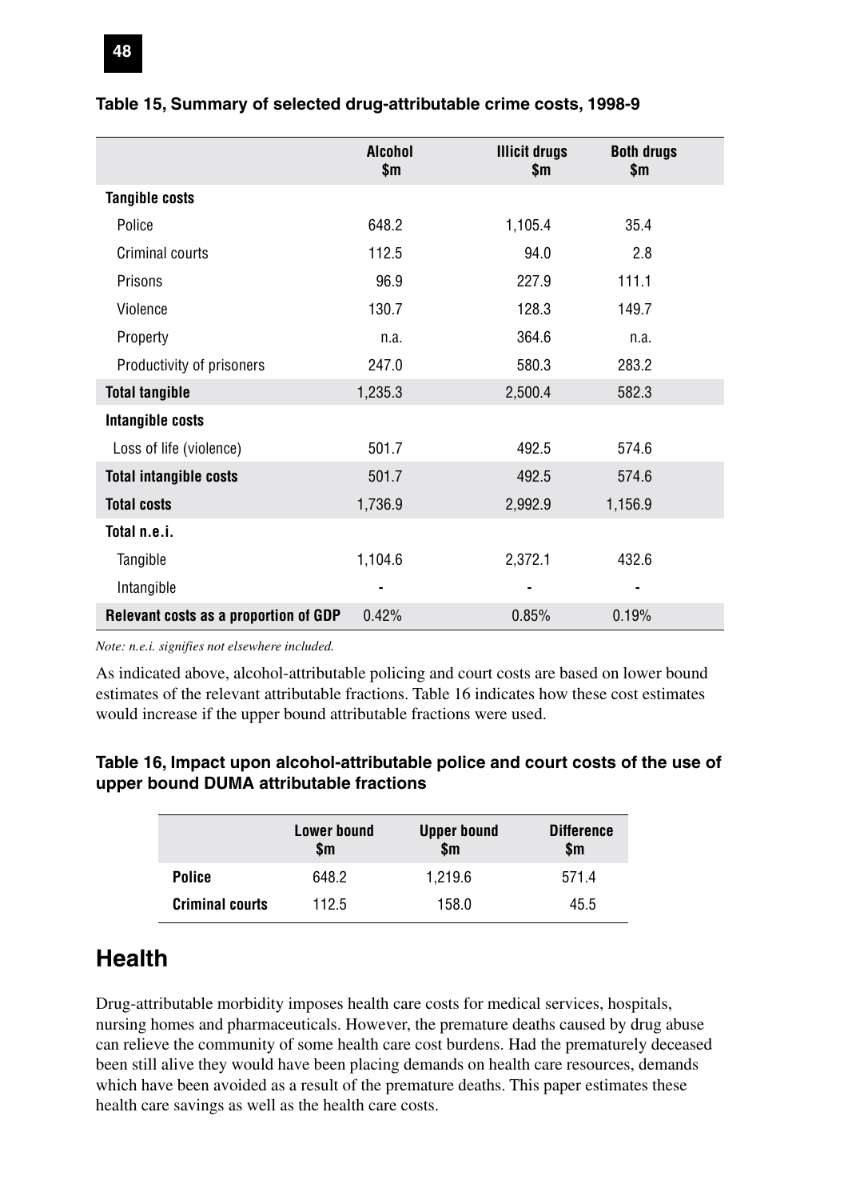**Table 15, Summary of selected drug-attributable crime costs, 1998-9**

| | Alcohol $m | Illicit drugs $m | Both drugs $m |
|---|---|---|---|
| **Tangible costs** | | | |
| Police | 648.2 | 1,105.4 | 35.4 |
| Criminal courts | 112.5 | 94.0 | 2.8 |
| Prisons | 96.9 | 227.9 | 111.1 |
| Violence | 130.7 | 128.3 | 149.7 |
| Property | n.a. | 364.6 | n.a. |
| Productivity of prisoners | 247.0 | 580.3 | 283.2 |
| **Total tangible** | 1,235.3 | 2,500.4 | 582.3 |
| **Intangible costs** | | | |
| Loss of life (violence) | 501.7 | 492.5 | 574.6 |
| **Total intangible costs** | 501.7 | 492.5 | 574.6 |
| **Total costs** | 1,736.9 | 2,992.9 | 1,156.9 |
| **Total n.e.i.** | | | |
| Tangible | 1,104.6 | 2,372.1 | 432.6 |
| Intangible | - | - | - |
| **Relevant costs as a proportion of GDP** | 0.42% | 0.85% | 0.19% |

*Note: n.e.i. signifies not elsewhere included.*

As indicated above, alcohol-attributable policing and court costs are based on lower bound estimates of the relevant attributable fractions. Table 16 indicates how these cost estimates would increase if the upper bound attributable fractions were used.

**Table 16, Impact upon alcohol-attributable police and court costs of the use of upper bound DUMA attributable fractions**

| | Lower bound $m | Upper bound $m | Difference $m |
|---|---|---|---|
| **Police** | 648.2 | 1,219.6 | 571.4 |
| **Criminal courts** | 112.5 | 158.0 | 45.5 |

## Health

Drug-attributable morbidity imposes health care costs for medical services, hospitals, nursing homes and pharmaceuticals. However, the premature deaths caused by drug abuse can relieve the community of some health care cost burdens. Had the prematurely deceased been still alive they would have been placing demands on health care resources, demands which have been avoided as a result of the premature deaths. This paper estimates these health care savings as well as the health care costs.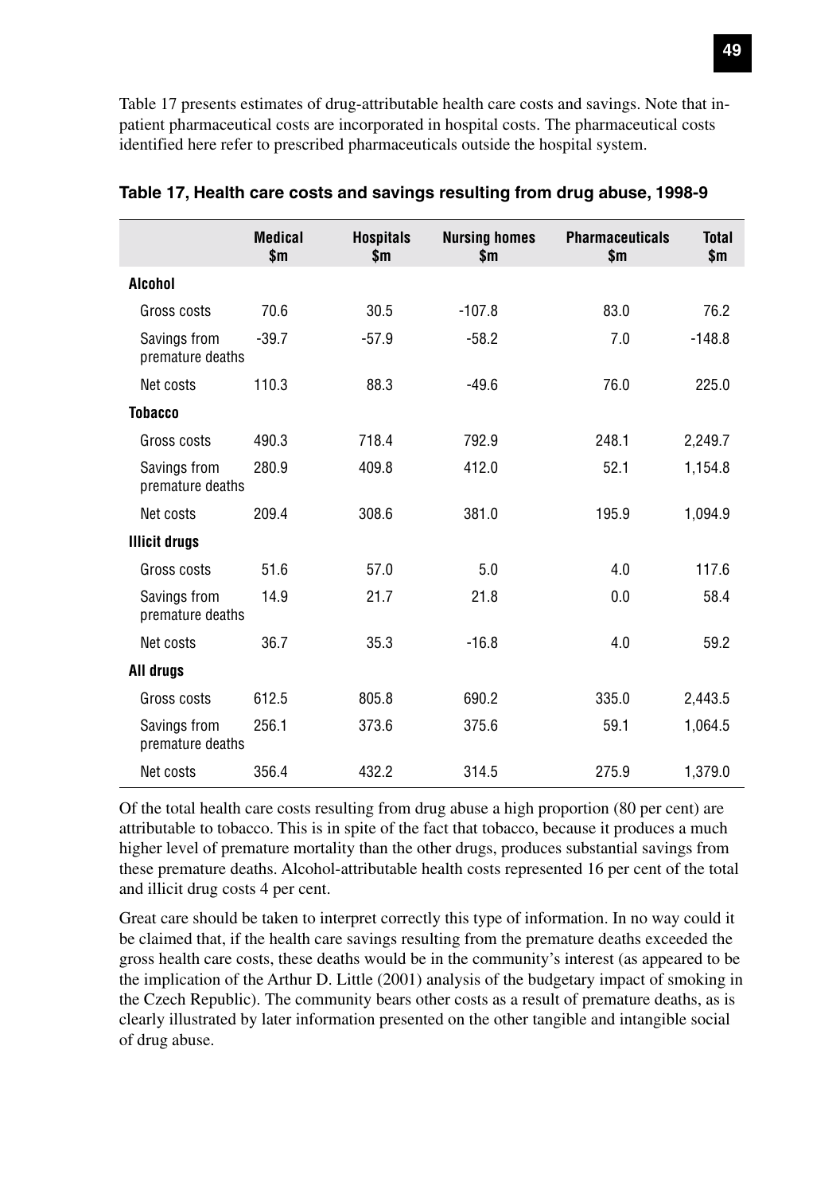Table 17 presents estimates of drug-attributable health care costs and savings. Note that in-patient pharmaceutical costs are incorporated in hospital costs. The pharmaceutical costs identified here refer to prescribed pharmaceuticals outside the hospital system.

**Table 17, Health care costs and savings resulting from drug abuse, 1998-9**

| | Medical $m | Hospitals $m | Nursing homes $m | Pharmaceuticals $m | Total $m |
|---|---|---|---|---|---|
| **Alcohol** | | | | | |
| Gross costs | 70.6 | 30.5 | -107.8 | 83.0 | 76.2 |
| Savings from premature deaths | -39.7 | -57.9 | -58.2 | 7.0 | -148.8 |
| Net costs | 110.3 | 88.3 | -49.6 | 76.0 | 225.0 |
| **Tobacco** | | | | | |
| Gross costs | 490.3 | 718.4 | 792.9 | 248.1 | 2,249.7 |
| Savings from premature deaths | 280.9 | 409.8 | 412.0 | 52.1 | 1,154.8 |
| Net costs | 209.4 | 308.6 | 381.0 | 195.9 | 1,094.9 |
| **Illicit drugs** | | | | | |
| Gross costs | 51.6 | 57.0 | 5.0 | 4.0 | 117.6 |
| Savings from premature deaths | 14.9 | 21.7 | 21.8 | 0.0 | 58.4 |
| Net costs | 36.7 | 35.3 | -16.8 | 4.0 | 59.2 |
| **All drugs** | | | | | |
| Gross costs | 612.5 | 805.8 | 690.2 | 335.0 | 2,443.5 |
| Savings from premature deaths | 256.1 | 373.6 | 375.6 | 59.1 | 1,064.5 |
| Net costs | 356.4 | 432.2 | 314.5 | 275.9 | 1,379.0 |

Of the total health care costs resulting from drug abuse a high proportion (80 per cent) are attributable to tobacco. This is in spite of the fact that tobacco, because it produces a much higher level of premature mortality than the other drugs, produces substantial savings from these premature deaths. Alcohol-attributable health costs represented 16 per cent of the total and illicit drug costs 4 per cent.

Great care should be taken to interpret correctly this type of information. In no way could it be claimed that, if the health care savings resulting from the premature deaths exceeded the gross health care costs, these deaths would be in the community's interest (as appeared to be the implication of the Arthur D. Little (2001) analysis of the budgetary impact of smoking in the Czech Republic). The community bears other costs as a result of premature deaths, as is clearly illustrated by later information presented on the other tangible and intangible social of drug abuse.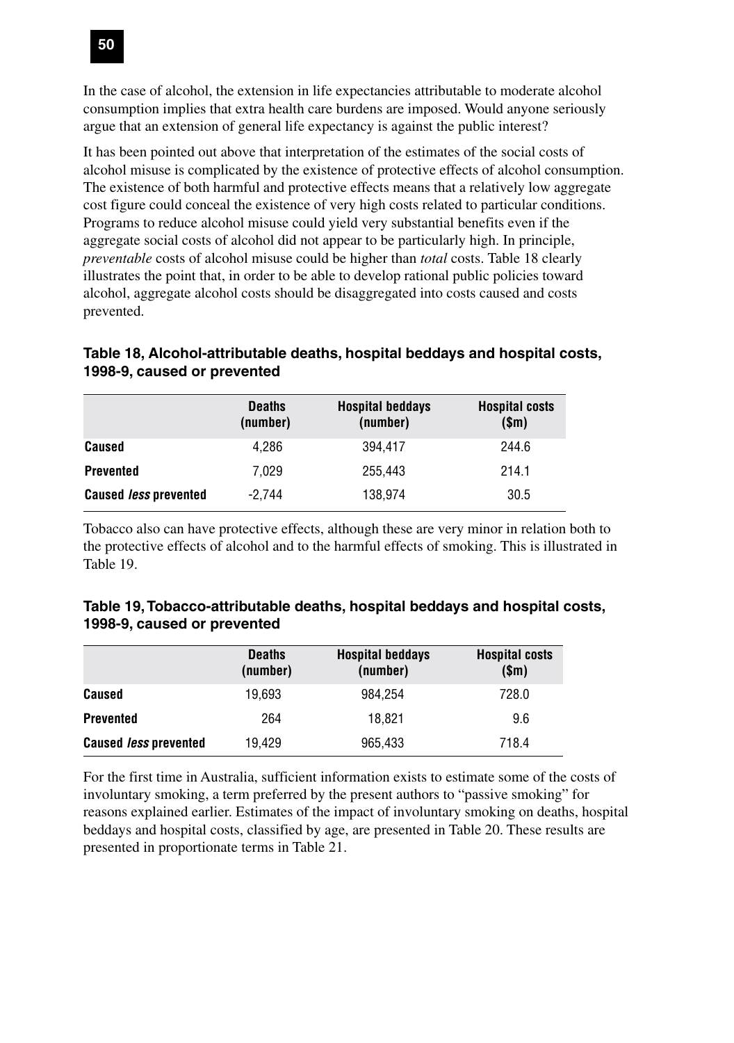In the case of alcohol, the extension in life expectancies attributable to moderate alcohol consumption implies that extra health care burdens are imposed. Would anyone seriously argue that an extension of general life expectancy is against the public interest?

It has been pointed out above that interpretation of the estimates of the social costs of alcohol misuse is complicated by the existence of protective effects of alcohol consumption. The existence of both harmful and protective effects means that a relatively low aggregate cost figure could conceal the existence of very high costs related to particular conditions. Programs to reduce alcohol misuse could yield very substantial benefits even if the aggregate social costs of alcohol did not appear to be particularly high. In principle, *preventable* costs of alcohol misuse could be higher than *total* costs. Table 18 clearly illustrates the point that, in order to be able to develop rational public policies toward alcohol, aggregate alcohol costs should be disaggregated into costs caused and costs prevented.

**Table 18, Alcohol-attributable deaths, hospital beddays and hospital costs, 1998-9, caused or prevented**

| | Deaths (number) | Hospital beddays (number) | Hospital costs ($m) |
|---|---|---|---|
| **Caused** | 4,286 | 394,417 | 244.6 |
| **Prevented** | 7,029 | 255,443 | 214.1 |
| **Caused *less* prevented** | -2,744 | 138,974 | 30.5 |

Tobacco also can have protective effects, although these are very minor in relation both to the protective effects of alcohol and to the harmful effects of smoking. This is illustrated in Table 19.

**Table 19, Tobacco-attributable deaths, hospital beddays and hospital costs, 1998-9, caused or prevented**

| | Deaths (number) | Hospital beddays (number) | Hospital costs ($m) |
|---|---|---|---|
| **Caused** | 19,693 | 984,254 | 728.0 |
| **Prevented** | 264 | 18,821 | 9.6 |
| **Caused *less* prevented** | 19,429 | 965,433 | 718.4 |

For the first time in Australia, sufficient information exists to estimate some of the costs of involuntary smoking, a term preferred by the present authors to "passive smoking" for reasons explained earlier. Estimates of the impact of involuntary smoking on deaths, hospital beddays and hospital costs, classified by age, are presented in Table 20. These results are presented in proportionate terms in Table 21.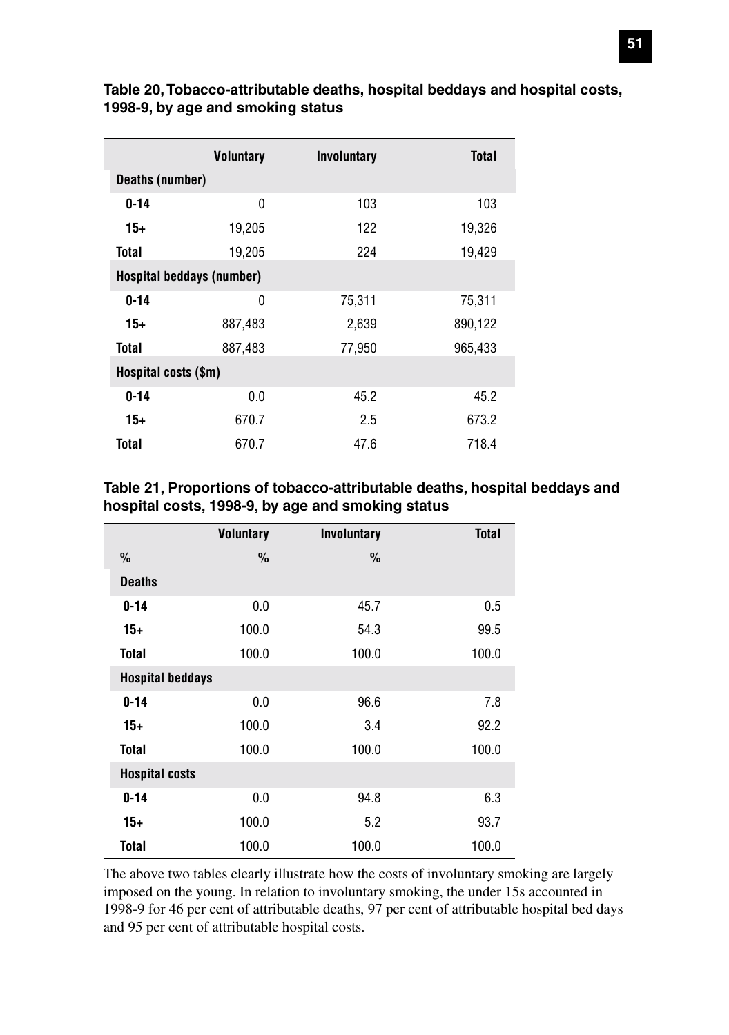**Table 20, Tobacco-attributable deaths, hospital beddays and hospital costs, 1998-9, by age and smoking status**

| | Voluntary | Involuntary | Total |
|---|---|---|---|
| **Deaths (number)** | | | |
| **0-14** | 0 | 103 | 103 |
| **15+** | 19,205 | 122 | 19,326 |
| **Total** | 19,205 | 224 | 19,429 |
| **Hospital beddays (number)** | | | |
| **0-14** | 0 | 75,311 | 75,311 |
| **15+** | 887,483 | 2,639 | 890,122 |
| **Total** | 887,483 | 77,950 | 965,433 |
| **Hospital costs ($m)** | | | |
| **0-14** | 0.0 | 45.2 | 45.2 |
| **15+** | 670.7 | 2.5 | 673.2 |
| **Total** | 670.7 | 47.6 | 718.4 |

**Table 21, Proportions of tobacco-attributable deaths, hospital beddays and hospital costs, 1998-9, by age and smoking status**

| | Voluntary | Involuntary | Total |
|---|---|---|---|
| % | % | % | |
| **Deaths** | | | |
| **0-14** | 0.0 | 45.7 | 0.5 |
| **15+** | 100.0 | 54.3 | 99.5 |
| **Total** | 100.0 | 100.0 | 100.0 |
| **Hospital beddays** | | | |
| **0-14** | 0.0 | 96.6 | 7.8 |
| **15+** | 100.0 | 3.4 | 92.2 |
| **Total** | 100.0 | 100.0 | 100.0 |
| **Hospital costs** | | | |
| **0-14** | 0.0 | 94.8 | 6.3 |
| **15+** | 100.0 | 5.2 | 93.7 |
| **Total** | 100.0 | 100.0 | 100.0 |

The above two tables clearly illustrate how the costs of involuntary smoking are largely imposed on the young. In relation to involuntary smoking, the under 15s accounted in 1998-9 for 46 per cent of attributable deaths, 97 per cent of attributable hospital bed days and 95 per cent of attributable hospital costs.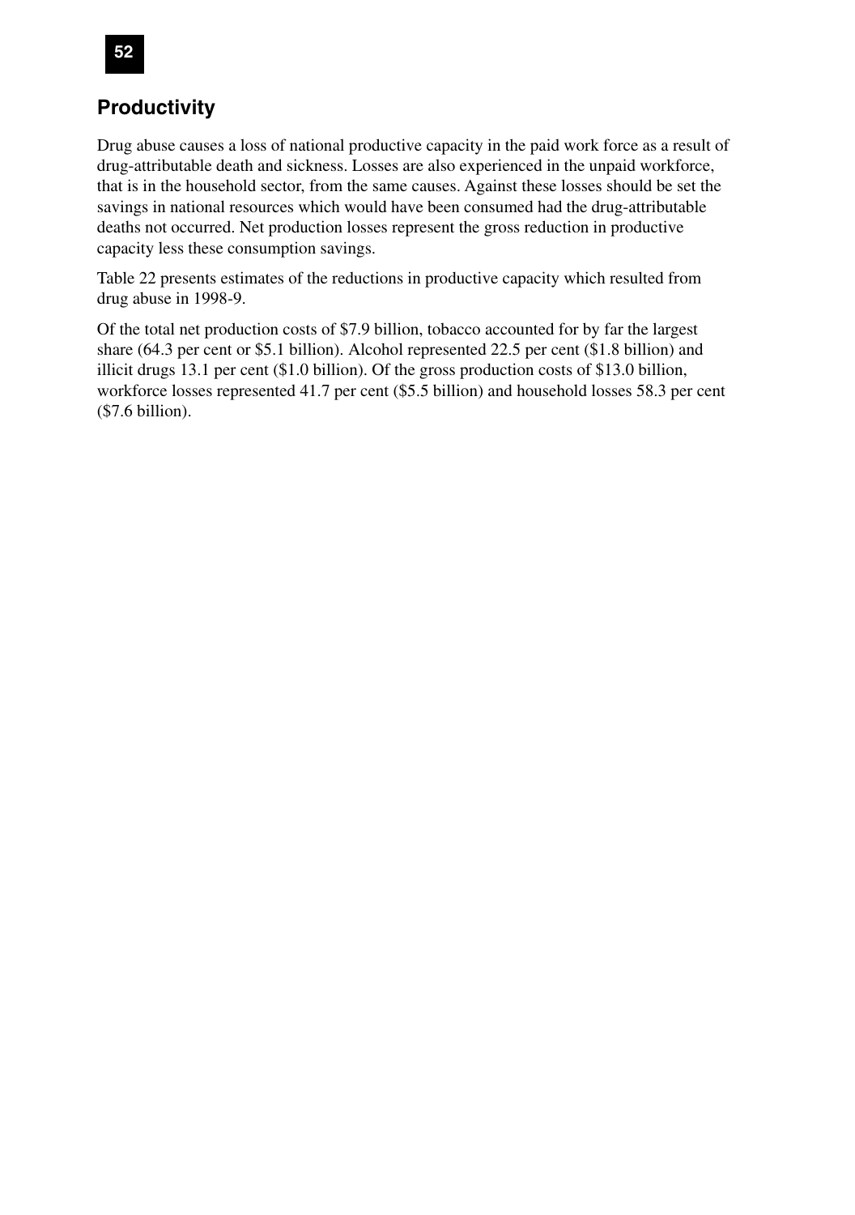## Productivity

Drug abuse causes a loss of national productive capacity in the paid work force as a result of drug-attributable death and sickness. Losses are also experienced in the unpaid workforce, that is in the household sector, from the same causes. Against these losses should be set the savings in national resources which would have been consumed had the drug-attributable deaths not occurred. Net production losses represent the gross reduction in productive capacity less these consumption savings.

Table 22 presents estimates of the reductions in productive capacity which resulted from drug abuse in 1998-9.

Of the total net production costs of $7.9 billion, tobacco accounted for by far the largest share (64.3 per cent or $5.1 billion). Alcohol represented 22.5 per cent ($1.8 billion) and illicit drugs 13.1 per cent ($1.0 billion). Of the gross production costs of $13.0 billion, workforce losses represented 41.7 per cent ($5.5 billion) and household losses 58.3 per cent ($7.6 billion).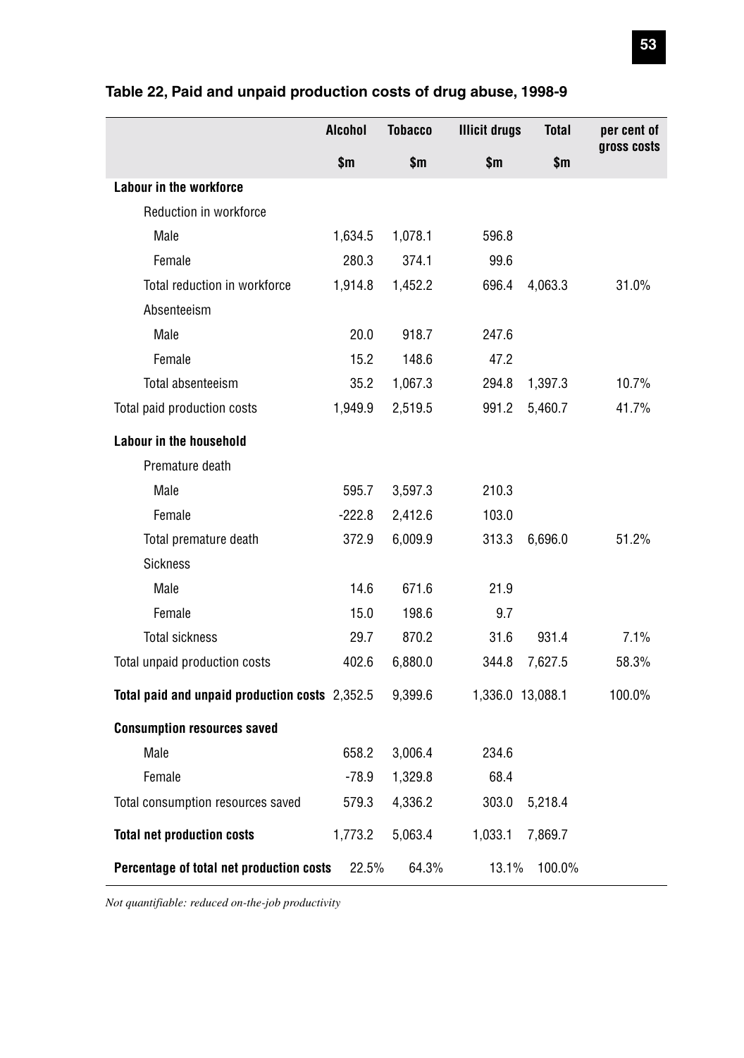### Table 22, Paid and unpaid production costs of drug abuse, 1998-9

| | Alcohol | Tobacco | Illicit drugs | Total | per cent of gross costs |
|---|---|---|---|---|---|
| | $m | $m | $m | $m | |
| **Labour in the workforce** | | | | | |
| Reduction in workforce | | | | | |
| Male | 1,634.5 | 1,078.1 | 596.8 | | |
| Female | 280.3 | 374.1 | 99.6 | | |
| Total reduction in workforce | 1,914.8 | 1,452.2 | 696.4 | 4,063.3 | 31.0% |
| Absenteeism | | | | | |
| Male | 20.0 | 918.7 | 247.6 | | |
| Female | 15.2 | 148.6 | 47.2 | | |
| Total absenteeism | 35.2 | 1,067.3 | 294.8 | 1,397.3 | 10.7% |
| Total paid production costs | 1,949.9 | 2,519.5 | 991.2 | 5,460.7 | 41.7% |
| **Labour in the household** | | | | | |
| Premature death | | | | | |
| Male | 595.7 | 3,597.3 | 210.3 | | |
| Female | -222.8 | 2,412.6 | 103.0 | | |
| Total premature death | 372.9 | 6,009.9 | 313.3 | 6,696.0 | 51.2% |
| Sickness | | | | | |
| Male | 14.6 | 671.6 | 21.9 | | |
| Female | 15.0 | 198.6 | 9.7 | | |
| Total sickness | 29.7 | 870.2 | 31.6 | 931.4 | 7.1% |
| Total unpaid production costs | 402.6 | 6,880.0 | 344.8 | 7,627.5 | 58.3% |
| **Total paid and unpaid production costs** | 2,352.5 | 9,399.6 | 1,336.0 | 13,088.1 | 100.0% |
| **Consumption resources saved** | | | | | |
| Male | 658.2 | 3,006.4 | 234.6 | | |
| Female | -78.9 | 1,329.8 | 68.4 | | |
| Total consumption resources saved | 579.3 | 4,336.2 | 303.0 | 5,218.4 | |
| **Total net production costs** | 1,773.2 | 5,063.4 | 1,033.1 | 7,869.7 | |
| **Percentage of total net production costs** | 22.5% | 64.3% | 13.1% | 100.0% | |

*Not quantifiable: reduced on-the-job productivity*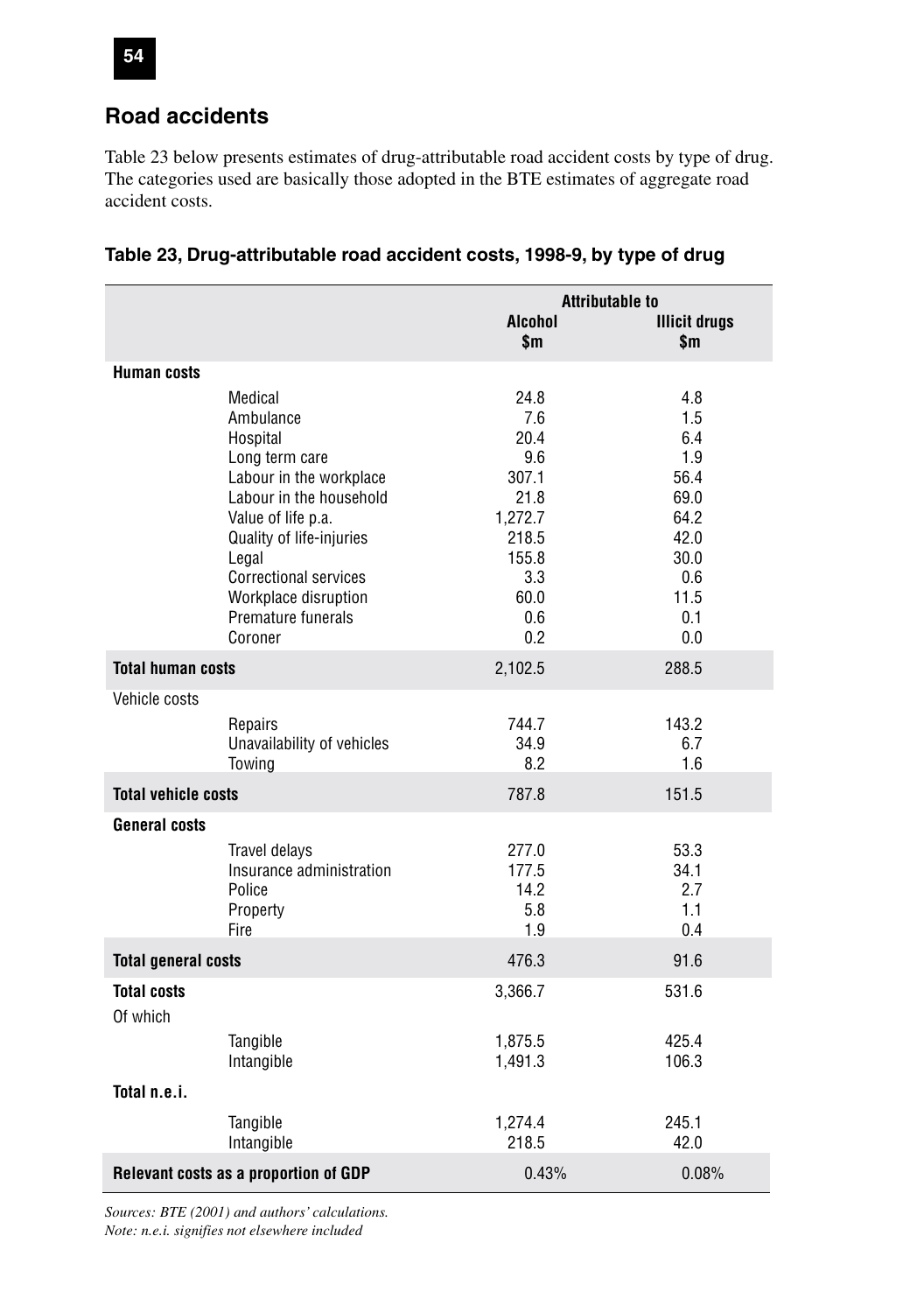## Road accidents

Table 23 below presents estimates of drug-attributable road accident costs by type of drug. The categories used are basically those adopted in the BTE estimates of aggregate road accident costs.

### Table 23, Drug-attributable road accident costs, 1998-9, by type of drug

| | | Attributable to | |
|---|---|---|---|
| | | Alcohol $m | Illicit drugs $m |
| **Human costs** | | | |
| | Medical | 24.8 | 4.8 |
| | Ambulance | 7.6 | 1.5 |
| | Hospital | 20.4 | 6.4 |
| | Long term care | 9.6 | 1.9 |
| | Labour in the workplace | 307.1 | 56.4 |
| | Labour in the household | 21.8 | 69.0 |
| | Value of life p.a. | 1,272.7 | 64.2 |
| | Quality of life-injuries | 218.5 | 42.0 |
| | Legal | 155.8 | 30.0 |
| | Correctional services | 3.3 | 0.6 |
| | Workplace disruption | 60.0 | 11.5 |
| | Premature funerals | 0.6 | 0.1 |
| | Coroner | 0.2 | 0.0 |
| **Total human costs** | | 2,102.5 | 288.5 |
| Vehicle costs | | | |
| | Repairs | 744.7 | 143.2 |
| | Unavailability of vehicles | 34.9 | 6.7 |
| | Towing | 8.2 | 1.6 |
| **Total vehicle costs** | | 787.8 | 151.5 |
| **General costs** | | | |
| | Travel delays | 277.0 | 53.3 |
| | Insurance administration | 177.5 | 34.1 |
| | Police | 14.2 | 2.7 |
| | Property | 5.8 | 1.1 |
| | Fire | 1.9 | 0.4 |
| **Total general costs** | | 476.3 | 91.6 |
| **Total costs** | | 3,366.7 | 531.6 |
| Of which | | | |
| | Tangible | 1,875.5 | 425.4 |
| | Intangible | 1,491.3 | 106.3 |
| **Total n.e.i.** | | | |
| | Tangible | 1,274.4 | 245.1 |
| | Intangible | 218.5 | 42.0 |
| **Relevant costs as a proportion of GDP** | | 0.43% | 0.08% |

*Sources: BTE (2001) and authors' calculations.*
*Note: n.e.i. signifies not elsewhere included*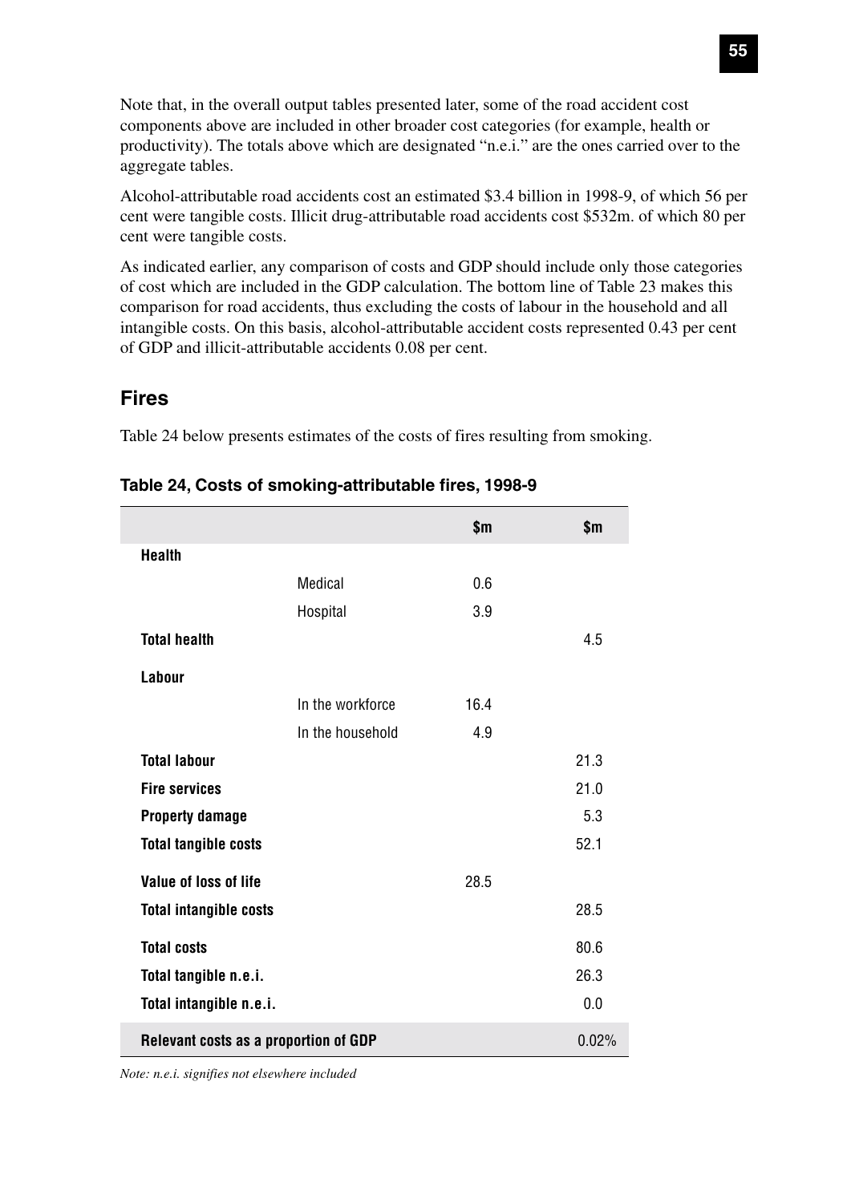Note that, in the overall output tables presented later, some of the road accident cost components above are included in other broader cost categories (for example, health or productivity). The totals above which are designated "n.e.i." are the ones carried over to the aggregate tables.

Alcohol-attributable road accidents cost an estimated $3.4 billion in 1998-9, of which 56 per cent were tangible costs. Illicit drug-attributable road accidents cost $532m. of which 80 per cent were tangible costs.

As indicated earlier, any comparison of costs and GDP should include only those categories of cost which are included in the GDP calculation. The bottom line of Table 23 makes this comparison for road accidents, thus excluding the costs of labour in the household and all intangible costs. On this basis, alcohol-attributable accident costs represented 0.43 per cent of GDP and illicit-attributable accidents 0.08 per cent.

## Fires

Table 24 below presents estimates of the costs of fires resulting from smoking.

**Table 24, Costs of smoking-attributable fires, 1998-9**

| | | $m | $m |
|---|---|---|---|
| **Health** | | | |
| | Medical | 0.6 | |
| | Hospital | 3.9 | |
| **Total health** | | | 4.5 |
| **Labour** | | | |
| | In the workforce | 16.4 | |
| | In the household | 4.9 | |
| **Total labour** | | | 21.3 |
| **Fire services** | | | 21.0 |
| **Property damage** | | | 5.3 |
| **Total tangible costs** | | | 52.1 |
| **Value of loss of life** | | 28.5 | |
| **Total intangible costs** | | | 28.5 |
| **Total costs** | | | 80.6 |
| **Total tangible n.e.i.** | | | 26.3 |
| **Total intangible n.e.i.** | | | 0.0 |
| **Relevant costs as a proportion of GDP** | | | 0.02% |

*Note: n.e.i. signifies not elsewhere included*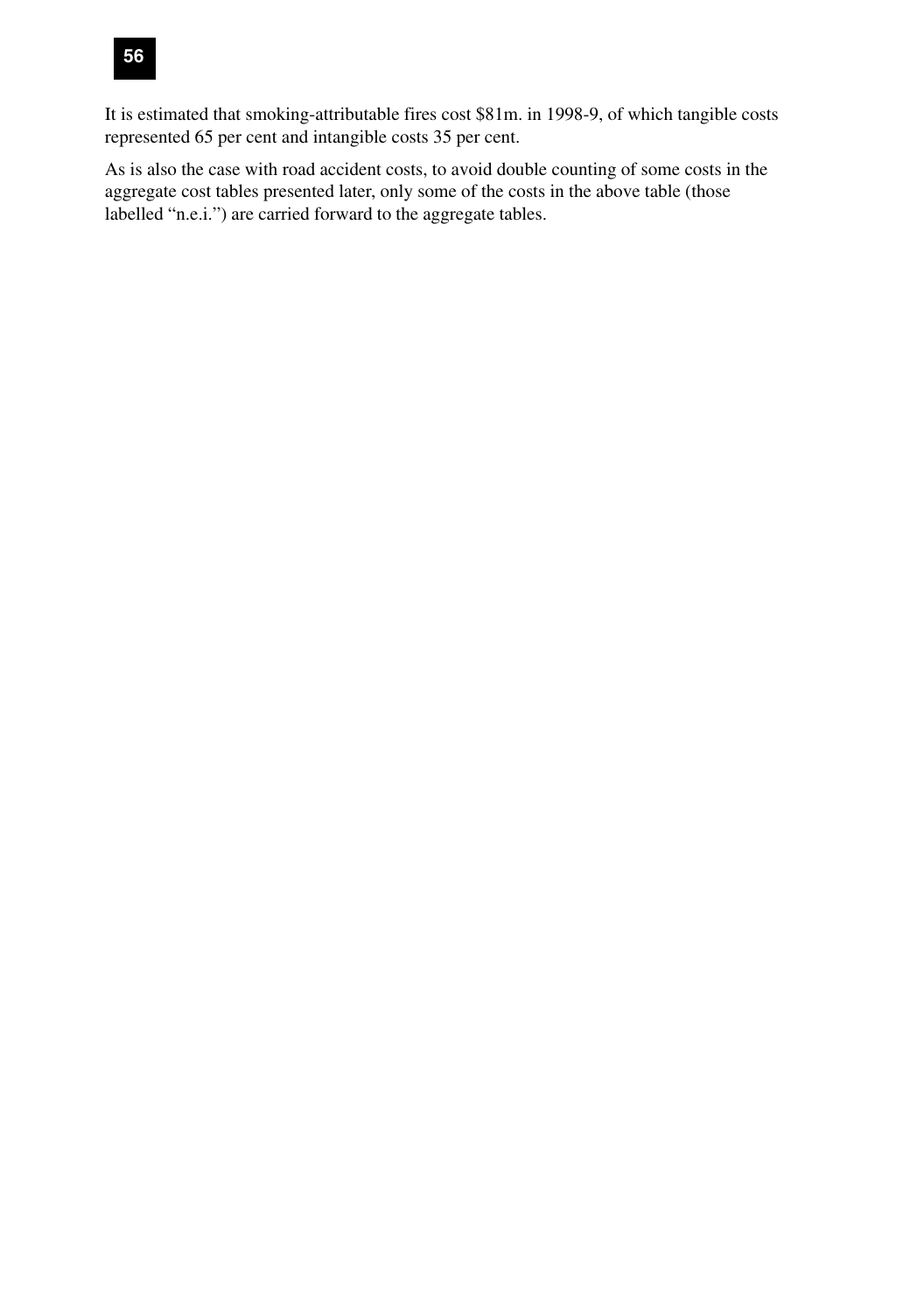It is estimated that smoking-attributable fires cost $81m. in 1998-9, of which tangible costs represented 65 per cent and intangible costs 35 per cent.

As is also the case with road accident costs, to avoid double counting of some costs in the aggregate cost tables presented later, only some of the costs in the above table (those labelled "n.e.i.") are carried forward to the aggregate tables.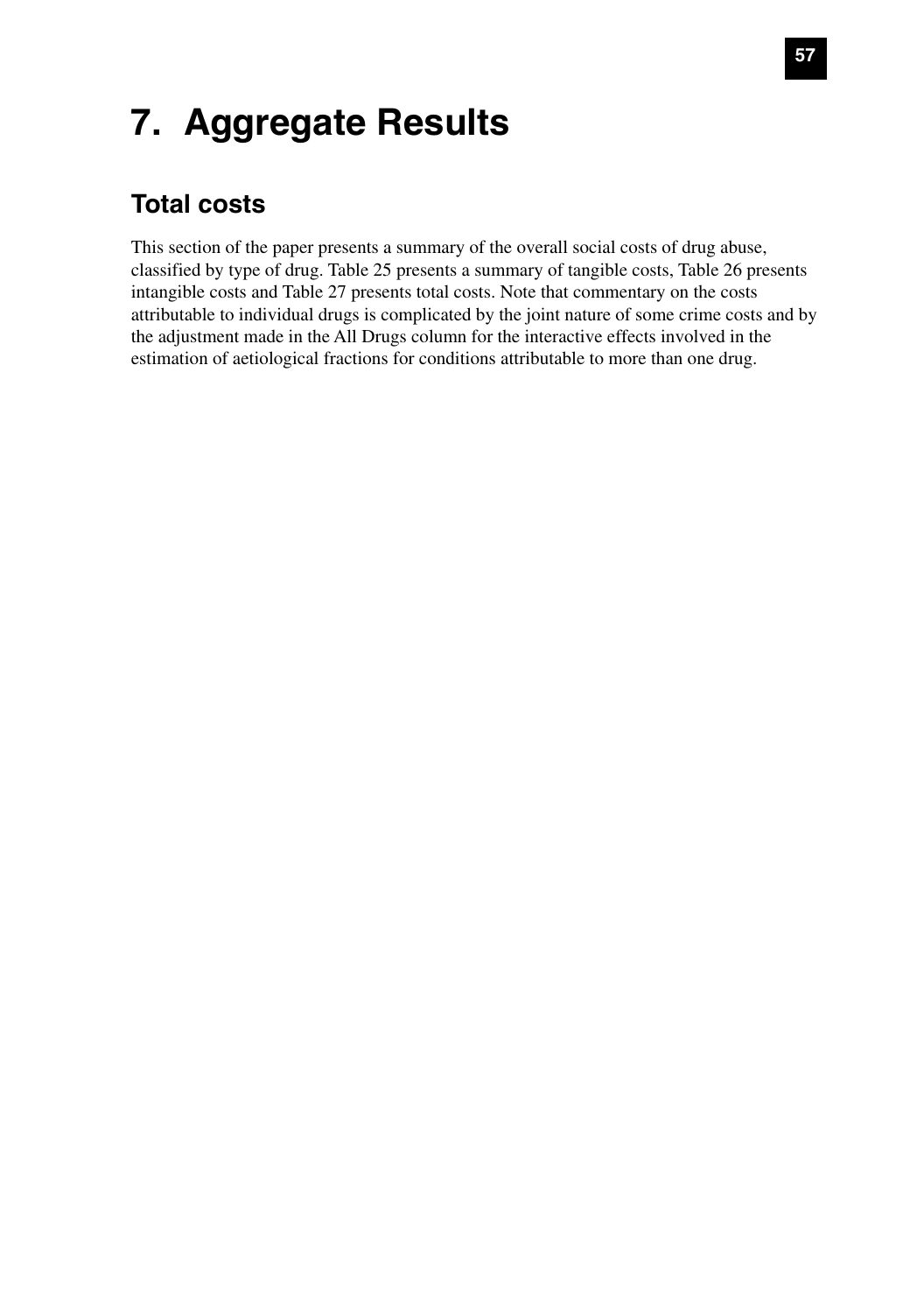# 7. Aggregate Results

## Total costs

This section of the paper presents a summary of the overall social costs of drug abuse, classified by type of drug. Table 25 presents a summary of tangible costs, Table 26 presents intangible costs and Table 27 presents total costs. Note that commentary on the costs attributable to individual drugs is complicated by the joint nature of some crime costs and by the adjustment made in the All Drugs column for the interactive effects involved in the estimation of aetiological fractions for conditions attributable to more than one drug.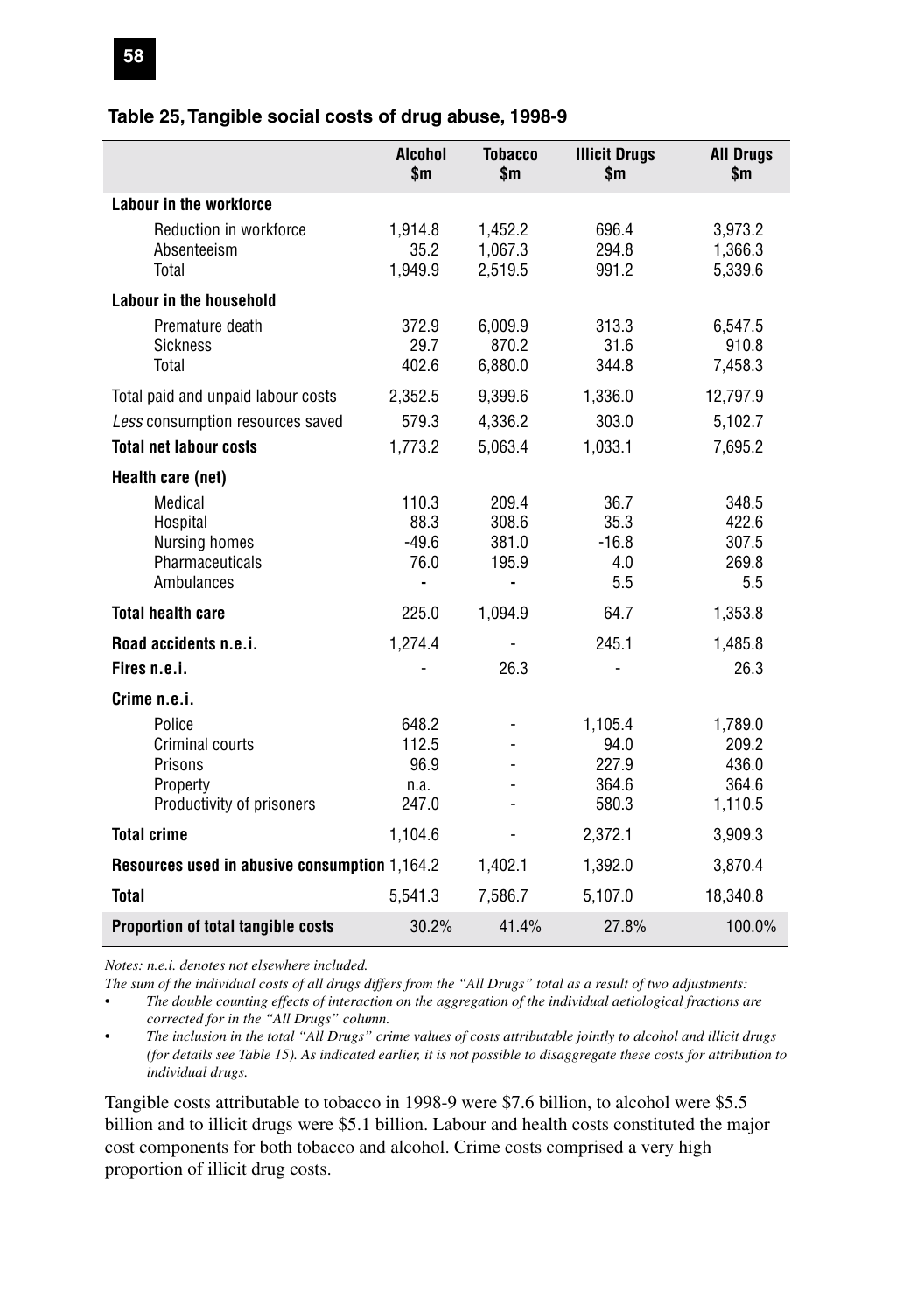**Table 25, Tangible social costs of drug abuse, 1998-9**

| | Alcohol $m | Tobacco $m | Illicit Drugs $m | All Drugs $m |
|---|---|---|---|---|
| **Labour in the workforce** | | | | |
| Reduction in workforce | 1,914.8 | 1,452.2 | 696.4 | 3,973.2 |
| Absenteeism | 35.2 | 1,067.3 | 294.8 | 1,366.3 |
| Total | 1,949.9 | 2,519.5 | 991.2 | 5,339.6 |
| **Labour in the household** | | | | |
| Premature death | 372.9 | 6,009.9 | 313.3 | 6,547.5 |
| Sickness | 29.7 | 870.2 | 31.6 | 910.8 |
| Total | 402.6 | 6,880.0 | 344.8 | 7,458.3 |
| Total paid and unpaid labour costs | 2,352.5 | 9,399.6 | 1,336.0 | 12,797.9 |
| *Less* consumption resources saved | 579.3 | 4,336.2 | 303.0 | 5,102.7 |
| **Total net labour costs** | 1,773.2 | 5,063.4 | 1,033.1 | 7,695.2 |
| **Health care (net)** | | | | |
| Medical | 110.3 | 209.4 | 36.7 | 348.5 |
| Hospital | 88.3 | 308.6 | 35.3 | 422.6 |
| Nursing homes | -49.6 | 381.0 | -16.8 | 307.5 |
| Pharmaceuticals | 76.0 | 195.9 | 4.0 | 269.8 |
| Ambulances | - | - | 5.5 | 5.5 |
| **Total health care** | 225.0 | 1,094.9 | 64.7 | 1,353.8 |
| **Road accidents n.e.i.** | 1,274.4 | - | 245.1 | 1,485.8 |
| **Fires n.e.i.** | - | 26.3 | - | 26.3 |
| **Crime n.e.i.** | | | | |
| Police | 648.2 | - | 1,105.4 | 1,789.0 |
| Criminal courts | 112.5 | - | 94.0 | 209.2 |
| Prisons | 96.9 | - | 227.9 | 436.0 |
| Property | n.a. | - | 364.6 | 364.6 |
| Productivity of prisoners | 247.0 | - | 580.3 | 1,110.5 |
| **Total crime** | 1,104.6 | - | 2,372.1 | 3,909.3 |
| **Resources used in abusive consumption** | 1,164.2 | 1,402.1 | 1,392.0 | 3,870.4 |
| **Total** | 5,541.3 | 7,586.7 | 5,107.0 | 18,340.8 |
| **Proportion of total tangible costs** | 30.2% | 41.4% | 27.8% | 100.0% |

*Notes: n.e.i. denotes not elsewhere included.*

*The sum of the individual costs of all drugs differs from the "All Drugs" total as a result of two adjustments:*

- *The double counting effects of interaction on the aggregation of the individual aetiological fractions are corrected for in the "All Drugs" column.*
- *The inclusion in the total "All Drugs" crime values of costs attributable jointly to alcohol and illicit drugs (for details see Table 15). As indicated earlier, it is not possible to disaggregate these costs for attribution to individual drugs.*

Tangible costs attributable to tobacco in 1998-9 were $7.6 billion, to alcohol were $5.5 billion and to illicit drugs were $5.1 billion. Labour and health costs constituted the major cost components for both tobacco and alcohol. Crime costs comprised a very high proportion of illicit drug costs.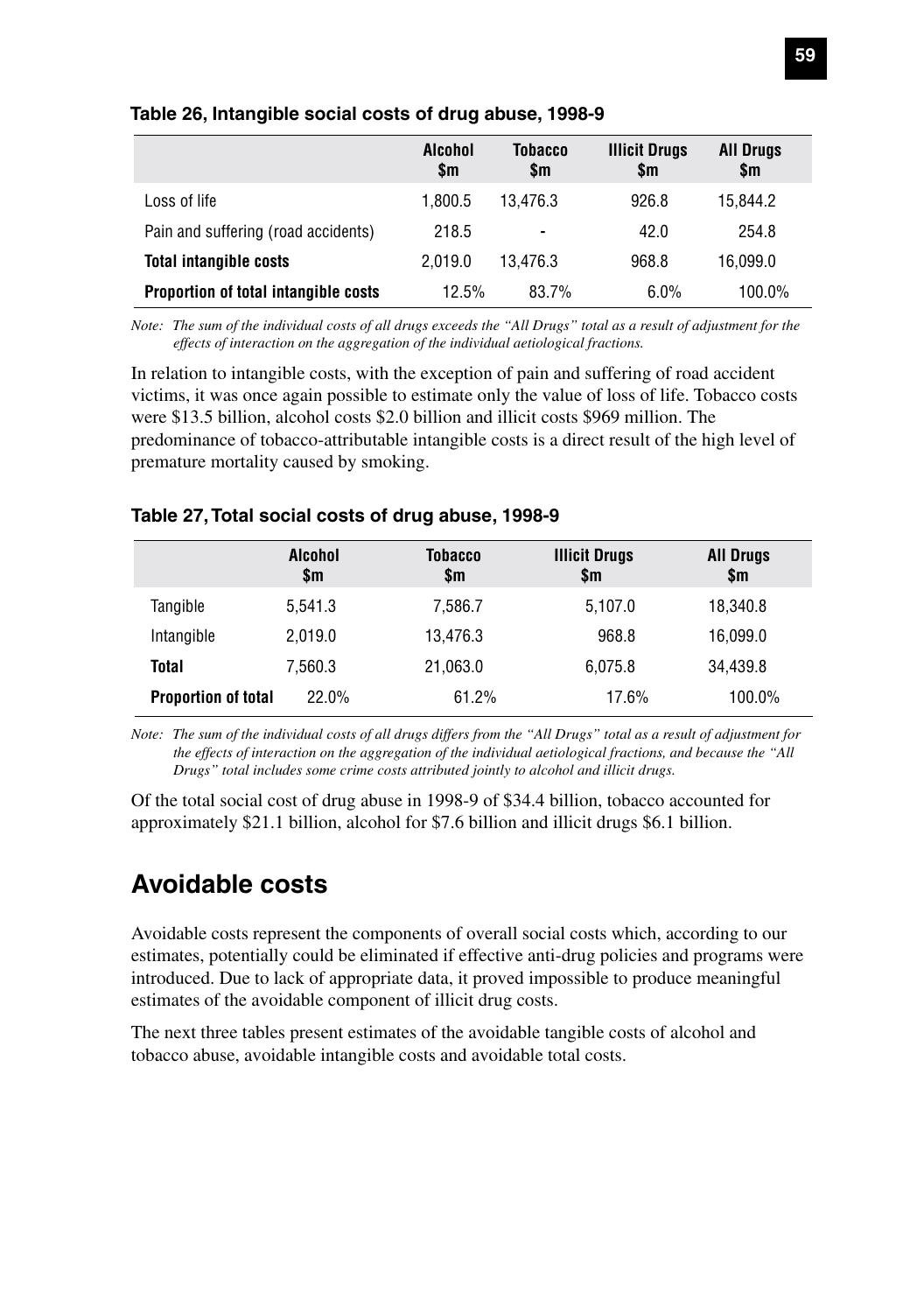**Table 26, Intangible social costs of drug abuse, 1998-9**

| | Alcohol $m | Tobacco $m | Illicit Drugs $m | All Drugs $m |
|---|---|---|---|---|
| Loss of life | 1,800.5 | 13,476.3 | 926.8 | 15,844.2 |
| Pain and suffering (road accidents) | 218.5 | - | 42.0 | 254.8 |
| **Total intangible costs** | 2,019.0 | 13,476.3 | 968.8 | 16,099.0 |
| **Proportion of total intangible costs** | 12.5% | 83.7% | 6.0% | 100.0% |

*Note: The sum of the individual costs of all drugs exceeds the "All Drugs" total as a result of adjustment for the effects of interaction on the aggregation of the individual aetiological fractions.*

In relation to intangible costs, with the exception of pain and suffering of road accident victims, it was once again possible to estimate only the value of loss of life. Tobacco costs were $13.5 billion, alcohol costs $2.0 billion and illicit costs $969 million. The predominance of tobacco-attributable intangible costs is a direct result of the high level of premature mortality caused by smoking.

**Table 27, Total social costs of drug abuse, 1998-9**

| | Alcohol $m | Tobacco $m | Illicit Drugs $m | All Drugs $m |
|---|---|---|---|---|
| Tangible | 5,541.3 | 7,586.7 | 5,107.0 | 18,340.8 |
| Intangible | 2,019.0 | 13,476.3 | 968.8 | 16,099.0 |
| **Total** | 7,560.3 | 21,063.0 | 6,075.8 | 34,439.8 |
| **Proportion of total** | 22.0% | 61.2% | 17.6% | 100.0% |

*Note: The sum of the individual costs of all drugs differs from the "All Drugs" total as a result of adjustment for the effects of interaction on the aggregation of the individual aetiological fractions, and because the "All Drugs" total includes some crime costs attributed jointly to alcohol and illicit drugs.*

Of the total social cost of drug abuse in 1998-9 of $34.4 billion, tobacco accounted for approximately $21.1 billion, alcohol for $7.6 billion and illicit drugs $6.1 billion.

## Avoidable costs

Avoidable costs represent the components of overall social costs which, according to our estimates, potentially could be eliminated if effective anti-drug policies and programs were introduced. Due to lack of appropriate data, it proved impossible to produce meaningful estimates of the avoidable component of illicit drug costs.

The next three tables present estimates of the avoidable tangible costs of alcohol and tobacco abuse, avoidable intangible costs and avoidable total costs.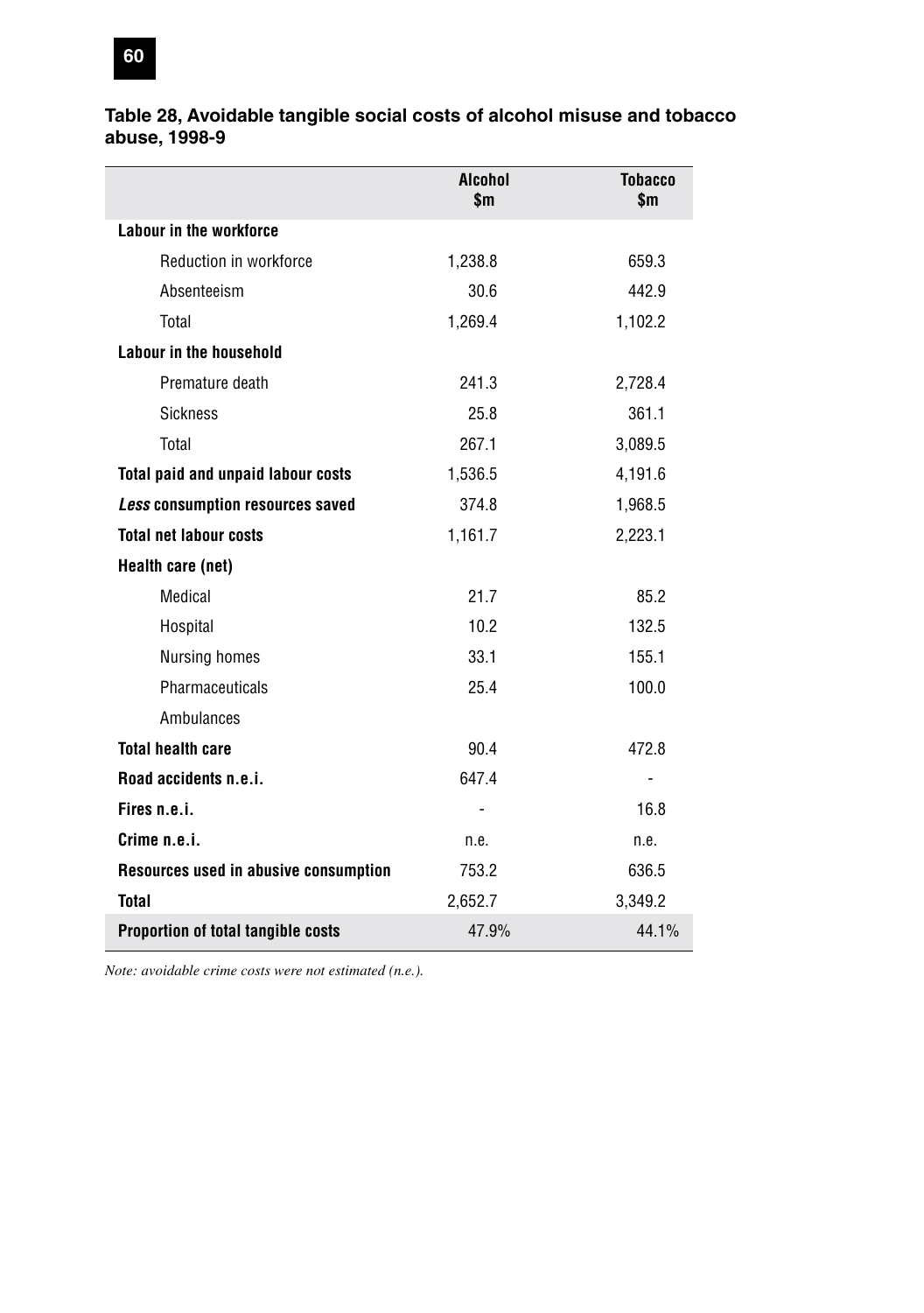**Table 28, Avoidable tangible social costs of alcohol misuse and tobacco abuse, 1998-9**

| | Alcohol $m | Tobacco $m |
|---|---|---|
| **Labour in the workforce** | | |
| Reduction in workforce | 1,238.8 | 659.3 |
| Absenteeism | 30.6 | 442.9 |
| Total | 1,269.4 | 1,102.2 |
| **Labour in the household** | | |
| Premature death | 241.3 | 2,728.4 |
| Sickness | 25.8 | 361.1 |
| Total | 267.1 | 3,089.5 |
| **Total paid and unpaid labour costs** | 1,536.5 | 4,191.6 |
| ***Less* consumption resources saved** | 374.8 | 1,968.5 |
| **Total net labour costs** | 1,161.7 | 2,223.1 |
| **Health care (net)** | | |
| Medical | 21.7 | 85.2 |
| Hospital | 10.2 | 132.5 |
| Nursing homes | 33.1 | 155.1 |
| Pharmaceuticals | 25.4 | 100.0 |
| Ambulances | | |
| **Total health care** | 90.4 | 472.8 |
| **Road accidents n.e.i.** | 647.4 | - |
| **Fires n.e.i.** | - | 16.8 |
| **Crime n.e.i.** | n.e. | n.e. |
| **Resources used in abusive consumption** | 753.2 | 636.5 |
| **Total** | 2,652.7 | 3,349.2 |
| **Proportion of total tangible costs** | 47.9% | 44.1% |

*Note: avoidable crime costs were not estimated (n.e.).*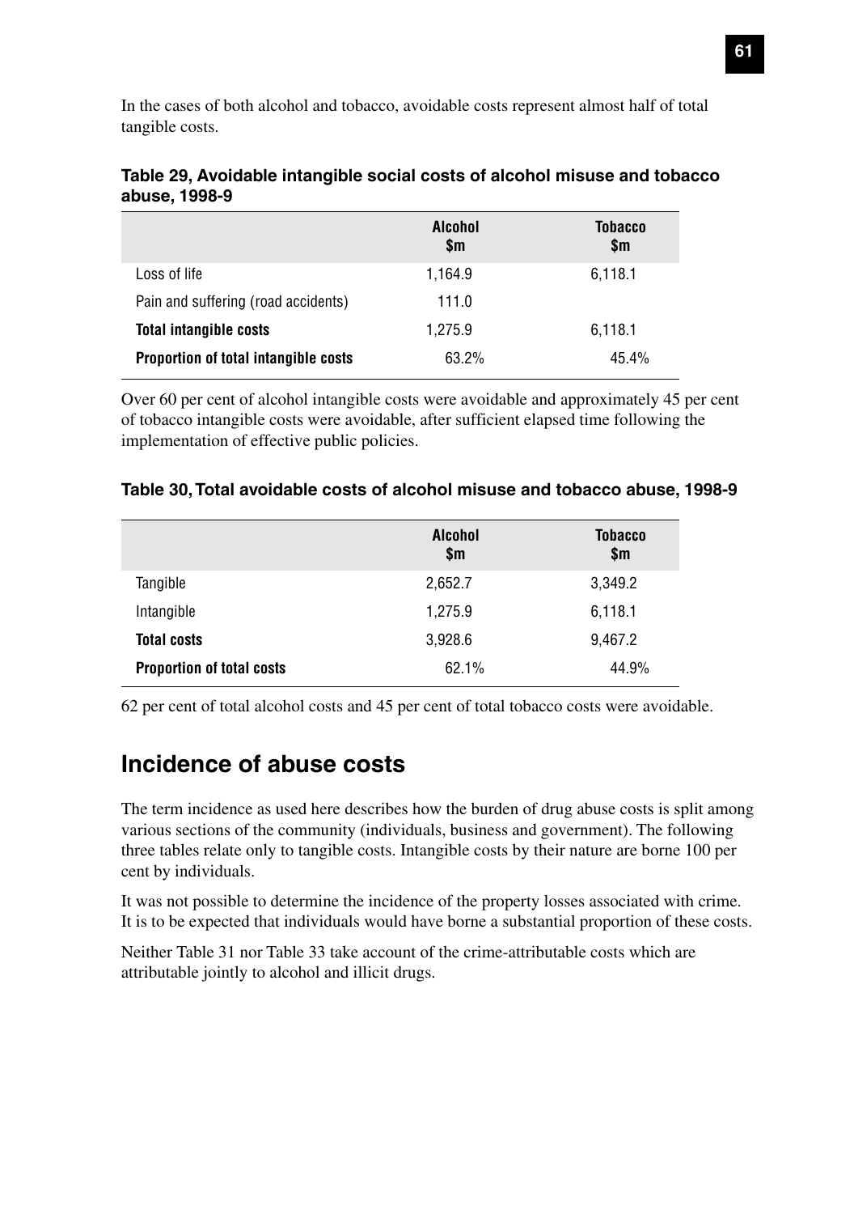In the cases of both alcohol and tobacco, avoidable costs represent almost half of total tangible costs.

**Table 29, Avoidable intangible social costs of alcohol misuse and tobacco abuse, 1998-9**

| | Alcohol $m | Tobacco $m |
|---|---|---|
| Loss of life | 1,164.9 | 6,118.1 |
| Pain and suffering (road accidents) | 111.0 | |
| **Total intangible costs** | 1,275.9 | 6,118.1 |
| **Proportion of total intangible costs** | 63.2% | 45.4% |

Over 60 per cent of alcohol intangible costs were avoidable and approximately 45 per cent of tobacco intangible costs were avoidable, after sufficient elapsed time following the implementation of effective public policies.

**Table 30, Total avoidable costs of alcohol misuse and tobacco abuse, 1998-9**

| | Alcohol $m | Tobacco $m |
|---|---|---|
| Tangible | 2,652.7 | 3,349.2 |
| Intangible | 1,275.9 | 6,118.1 |
| **Total costs** | 3,928.6 | 9,467.2 |
| **Proportion of total costs** | 62.1% | 44.9% |

62 per cent of total alcohol costs and 45 per cent of total tobacco costs were avoidable.

## Incidence of abuse costs

The term incidence as used here describes how the burden of drug abuse costs is split among various sections of the community (individuals, business and government). The following three tables relate only to tangible costs. Intangible costs by their nature are borne 100 per cent by individuals.

It was not possible to determine the incidence of the property losses associated with crime. It is to be expected that individuals would have borne a substantial proportion of these costs.

Neither Table 31 nor Table 33 take account of the crime-attributable costs which are attributable jointly to alcohol and illicit drugs.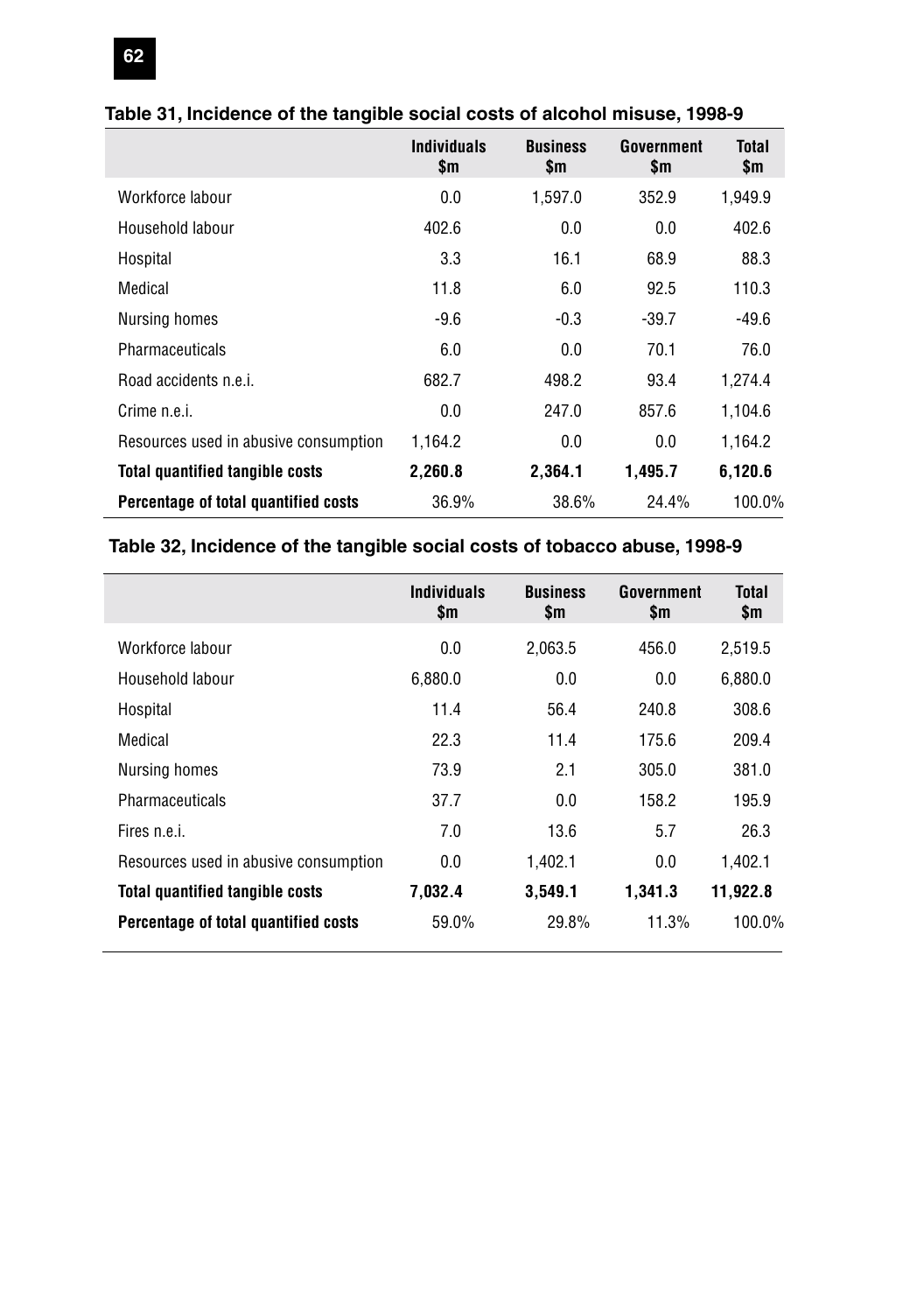**Table 31, Incidence of the tangible social costs of alcohol misuse, 1998-9**

| | Individuals $m | Business $m | Government $m | Total $m |
|---|---|---|---|---|
| Workforce labour | 0.0 | 1,597.0 | 352.9 | 1,949.9 |
| Household labour | 402.6 | 0.0 | 0.0 | 402.6 |
| Hospital | 3.3 | 16.1 | 68.9 | 88.3 |
| Medical | 11.8 | 6.0 | 92.5 | 110.3 |
| Nursing homes | -9.6 | -0.3 | -39.7 | -49.6 |
| Pharmaceuticals | 6.0 | 0.0 | 70.1 | 76.0 |
| Road accidents n.e.i. | 682.7 | 498.2 | 93.4 | 1,274.4 |
| Crime n.e.i. | 0.0 | 247.0 | 857.6 | 1,104.6 |
| Resources used in abusive consumption | 1,164.2 | 0.0 | 0.0 | 1,164.2 |
| **Total quantified tangible costs** | **2,260.8** | **2,364.1** | **1,495.7** | **6,120.6** |
| **Percentage of total quantified costs** | 36.9% | 38.6% | 24.4% | 100.0% |

**Table 32, Incidence of the tangible social costs of tobacco abuse, 1998-9**

| | Individuals $m | Business $m | Government $m | Total $m |
|---|---|---|---|---|
| Workforce labour | 0.0 | 2,063.5 | 456.0 | 2,519.5 |
| Household labour | 6,880.0 | 0.0 | 0.0 | 6,880.0 |
| Hospital | 11.4 | 56.4 | 240.8 | 308.6 |
| Medical | 22.3 | 11.4 | 175.6 | 209.4 |
| Nursing homes | 73.9 | 2.1 | 305.0 | 381.0 |
| Pharmaceuticals | 37.7 | 0.0 | 158.2 | 195.9 |
| Fires n.e.i. | 7.0 | 13.6 | 5.7 | 26.3 |
| Resources used in abusive consumption | 0.0 | 1,402.1 | 0.0 | 1,402.1 |
| **Total quantified tangible costs** | **7,032.4** | **3,549.1** | **1,341.3** | **11,922.8** |
| **Percentage of total quantified costs** | 59.0% | 29.8% | 11.3% | 100.0% |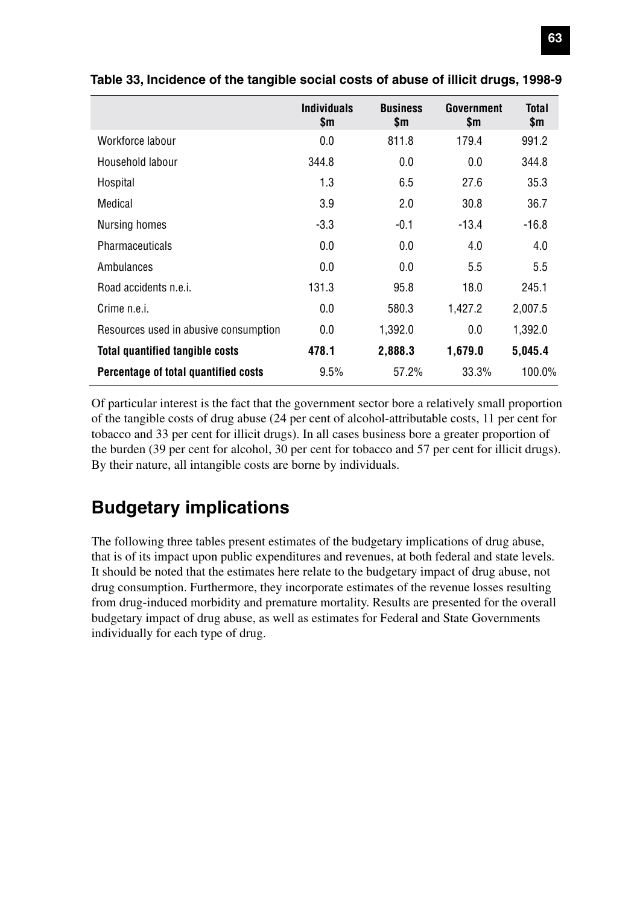**Table 33, Incidence of the tangible social costs of abuse of illicit drugs, 1998-9**

| | Individuals $m | Business $m | Government $m | Total $m |
|---|---|---|---|---|
| Workforce labour | 0.0 | 811.8 | 179.4 | 991.2 |
| Household labour | 344.8 | 0.0 | 0.0 | 344.8 |
| Hospital | 1.3 | 6.5 | 27.6 | 35.3 |
| Medical | 3.9 | 2.0 | 30.8 | 36.7 |
| Nursing homes | -3.3 | -0.1 | -13.4 | -16.8 |
| Pharmaceuticals | 0.0 | 0.0 | 4.0 | 4.0 |
| Ambulances | 0.0 | 0.0 | 5.5 | 5.5 |
| Road accidents n.e.i. | 131.3 | 95.8 | 18.0 | 245.1 |
| Crime n.e.i. | 0.0 | 580.3 | 1,427.2 | 2,007.5 |
| Resources used in abusive consumption | 0.0 | 1,392.0 | 0.0 | 1,392.0 |
| **Total quantified tangible costs** | **478.1** | **2,888.3** | **1,679.0** | **5,045.4** |
| **Percentage of total quantified costs** | 9.5% | 57.2% | 33.3% | 100.0% |

Of particular interest is the fact that the government sector bore a relatively small proportion of the tangible costs of drug abuse (24 per cent of alcohol-attributable costs, 11 per cent for tobacco and 33 per cent for illicit drugs). In all cases business bore a greater proportion of the burden (39 per cent for alcohol, 30 per cent for tobacco and 57 per cent for illicit drugs). By their nature, all intangible costs are borne by individuals.

## Budgetary implications

The following three tables present estimates of the budgetary implications of drug abuse, that is of its impact upon public expenditures and revenues, at both federal and state levels. It should be noted that the estimates here relate to the budgetary impact of drug abuse, not drug consumption. Furthermore, they incorporate estimates of the revenue losses resulting from drug-induced morbidity and premature mortality. Results are presented for the overall budgetary impact of drug abuse, as well as estimates for Federal and State Governments individually for each type of drug.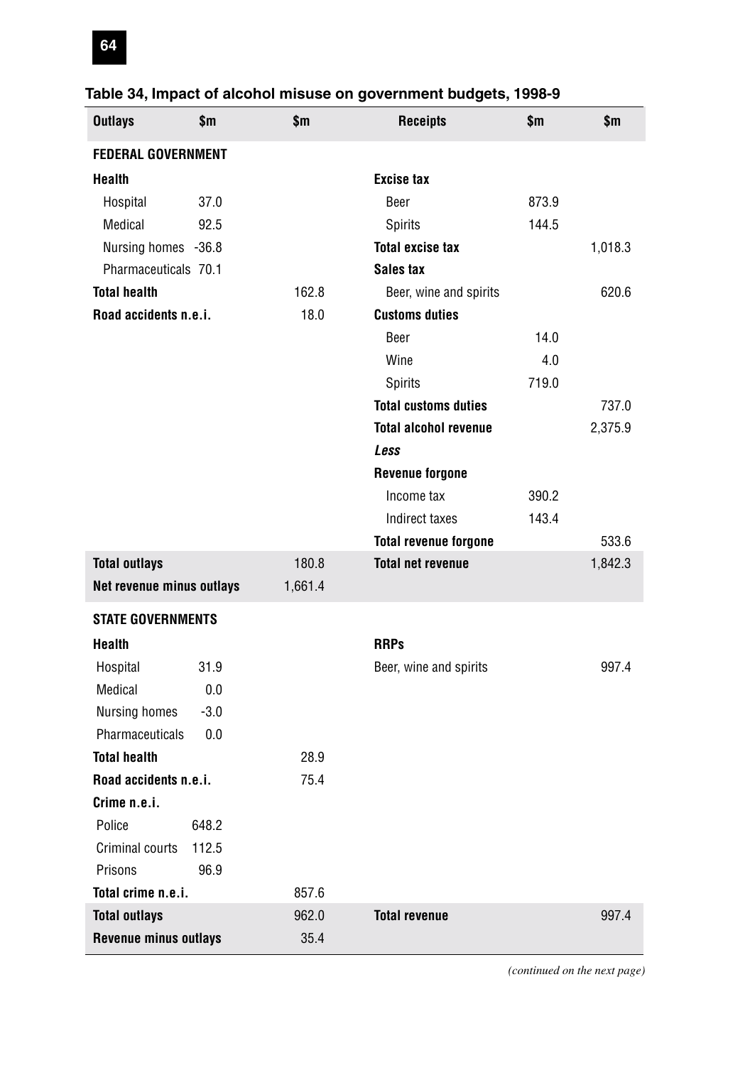### Table 34, Impact of alcohol misuse on government budgets, 1998-9

| Outlays | $m | $m | Receipts | $m | $m |
|---|---|---|---|---|---|
| **FEDERAL GOVERNMENT** | | | | | |
| **Health** | | | **Excise tax** | | |
| Hospital | 37.0 | | Beer | 873.9 | |
| Medical | 92.5 | | Spirits | 144.5 | |
| Nursing homes | -36.8 | | **Total excise tax** | | 1,018.3 |
| Pharmaceuticals | 70.1 | | **Sales tax** | | |
| **Total health** | | 162.8 | Beer, wine and spirits | | 620.6 |
| **Road accidents n.e.i.** | | 18.0 | **Customs duties** | | |
| | | | Beer | 14.0 | |
| | | | Wine | 4.0 | |
| | | | Spirits | 719.0 | |
| | | | **Total customs duties** | | 737.0 |
| | | | **Total alcohol revenue** | | 2,375.9 |
| | | | ***Less*** | | |
| | | | **Revenue forgone** | | |
| | | | Income tax | 390.2 | |
| | | | Indirect taxes | 143.4 | |
| | | | **Total revenue forgone** | | 533.6 |
| **Total outlays** | | 180.8 | **Total net revenue** | | 1,842.3 |
| **Net revenue minus outlays** | | 1,661.4 | | | |
| **STATE GOVERNMENTS** | | | | | |
| **Health** | | | **RRPs** | | |
| Hospital | 31.9 | | Beer, wine and spirits | | 997.4 |
| Medical | 0.0 | | | | |
| Nursing homes | -3.0 | | | | |
| Pharmaceuticals | 0.0 | | | | |
| **Total health** | | 28.9 | | | |
| **Road accidents n.e.i.** | | 75.4 | | | |
| **Crime n.e.i.** | | | | | |
| Police | 648.2 | | | | |
| Criminal courts | 112.5 | | | | |
| Prisons | 96.9 | | | | |
| **Total crime n.e.i.** | | 857.6 | | | |
| **Total outlays** | | 962.0 | **Total revenue** | | 997.4 |
| **Revenue minus outlays** | | 35.4 | | | |

*(continued on the next page)*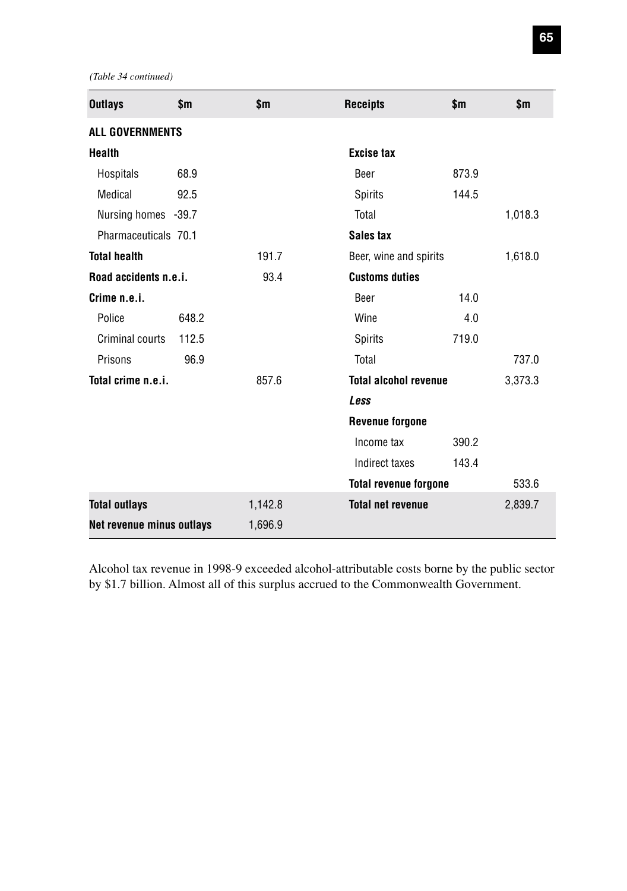*(Table 34 continued)*

| Outlays | $m | $m | Receipts | $m | $m |
|---|---|---|---|---|---|
| **ALL GOVERNMENTS** | | | | | |
| **Health** | | | **Excise tax** | | |
| Hospitals | 68.9 | | Beer | 873.9 | |
| Medical | 92.5 | | Spirits | 144.5 | |
| Nursing homes | -39.7 | | Total | | 1,018.3 |
| Pharmaceuticals | 70.1 | | **Sales tax** | | |
| **Total health** | | 191.7 | Beer, wine and spirits | | 1,618.0 |
| **Road accidents n.e.i.** | | 93.4 | **Customs duties** | | |
| **Crime n.e.i.** | | | Beer | 14.0 | |
| Police | 648.2 | | Wine | 4.0 | |
| Criminal courts | 112.5 | | Spirits | 719.0 | |
| Prisons | 96.9 | | Total | | 737.0 |
| **Total crime n.e.i.** | | 857.6 | **Total alcohol revenue** | | 3,373.3 |
| | | | ***Less*** | | |
| | | | **Revenue forgone** | | |
| | | | Income tax | 390.2 | |
| | | | Indirect taxes | 143.4 | |
| | | | **Total revenue forgone** | | 533.6 |
| **Total outlays** | | 1,142.8 | **Total net revenue** | | 2,839.7 |
| **Net revenue minus outlays** | | 1,696.9 | | | |

Alcohol tax revenue in 1998-9 exceeded alcohol-attributable costs borne by the public sector by $1.7 billion. Almost all of this surplus accrued to the Commonwealth Government.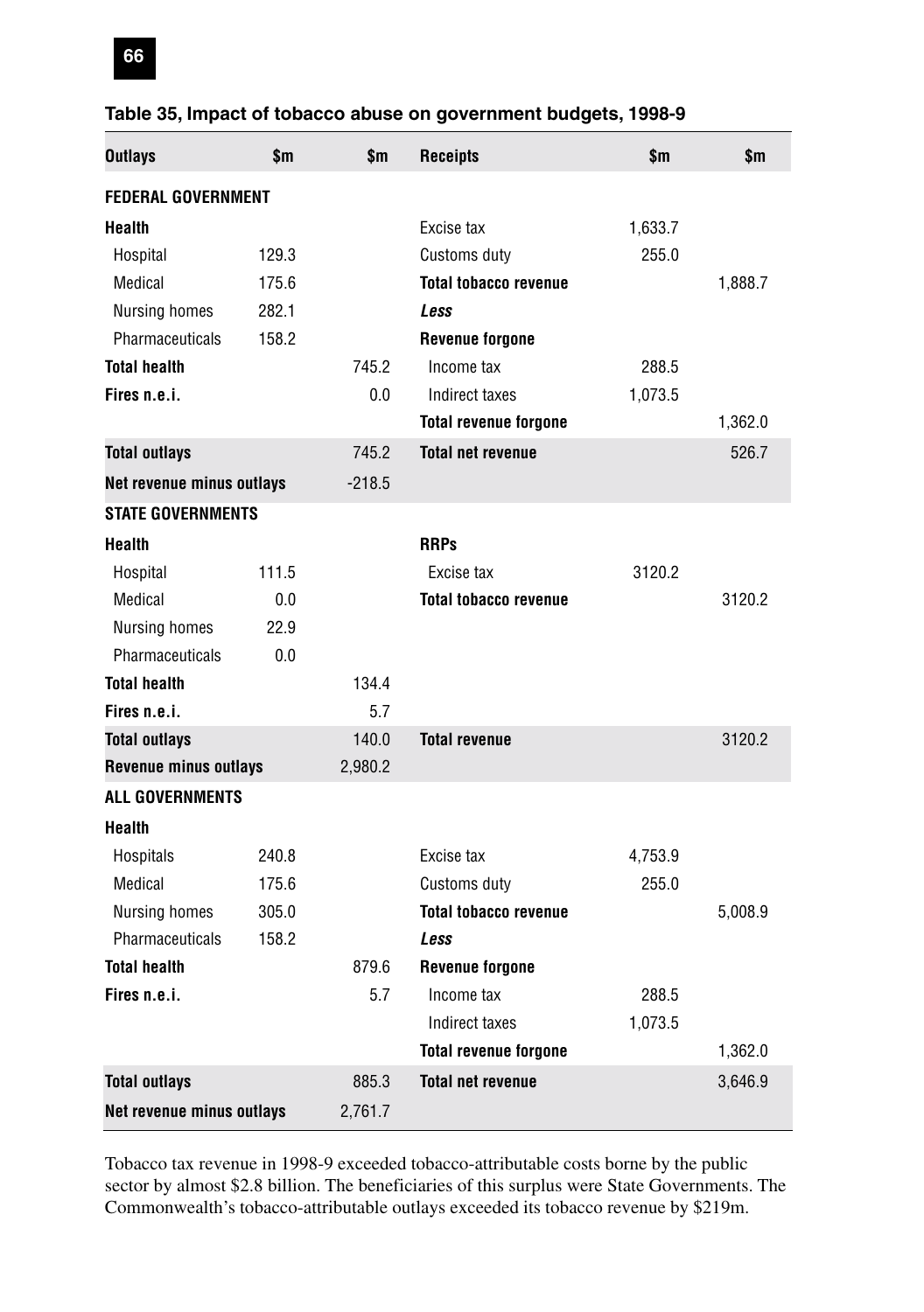### Table 35, Impact of tobacco abuse on government budgets, 1998-9

| Outlays | $m | $m | Receipts | $m | $m |
|---|---|---|---|---|---|
| **FEDERAL GOVERNMENT** | | | | | |
| **Health** | | | Excise tax | 1,633.7 | |
| Hospital | 129.3 | | Customs duty | 255.0 | |
| Medical | 175.6 | | **Total tobacco revenue** | | 1,888.7 |
| Nursing homes | 282.1 | | ***Less*** | | |
| Pharmaceuticals | 158.2 | | **Revenue forgone** | | |
| **Total health** | | 745.2 | Income tax | 288.5 | |
| **Fires n.e.i.** | | 0.0 | Indirect taxes | 1,073.5 | |
| | | | **Total revenue forgone** | | 1,362.0 |
| **Total outlays** | | 745.2 | **Total net revenue** | | 526.7 |
| **Net revenue minus outlays** | | -218.5 | | | |
| **STATE GOVERNMENTS** | | | | | |
| **Health** | | | **RRPs** | | |
| Hospital | 111.5 | | Excise tax | 3120.2 | |
| Medical | 0.0 | | **Total tobacco revenue** | | 3120.2 |
| Nursing homes | 22.9 | | | | |
| Pharmaceuticals | 0.0 | | | | |
| **Total health** | | 134.4 | | | |
| **Fires n.e.i.** | | 5.7 | | | |
| **Total outlays** | | 140.0 | **Total revenue** | | 3120.2 |
| **Revenue minus outlays** | | 2,980.2 | | | |
| **ALL GOVERNMENTS** | | | | | |
| **Health** | | | | | |
| Hospitals | 240.8 | | Excise tax | 4,753.9 | |
| Medical | 175.6 | | Customs duty | 255.0 | |
| Nursing homes | 305.0 | | **Total tobacco revenue** | | 5,008.9 |
| Pharmaceuticals | 158.2 | | ***Less*** | | |
| **Total health** | | 879.6 | **Revenue forgone** | | |
| **Fires n.e.i.** | | 5.7 | Income tax | 288.5 | |
| | | | Indirect taxes | 1,073.5 | |
| | | | **Total revenue forgone** | | 1,362.0 |
| **Total outlays** | | 885.3 | **Total net revenue** | | 3,646.9 |
| **Net revenue minus outlays** | | 2,761.7 | | | |

Tobacco tax revenue in 1998-9 exceeded tobacco-attributable costs borne by the public sector by almost $2.8 billion. The beneficiaries of this surplus were State Governments. The Commonwealth's tobacco-attributable outlays exceeded its tobacco revenue by $219m.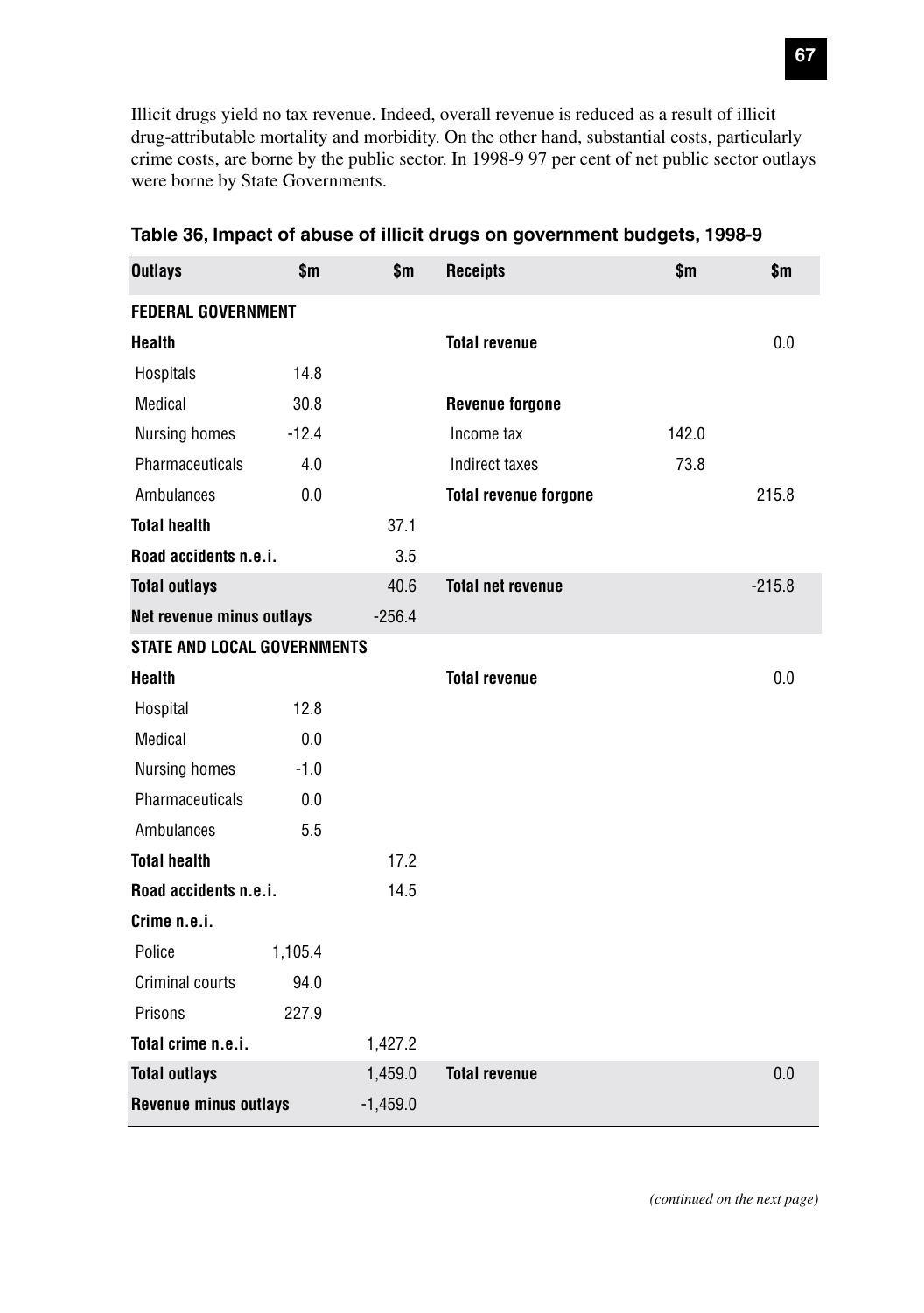Illicit drugs yield no tax revenue. Indeed, overall revenue is reduced as a result of illicit drug-attributable mortality and morbidity. On the other hand, substantial costs, particularly crime costs, are borne by the public sector. In 1998-9 97 per cent of net public sector outlays were borne by State Governments.

**Table 36, Impact of abuse of illicit drugs on government budgets, 1998-9**

| Outlays | $m | $m | Receipts | $m | $m |
|---|---|---|---|---|---|
| **FEDERAL GOVERNMENT** | | | | | |
| **Health** | | | **Total revenue** | | 0.0 |
| Hospitals | 14.8 | | | | |
| Medical | 30.8 | | **Revenue forgone** | | |
| Nursing homes | -12.4 | | Income tax | 142.0 | |
| Pharmaceuticals | 4.0 | | Indirect taxes | 73.8 | |
| Ambulances | 0.0 | | **Total revenue forgone** | | 215.8 |
| **Total health** | | 37.1 | | | |
| **Road accidents n.e.i.** | | 3.5 | | | |
| **Total outlays** | | 40.6 | **Total net revenue** | | -215.8 |
| **Net revenue minus outlays** | | -256.4 | | | |
| **STATE AND LOCAL GOVERNMENTS** | | | | | |
| **Health** | | | **Total revenue** | | 0.0 |
| Hospital | 12.8 | | | | |
| Medical | 0.0 | | | | |
| Nursing homes | -1.0 | | | | |
| Pharmaceuticals | 0.0 | | | | |
| Ambulances | 5.5 | | | | |
| **Total health** | | 17.2 | | | |
| **Road accidents n.e.i.** | | 14.5 | | | |
| **Crime n.e.i.** | | | | | |
| Police | 1,105.4 | | | | |
| Criminal courts | 94.0 | | | | |
| Prisons | 227.9 | | | | |
| **Total crime n.e.i.** | | 1,427.2 | | | |
| **Total outlays** | | 1,459.0 | **Total revenue** | | 0.0 |
| **Revenue minus outlays** | | -1,459.0 | | | |

*(continued on the next page)*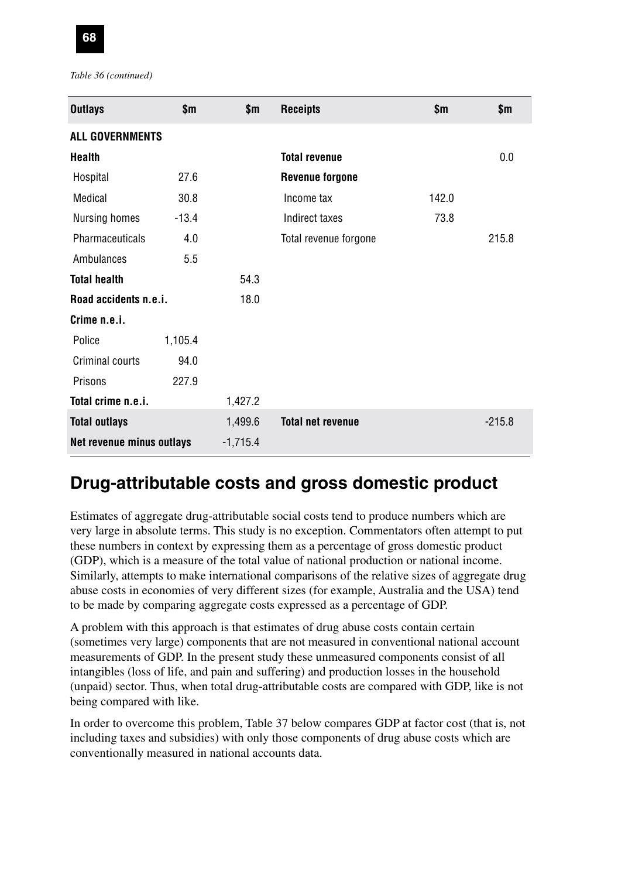*Table 36 (continued)*

| Outlays | $m | $m | Receipts | $m | $m |
|---|---|---|---|---|---|
| **ALL GOVERNMENTS** | | | | | |
| **Health** | | | **Total revenue** | | 0.0 |
| Hospital | 27.6 | | **Revenue forgone** | | |
| Medical | 30.8 | | Income tax | 142.0 | |
| Nursing homes | -13.4 | | Indirect taxes | 73.8 | |
| Pharmaceuticals | 4.0 | | Total revenue forgone | | 215.8 |
| Ambulances | 5.5 | | | | |
| **Total health** | | 54.3 | | | |
| **Road accidents n.e.i.** | | 18.0 | | | |
| **Crime n.e.i.** | | | | | |
| Police | 1,105.4 | | | | |
| Criminal courts | 94.0 | | | | |
| Prisons | 227.9 | | | | |
| **Total crime n.e.i.** | | 1,427.2 | | | |
| **Total outlays** | | 1,499.6 | **Total net revenue** | | -215.8 |
| **Net revenue minus outlays** | | -1,715.4 | | | |

## Drug-attributable costs and gross domestic product

Estimates of aggregate drug-attributable social costs tend to produce numbers which are very large in absolute terms. This study is no exception. Commentators often attempt to put these numbers in context by expressing them as a percentage of gross domestic product (GDP), which is a measure of the total value of national production or national income. Similarly, attempts to make international comparisons of the relative sizes of aggregate drug abuse costs in economies of very different sizes (for example, Australia and the USA) tend to be made by comparing aggregate costs expressed as a percentage of GDP.

A problem with this approach is that estimates of drug abuse costs contain certain (sometimes very large) components that are not measured in conventional national account measurements of GDP. In the present study these unmeasured components consist of all intangibles (loss of life, and pain and suffering) and production losses in the household (unpaid) sector. Thus, when total drug-attributable costs are compared with GDP, like is not being compared with like.

In order to overcome this problem, Table 37 below compares GDP at factor cost (that is, not including taxes and subsidies) with only those components of drug abuse costs which are conventionally measured in national accounts data.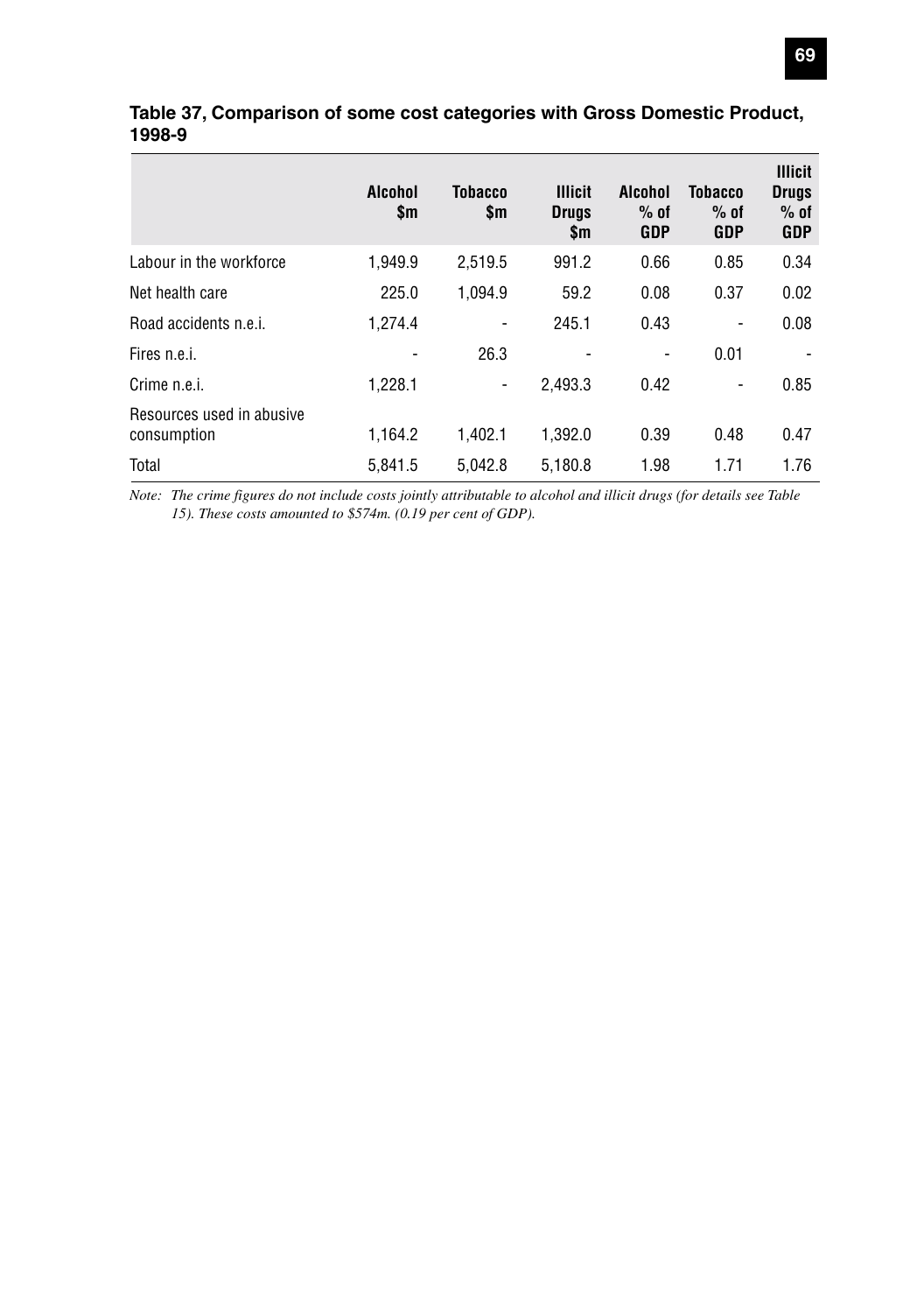**Table 37, Comparison of some cost categories with Gross Domestic Product, 1998-9**

| | Alcohol $m | Tobacco $m | Illicit Drugs $m | Alcohol % of GDP | Tobacco % of GDP | Illicit Drugs % of GDP |
|---|---|---|---|---|---|---|
| Labour in the workforce | 1,949.9 | 2,519.5 | 991.2 | 0.66 | 0.85 | 0.34 |
| Net health care | 225.0 | 1,094.9 | 59.2 | 0.08 | 0.37 | 0.02 |
| Road accidents n.e.i. | 1,274.4 | - | 245.1 | 0.43 | - | 0.08 |
| Fires n.e.i. | - | 26.3 | - | - | 0.01 | - |
| Crime n.e.i. | 1,228.1 | - | 2,493.3 | 0.42 | - | 0.85 |
| Resources used in abusive consumption | 1,164.2 | 1,402.1 | 1,392.0 | 0.39 | 0.48 | 0.47 |
| Total | 5,841.5 | 5,042.8 | 5,180.8 | 1.98 | 1.71 | 1.76 |

*Note: The crime figures do not include costs jointly attributable to alcohol and illicit drugs (for details see Table 15). These costs amounted to $574m. (0.19 per cent of GDP).*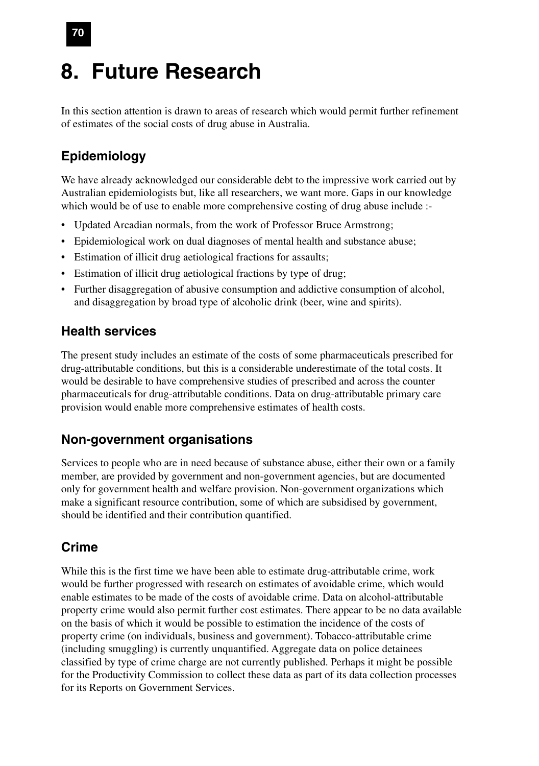# 8. Future Research

In this section attention is drawn to areas of research which would permit further refinement of estimates of the social costs of drug abuse in Australia.

## Epidemiology

We have already acknowledged our considerable debt to the impressive work carried out by Australian epidemiologists but, like all researchers, we want more. Gaps in our knowledge which would be of use to enable more comprehensive costing of drug abuse include :-

- Updated Arcadian normals, from the work of Professor Bruce Armstrong;
- Epidemiological work on dual diagnoses of mental health and substance abuse;
- Estimation of illicit drug aetiological fractions for assaults;
- Estimation of illicit drug aetiological fractions by type of drug;
- Further disaggregation of abusive consumption and addictive consumption of alcohol, and disaggregation by broad type of alcoholic drink (beer, wine and spirits).

## Health services

The present study includes an estimate of the costs of some pharmaceuticals prescribed for drug-attributable conditions, but this is a considerable underestimate of the total costs. It would be desirable to have comprehensive studies of prescribed and across the counter pharmaceuticals for drug-attributable conditions. Data on drug-attributable primary care provision would enable more comprehensive estimates of health costs.

## Non-government organisations

Services to people who are in need because of substance abuse, either their own or a family member, are provided by government and non-government agencies, but are documented only for government health and welfare provision. Non-government organizations which make a significant resource contribution, some of which are subsidised by government, should be identified and their contribution quantified.

## Crime

While this is the first time we have been able to estimate drug-attributable crime, work would be further progressed with research on estimates of avoidable crime, which would enable estimates to be made of the costs of avoidable crime. Data on alcohol-attributable property crime would also permit further cost estimates. There appear to be no data available on the basis of which it would be possible to estimation the incidence of the costs of property crime (on individuals, business and government). Tobacco-attributable crime (including smuggling) is currently unquantified. Aggregate data on police detainees classified by type of crime charge are not currently published. Perhaps it might be possible for the Productivity Commission to collect these data as part of its data collection processes for its Reports on Government Services.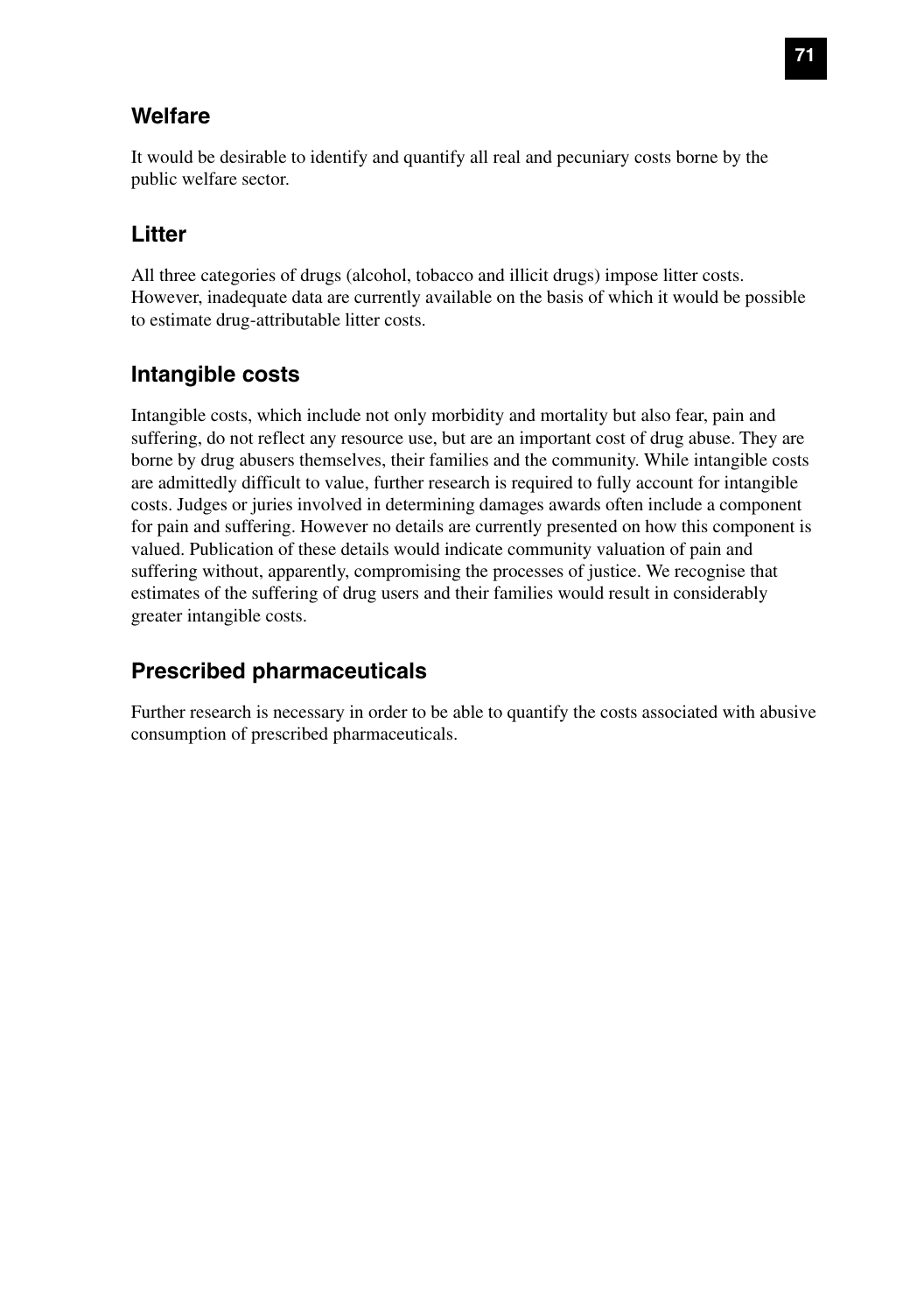## Welfare

It would be desirable to identify and quantify all real and pecuniary costs borne by the public welfare sector.

## Litter

All three categories of drugs (alcohol, tobacco and illicit drugs) impose litter costs. However, inadequate data are currently available on the basis of which it would be possible to estimate drug-attributable litter costs.

## Intangible costs

Intangible costs, which include not only morbidity and mortality but also fear, pain and suffering, do not reflect any resource use, but are an important cost of drug abuse. They are borne by drug abusers themselves, their families and the community. While intangible costs are admittedly difficult to value, further research is required to fully account for intangible costs. Judges or juries involved in determining damages awards often include a component for pain and suffering. However no details are currently presented on how this component is valued. Publication of these details would indicate community valuation of pain and suffering without, apparently, compromising the processes of justice. We recognise that estimates of the suffering of drug users and their families would result in considerably greater intangible costs.

## Prescribed pharmaceuticals

Further research is necessary in order to be able to quantify the costs associated with abusive consumption of prescribed pharmaceuticals.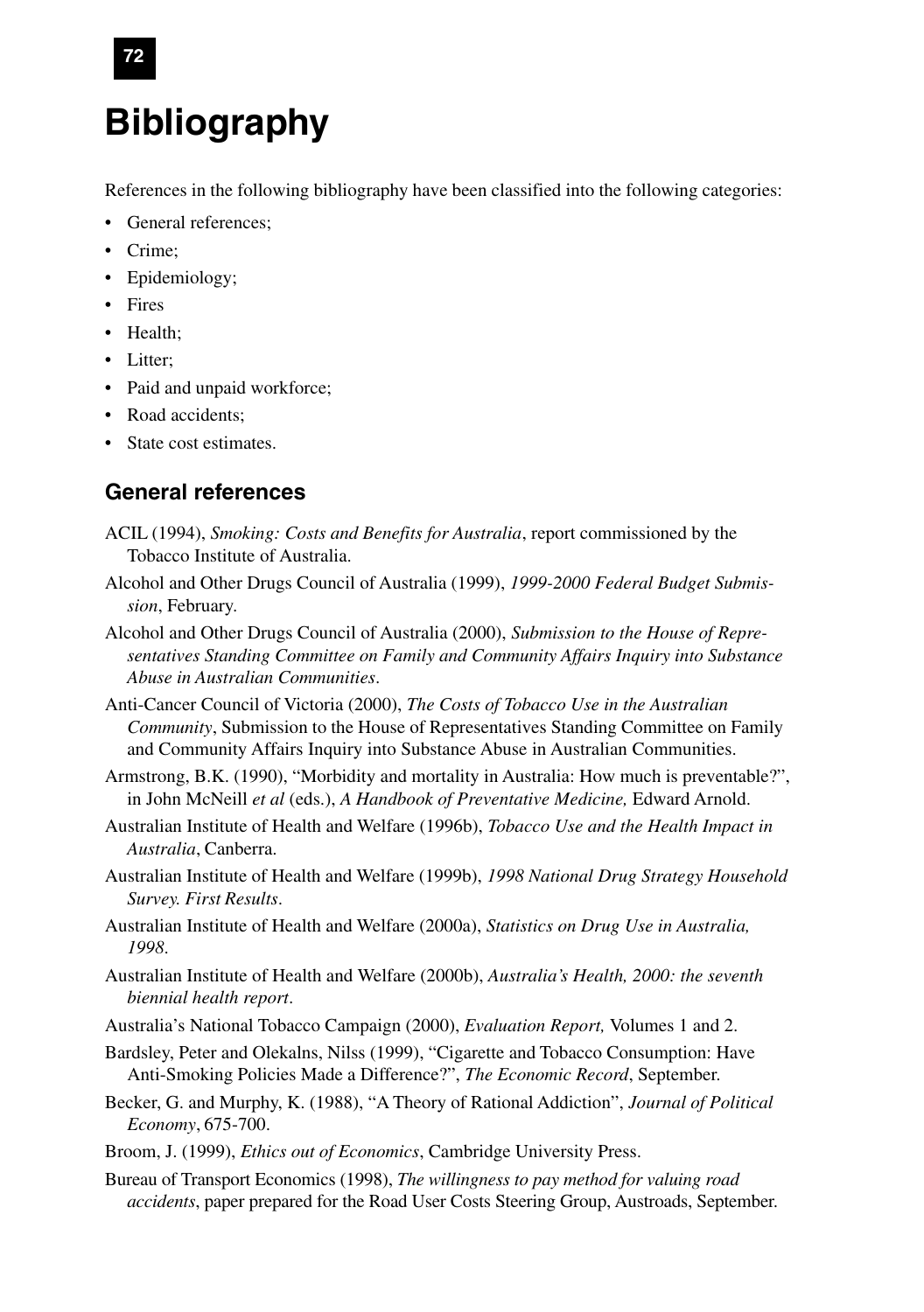# Bibliography

References in the following bibliography have been classified into the following categories:

- General references;
- Crime;
- Epidemiology;
- Fires
- Health;
- Litter;
- Paid and unpaid workforce;
- Road accidents;
- State cost estimates.

## General references

ACIL (1994), *Smoking: Costs and Benefits for Australia*, report commissioned by the Tobacco Institute of Australia.

Alcohol and Other Drugs Council of Australia (1999), *1999-2000 Federal Budget Submission*, February.

Alcohol and Other Drugs Council of Australia (2000), *Submission to the House of Representatives Standing Committee on Family and Community Affairs Inquiry into Substance Abuse in Australian Communities*.

Anti-Cancer Council of Victoria (2000), *The Costs of Tobacco Use in the Australian Community*, Submission to the House of Representatives Standing Committee on Family and Community Affairs Inquiry into Substance Abuse in Australian Communities.

Armstrong, B.K. (1990), "Morbidity and mortality in Australia: How much is preventable?", in John McNeill *et al* (eds.), *A Handbook of Preventative Medicine,* Edward Arnold.

Australian Institute of Health and Welfare (1996b), *Tobacco Use and the Health Impact in Australia*, Canberra.

Australian Institute of Health and Welfare (1999b), *1998 National Drug Strategy Household Survey. First Results*.

Australian Institute of Health and Welfare (2000a), *Statistics on Drug Use in Australia, 1998*.

Australian Institute of Health and Welfare (2000b), *Australia's Health, 2000: the seventh biennial health report*.

Australia's National Tobacco Campaign (2000), *Evaluation Report,* Volumes 1 and 2.

Bardsley, Peter and Olekalns, Nilss (1999), "Cigarette and Tobacco Consumption: Have Anti-Smoking Policies Made a Difference?", *The Economic Record*, September.

Becker, G. and Murphy, K. (1988), "A Theory of Rational Addiction", *Journal of Political Economy*, 675-700.

Broom, J. (1999), *Ethics out of Economics*, Cambridge University Press.

Bureau of Transport Economics (1998), *The willingness to pay method for valuing road accidents*, paper prepared for the Road User Costs Steering Group, Austroads, September.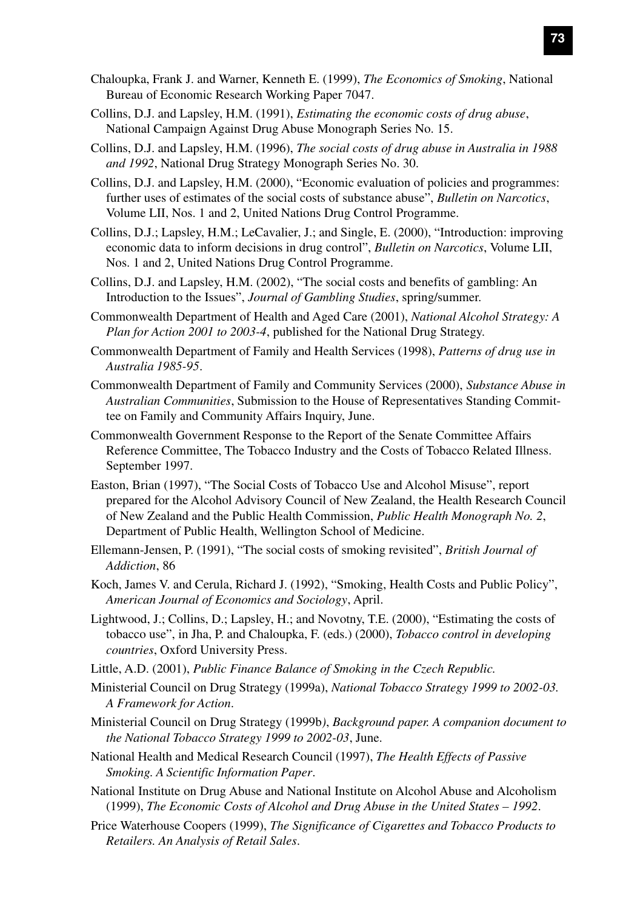Chaloupka, Frank J. and Warner, Kenneth E. (1999), *The Economics of Smoking*, National Bureau of Economic Research Working Paper 7047.

Collins, D.J. and Lapsley, H.M. (1991), *Estimating the economic costs of drug abuse*, National Campaign Against Drug Abuse Monograph Series No. 15.

Collins, D.J. and Lapsley, H.M. (1996), *The social costs of drug abuse in Australia in 1988 and 1992*, National Drug Strategy Monograph Series No. 30.

Collins, D.J. and Lapsley, H.M. (2000), "Economic evaluation of policies and programmes: further uses of estimates of the social costs of substance abuse", *Bulletin on Narcotics*, Volume LII, Nos. 1 and 2, United Nations Drug Control Programme.

Collins, D.J.; Lapsley, H.M.; LeCavalier, J.; and Single, E. (2000), "Introduction: improving economic data to inform decisions in drug control", *Bulletin on Narcotics*, Volume LII, Nos. 1 and 2, United Nations Drug Control Programme.

Collins, D.J. and Lapsley, H.M. (2002), "The social costs and benefits of gambling: An Introduction to the Issues", *Journal of Gambling Studies*, spring/summer.

Commonwealth Department of Health and Aged Care (2001), *National Alcohol Strategy: A Plan for Action 2001 to 2003-4*, published for the National Drug Strategy.

Commonwealth Department of Family and Health Services (1998), *Patterns of drug use in Australia 1985-95*.

Commonwealth Department of Family and Community Services (2000), *Substance Abuse in Australian Communities*, Submission to the House of Representatives Standing Committee on Family and Community Affairs Inquiry, June.

Commonwealth Government Response to the Report of the Senate Committee Affairs Reference Committee, The Tobacco Industry and the Costs of Tobacco Related Illness. September 1997.

Easton, Brian (1997), "The Social Costs of Tobacco Use and Alcohol Misuse", report prepared for the Alcohol Advisory Council of New Zealand, the Health Research Council of New Zealand and the Public Health Commission, *Public Health Monograph No. 2*, Department of Public Health, Wellington School of Medicine.

Ellemann-Jensen, P. (1991), "The social costs of smoking revisited", *British Journal of Addiction*, 86

Koch, James V. and Cerula, Richard J. (1992), "Smoking, Health Costs and Public Policy", *American Journal of Economics and Sociology*, April.

Lightwood, J.; Collins, D.; Lapsley, H.; and Novotny, T.E. (2000), "Estimating the costs of tobacco use", in Jha, P. and Chaloupka, F. (eds.) (2000), *Tobacco control in developing countries*, Oxford University Press.

Little, A.D. (2001), *Public Finance Balance of Smoking in the Czech Republic.*

Ministerial Council on Drug Strategy (1999a), *National Tobacco Strategy 1999 to 2002-03. A Framework for Action*.

Ministerial Council on Drug Strategy (1999b), *Background paper. A companion document to the National Tobacco Strategy 1999 to 2002-03*, June.

National Health and Medical Research Council (1997), *The Health Effects of Passive Smoking. A Scientific Information Paper*.

National Institute on Drug Abuse and National Institute on Alcohol Abuse and Alcoholism (1999), *The Economic Costs of Alcohol and Drug Abuse in the United States – 1992*.

Price Waterhouse Coopers (1999), *The Significance of Cigarettes and Tobacco Products to Retailers. An Analysis of Retail Sales*.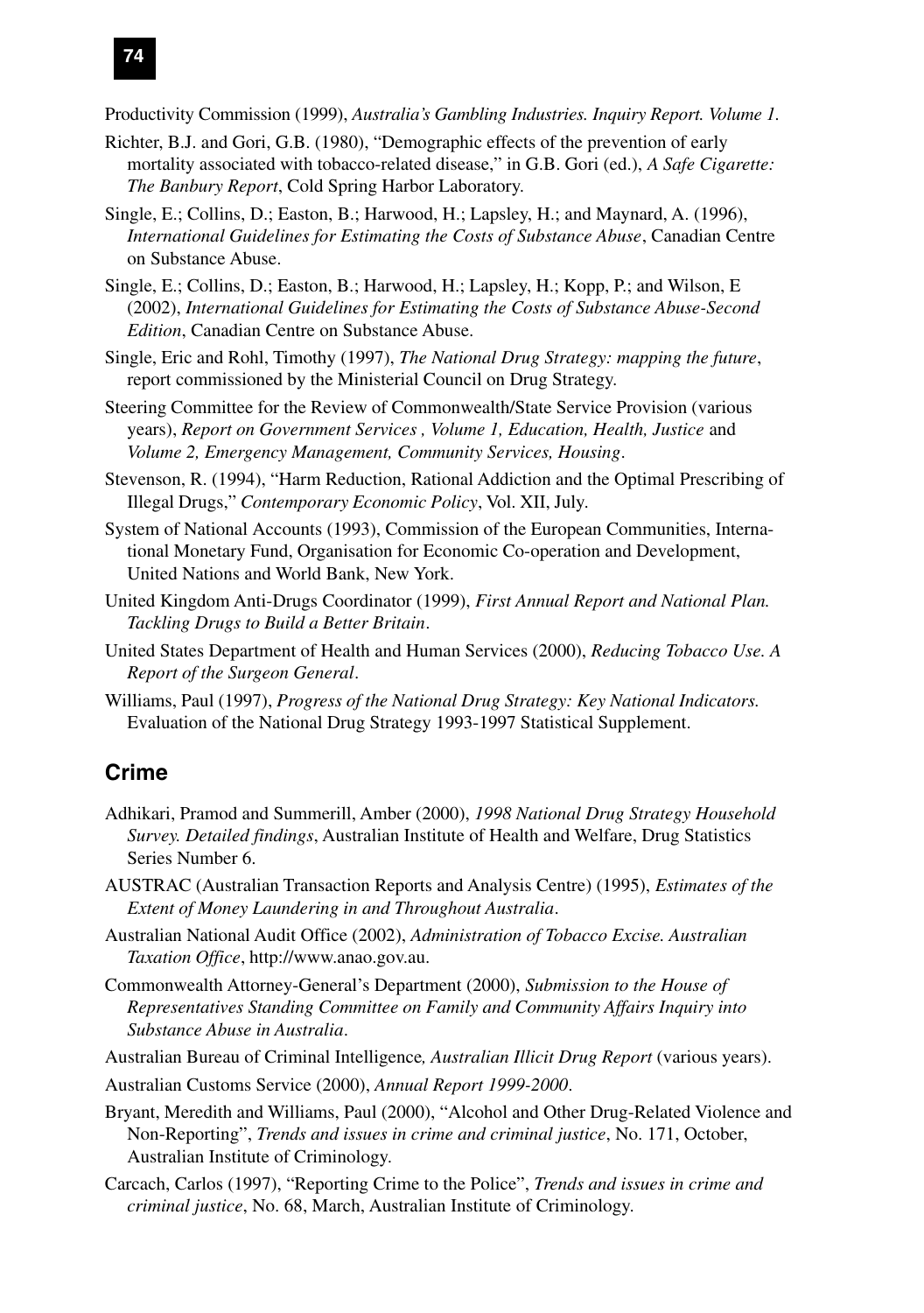Productivity Commission (1999), *Australia's Gambling Industries. Inquiry Report. Volume 1.*

Richter, B.J. and Gori, G.B. (1980), "Demographic effects of the prevention of early mortality associated with tobacco-related disease," in G.B. Gori (ed.), *A Safe Cigarette: The Banbury Report*, Cold Spring Harbor Laboratory.

Single, E.; Collins, D.; Easton, B.; Harwood, H.; Lapsley, H.; and Maynard, A. (1996), *International Guidelines for Estimating the Costs of Substance Abuse*, Canadian Centre on Substance Abuse.

Single, E.; Collins, D.; Easton, B.; Harwood, H.; Lapsley, H.; Kopp, P.; and Wilson, E (2002), *International Guidelines for Estimating the Costs of Substance Abuse-Second Edition*, Canadian Centre on Substance Abuse.

Single, Eric and Rohl, Timothy (1997), *The National Drug Strategy: mapping the future*, report commissioned by the Ministerial Council on Drug Strategy.

Steering Committee for the Review of Commonwealth/State Service Provision (various years), *Report on Government Services , Volume 1, Education, Health, Justice* and *Volume 2, Emergency Management, Community Services, Housing*.

Stevenson, R. (1994), "Harm Reduction, Rational Addiction and the Optimal Prescribing of Illegal Drugs," *Contemporary Economic Policy*, Vol. XII, July.

System of National Accounts (1993), Commission of the European Communities, International Monetary Fund, Organisation for Economic Co-operation and Development, United Nations and World Bank, New York.

United Kingdom Anti-Drugs Coordinator (1999), *First Annual Report and National Plan. Tackling Drugs to Build a Better Britain*.

United States Department of Health and Human Services (2000), *Reducing Tobacco Use. A Report of the Surgeon General*.

Williams, Paul (1997), *Progress of the National Drug Strategy: Key National Indicators.* Evaluation of the National Drug Strategy 1993-1997 Statistical Supplement.

## Crime

Adhikari, Pramod and Summerill, Amber (2000), *1998 National Drug Strategy Household Survey. Detailed findings*, Australian Institute of Health and Welfare, Drug Statistics Series Number 6.

AUSTRAC (Australian Transaction Reports and Analysis Centre) (1995), *Estimates of the Extent of Money Laundering in and Throughout Australia*.

Australian National Audit Office (2002), *Administration of Tobacco Excise. Australian Taxation Office*, http://www.anao.gov.au.

Commonwealth Attorney-General's Department (2000), *Submission to the House of Representatives Standing Committee on Family and Community Affairs Inquiry into Substance Abuse in Australia*.

Australian Bureau of Criminal Intelligence*, Australian Illicit Drug Report* (various years).

Australian Customs Service (2000), *Annual Report 1999-2000*.

Bryant, Meredith and Williams, Paul (2000), "Alcohol and Other Drug-Related Violence and Non-Reporting", *Trends and issues in crime and criminal justice*, No. 171, October, Australian Institute of Criminology.

Carcach, Carlos (1997), "Reporting Crime to the Police", *Trends and issues in crime and criminal justice*, No. 68, March, Australian Institute of Criminology.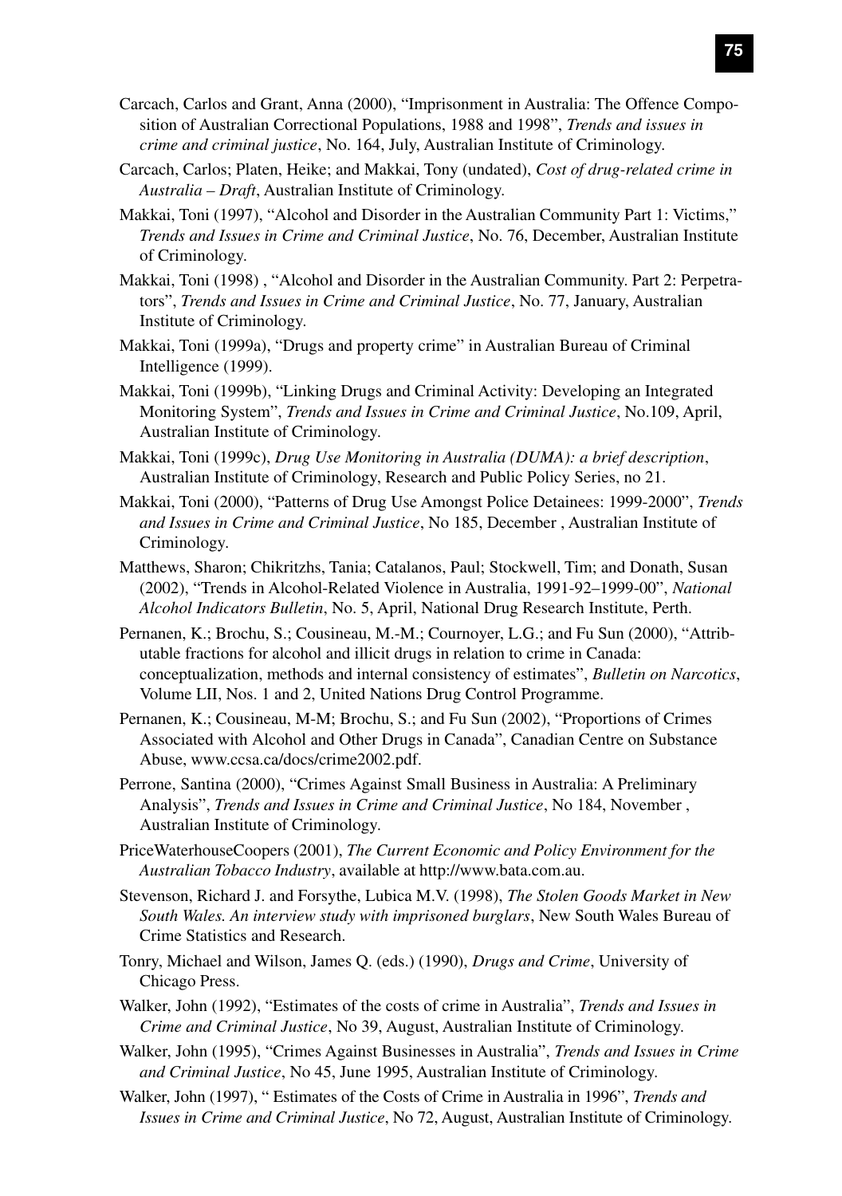Carcach, Carlos and Grant, Anna (2000), "Imprisonment in Australia: The Offence Composition of Australian Correctional Populations, 1988 and 1998", *Trends and issues in crime and criminal justice*, No. 164, July, Australian Institute of Criminology.

Carcach, Carlos; Platen, Heike; and Makkai, Tony (undated), *Cost of drug-related crime in Australia – Draft*, Australian Institute of Criminology.

Makkai, Toni (1997), "Alcohol and Disorder in the Australian Community Part 1: Victims," *Trends and Issues in Crime and Criminal Justice*, No. 76, December, Australian Institute of Criminology.

Makkai, Toni (1998) , "Alcohol and Disorder in the Australian Community. Part 2: Perpetrators", *Trends and Issues in Crime and Criminal Justice*, No. 77, January, Australian Institute of Criminology.

Makkai, Toni (1999a), "Drugs and property crime" in Australian Bureau of Criminal Intelligence (1999).

Makkai, Toni (1999b), "Linking Drugs and Criminal Activity: Developing an Integrated Monitoring System", *Trends and Issues in Crime and Criminal Justice*, No.109, April, Australian Institute of Criminology.

Makkai, Toni (1999c), *Drug Use Monitoring in Australia (DUMA): a brief description*, Australian Institute of Criminology, Research and Public Policy Series, no 21.

Makkai, Toni (2000), "Patterns of Drug Use Amongst Police Detainees: 1999-2000", *Trends and Issues in Crime and Criminal Justice*, No 185, December , Australian Institute of Criminology.

Matthews, Sharon; Chikritzhs, Tania; Catalanos, Paul; Stockwell, Tim; and Donath, Susan (2002), "Trends in Alcohol-Related Violence in Australia, 1991-92–1999-00", *National Alcohol Indicators Bulletin*, No. 5, April, National Drug Research Institute, Perth.

Pernanen, K.; Brochu, S.; Cousineau, M.-M.; Cournoyer, L.G.; and Fu Sun (2000), "Attributable fractions for alcohol and illicit drugs in relation to crime in Canada: conceptualization, methods and internal consistency of estimates", *Bulletin on Narcotics*, Volume LII, Nos. 1 and 2, United Nations Drug Control Programme.

Pernanen, K.; Cousineau, M-M; Brochu, S.; and Fu Sun (2002), "Proportions of Crimes Associated with Alcohol and Other Drugs in Canada", Canadian Centre on Substance Abuse, www.ccsa.ca/docs/crime2002.pdf.

Perrone, Santina (2000), "Crimes Against Small Business in Australia: A Preliminary Analysis", *Trends and Issues in Crime and Criminal Justice*, No 184, November , Australian Institute of Criminology.

PriceWaterhouseCoopers (2001), *The Current Economic and Policy Environment for the Australian Tobacco Industry*, available at http://www.bata.com.au.

Stevenson, Richard J. and Forsythe, Lubica M.V. (1998), *The Stolen Goods Market in New South Wales. An interview study with imprisoned burglars*, New South Wales Bureau of Crime Statistics and Research.

Tonry, Michael and Wilson, James Q. (eds.) (1990), *Drugs and Crime*, University of Chicago Press.

Walker, John (1992), "Estimates of the costs of crime in Australia", *Trends and Issues in Crime and Criminal Justice*, No 39, August, Australian Institute of Criminology.

Walker, John (1995), "Crimes Against Businesses in Australia", *Trends and Issues in Crime and Criminal Justice*, No 45, June 1995, Australian Institute of Criminology.

Walker, John (1997), " Estimates of the Costs of Crime in Australia in 1996", *Trends and Issues in Crime and Criminal Justice*, No 72, August, Australian Institute of Criminology.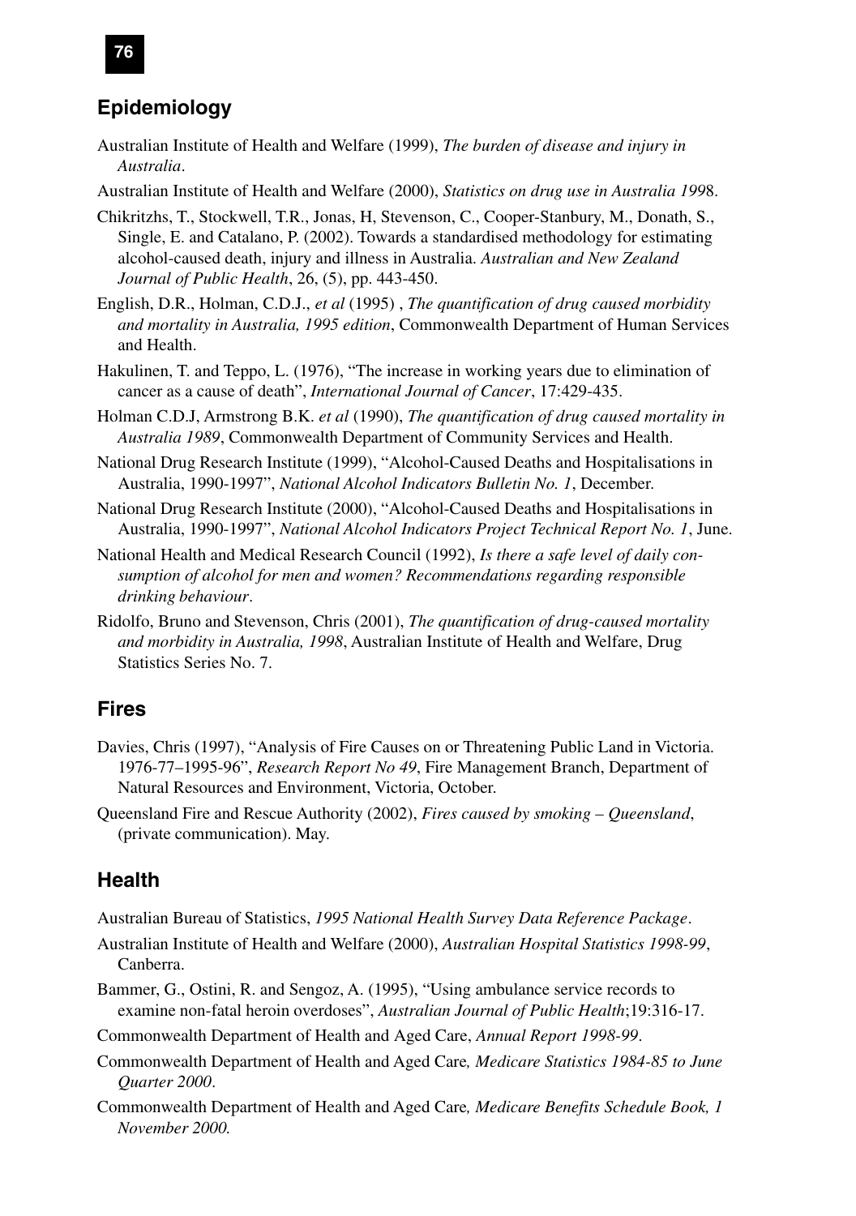## Epidemiology

Australian Institute of Health and Welfare (1999), *The burden of disease and injury in Australia*.

Australian Institute of Health and Welfare (2000), *Statistics on drug use in Australia 1998*.

Chikritzhs, T., Stockwell, T.R., Jonas, H, Stevenson, C., Cooper-Stanbury, M., Donath, S., Single, E. and Catalano, P. (2002). Towards a standardised methodology for estimating alcohol-caused death, injury and illness in Australia. *Australian and New Zealand Journal of Public Health*, 26, (5), pp. 443-450.

English, D.R., Holman, C.D.J., *et al* (1995) , *The quantification of drug caused morbidity and mortality in Australia, 1995 edition*, Commonwealth Department of Human Services and Health.

Hakulinen, T. and Teppo, L. (1976), "The increase in working years due to elimination of cancer as a cause of death", *International Journal of Cancer*, 17:429-435.

Holman C.D.J, Armstrong B.K. *et al* (1990), *The quantification of drug caused mortality in Australia 1989*, Commonwealth Department of Community Services and Health.

National Drug Research Institute (1999), "Alcohol-Caused Deaths and Hospitalisations in Australia, 1990-1997", *National Alcohol Indicators Bulletin No. 1*, December.

National Drug Research Institute (2000), "Alcohol-Caused Deaths and Hospitalisations in Australia, 1990-1997", *National Alcohol Indicators Project Technical Report No. 1*, June.

National Health and Medical Research Council (1992), *Is there a safe level of daily consumption of alcohol for men and women? Recommendations regarding responsible drinking behaviour*.

Ridolfo, Bruno and Stevenson, Chris (2001), *The quantification of drug-caused mortality and morbidity in Australia, 1998*, Australian Institute of Health and Welfare, Drug Statistics Series No. 7.

## Fires

Davies, Chris (1997), "Analysis of Fire Causes on or Threatening Public Land in Victoria. 1976-77–1995-96", *Research Report No 49*, Fire Management Branch, Department of Natural Resources and Environment, Victoria, October.

Queensland Fire and Rescue Authority (2002), *Fires caused by smoking – Queensland*, (private communication). May.

## Health

Australian Bureau of Statistics, *1995 National Health Survey Data Reference Package*.

Australian Institute of Health and Welfare (2000), *Australian Hospital Statistics 1998-99*, Canberra.

Bammer, G., Ostini, R. and Sengoz, A. (1995), "Using ambulance service records to examine non-fatal heroin overdoses", *Australian Journal of Public Health*;19:316-17.

Commonwealth Department of Health and Aged Care, *Annual Report 1998-99*.

Commonwealth Department of Health and Aged Care*, Medicare Statistics 1984-85 to June Quarter 2000*.

Commonwealth Department of Health and Aged Care*, Medicare Benefits Schedule Book, 1 November 2000.*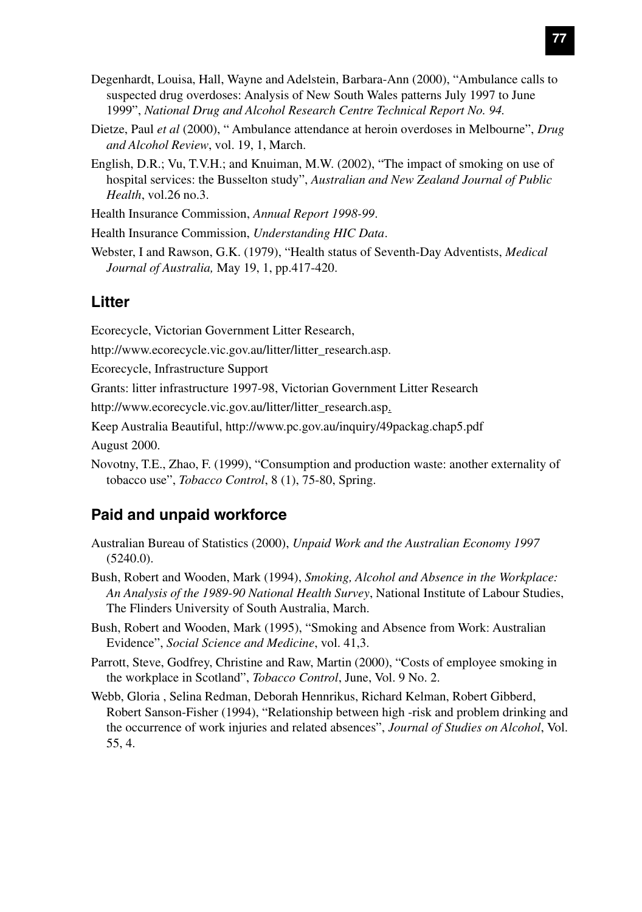Degenhardt, Louisa, Hall, Wayne and Adelstein, Barbara-Ann (2000), "Ambulance calls to suspected drug overdoses: Analysis of New South Wales patterns July 1997 to June 1999", *National Drug and Alcohol Research Centre Technical Report No. 94.*

Dietze, Paul *et al* (2000), " Ambulance attendance at heroin overdoses in Melbourne", *Drug and Alcohol Review*, vol. 19, 1, March.

English, D.R.; Vu, T.V.H.; and Knuiman, M.W. (2002), "The impact of smoking on use of hospital services: the Busselton study", *Australian and New Zealand Journal of Public Health*, vol.26 no.3.

Health Insurance Commission, *Annual Report 1998-99*.

Health Insurance Commission, *Understanding HIC Data*.

Webster, I and Rawson, G.K. (1979), "Health status of Seventh-Day Adventists, *Medical Journal of Australia,* May 19, 1, pp.417-420.

## Litter

Ecorecycle, Victorian Government Litter Research,

http://www.ecorecycle.vic.gov.au/litter/litter_research.asp.

Ecorecycle, Infrastructure Support

Grants: litter infrastructure 1997-98, Victorian Government Litter Research

http://www.ecorecycle.vic.gov.au/litter/litter_research.asp.

Keep Australia Beautiful, http://www.pc.gov.au/inquiry/49packag.chap5.pdf

August 2000.

Novotny, T.E., Zhao, F. (1999), "Consumption and production waste: another externality of tobacco use", *Tobacco Control*, 8 (1), 75-80, Spring.

## Paid and unpaid workforce

Australian Bureau of Statistics (2000), *Unpaid Work and the Australian Economy 1997* (5240.0).

Bush, Robert and Wooden, Mark (1994), *Smoking, Alcohol and Absence in the Workplace: An Analysis of the 1989-90 National Health Survey*, National Institute of Labour Studies, The Flinders University of South Australia, March.

Bush, Robert and Wooden, Mark (1995), "Smoking and Absence from Work: Australian Evidence", *Social Science and Medicine*, vol. 41,3.

Parrott, Steve, Godfrey, Christine and Raw, Martin (2000), "Costs of employee smoking in the workplace in Scotland", *Tobacco Control*, June, Vol. 9 No. 2.

Webb, Gloria , Selina Redman, Deborah Hennrikus, Richard Kelman, Robert Gibberd, Robert Sanson-Fisher (1994), "Relationship between high -risk and problem drinking and the occurrence of work injuries and related absences", *Journal of Studies on Alcohol*, Vol. 55, 4.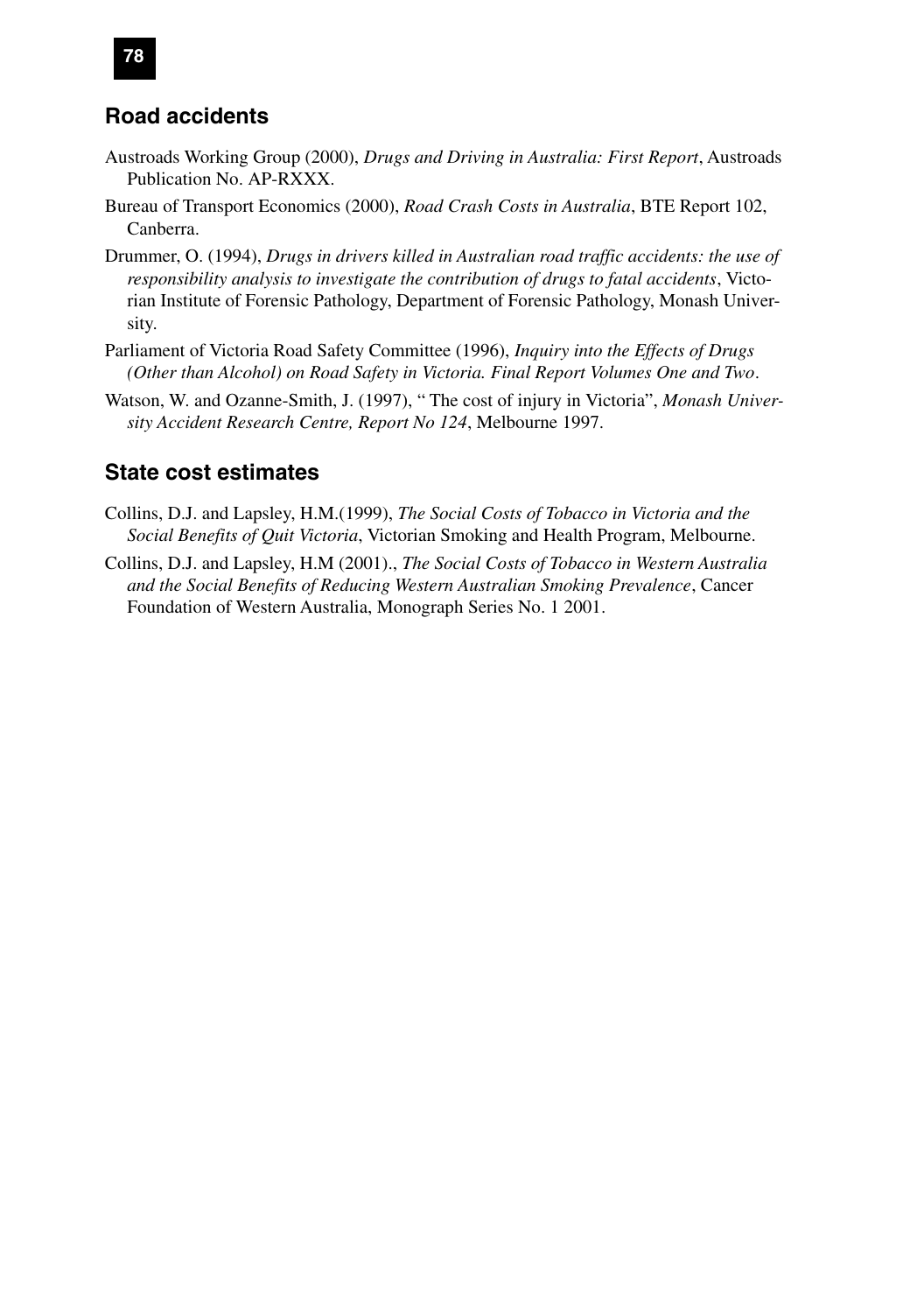## Road accidents

Austroads Working Group (2000), *Drugs and Driving in Australia: First Report*, Austroads Publication No. AP-RXXX.

Bureau of Transport Economics (2000), *Road Crash Costs in Australia*, BTE Report 102, Canberra.

Drummer, O. (1994), *Drugs in drivers killed in Australian road traffic accidents: the use of responsibility analysis to investigate the contribution of drugs to fatal accidents*, Victorian Institute of Forensic Pathology, Department of Forensic Pathology, Monash University.

Parliament of Victoria Road Safety Committee (1996), *Inquiry into the Effects of Drugs (Other than Alcohol) on Road Safety in Victoria. Final Report Volumes One and Two*.

Watson, W. and Ozanne-Smith, J. (1997), " The cost of injury in Victoria", *Monash University Accident Research Centre, Report No 124*, Melbourne 1997.

## State cost estimates

Collins, D.J. and Lapsley, H.M.(1999), *The Social Costs of Tobacco in Victoria and the Social Benefits of Quit Victoria*, Victorian Smoking and Health Program, Melbourne.

Collins, D.J. and Lapsley, H.M (2001)., *The Social Costs of Tobacco in Western Australia and the Social Benefits of Reducing Western Australian Smoking Prevalence*, Cancer Foundation of Western Australia, Monograph Series No. 1 2001.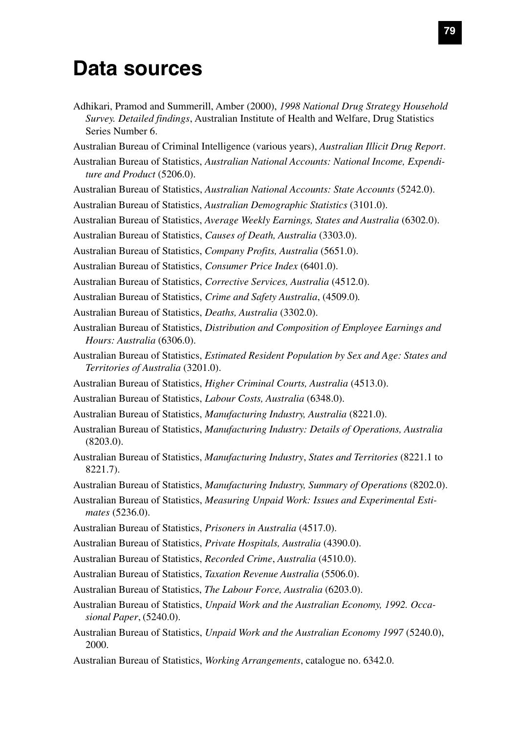# Data sources

Adhikari, Pramod and Summerill, Amber (2000), *1998 National Drug Strategy Household Survey. Detailed findings*, Australian Institute of Health and Welfare, Drug Statistics Series Number 6.

Australian Bureau of Criminal Intelligence (various years), *Australian Illicit Drug Report*.

Australian Bureau of Statistics, *Australian National Accounts: National Income, Expenditure and Product* (5206.0).

Australian Bureau of Statistics, *Australian National Accounts: State Accounts* (5242.0).

Australian Bureau of Statistics, *Australian Demographic Statistics* (3101.0).

Australian Bureau of Statistics, *Average Weekly Earnings, States and Australia* (6302.0).

Australian Bureau of Statistics, *Causes of Death, Australia* (3303.0).

Australian Bureau of Statistics, *Company Profits, Australia* (5651.0).

Australian Bureau of Statistics, *Consumer Price Index* (6401.0).

Australian Bureau of Statistics, *Corrective Services, Australia* (4512.0).

Australian Bureau of Statistics, *Crime and Safety Australia*, (4509.0).

Australian Bureau of Statistics, *Deaths, Australia* (3302.0).

Australian Bureau of Statistics, *Distribution and Composition of Employee Earnings and Hours: Australia* (6306.0).

Australian Bureau of Statistics, *Estimated Resident Population by Sex and Age: States and Territories of Australia* (3201.0).

Australian Bureau of Statistics, *Higher Criminal Courts, Australia* (4513.0).

Australian Bureau of Statistics, *Labour Costs, Australia* (6348.0).

Australian Bureau of Statistics, *Manufacturing Industry, Australia* (8221.0).

Australian Bureau of Statistics, *Manufacturing Industry: Details of Operations, Australia* (8203.0).

Australian Bureau of Statistics, *Manufacturing Industry*, *States and Territories* (8221.1 to 8221.7).

Australian Bureau of Statistics, *Manufacturing Industry, Summary of Operations* (8202.0).

Australian Bureau of Statistics, *Measuring Unpaid Work: Issues and Experimental Estimates* (5236.0).

Australian Bureau of Statistics, *Prisoners in Australia* (4517.0).

Australian Bureau of Statistics, *Private Hospitals, Australia* (4390.0).

Australian Bureau of Statistics, *Recorded Crime*, *Australia* (4510.0).

Australian Bureau of Statistics, *Taxation Revenue Australia* (5506.0).

Australian Bureau of Statistics, *The Labour Force, Australia* (6203.0).

Australian Bureau of Statistics, *Unpaid Work and the Australian Economy, 1992. Occasional Paper*, (5240.0).

Australian Bureau of Statistics, *Unpaid Work and the Australian Economy 1997* (5240.0), 2000.

Australian Bureau of Statistics, *Working Arrangements*, catalogue no. 6342.0.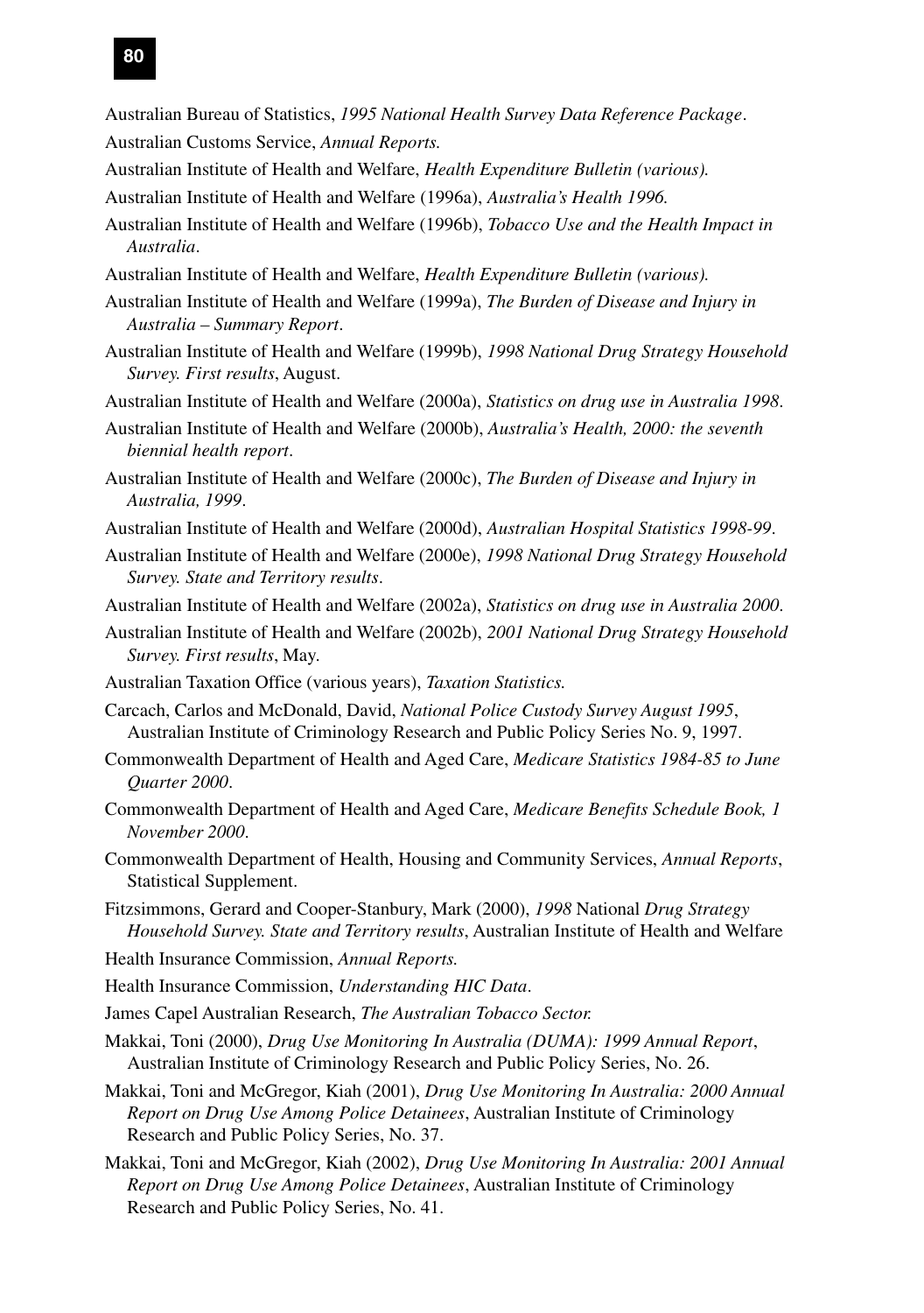Australian Bureau of Statistics, *1995 National Health Survey Data Reference Package*.

Australian Customs Service, *Annual Reports.*

Australian Institute of Health and Welfare, *Health Expenditure Bulletin (various).*

Australian Institute of Health and Welfare (1996a), *Australia's Health 1996.*

Australian Institute of Health and Welfare (1996b), *Tobacco Use and the Health Impact in Australia*.

Australian Institute of Health and Welfare, *Health Expenditure Bulletin (various).*

Australian Institute of Health and Welfare (1999a), *The Burden of Disease and Injury in Australia – Summary Report*.

Australian Institute of Health and Welfare (1999b), *1998 National Drug Strategy Household Survey. First results*, August.

Australian Institute of Health and Welfare (2000a), *Statistics on drug use in Australia 1998*.

Australian Institute of Health and Welfare (2000b), *Australia's Health, 2000: the seventh biennial health report*.

Australian Institute of Health and Welfare (2000c), *The Burden of Disease and Injury in Australia, 1999*.

Australian Institute of Health and Welfare (2000d), *Australian Hospital Statistics 1998-99*.

Australian Institute of Health and Welfare (2000e), *1998 National Drug Strategy Household Survey. State and Territory results*.

Australian Institute of Health and Welfare (2002a), *Statistics on drug use in Australia 2000*.

Australian Institute of Health and Welfare (2002b), *2001 National Drug Strategy Household Survey. First results*, May.

Australian Taxation Office (various years), *Taxation Statistics.*

Carcach, Carlos and McDonald, David, *National Police Custody Survey August 1995*, Australian Institute of Criminology Research and Public Policy Series No. 9, 1997.

Commonwealth Department of Health and Aged Care, *Medicare Statistics 1984-85 to June Quarter 2000*.

Commonwealth Department of Health and Aged Care, *Medicare Benefits Schedule Book, 1 November 2000*.

Commonwealth Department of Health, Housing and Community Services, *Annual Reports*, Statistical Supplement.

Fitzsimmons, Gerard and Cooper-Stanbury, Mark (2000), *1998* National *Drug Strategy Household Survey. State and Territory results*, Australian Institute of Health and Welfare

Health Insurance Commission, *Annual Reports.*

Health Insurance Commission, *Understanding HIC Data*.

James Capel Australian Research, *The Australian Tobacco Sector.*

Makkai, Toni (2000), *Drug Use Monitoring In Australia (DUMA): 1999 Annual Report*, Australian Institute of Criminology Research and Public Policy Series, No. 26.

Makkai, Toni and McGregor, Kiah (2001), *Drug Use Monitoring In Australia: 2000 Annual Report on Drug Use Among Police Detainees*, Australian Institute of Criminology Research and Public Policy Series, No. 37.

Makkai, Toni and McGregor, Kiah (2002), *Drug Use Monitoring In Australia: 2001 Annual Report on Drug Use Among Police Detainees*, Australian Institute of Criminology Research and Public Policy Series, No. 41.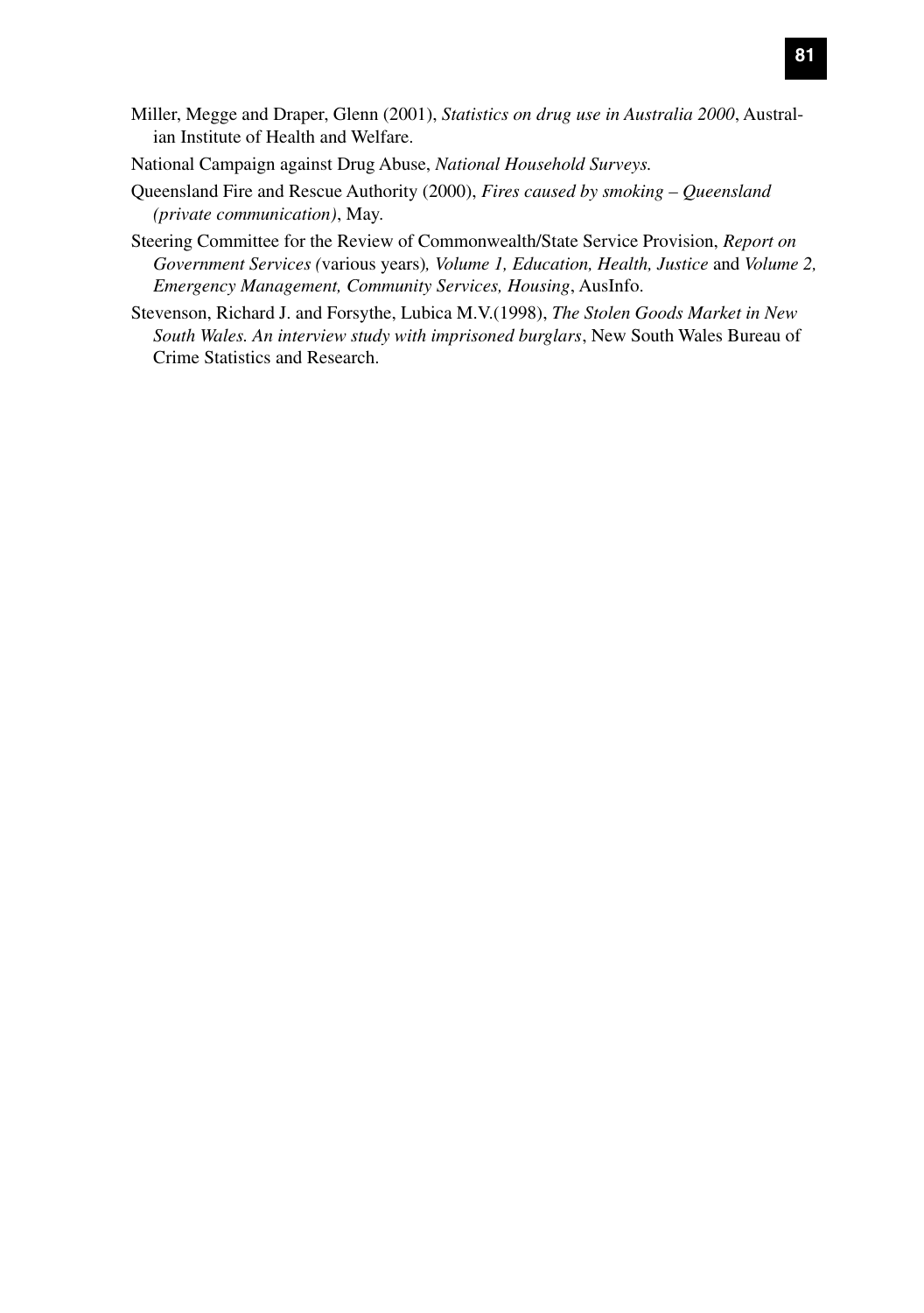Miller, Megge and Draper, Glenn (2001), *Statistics on drug use in Australia 2000*, Australian Institute of Health and Welfare.

National Campaign against Drug Abuse, *National Household Surveys.*

Queensland Fire and Rescue Authority (2000), *Fires caused by smoking – Queensland (private communication)*, May.

Steering Committee for the Review of Commonwealth/State Service Provision, *Report on Government Services (*various years*), Volume 1, Education, Health, Justice* and *Volume 2, Emergency Management, Community Services, Housing*, AusInfo.

Stevenson, Richard J. and Forsythe, Lubica M.V.(1998), *The Stolen Goods Market in New South Wales. An interview study with imprisoned burglars*, New South Wales Bureau of Crime Statistics and Research.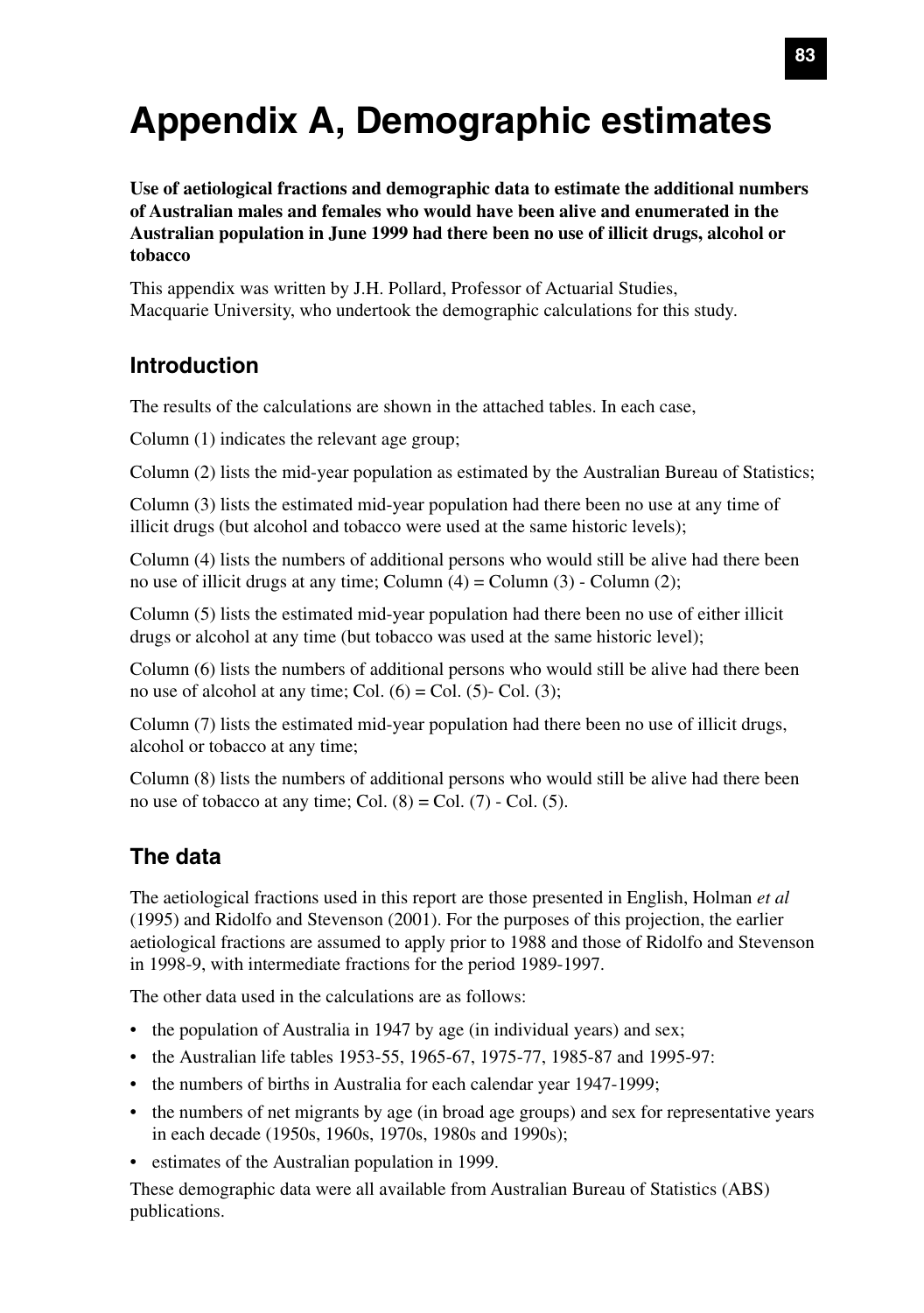# Appendix A, Demographic estimates

**Use of aetiological fractions and demographic data to estimate the additional numbers of Australian males and females who would have been alive and enumerated in the Australian population in June 1999 had there been no use of illicit drugs, alcohol or tobacco**

This appendix was written by J.H. Pollard, Professor of Actuarial Studies, Macquarie University, who undertook the demographic calculations for this study.

## Introduction

The results of the calculations are shown in the attached tables. In each case,

Column (1) indicates the relevant age group;

Column (2) lists the mid-year population as estimated by the Australian Bureau of Statistics;

Column (3) lists the estimated mid-year population had there been no use at any time of illicit drugs (but alcohol and tobacco were used at the same historic levels);

Column (4) lists the numbers of additional persons who would still be alive had there been no use of illicit drugs at any time; Column (4) = Column (3) - Column (2);

Column (5) lists the estimated mid-year population had there been no use of either illicit drugs or alcohol at any time (but tobacco was used at the same historic level);

Column (6) lists the numbers of additional persons who would still be alive had there been no use of alcohol at any time; Col. (6) = Col. (5)- Col. (3);

Column (7) lists the estimated mid-year population had there been no use of illicit drugs, alcohol or tobacco at any time;

Column (8) lists the numbers of additional persons who would still be alive had there been no use of tobacco at any time; Col. (8) = Col. (7) - Col. (5).

## The data

The aetiological fractions used in this report are those presented in English, Holman *et al* (1995) and Ridolfo and Stevenson (2001). For the purposes of this projection, the earlier aetiological fractions are assumed to apply prior to 1988 and those of Ridolfo and Stevenson in 1998-9, with intermediate fractions for the period 1989-1997.

The other data used in the calculations are as follows:

- the population of Australia in 1947 by age (in individual years) and sex;
- the Australian life tables 1953-55, 1965-67, 1975-77, 1985-87 and 1995-97:
- the numbers of births in Australia for each calendar year 1947-1999;
- the numbers of net migrants by age (in broad age groups) and sex for representative years in each decade (1950s, 1960s, 1970s, 1980s and 1990s);
- estimates of the Australian population in 1999.

These demographic data were all available from Australian Bureau of Statistics (ABS) publications.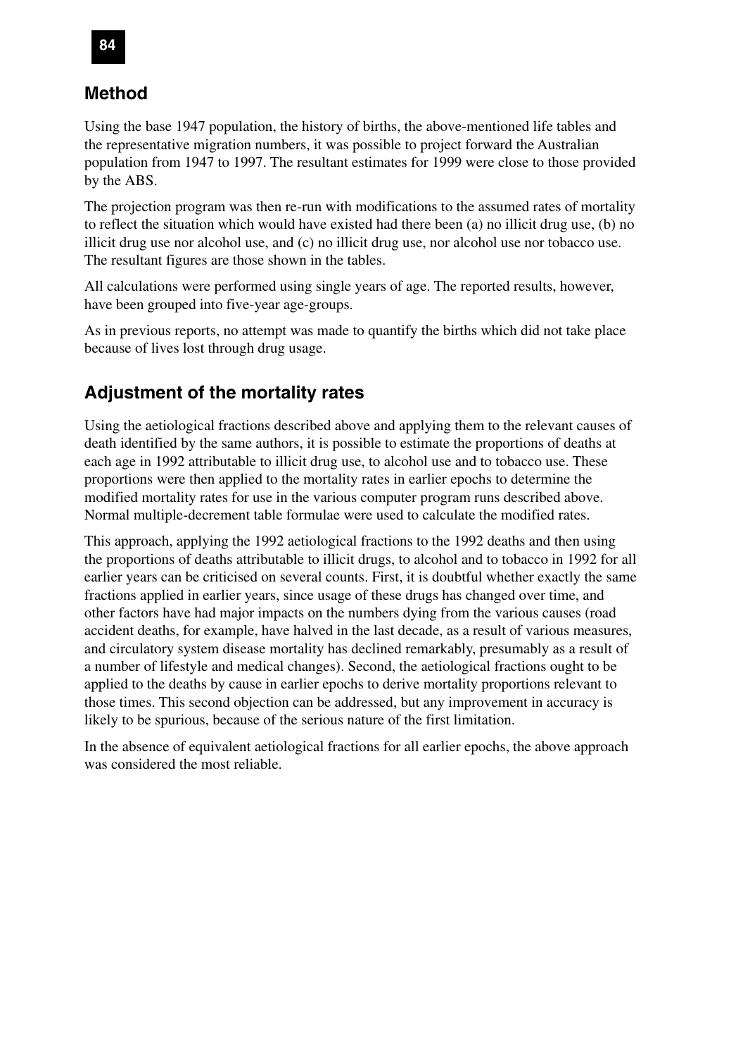## Method

Using the base 1947 population, the history of births, the above-mentioned life tables and the representative migration numbers, it was possible to project forward the Australian population from 1947 to 1997. The resultant estimates for 1999 were close to those provided by the ABS.

The projection program was then re-run with modifications to the assumed rates of mortality to reflect the situation which would have existed had there been (a) no illicit drug use, (b) no illicit drug use nor alcohol use, and (c) no illicit drug use, nor alcohol use nor tobacco use. The resultant figures are those shown in the tables.

All calculations were performed using single years of age. The reported results, however, have been grouped into five-year age-groups.

As in previous reports, no attempt was made to quantify the births which did not take place because of lives lost through drug usage.

## Adjustment of the mortality rates

Using the aetiological fractions described above and applying them to the relevant causes of death identified by the same authors, it is possible to estimate the proportions of deaths at each age in 1992 attributable to illicit drug use, to alcohol use and to tobacco use. These proportions were then applied to the mortality rates in earlier epochs to determine the modified mortality rates for use in the various computer program runs described above. Normal multiple-decrement table formulae were used to calculate the modified rates.

This approach, applying the 1992 aetiological fractions to the 1992 deaths and then using the proportions of deaths attributable to illicit drugs, to alcohol and to tobacco in 1992 for all earlier years can be criticised on several counts. First, it is doubtful whether exactly the same fractions applied in earlier years, since usage of these drugs has changed over time, and other factors have had major impacts on the numbers dying from the various causes (road accident deaths, for example, have halved in the last decade, as a result of various measures, and circulatory system disease mortality has declined remarkably, presumably as a result of a number of lifestyle and medical changes). Second, the aetiological fractions ought to be applied to the deaths by cause in earlier epochs to derive mortality proportions relevant to those times. This second objection can be addressed, but any improvement in accuracy is likely to be spurious, because of the serious nature of the first limitation.

In the absence of equivalent aetiological fractions for all earlier epochs, the above approach was considered the most reliable.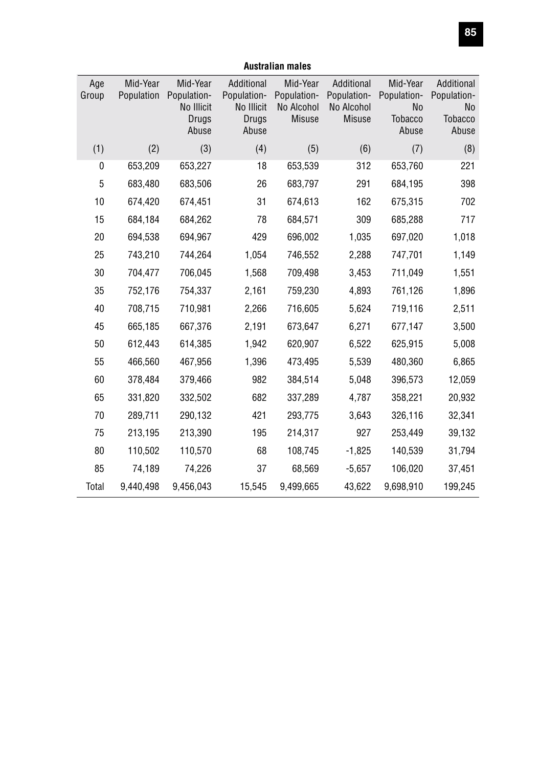**Australian males**

| Age Group | Mid-Year Population | Mid-Year Population- No Illicit Drugs Abuse | Additional Population- No Illicit Drugs Abuse | Mid-Year Population- No Alcohol Misuse | Additional Population- No Alcohol Misuse | Mid-Year Population- No Tobacco Abuse | Additional Population- No Tobacco Abuse |
|---|---|---|---|---|---|---|---|
| (1) | (2) | (3) | (4) | (5) | (6) | (7) | (8) |
| 0 | 653,209 | 653,227 | 18 | 653,539 | 312 | 653,760 | 221 |
| 5 | 683,480 | 683,506 | 26 | 683,797 | 291 | 684,195 | 398 |
| 10 | 674,420 | 674,451 | 31 | 674,613 | 162 | 675,315 | 702 |
| 15 | 684,184 | 684,262 | 78 | 684,571 | 309 | 685,288 | 717 |
| 20 | 694,538 | 694,967 | 429 | 696,002 | 1,035 | 697,020 | 1,018 |
| 25 | 743,210 | 744,264 | 1,054 | 746,552 | 2,288 | 747,701 | 1,149 |
| 30 | 704,477 | 706,045 | 1,568 | 709,498 | 3,453 | 711,049 | 1,551 |
| 35 | 752,176 | 754,337 | 2,161 | 759,230 | 4,893 | 761,126 | 1,896 |
| 40 | 708,715 | 710,981 | 2,266 | 716,605 | 5,624 | 719,116 | 2,511 |
| 45 | 665,185 | 667,376 | 2,191 | 673,647 | 6,271 | 677,147 | 3,500 |
| 50 | 612,443 | 614,385 | 1,942 | 620,907 | 6,522 | 625,915 | 5,008 |
| 55 | 466,560 | 467,956 | 1,396 | 473,495 | 5,539 | 480,360 | 6,865 |
| 60 | 378,484 | 379,466 | 982 | 384,514 | 5,048 | 396,573 | 12,059 |
| 65 | 331,820 | 332,502 | 682 | 337,289 | 4,787 | 358,221 | 20,932 |
| 70 | 289,711 | 290,132 | 421 | 293,775 | 3,643 | 326,116 | 32,341 |
| 75 | 213,195 | 213,390 | 195 | 214,317 | 927 | 253,449 | 39,132 |
| 80 | 110,502 | 110,570 | 68 | 108,745 | -1,825 | 140,539 | 31,794 |
| 85 | 74,189 | 74,226 | 37 | 68,569 | -5,657 | 106,020 | 37,451 |
| Total | 9,440,498 | 9,456,043 | 15,545 | 9,499,665 | 43,622 | 9,698,910 | 199,245 |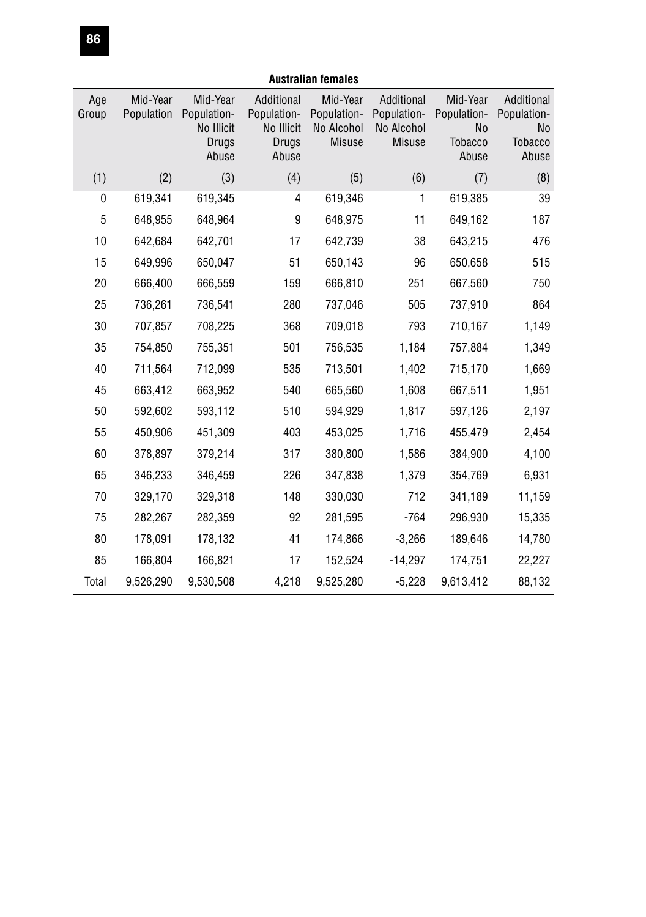**Australian females**

| Age Group | Mid-Year Population | Mid-Year Population- No Illicit Drugs Abuse | Additional Population- No Illicit Drugs Abuse | Mid-Year Population- No Alcohol Misuse | Additional Population- No Alcohol Misuse | Mid-Year Population- No Tobacco Abuse | Additional Population- No Tobacco Abuse |
|---|---|---|---|---|---|---|---|
| (1) | (2) | (3) | (4) | (5) | (6) | (7) | (8) |
| 0 | 619,341 | 619,345 | 4 | 619,346 | 1 | 619,385 | 39 |
| 5 | 648,955 | 648,964 | 9 | 648,975 | 11 | 649,162 | 187 |
| 10 | 642,684 | 642,701 | 17 | 642,739 | 38 | 643,215 | 476 |
| 15 | 649,996 | 650,047 | 51 | 650,143 | 96 | 650,658 | 515 |
| 20 | 666,400 | 666,559 | 159 | 666,810 | 251 | 667,560 | 750 |
| 25 | 736,261 | 736,541 | 280 | 737,046 | 505 | 737,910 | 864 |
| 30 | 707,857 | 708,225 | 368 | 709,018 | 793 | 710,167 | 1,149 |
| 35 | 754,850 | 755,351 | 501 | 756,535 | 1,184 | 757,884 | 1,349 |
| 40 | 711,564 | 712,099 | 535 | 713,501 | 1,402 | 715,170 | 1,669 |
| 45 | 663,412 | 663,952 | 540 | 665,560 | 1,608 | 667,511 | 1,951 |
| 50 | 592,602 | 593,112 | 510 | 594,929 | 1,817 | 597,126 | 2,197 |
| 55 | 450,906 | 451,309 | 403 | 453,025 | 1,716 | 455,479 | 2,454 |
| 60 | 378,897 | 379,214 | 317 | 380,800 | 1,586 | 384,900 | 4,100 |
| 65 | 346,233 | 346,459 | 226 | 347,838 | 1,379 | 354,769 | 6,931 |
| 70 | 329,170 | 329,318 | 148 | 330,030 | 712 | 341,189 | 11,159 |
| 75 | 282,267 | 282,359 | 92 | 281,595 | -764 | 296,930 | 15,335 |
| 80 | 178,091 | 178,132 | 41 | 174,866 | -3,266 | 189,646 | 14,780 |
| 85 | 166,804 | 166,821 | 17 | 152,524 | -14,297 | 174,751 | 22,227 |
| Total | 9,526,290 | 9,530,508 | 4,218 | 9,525,280 | -5,228 | 9,613,412 | 88,132 |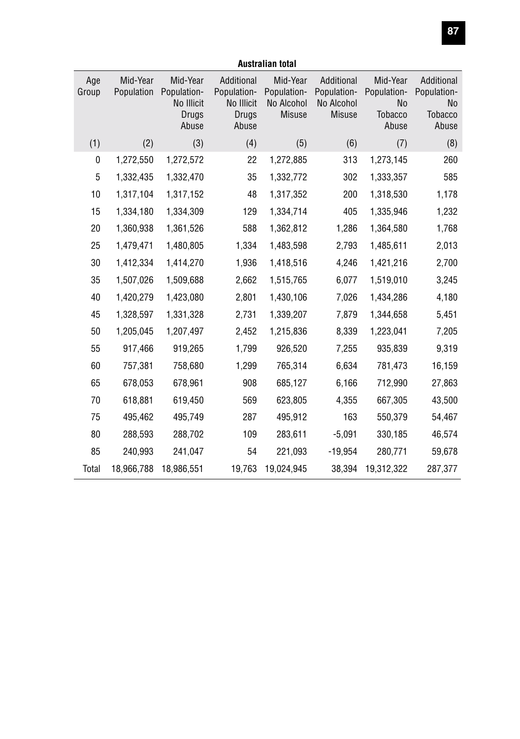**Australian total**

| Age Group | Mid-Year Population | Mid-Year Population- No Illicit Drugs Abuse | Additional Population- No Illicit Drugs Abuse | Mid-Year Population- No Alcohol Misuse | Additional Population- No Alcohol Misuse | Mid-Year Population- No Tobacco Abuse | Additional Population- No Tobacco Abuse |
|---|---|---|---|---|---|---|---|
| (1) | (2) | (3) | (4) | (5) | (6) | (7) | (8) |
| 0 | 1,272,550 | 1,272,572 | 22 | 1,272,885 | 313 | 1,273,145 | 260 |
| 5 | 1,332,435 | 1,332,470 | 35 | 1,332,772 | 302 | 1,333,357 | 585 |
| 10 | 1,317,104 | 1,317,152 | 48 | 1,317,352 | 200 | 1,318,530 | 1,178 |
| 15 | 1,334,180 | 1,334,309 | 129 | 1,334,714 | 405 | 1,335,946 | 1,232 |
| 20 | 1,360,938 | 1,361,526 | 588 | 1,362,812 | 1,286 | 1,364,580 | 1,768 |
| 25 | 1,479,471 | 1,480,805 | 1,334 | 1,483,598 | 2,793 | 1,485,611 | 2,013 |
| 30 | 1,412,334 | 1,414,270 | 1,936 | 1,418,516 | 4,246 | 1,421,216 | 2,700 |
| 35 | 1,507,026 | 1,509,688 | 2,662 | 1,515,765 | 6,077 | 1,519,010 | 3,245 |
| 40 | 1,420,279 | 1,423,080 | 2,801 | 1,430,106 | 7,026 | 1,434,286 | 4,180 |
| 45 | 1,328,597 | 1,331,328 | 2,731 | 1,339,207 | 7,879 | 1,344,658 | 5,451 |
| 50 | 1,205,045 | 1,207,497 | 2,452 | 1,215,836 | 8,339 | 1,223,041 | 7,205 |
| 55 | 917,466 | 919,265 | 1,799 | 926,520 | 7,255 | 935,839 | 9,319 |
| 60 | 757,381 | 758,680 | 1,299 | 765,314 | 6,634 | 781,473 | 16,159 |
| 65 | 678,053 | 678,961 | 908 | 685,127 | 6,166 | 712,990 | 27,863 |
| 70 | 618,881 | 619,450 | 569 | 623,805 | 4,355 | 667,305 | 43,500 |
| 75 | 495,462 | 495,749 | 287 | 495,912 | 163 | 550,379 | 54,467 |
| 80 | 288,593 | 288,702 | 109 | 283,611 | -5,091 | 330,185 | 46,574 |
| 85 | 240,993 | 241,047 | 54 | 221,093 | -19,954 | 280,771 | 59,678 |
| Total | 18,966,788 | 18,986,551 | 19,763 | 19,024,945 | 38,394 | 19,312,322 | 287,377 |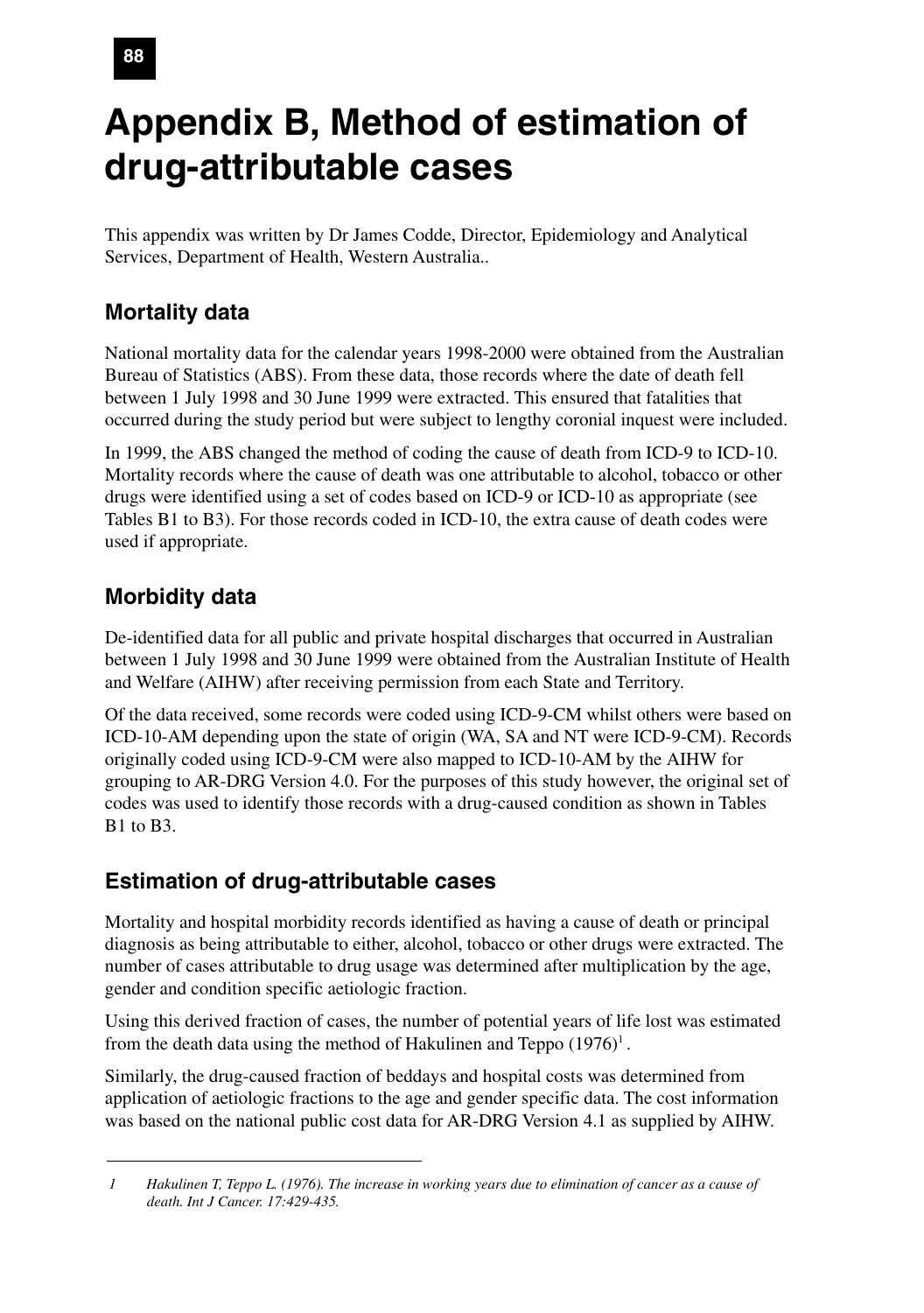# Appendix B, Method of estimation of drug-attributable cases

This appendix was written by Dr James Codde, Director, Epidemiology and Analytical Services, Department of Health, Western Australia..

## Mortality data

National mortality data for the calendar years 1998-2000 were obtained from the Australian Bureau of Statistics (ABS). From these data, those records where the date of death fell between 1 July 1998 and 30 June 1999 were extracted. This ensured that fatalities that occurred during the study period but were subject to lengthy coronial inquest were included.

In 1999, the ABS changed the method of coding the cause of death from ICD-9 to ICD-10. Mortality records where the cause of death was one attributable to alcohol, tobacco or other drugs were identified using a set of codes based on ICD-9 or ICD-10 as appropriate (see Tables B1 to B3). For those records coded in ICD-10, the extra cause of death codes were used if appropriate.

## Morbidity data

De-identified data for all public and private hospital discharges that occurred in Australian between 1 July 1998 and 30 June 1999 were obtained from the Australian Institute of Health and Welfare (AIHW) after receiving permission from each State and Territory.

Of the data received, some records were coded using ICD-9-CM whilst others were based on ICD-10-AM depending upon the state of origin (WA, SA and NT were ICD-9-CM). Records originally coded using ICD-9-CM were also mapped to ICD-10-AM by the AIHW for grouping to AR-DRG Version 4.0. For the purposes of this study however, the original set of codes was used to identify those records with a drug-caused condition as shown in Tables B1 to B3.

## Estimation of drug-attributable cases

Mortality and hospital morbidity records identified as having a cause of death or principal diagnosis as being attributable to either, alcohol, tobacco or other drugs were extracted. The number of cases attributable to drug usage was determined after multiplication by the age, gender and condition specific aetiologic fraction.

Using this derived fraction of cases, the number of potential years of life lost was estimated from the death data using the method of Hakulinen and Teppo (1976)[1] .

Similarly, the drug-caused fraction of beddays and hospital costs was determined from application of aetiologic fractions to the age and gender specific data. The cost information was based on the national public cost data for AR-DRG Version 4.1 as supplied by AIHW.

---

1 *Hakulinen T, Teppo L. (1976). The increase in working years due to elimination of cancer as a cause of death. Int J Cancer. 17:429-435.*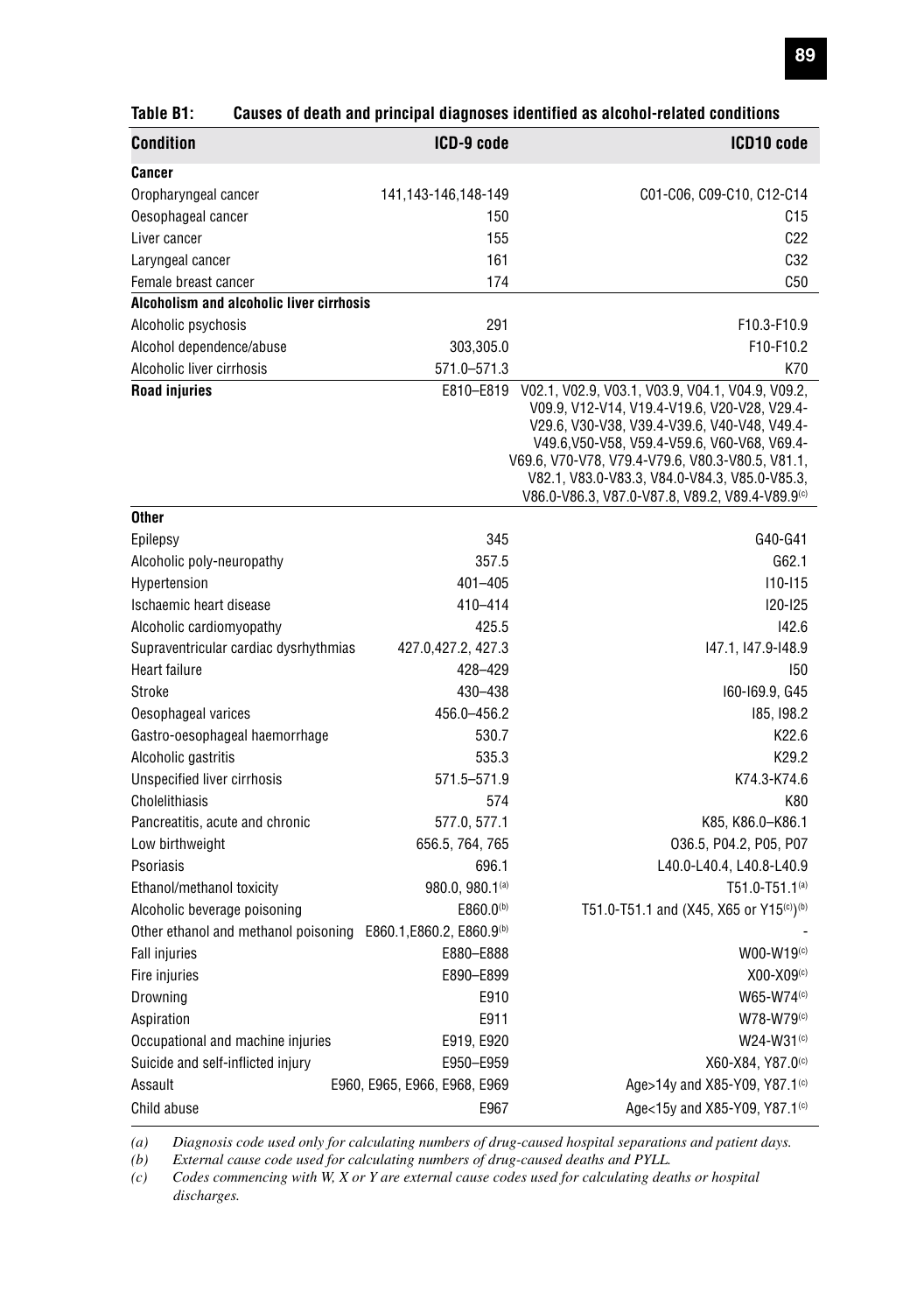**Table B1: Causes of death and principal diagnoses identified as alcohol-related conditions**

| Condition | ICD-9 code | ICD10 code |
|---|---|---|
| **Cancer** | | |
| Oropharyngeal cancer | 141,143-146,148-149 | C01-C06, C09-C10, C12-C14 |
| Oesophageal cancer | 150 | C15 |
| Liver cancer | 155 | C22 |
| Laryngeal cancer | 161 | C32 |
| Female breast cancer | 174 | C50 |
| **Alcoholism and alcoholic liver cirrhosis** | | |
| Alcoholic psychosis | 291 | F10.3-F10.9 |
| Alcohol dependence/abuse | 303,305.0 | F10-F10.2 |
| Alcoholic liver cirrhosis | 571.0–571.3 | K70 |
| **Road injuries** | E810–E819 | V02.1, V02.9, V03.1, V03.9, V04.1, V04.9, V09.2, V09.9, V12-V14, V19.4-V19.6, V20-V28, V29.4-V29.6, V30-V38, V39.4-V39.6, V40-V48, V49.4-V49.6,V50-V58, V59.4-V59.6, V60-V68, V69.4-V69.6, V70-V78, V79.4-V79.6, V80.3-V80.5, V81.1, V82.1, V83.0-V83.3, V84.0-V84.3, V85.0-V85.3, V86.0-V86.3, V87.0-V87.8, V89.2, V89.4-V89.9[(c)] |
| **Other** | | |
| Epilepsy | 345 | G40-G41 |
| Alcoholic poly-neuropathy | 357.5 | G62.1 |
| Hypertension | 401–405 | I10-I15 |
| Ischaemic heart disease | 410–414 | I20-I25 |
| Alcoholic cardiomyopathy | 425.5 | I42.6 |
| Supraventricular cardiac dysrhythmias | 427.0,427.2, 427.3 | I47.1, I47.9-I48.9 |
| Heart failure | 428–429 | I50 |
| Stroke | 430–438 | I60-I69.9, G45 |
| Oesophageal varices | 456.0–456.2 | I85, I98.2 |
| Gastro-oesophageal haemorrhage | 530.7 | K22.6 |
| Alcoholic gastritis | 535.3 | K29.2 |
| Unspecified liver cirrhosis | 571.5–571.9 | K74.3-K74.6 |
| Cholelithiasis | 574 | K80 |
| Pancreatitis, acute and chronic | 577.0, 577.1 | K85, K86.0–K86.1 |
| Low birthweight | 656.5, 764, 765 | O36.5, P04.2, P05, P07 |
| Psoriasis | 696.1 | L40.0-L40.4, L40.8-L40.9 |
| Ethanol/methanol toxicity | 980.0, 980.1[(a)] | T51.0-T51.1[(a)] |
| Alcoholic beverage poisoning | E860.0[(b)] | T51.0-T51.1 and (X45, X65 or Y15[(c)])[(b)] |
| Other ethanol and methanol poisoning | E860.1,E860.2, E860.9[(b)] | - |
| Fall injuries | E880–E888 | W00-W19[(c)] |
| Fire injuries | E890–E899 | X00-X09[(c)] |
| Drowning | E910 | W65-W74[(c)] |
| Aspiration | E911 | W78-W79[(c)] |
| Occupational and machine injuries | E919, E920 | W24-W31[(c)] |
| Suicide and self-inflicted injury | E950–E959 | X60-X84, Y87.0[(c)] |
| Assault | E960, E965, E966, E968, E969 | Age>14y and X85-Y09, Y87.1[(c)] |
| Child abuse | E967 | Age<15y and X85-Y09, Y87.1[(c)] |

*(a) Diagnosis code used only for calculating numbers of drug-caused hospital separations and patient days.*

*(b) External cause code used for calculating numbers of drug-caused deaths and PYLL.*

*(c) Codes commencing with W, X or Y are external cause codes used for calculating deaths or hospital discharges.*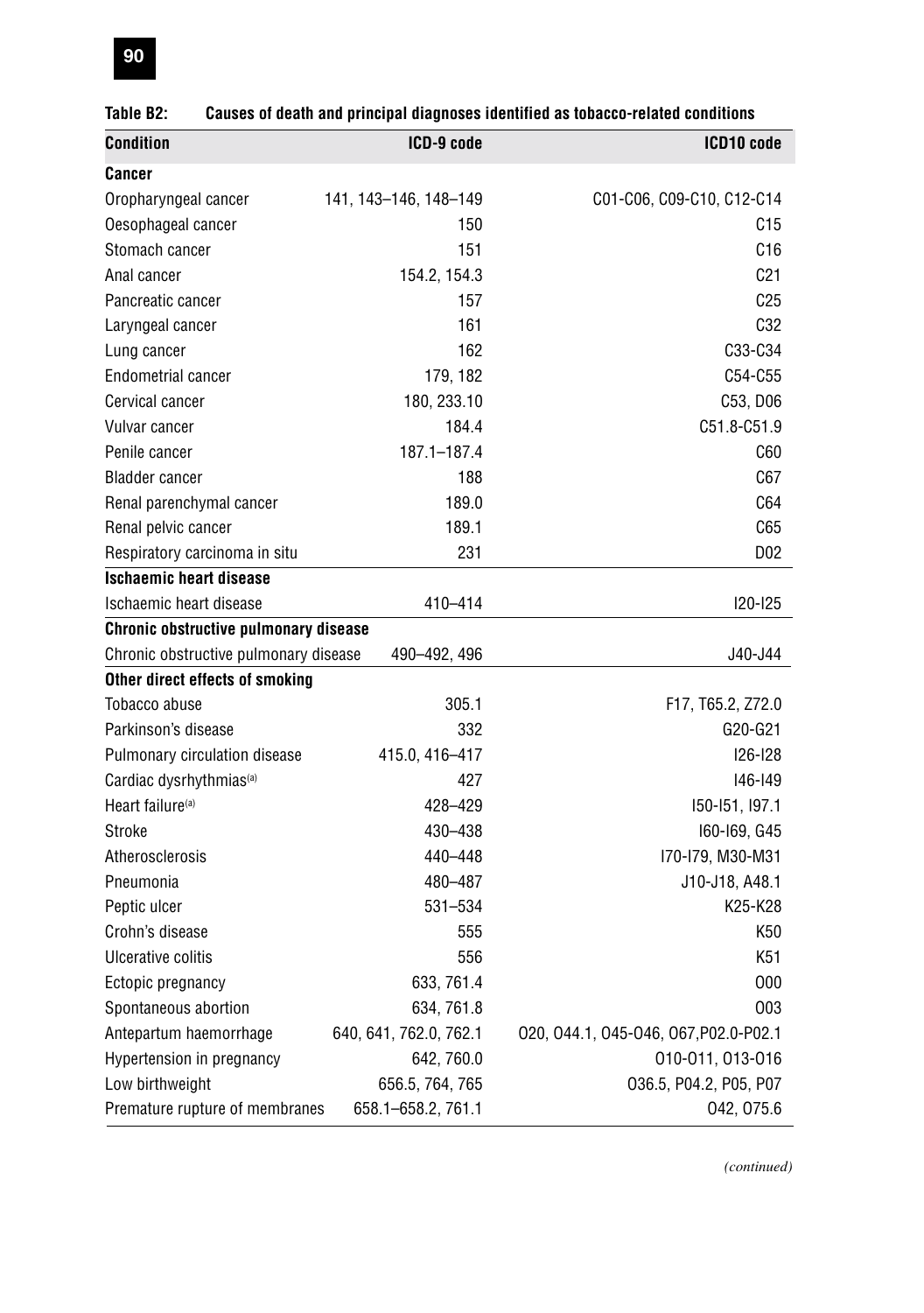**Table B2: Causes of death and principal diagnoses identified as tobacco-related conditions**

| Condition | ICD-9 code | ICD10 code |
|---|---|---|
| **Cancer** | | |
| Oropharyngeal cancer | 141, 143–146, 148–149 | C01-C06, C09-C10, C12-C14 |
| Oesophageal cancer | 150 | C15 |
| Stomach cancer | 151 | C16 |
| Anal cancer | 154.2, 154.3 | C21 |
| Pancreatic cancer | 157 | C25 |
| Laryngeal cancer | 161 | C32 |
| Lung cancer | 162 | C33-C34 |
| Endometrial cancer | 179, 182 | C54-C55 |
| Cervical cancer | 180, 233.10 | C53, D06 |
| Vulvar cancer | 184.4 | C51.8-C51.9 |
| Penile cancer | 187.1–187.4 | C60 |
| Bladder cancer | 188 | C67 |
| Renal parenchymal cancer | 189.0 | C64 |
| Renal pelvic cancer | 189.1 | C65 |
| Respiratory carcinoma in situ | 231 | D02 |
| **Ischaemic heart disease** | | |
| Ischaemic heart disease | 410–414 | I20-I25 |
| **Chronic obstructive pulmonary disease** | | |
| Chronic obstructive pulmonary disease | 490–492, 496 | J40-J44 |
| **Other direct effects of smoking** | | |
| Tobacco abuse | 305.1 | F17, T65.2, Z72.0 |
| Parkinson's disease | 332 | G20-G21 |
| Pulmonary circulation disease | 415.0, 416–417 | I26-I28 |
| Cardiac dysrhythmias[(a)] | 427 | I46-I49 |
| Heart failure[(a)] | 428–429 | I50-I51, I97.1 |
| Stroke | 430–438 | I60-I69, G45 |
| Atherosclerosis | 440–448 | I70-I79, M30-M31 |
| Pneumonia | 480–487 | J10-J18, A48.1 |
| Peptic ulcer | 531–534 | K25-K28 |
| Crohn's disease | 555 | K50 |
| Ulcerative colitis | 556 | K51 |
| Ectopic pregnancy | 633, 761.4 | O00 |
| Spontaneous abortion | 634, 761.8 | O03 |
| Antepartum haemorrhage | 640, 641, 762.0, 762.1 | O20, O44.1, O45-O46, O67,P02.0-P02.1 |
| Hypertension in pregnancy | 642, 760.0 | O10-O11, O13-O16 |
| Low birthweight | 656.5, 764, 765 | O36.5, P04.2, P05, P07 |
| Premature rupture of membranes | 658.1–658.2, 761.1 | O42, O75.6 |

*(continued)*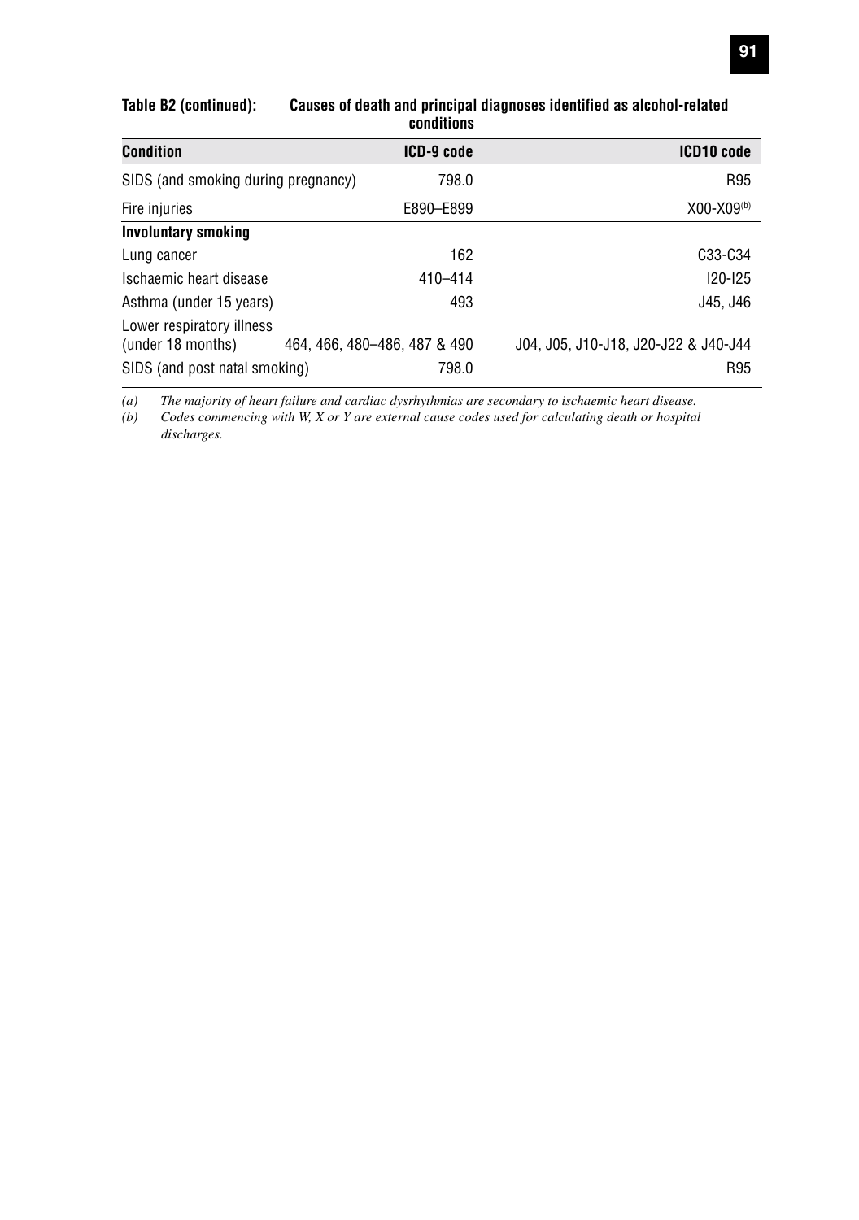**Table B2 (continued): Causes of death and principal diagnoses identified as alcohol-related conditions**

| Condition | ICD-9 code | ICD10 code |
|---|---|---|
| SIDS (and smoking during pregnancy) | 798.0 | R95 |
| Fire injuries | E890–E899 | X00-X09[(b)] |
| **Involuntary smoking** | | |
| Lung cancer | 162 | C33-C34 |
| Ischaemic heart disease | 410–414 | I20-I25 |
| Asthma (under 15 years) | 493 | J45, J46 |
| Lower respiratory illness (under 18 months) | 464, 466, 480–486, 487 & 490 | J04, J05, J10-J18, J20-J22 & J40-J44 |
| SIDS (and post natal smoking) | 798.0 | R95 |

*(a) The majority of heart failure and cardiac dysrhythmias are secondary to ischaemic heart disease.*

*(b) Codes commencing with W, X or Y are external cause codes used for calculating death or hospital discharges.*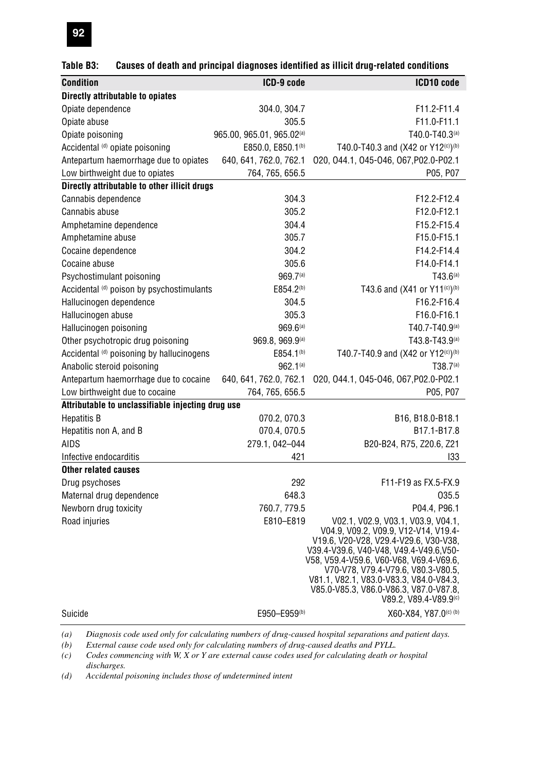**Table B3: Causes of death and principal diagnoses identified as illicit drug-related conditions**

| Condition | ICD-9 code | ICD10 code |
|---|---|---|
| **Directly attributable to opiates** | | |
| Opiate dependence | 304.0, 304.7 | F11.2-F11.4 |
| Opiate abuse | 305.5 | F11.0-F11.1 |
| Opiate poisoning | 965.00, 965.01, 965.02[(a)] | T40.0-T40.3[(a)] |
| Accidental [(d)] opiate poisoning | E850.0, E850.1[(b)] | T40.0-T40.3 and (X42 or Y12[(c)])[(b)] |
| Antepartum haemorrhage due to opiates | 640, 641, 762.0, 762.1 | O20, O44.1, O45-O46, O67,P02.0-P02.1 |
| Low birthweight due to opiates | 764, 765, 656.5 | P05, P07 |
| **Directly attributable to other illicit drugs** | | |
| Cannabis dependence | 304.3 | F12.2-F12.4 |
| Cannabis abuse | 305.2 | F12.0-F12.1 |
| Amphetamine dependence | 304.4 | F15.2-F15.4 |
| Amphetamine abuse | 305.7 | F15.0-F15.1 |
| Cocaine dependence | 304.2 | F14.2-F14.4 |
| Cocaine abuse | 305.6 | F14.0-F14.1 |
| Psychostimulant poisoning | 969.7[(a)] | T43.6[(a)] |
| Accidental [(d)] poison by psychostimulants | E854.2[(b)] | T43.6 and (X41 or Y11[(c)])[(b)] |
| Hallucinogen dependence | 304.5 | F16.2-F16.4 |
| Hallucinogen abuse | 305.3 | F16.0-F16.1 |
| Hallucinogen poisoning | 969.6[(a)] | T40.7-T40.9[(a)] |
| Other psychotropic drug poisoning | 969.8, 969.9[(a)] | T43.8-T43.9[(a)] |
| Accidental [(d)] poisoning by hallucinogens | E854.1[(b)] | T40.7-T40.9 and (X42 or Y12[(c)])[(b)] |
| Anabolic steroid poisoning | 962.1[(a)] | T38.7[(a)] |
| Antepartum haemorrhage due to cocaine | 640, 641, 762.0, 762.1 | O20, O44.1, O45-O46, O67,P02.0-P02.1 |
| Low birthweight due to cocaine | 764, 765, 656.5 | P05, P07 |
| **Attributable to unclassifiable injecting drug use** | | |
| Hepatitis B | 070.2, 070.3 | B16, B18.0-B18.1 |
| Hepatitis non A, and B | 070.4, 070.5 | B17.1-B17.8 |
| AIDS | 279.1, 042–044 | B20-B24, R75, Z20.6, Z21 |
| Infective endocarditis | 421 | I33 |
| **Other related causes** | | |
| Drug psychoses | 292 | F11-F19 as FX.5-FX.9 |
| Maternal drug dependence | 648.3 | O35.5 |
| Newborn drug toxicity | 760.7, 779.5 | P04.4, P96.1 |
| Road injuries | E810–E819 | V02.1, V02.9, V03.1, V03.9, V04.1, V04.9, V09.2, V09.9, V12-V14, V19.4-V19.6, V20-V28, V29.4-V29.6, V30-V38, V39.4-V39.6, V40-V48, V49.4-V49.6,V50-V58, V59.4-V59.6, V60-V68, V69.4-V69.6, V70-V78, V79.4-V79.6, V80.3-V80.5, V81.1, V82.1, V83.0-V83.3, V84.0-V84.3, V85.0-V85.3, V86.0-V86.3, V87.0-V87.8, V89.2, V89.4-V89.9[(c)] |
| Suicide | E950–E959[(b)] | X60-X84, Y87.0[(c)] [(b)] |

*(a) Diagnosis code used only for calculating numbers of drug-caused hospital separations and patient days.*

*(b) External cause code used only for calculating numbers of drug-caused deaths and PYLL.*

*(c) Codes commencing with W, X or Y are external cause codes used for calculating death or hospital discharges.*

*(d) Accidental poisoning includes those of undetermined intent*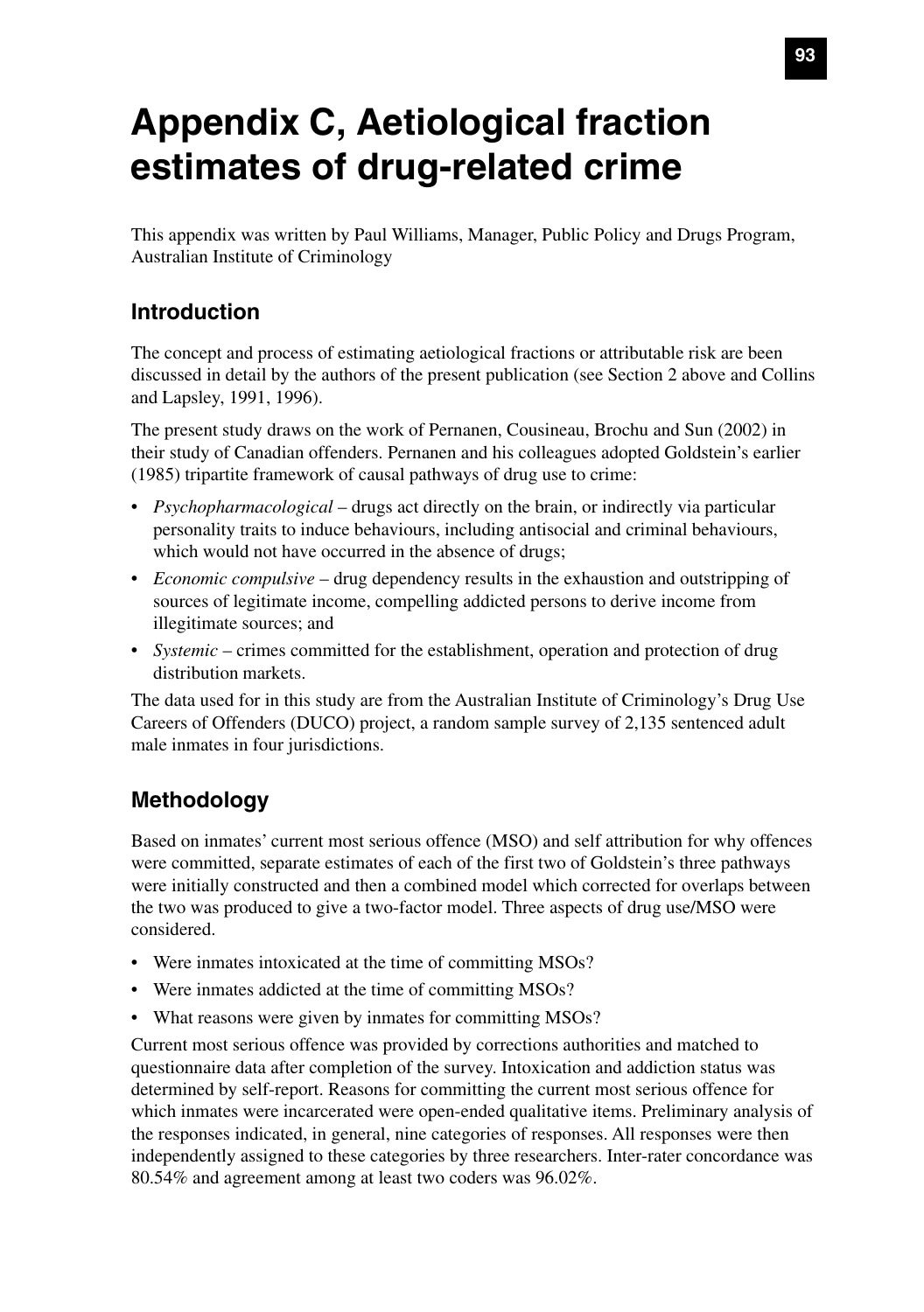# Appendix C, Aetiological fraction estimates of drug-related crime

This appendix was written by Paul Williams, Manager, Public Policy and Drugs Program, Australian Institute of Criminology

## Introduction

The concept and process of estimating aetiological fractions or attributable risk are been discussed in detail by the authors of the present publication (see Section 2 above and Collins and Lapsley, 1991, 1996).

The present study draws on the work of Pernanen, Cousineau, Brochu and Sun (2002) in their study of Canadian offenders. Pernanen and his colleagues adopted Goldstein's earlier (1985) tripartite framework of causal pathways of drug use to crime:

- *Psychopharmacological* – drugs act directly on the brain, or indirectly via particular personality traits to induce behaviours, including antisocial and criminal behaviours, which would not have occurred in the absence of drugs;
- *Economic compulsive* – drug dependency results in the exhaustion and outstripping of sources of legitimate income, compelling addicted persons to derive income from illegitimate sources; and
- *Systemic* – crimes committed for the establishment, operation and protection of drug distribution markets.

The data used for in this study are from the Australian Institute of Criminology's Drug Use Careers of Offenders (DUCO) project, a random sample survey of 2,135 sentenced adult male inmates in four jurisdictions.

## Methodology

Based on inmates' current most serious offence (MSO) and self attribution for why offences were committed, separate estimates of each of the first two of Goldstein's three pathways were initially constructed and then a combined model which corrected for overlaps between the two was produced to give a two-factor model. Three aspects of drug use/MSO were considered.

- Were inmates intoxicated at the time of committing MSOs?
- Were inmates addicted at the time of committing MSOs?
- What reasons were given by inmates for committing MSOs?

Current most serious offence was provided by corrections authorities and matched to questionnaire data after completion of the survey. Intoxication and addiction status was determined by self-report. Reasons for committing the current most serious offence for which inmates were incarcerated were open-ended qualitative items. Preliminary analysis of the responses indicated, in general, nine categories of responses. All responses were then independently assigned to these categories by three researchers. Inter-rater concordance was 80.54% and agreement among at least two coders was 96.02%.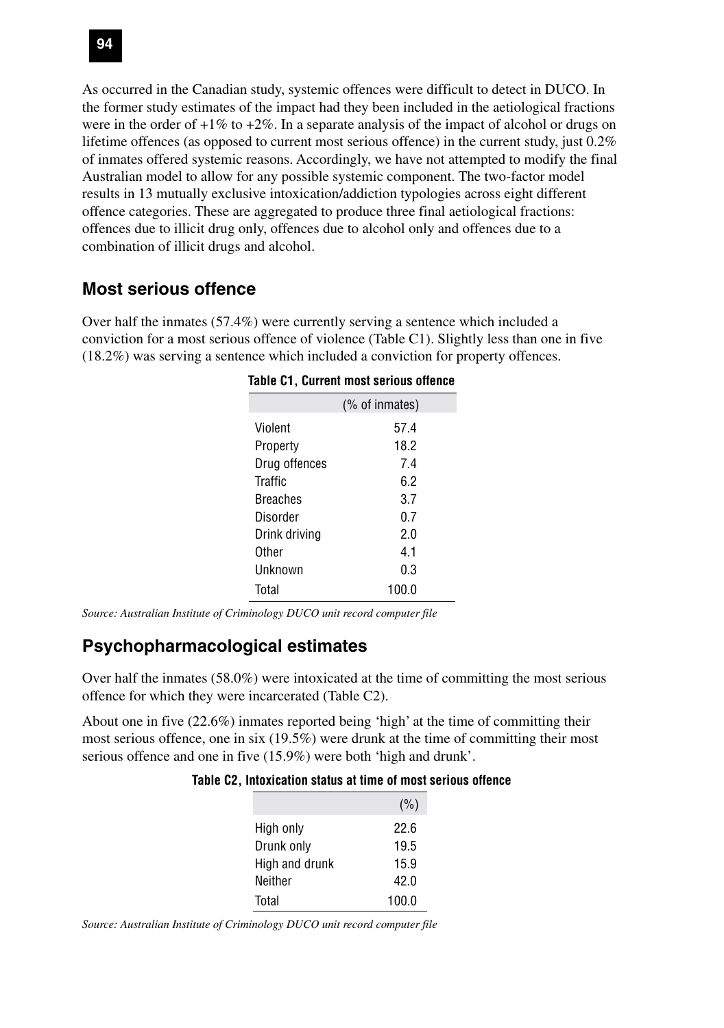As occurred in the Canadian study, systemic offences were difficult to detect in DUCO. In the former study estimates of the impact had they been included in the aetiological fractions were in the order of +1% to +2%. In a separate analysis of the impact of alcohol or drugs on lifetime offences (as opposed to current most serious offence) in the current study, just 0.2% of inmates offered systemic reasons. Accordingly, we have not attempted to modify the final Australian model to allow for any possible systemic component. The two-factor model results in 13 mutually exclusive intoxication/addiction typologies across eight different offence categories. These are aggregated to produce three final aetiological fractions: offences due to illicit drug only, offences due to alcohol only and offences due to a combination of illicit drugs and alcohol.

## Most serious offence

Over half the inmates (57.4%) were currently serving a sentence which included a conviction for a most serious offence of violence (Table C1). Slightly less than one in five (18.2%) was serving a sentence which included a conviction for property offences.

**Table C1, Current most serious offence**

| | (% of inmates) |
|---|---|
| Violent | 57.4 |
| Property | 18.2 |
| Drug offences | 7.4 |
| Traffic | 6.2 |
| Breaches | 3.7 |
| Disorder | 0.7 |
| Drink driving | 2.0 |
| Other | 4.1 |
| Unknown | 0.3 |
| Total | 100.0 |

*Source: Australian Institute of Criminology DUCO unit record computer file*

## Psychopharmacological estimates

Over half the inmates (58.0%) were intoxicated at the time of committing the most serious offence for which they were incarcerated (Table C2).

About one in five (22.6%) inmates reported being 'high' at the time of committing their most serious offence, one in six (19.5%) were drunk at the time of committing their most serious offence and one in five (15.9%) were both 'high and drunk'.

**Table C2, Intoxication status at time of most serious offence**

| | (%) |
|---|---|
| High only | 22.6 |
| Drunk only | 19.5 |
| High and drunk | 15.9 |
| Neither | 42.0 |
| Total | 100.0 |

*Source: Australian Institute of Criminology DUCO unit record computer file*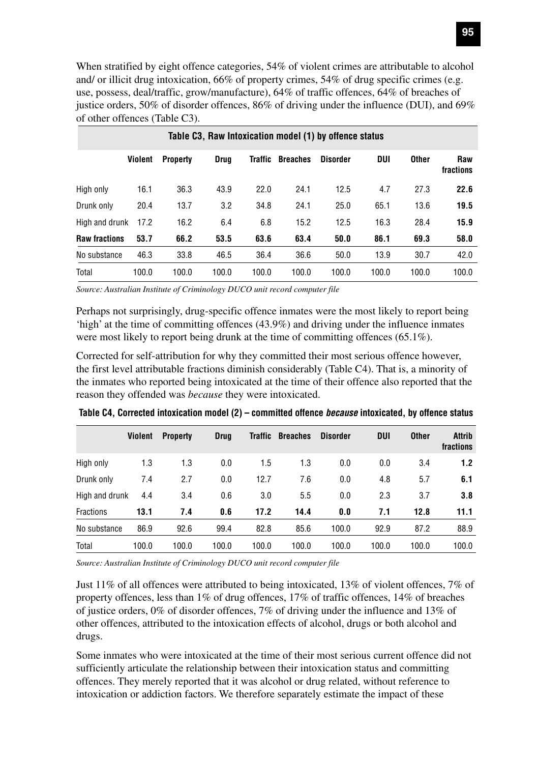When stratified by eight offence categories, 54% of violent crimes are attributable to alcohol and/ or illicit drug intoxication, 66% of property crimes, 54% of drug specific crimes (e.g. use, possess, deal/traffic, grow/manufacture), 64% of traffic offences, 64% of breaches of justice orders, 50% of disorder offences, 86% of driving under the influence (DUI), and 69% of other offences (Table C3).

**Table C3, Raw Intoxication model (1) by offence status**

| | Violent | Property | Drug | Traffic | Breaches | Disorder | DUI | Other | Raw fractions |
|---|---|---|---|---|---|---|---|---|---|
| High only | 16.1 | 36.3 | 43.9 | 22.0 | 24.1 | 12.5 | 4.7 | 27.3 | **22.6** |
| Drunk only | 20.4 | 13.7 | 3.2 | 34.8 | 24.1 | 25.0 | 65.1 | 13.6 | **19.5** |
| High and drunk | 17.2 | 16.2 | 6.4 | 6.8 | 15.2 | 12.5 | 16.3 | 28.4 | **15.9** |
| **Raw fractions** | **53.7** | **66.2** | **53.5** | **63.6** | **63.4** | **50.0** | **86.1** | **69.3** | **58.0** |
| No substance | 46.3 | 33.8 | 46.5 | 36.4 | 36.6 | 50.0 | 13.9 | 30.7 | 42.0 |
| Total | 100.0 | 100.0 | 100.0 | 100.0 | 100.0 | 100.0 | 100.0 | 100.0 | 100.0 |

*Source: Australian Institute of Criminology DUCO unit record computer file*

Perhaps not surprisingly, drug-specific offence inmates were the most likely to report being 'high' at the time of committing offences (43.9%) and driving under the influence inmates were most likely to report being drunk at the time of committing offences (65.1%).

Corrected for self-attribution for why they committed their most serious offence however, the first level attributable fractions diminish considerably (Table C4). That is, a minority of the inmates who reported being intoxicated at the time of their offence also reported that the reason they offended was *because* they were intoxicated.

**Table C4, Corrected intoxication model (2) – committed offence *because* intoxicated, by offence status**

| | Violent | Property | Drug | Traffic | Breaches | Disorder | DUI | Other | Attrib fractions |
|---|---|---|---|---|---|---|---|---|---|
| High only | 1.3 | 1.3 | 0.0 | 1.5 | 1.3 | 0.0 | 0.0 | 3.4 | **1.2** |
| Drunk only | 7.4 | 2.7 | 0.0 | 12.7 | 7.6 | 0.0 | 4.8 | 5.7 | **6.1** |
| High and drunk | 4.4 | 3.4 | 0.6 | 3.0 | 5.5 | 0.0 | 2.3 | 3.7 | **3.8** |
| Fractions | **13.1** | **7.4** | **0.6** | **17.2** | **14.4** | **0.0** | **7.1** | **12.8** | **11.1** |
| No substance | 86.9 | 92.6 | 99.4 | 82.8 | 85.6 | 100.0 | 92.9 | 87.2 | 88.9 |
| Total | 100.0 | 100.0 | 100.0 | 100.0 | 100.0 | 100.0 | 100.0 | 100.0 | 100.0 |

*Source: Australian Institute of Criminology DUCO unit record computer file*

Just 11% of all offences were attributed to being intoxicated, 13% of violent offences, 7% of property offences, less than 1% of drug offences, 17% of traffic offences, 14% of breaches of justice orders, 0% of disorder offences, 7% of driving under the influence and 13% of other offences, attributed to the intoxication effects of alcohol, drugs or both alcohol and drugs.

Some inmates who were intoxicated at the time of their most serious current offence did not sufficiently articulate the relationship between their intoxication status and committing offences. They merely reported that it was alcohol or drug related, without reference to intoxication or addiction factors. We therefore separately estimate the impact of these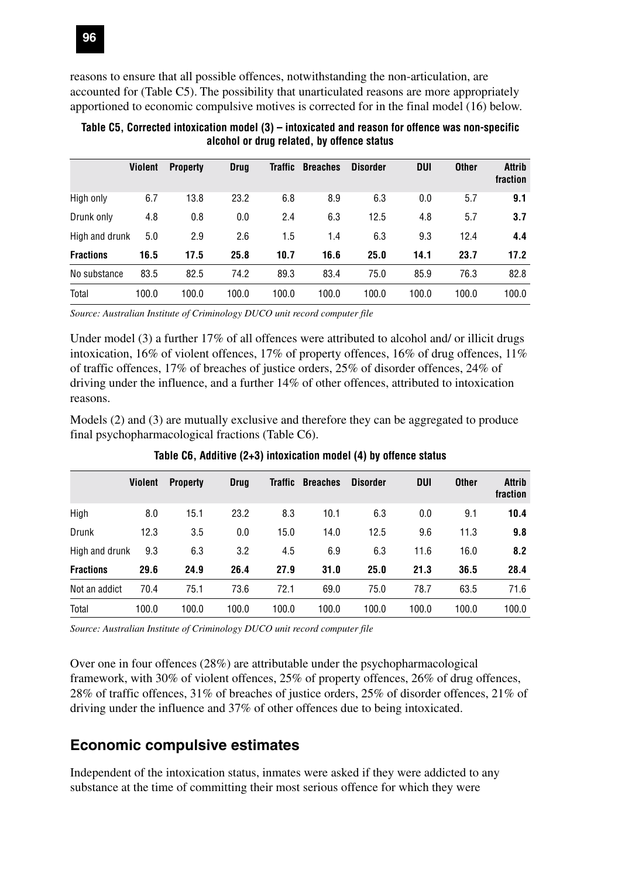reasons to ensure that all possible offences, notwithstanding the non-articulation, are accounted for (Table C5). The possibility that unarticulated reasons are more appropriately apportioned to economic compulsive motives is corrected for in the final model (16) below.

**Table C5, Corrected intoxication model (3) – intoxicated and reason for offence was non-specific alcohol or drug related, by offence status**

| | Violent | Property | Drug | Traffic | Breaches | Disorder | DUI | Other | Attrib fraction |
|---|---|---|---|---|---|---|---|---|---|
| High only | 6.7 | 13.8 | 23.2 | 6.8 | 8.9 | 6.3 | 0.0 | 5.7 | **9.1** |
| Drunk only | 4.8 | 0.8 | 0.0 | 2.4 | 6.3 | 12.5 | 4.8 | 5.7 | **3.7** |
| High and drunk | 5.0 | 2.9 | 2.6 | 1.5 | 1.4 | 6.3 | 9.3 | 12.4 | **4.4** |
| **Fractions** | **16.5** | **17.5** | **25.8** | **10.7** | **16.6** | **25.0** | **14.1** | **23.7** | **17.2** |
| No substance | 83.5 | 82.5 | 74.2 | 89.3 | 83.4 | 75.0 | 85.9 | 76.3 | 82.8 |
| Total | 100.0 | 100.0 | 100.0 | 100.0 | 100.0 | 100.0 | 100.0 | 100.0 | 100.0 |

*Source: Australian Institute of Criminology DUCO unit record computer file*

Under model (3) a further 17% of all offences were attributed to alcohol and/ or illicit drugs intoxication, 16% of violent offences, 17% of property offences, 16% of drug offences, 11% of traffic offences, 17% of breaches of justice orders, 25% of disorder offences, 24% of driving under the influence, and a further 14% of other offences, attributed to intoxication reasons.

Models (2) and (3) are mutually exclusive and therefore they can be aggregated to produce final psychopharmacological fractions (Table C6).

**Table C6, Additive (2+3) intoxication model (4) by offence status**

| | Violent | Property | Drug | Traffic | Breaches | Disorder | DUI | Other | Attrib fraction |
|---|---|---|---|---|---|---|---|---|---|
| High | 8.0 | 15.1 | 23.2 | 8.3 | 10.1 | 6.3 | 0.0 | 9.1 | **10.4** |
| Drunk | 12.3 | 3.5 | 0.0 | 15.0 | 14.0 | 12.5 | 9.6 | 11.3 | **9.8** |
| High and drunk | 9.3 | 6.3 | 3.2 | 4.5 | 6.9 | 6.3 | 11.6 | 16.0 | **8.2** |
| **Fractions** | **29.6** | **24.9** | **26.4** | **27.9** | **31.0** | **25.0** | **21.3** | **36.5** | **28.4** |
| Not an addict | 70.4 | 75.1 | 73.6 | 72.1 | 69.0 | 75.0 | 78.7 | 63.5 | 71.6 |
| Total | 100.0 | 100.0 | 100.0 | 100.0 | 100.0 | 100.0 | 100.0 | 100.0 | 100.0 |

*Source: Australian Institute of Criminology DUCO unit record computer file*

Over one in four offences (28%) are attributable under the psychopharmacological framework, with 30% of violent offences, 25% of property offences, 26% of drug offences, 28% of traffic offences, 31% of breaches of justice orders, 25% of disorder offences, 21% of driving under the influence and 37% of other offences due to being intoxicated.

## Economic compulsive estimates

Independent of the intoxication status, inmates were asked if they were addicted to any substance at the time of committing their most serious offence for which they were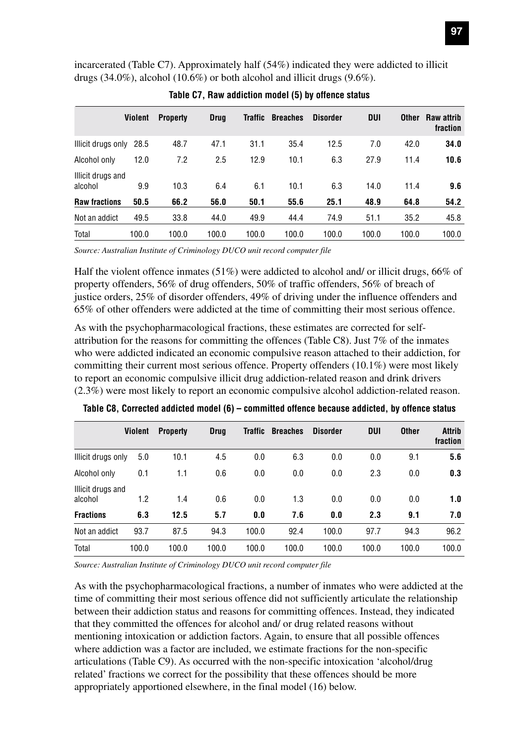incarcerated (Table C7). Approximately half (54%) indicated they were addicted to illicit drugs (34.0%), alcohol (10.6%) or both alcohol and illicit drugs (9.6%).

**Table C7, Raw addiction model (5) by offence status**

| | Violent | Property | Drug | Traffic | Breaches | Disorder | DUI | Other | Raw attrib fraction |
|---|---|---|---|---|---|---|---|---|---|
| Illicit drugs only | 28.5 | 48.7 | 47.1 | 31.1 | 35.4 | 12.5 | 7.0 | 42.0 | **34.0** |
| Alcohol only | 12.0 | 7.2 | 2.5 | 12.9 | 10.1 | 6.3 | 27.9 | 11.4 | **10.6** |
| Illicit drugs and alcohol | 9.9 | 10.3 | 6.4 | 6.1 | 10.1 | 6.3 | 14.0 | 11.4 | **9.6** |
| **Raw fractions** | **50.5** | **66.2** | **56.0** | **50.1** | **55.6** | **25.1** | **48.9** | **64.8** | **54.2** |
| Not an addict | 49.5 | 33.8 | 44.0 | 49.9 | 44.4 | 74.9 | 51.1 | 35.2 | 45.8 |
| Total | 100.0 | 100.0 | 100.0 | 100.0 | 100.0 | 100.0 | 100.0 | 100.0 | 100.0 |

*Source: Australian Institute of Criminology DUCO unit record computer file*

Half the violent offence inmates (51%) were addicted to alcohol and/ or illicit drugs, 66% of property offenders, 56% of drug offenders, 50% of traffic offenders, 56% of breach of justice orders, 25% of disorder offenders, 49% of driving under the influence offenders and 65% of other offenders were addicted at the time of committing their most serious offence.

As with the psychopharmacological fractions, these estimates are corrected for self-attribution for the reasons for committing the offences (Table C8). Just 7% of the inmates who were addicted indicated an economic compulsive reason attached to their addiction, for committing their current most serious offence. Property offenders (10.1%) were most likely to report an economic compulsive illicit drug addiction-related reason and drink drivers (2.3%) were most likely to report an economic compulsive alcohol addiction-related reason.

**Table C8, Corrected addicted model (6) – committed offence because addicted, by offence status**

| | Violent | Property | Drug | Traffic | Breaches | Disorder | DUI | Other | Attrib fraction |
|---|---|---|---|---|---|---|---|---|---|
| Illicit drugs only | 5.0 | 10.1 | 4.5 | 0.0 | 6.3 | 0.0 | 0.0 | 9.1 | **5.6** |
| Alcohol only | 0.1 | 1.1 | 0.6 | 0.0 | 0.0 | 0.0 | 2.3 | 0.0 | **0.3** |
| Illicit drugs and alcohol | 1.2 | 1.4 | 0.6 | 0.0 | 1.3 | 0.0 | 0.0 | 0.0 | **1.0** |
| **Fractions** | **6.3** | **12.5** | **5.7** | **0.0** | **7.6** | **0.0** | **2.3** | **9.1** | **7.0** |
| Not an addict | 93.7 | 87.5 | 94.3 | 100.0 | 92.4 | 100.0 | 97.7 | 94.3 | 96.2 |
| Total | 100.0 | 100.0 | 100.0 | 100.0 | 100.0 | 100.0 | 100.0 | 100.0 | 100.0 |

*Source: Australian Institute of Criminology DUCO unit record computer file*

As with the psychopharmacological fractions, a number of inmates who were addicted at the time of committing their most serious offence did not sufficiently articulate the relationship between their addiction status and reasons for committing offences. Instead, they indicated that they committed the offences for alcohol and/ or drug related reasons without mentioning intoxication or addiction factors. Again, to ensure that all possible offences where addiction was a factor are included, we estimate fractions for the non-specific articulations (Table C9). As occurred with the non-specific intoxication 'alcohol/drug related' fractions we correct for the possibility that these offences should be more appropriately apportioned elsewhere, in the final model (16) below.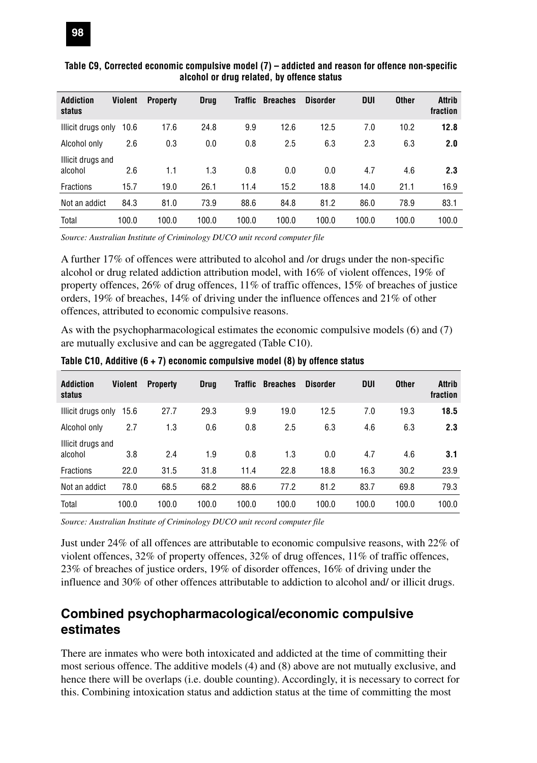**Table C9, Corrected economic compulsive model (7) – addicted and reason for offence non-specific alcohol or drug related, by offence status**

| Addiction status | Violent | Property | Drug | Traffic | Breaches | Disorder | DUI | Other | Attrib fraction |
|---|---|---|---|---|---|---|---|---|---|
| Illicit drugs only | 10.6 | 17.6 | 24.8 | 9.9 | 12.6 | 12.5 | 7.0 | 10.2 | **12.8** |
| Alcohol only | 2.6 | 0.3 | 0.0 | 0.8 | 2.5 | 6.3 | 2.3 | 6.3 | **2.0** |
| Illicit drugs and alcohol | 2.6 | 1.1 | 1.3 | 0.8 | 0.0 | 0.0 | 4.7 | 4.6 | **2.3** |
| Fractions | 15.7 | 19.0 | 26.1 | 11.4 | 15.2 | 18.8 | 14.0 | 21.1 | 16.9 |
| Not an addict | 84.3 | 81.0 | 73.9 | 88.6 | 84.8 | 81.2 | 86.0 | 78.9 | 83.1 |
| Total | 100.0 | 100.0 | 100.0 | 100.0 | 100.0 | 100.0 | 100.0 | 100.0 | 100.0 |

*Source: Australian Institute of Criminology DUCO unit record computer file*

A further 17% of offences were attributed to alcohol and /or drugs under the non-specific alcohol or drug related addiction attribution model, with 16% of violent offences, 19% of property offences, 26% of drug offences, 11% of traffic offences, 15% of breaches of justice orders, 19% of breaches, 14% of driving under the influence offences and 21% of other offences, attributed to economic compulsive reasons.

As with the psychopharmacological estimates the economic compulsive models (6) and (7) are mutually exclusive and can be aggregated (Table C10).

**Table C10, Additive (6 + 7) economic compulsive model (8) by offence status**

| Addiction status | Violent | Property | Drug | Traffic | Breaches | Disorder | DUI | Other | Attrib fraction |
|---|---|---|---|---|---|---|---|---|---|
| Illicit drugs only | 15.6 | 27.7 | 29.3 | 9.9 | 19.0 | 12.5 | 7.0 | 19.3 | **18.5** |
| Alcohol only | 2.7 | 1.3 | 0.6 | 0.8 | 2.5 | 6.3 | 4.6 | 6.3 | **2.3** |
| Illicit drugs and alcohol | 3.8 | 2.4 | 1.9 | 0.8 | 1.3 | 0.0 | 4.7 | 4.6 | **3.1** |
| Fractions | 22.0 | 31.5 | 31.8 | 11.4 | 22.8 | 18.8 | 16.3 | 30.2 | 23.9 |
| Not an addict | 78.0 | 68.5 | 68.2 | 88.6 | 77.2 | 81.2 | 83.7 | 69.8 | 79.3 |
| Total | 100.0 | 100.0 | 100.0 | 100.0 | 100.0 | 100.0 | 100.0 | 100.0 | 100.0 |

*Source: Australian Institute of Criminology DUCO unit record computer file*

Just under 24% of all offences are attributable to economic compulsive reasons, with 22% of violent offences, 32% of property offences, 32% of drug offences, 11% of traffic offences, 23% of breaches of justice orders, 19% of disorder offences, 16% of driving under the influence and 30% of other offences attributable to addiction to alcohol and/ or illicit drugs.

## Combined psychopharmacological/economic compulsive estimates

There are inmates who were both intoxicated and addicted at the time of committing their most serious offence. The additive models (4) and (8) above are not mutually exclusive, and hence there will be overlaps (i.e. double counting). Accordingly, it is necessary to correct for this. Combining intoxication status and addiction status at the time of committing the most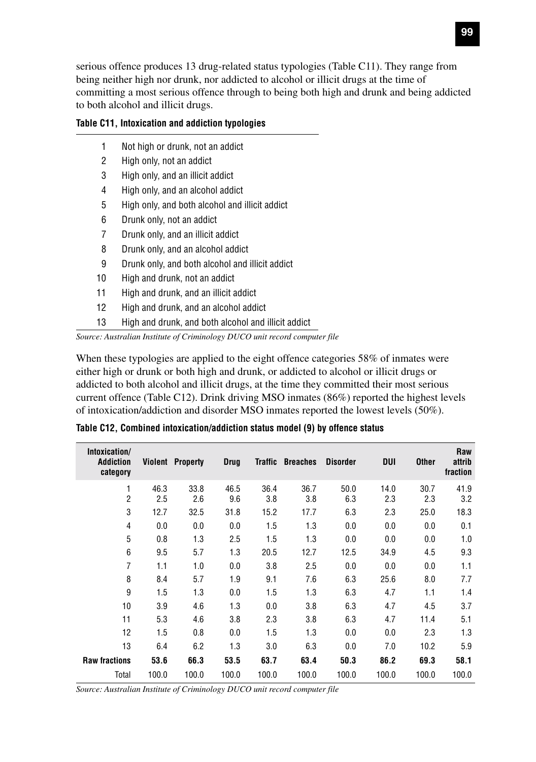serious offence produces 13 drug-related status typologies (Table C11). They range from being neither high nor drunk, nor addicted to alcohol or illicit drugs at the time of committing a most serious offence through to being both high and drunk and being addicted to both alcohol and illicit drugs.

**Table C11, Intoxication and addiction typologies**

| | |
|---|---|
| 1 | Not high or drunk, not an addict |
| 2 | High only, not an addict |
| 3 | High only, and an illicit addict |
| 4 | High only, and an alcohol addict |
| 5 | High only, and both alcohol and illicit addict |
| 6 | Drunk only, not an addict |
| 7 | Drunk only, and an illicit addict |
| 8 | Drunk only, and an alcohol addict |
| 9 | Drunk only, and both alcohol and illicit addict |
| 10 | High and drunk, not an addict |
| 11 | High and drunk, and an illicit addict |
| 12 | High and drunk, and an alcohol addict |
| 13 | High and drunk, and both alcohol and illicit addict |

*Source: Australian Institute of Criminology DUCO unit record computer file*

When these typologies are applied to the eight offence categories 58% of inmates were either high or drunk or both high and drunk, or addicted to alcohol or illicit drugs or addicted to both alcohol and illicit drugs, at the time they committed their most serious current offence (Table C12). Drink driving MSO inmates (86%) reported the highest levels of intoxication/addiction and disorder MSO inmates reported the lowest levels (50%).

**Table C12, Combined intoxication/addiction status model (9) by offence status**

| Intoxication/ Addiction category | Violent | Property | Drug | Traffic | Breaches | Disorder | DUI | Other | Raw attrib fraction |
|---|---|---|---|---|---|---|---|---|---|
| 1 | 46.3 | 33.8 | 46.5 | 36.4 | 36.7 | 50.0 | 14.0 | 30.7 | 41.9 |
| 2 | 2.5 | 2.6 | 9.6 | 3.8 | 3.8 | 6.3 | 2.3 | 2.3 | 3.2 |
| 3 | 12.7 | 32.5 | 31.8 | 15.2 | 17.7 | 6.3 | 2.3 | 25.0 | 18.3 |
| 4 | 0.0 | 0.0 | 0.0 | 1.5 | 1.3 | 0.0 | 0.0 | 0.0 | 0.1 |
| 5 | 0.8 | 1.3 | 2.5 | 1.5 | 1.3 | 0.0 | 0.0 | 0.0 | 1.0 |
| 6 | 9.5 | 5.7 | 1.3 | 20.5 | 12.7 | 12.5 | 34.9 | 4.5 | 9.3 |
| 7 | 1.1 | 1.0 | 0.0 | 3.8 | 2.5 | 0.0 | 0.0 | 0.0 | 1.1 |
| 8 | 8.4 | 5.7 | 1.9 | 9.1 | 7.6 | 6.3 | 25.6 | 8.0 | 7.7 |
| 9 | 1.5 | 1.3 | 0.0 | 1.5 | 1.3 | 6.3 | 4.7 | 1.1 | 1.4 |
| 10 | 3.9 | 4.6 | 1.3 | 0.0 | 3.8 | 6.3 | 4.7 | 4.5 | 3.7 |
| 11 | 5.3 | 4.6 | 3.8 | 2.3 | 3.8 | 6.3 | 4.7 | 11.4 | 5.1 |
| 12 | 1.5 | 0.8 | 0.0 | 1.5 | 1.3 | 0.0 | 0.0 | 2.3 | 1.3 |
| 13 | 6.4 | 6.2 | 1.3 | 3.0 | 6.3 | 0.0 | 7.0 | 10.2 | 5.9 |
| **Raw fractions** | **53.6** | **66.3** | **53.5** | **63.7** | **63.4** | **50.3** | **86.2** | **69.3** | **58.1** |
| Total | 100.0 | 100.0 | 100.0 | 100.0 | 100.0 | 100.0 | 100.0 | 100.0 | 100.0 |

*Source: Australian Institute of Criminology DUCO unit record computer file*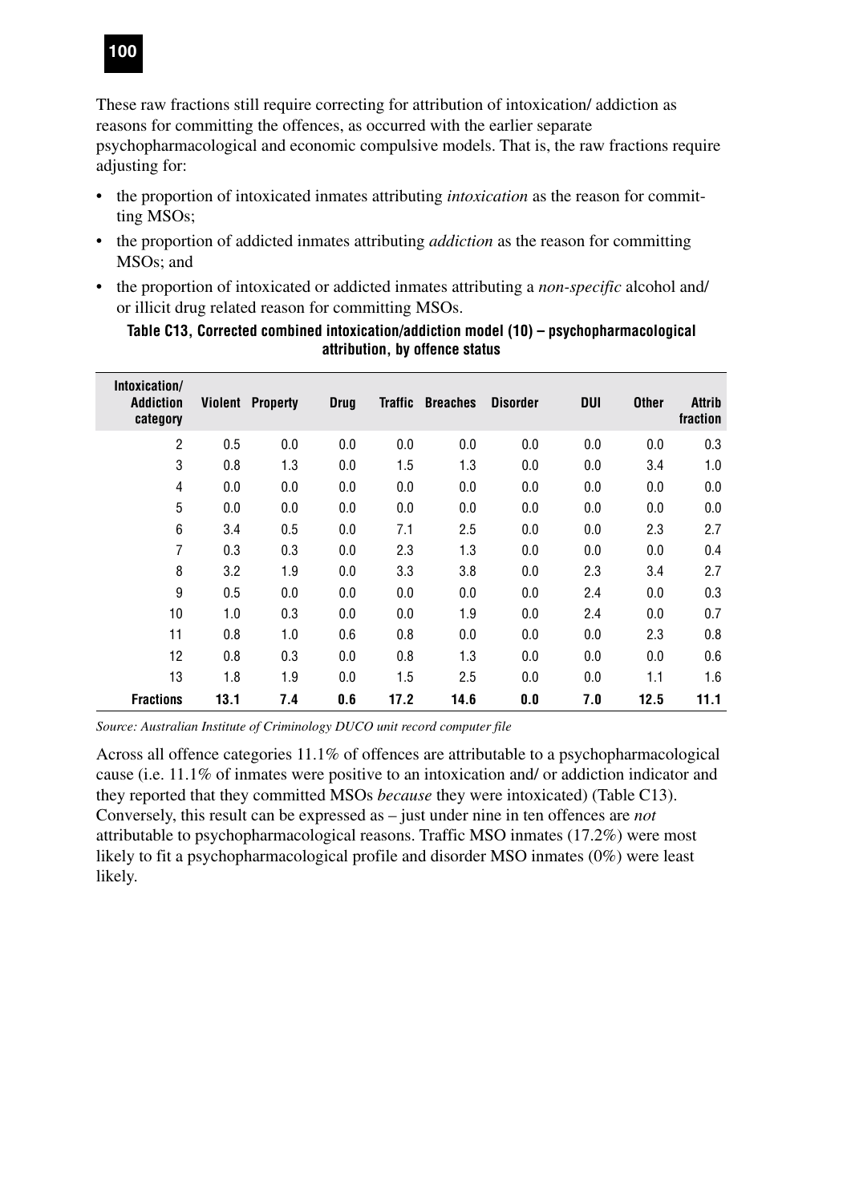These raw fractions still require correcting for attribution of intoxication/ addiction as reasons for committing the offences, as occurred with the earlier separate psychopharmacological and economic compulsive models. That is, the raw fractions require adjusting for:

- the proportion of intoxicated inmates attributing *intoxication* as the reason for committing MSOs;
- the proportion of addicted inmates attributing *addiction* as the reason for committing MSOs; and
- the proportion of intoxicated or addicted inmates attributing a *non-specific* alcohol and/ or illicit drug related reason for committing MSOs.

**Table C13, Corrected combined intoxication/addiction model (10) – psychopharmacological attribution, by offence status**

| Intoxication/ Addiction category | Violent | Property | Drug | Traffic | Breaches | Disorder | DUI | Other | Attrib fraction |
|---|---|---|---|---|---|---|---|---|---|
| 2 | 0.5 | 0.0 | 0.0 | 0.0 | 0.0 | 0.0 | 0.0 | 0.0 | 0.3 |
| 3 | 0.8 | 1.3 | 0.0 | 1.5 | 1.3 | 0.0 | 0.0 | 3.4 | 1.0 |
| 4 | 0.0 | 0.0 | 0.0 | 0.0 | 0.0 | 0.0 | 0.0 | 0.0 | 0.0 |
| 5 | 0.0 | 0.0 | 0.0 | 0.0 | 0.0 | 0.0 | 0.0 | 0.0 | 0.0 |
| 6 | 3.4 | 0.5 | 0.0 | 7.1 | 2.5 | 0.0 | 0.0 | 2.3 | 2.7 |
| 7 | 0.3 | 0.3 | 0.0 | 2.3 | 1.3 | 0.0 | 0.0 | 0.0 | 0.4 |
| 8 | 3.2 | 1.9 | 0.0 | 3.3 | 3.8 | 0.0 | 2.3 | 3.4 | 2.7 |
| 9 | 0.5 | 0.0 | 0.0 | 0.0 | 0.0 | 0.0 | 2.4 | 0.0 | 0.3 |
| 10 | 1.0 | 0.3 | 0.0 | 0.0 | 1.9 | 0.0 | 2.4 | 0.0 | 0.7 |
| 11 | 0.8 | 1.0 | 0.6 | 0.8 | 0.0 | 0.0 | 0.0 | 2.3 | 0.8 |
| 12 | 0.8 | 0.3 | 0.0 | 0.8 | 1.3 | 0.0 | 0.0 | 0.0 | 0.6 |
| 13 | 1.8 | 1.9 | 0.0 | 1.5 | 2.5 | 0.0 | 0.0 | 1.1 | 1.6 |
| **Fractions** | **13.1** | **7.4** | **0.6** | **17.2** | **14.6** | **0.0** | **7.0** | **12.5** | **11.1** |

*Source: Australian Institute of Criminology DUCO unit record computer file*

Across all offence categories 11.1% of offences are attributable to a psychopharmacological cause (i.e. 11.1% of inmates were positive to an intoxication and/ or addiction indicator and they reported that they committed MSOs *because* they were intoxicated) (Table C13). Conversely, this result can be expressed as – just under nine in ten offences are *not* attributable to psychopharmacological reasons. Traffic MSO inmates (17.2%) were most likely to fit a psychopharmacological profile and disorder MSO inmates (0%) were least likely.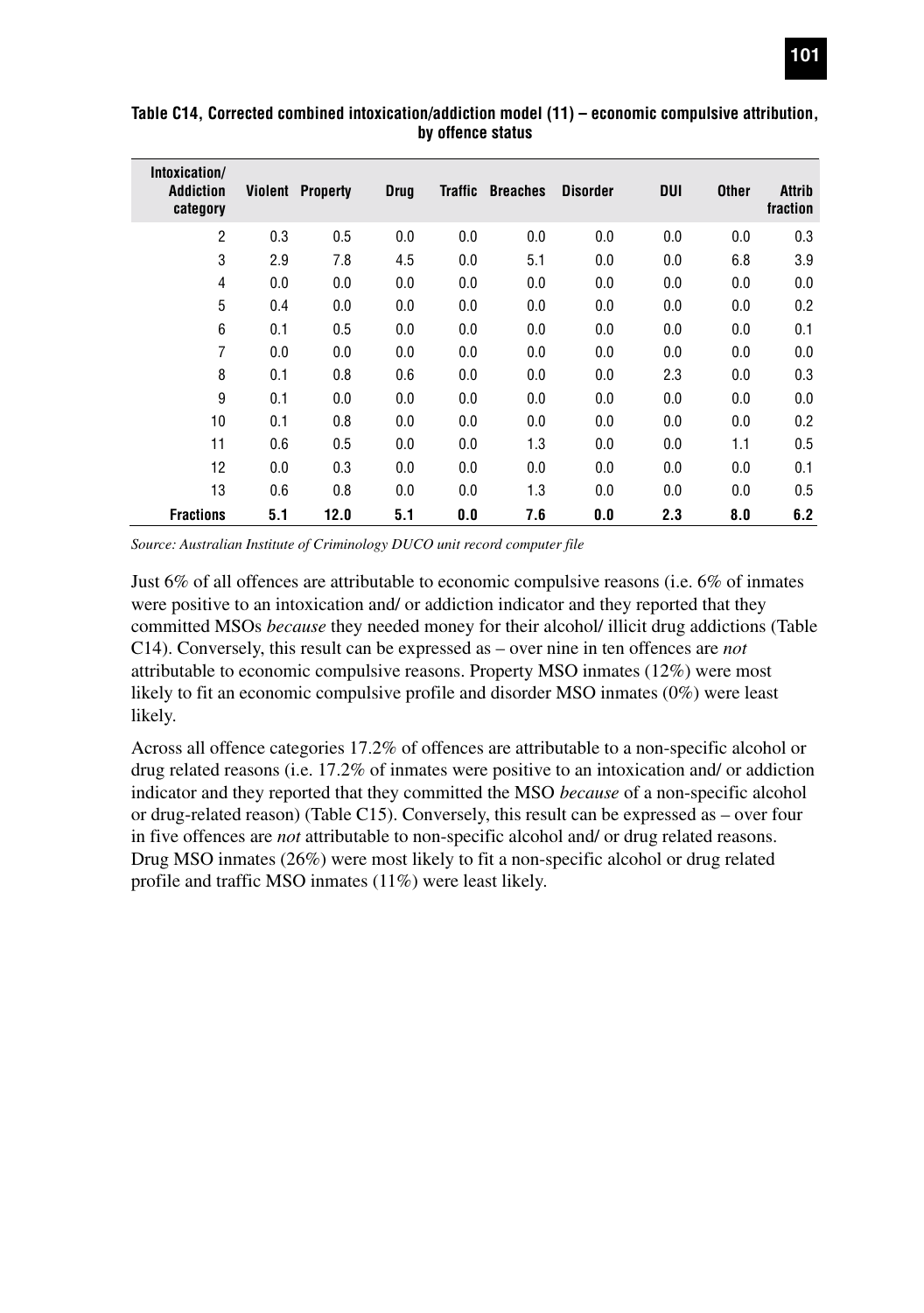**Table C14, Corrected combined intoxication/addiction model (11) – economic compulsive attribution, by offence status**

| Intoxication/ Addiction category | Violent | Property | Drug | Traffic | Breaches | Disorder | DUI | Other | Attrib fraction |
|---|---|---|---|---|---|---|---|---|---|
| 2 | 0.3 | 0.5 | 0.0 | 0.0 | 0.0 | 0.0 | 0.0 | 0.0 | 0.3 |
| 3 | 2.9 | 7.8 | 4.5 | 0.0 | 5.1 | 0.0 | 0.0 | 6.8 | 3.9 |
| 4 | 0.0 | 0.0 | 0.0 | 0.0 | 0.0 | 0.0 | 0.0 | 0.0 | 0.0 |
| 5 | 0.4 | 0.0 | 0.0 | 0.0 | 0.0 | 0.0 | 0.0 | 0.0 | 0.2 |
| 6 | 0.1 | 0.5 | 0.0 | 0.0 | 0.0 | 0.0 | 0.0 | 0.0 | 0.1 |
| 7 | 0.0 | 0.0 | 0.0 | 0.0 | 0.0 | 0.0 | 0.0 | 0.0 | 0.0 |
| 8 | 0.1 | 0.8 | 0.6 | 0.0 | 0.0 | 0.0 | 2.3 | 0.0 | 0.3 |
| 9 | 0.1 | 0.0 | 0.0 | 0.0 | 0.0 | 0.0 | 0.0 | 0.0 | 0.0 |
| 10 | 0.1 | 0.8 | 0.0 | 0.0 | 0.0 | 0.0 | 0.0 | 0.0 | 0.2 |
| 11 | 0.6 | 0.5 | 0.0 | 0.0 | 1.3 | 0.0 | 0.0 | 1.1 | 0.5 |
| 12 | 0.0 | 0.3 | 0.0 | 0.0 | 0.0 | 0.0 | 0.0 | 0.0 | 0.1 |
| 13 | 0.6 | 0.8 | 0.0 | 0.0 | 1.3 | 0.0 | 0.0 | 0.0 | 0.5 |
| **Fractions** | **5.1** | **12.0** | **5.1** | **0.0** | **7.6** | **0.0** | **2.3** | **8.0** | **6.2** |

*Source: Australian Institute of Criminology DUCO unit record computer file*

Just 6% of all offences are attributable to economic compulsive reasons (i.e. 6% of inmates were positive to an intoxication and/ or addiction indicator and they reported that they committed MSOs *because* they needed money for their alcohol/ illicit drug addictions (Table C14). Conversely, this result can be expressed as – over nine in ten offences are *not* attributable to economic compulsive reasons. Property MSO inmates (12%) were most likely to fit an economic compulsive profile and disorder MSO inmates (0%) were least likely.

Across all offence categories 17.2% of offences are attributable to a non-specific alcohol or drug related reasons (i.e. 17.2% of inmates were positive to an intoxication and/ or addiction indicator and they reported that they committed the MSO *because* of a non-specific alcohol or drug-related reason) (Table C15). Conversely, this result can be expressed as – over four in five offences are *not* attributable to non-specific alcohol and/ or drug related reasons. Drug MSO inmates (26%) were most likely to fit a non-specific alcohol or drug related profile and traffic MSO inmates (11%) were least likely.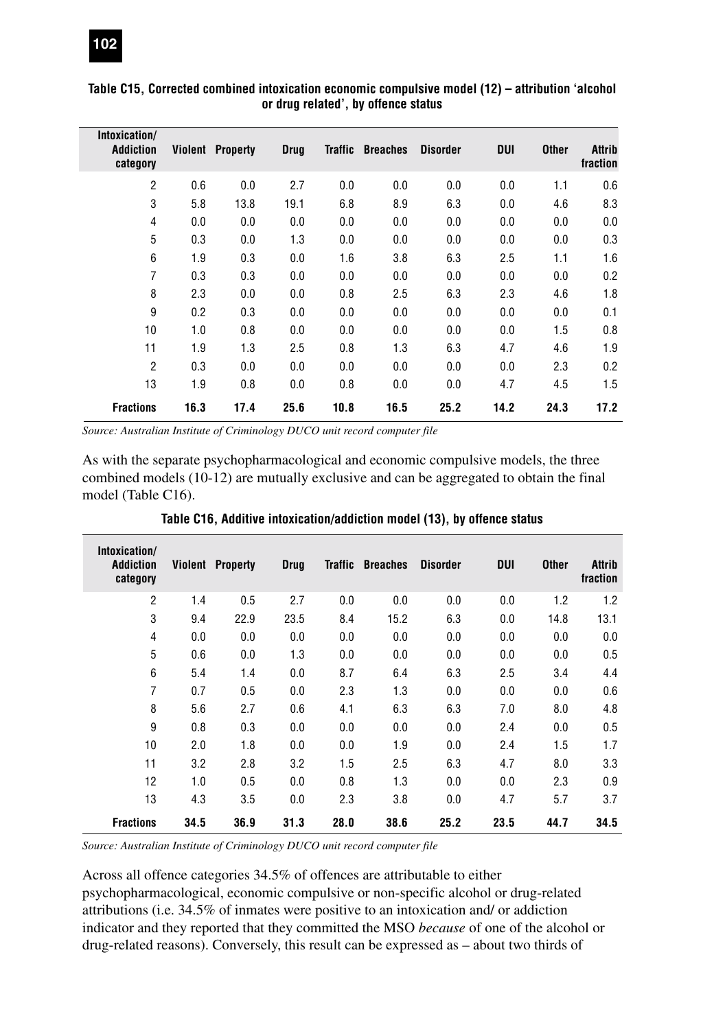**Table C15, Corrected combined intoxication economic compulsive model (12) – attribution 'alcohol or drug related', by offence status**

| Intoxication/ Addiction category | Violent | Property | Drug | Traffic | Breaches | Disorder | DUI | Other | Attrib fraction |
|---|---|---|---|---|---|---|---|---|---|
| 2 | 0.6 | 0.0 | 2.7 | 0.0 | 0.0 | 0.0 | 0.0 | 1.1 | 0.6 |
| 3 | 5.8 | 13.8 | 19.1 | 6.8 | 8.9 | 6.3 | 0.0 | 4.6 | 8.3 |
| 4 | 0.0 | 0.0 | 0.0 | 0.0 | 0.0 | 0.0 | 0.0 | 0.0 | 0.0 |
| 5 | 0.3 | 0.0 | 1.3 | 0.0 | 0.0 | 0.0 | 0.0 | 0.0 | 0.3 |
| 6 | 1.9 | 0.3 | 0.0 | 1.6 | 3.8 | 6.3 | 2.5 | 1.1 | 1.6 |
| 7 | 0.3 | 0.3 | 0.0 | 0.0 | 0.0 | 0.0 | 0.0 | 0.0 | 0.2 |
| 8 | 2.3 | 0.0 | 0.0 | 0.8 | 2.5 | 6.3 | 2.3 | 4.6 | 1.8 |
| 9 | 0.2 | 0.3 | 0.0 | 0.0 | 0.0 | 0.0 | 0.0 | 0.0 | 0.1 |
| 10 | 1.0 | 0.8 | 0.0 | 0.0 | 0.0 | 0.0 | 0.0 | 1.5 | 0.8 |
| 11 | 1.9 | 1.3 | 2.5 | 0.8 | 1.3 | 6.3 | 4.7 | 4.6 | 1.9 |
| 2 | 0.3 | 0.0 | 0.0 | 0.0 | 0.0 | 0.0 | 0.0 | 2.3 | 0.2 |
| 13 | 1.9 | 0.8 | 0.0 | 0.8 | 0.0 | 0.0 | 4.7 | 4.5 | 1.5 |
| **Fractions** | **16.3** | **17.4** | **25.6** | **10.8** | **16.5** | **25.2** | **14.2** | **24.3** | **17.2** |

*Source: Australian Institute of Criminology DUCO unit record computer file*

As with the separate psychopharmacological and economic compulsive models, the three combined models (10-12) are mutually exclusive and can be aggregated to obtain the final model (Table C16).

**Table C16, Additive intoxication/addiction model (13), by offence status**

| Intoxication/ Addiction category | Violent | Property | Drug | Traffic | Breaches | Disorder | DUI | Other | Attrib fraction |
|---|---|---|---|---|---|---|---|---|---|
| 2 | 1.4 | 0.5 | 2.7 | 0.0 | 0.0 | 0.0 | 0.0 | 1.2 | 1.2 |
| 3 | 9.4 | 22.9 | 23.5 | 8.4 | 15.2 | 6.3 | 0.0 | 14.8 | 13.1 |
| 4 | 0.0 | 0.0 | 0.0 | 0.0 | 0.0 | 0.0 | 0.0 | 0.0 | 0.0 |
| 5 | 0.6 | 0.0 | 1.3 | 0.0 | 0.0 | 0.0 | 0.0 | 0.0 | 0.5 |
| 6 | 5.4 | 1.4 | 0.0 | 8.7 | 6.4 | 6.3 | 2.5 | 3.4 | 4.4 |
| 7 | 0.7 | 0.5 | 0.0 | 2.3 | 1.3 | 0.0 | 0.0 | 0.0 | 0.6 |
| 8 | 5.6 | 2.7 | 0.6 | 4.1 | 6.3 | 6.3 | 7.0 | 8.0 | 4.8 |
| 9 | 0.8 | 0.3 | 0.0 | 0.0 | 0.0 | 0.0 | 2.4 | 0.0 | 0.5 |
| 10 | 2.0 | 1.8 | 0.0 | 0.0 | 1.9 | 0.0 | 2.4 | 1.5 | 1.7 |
| 11 | 3.2 | 2.8 | 3.2 | 1.5 | 2.5 | 6.3 | 4.7 | 8.0 | 3.3 |
| 12 | 1.0 | 0.5 | 0.0 | 0.8 | 1.3 | 0.0 | 0.0 | 2.3 | 0.9 |
| 13 | 4.3 | 3.5 | 0.0 | 2.3 | 3.8 | 0.0 | 4.7 | 5.7 | 3.7 |
| **Fractions** | **34.5** | **36.9** | **31.3** | **28.0** | **38.6** | **25.2** | **23.5** | **44.7** | **34.5** |

*Source: Australian Institute of Criminology DUCO unit record computer file*

Across all offence categories 34.5% of offences are attributable to either psychopharmacological, economic compulsive or non-specific alcohol or drug-related attributions (i.e. 34.5% of inmates were positive to an intoxication and/ or addiction indicator and they reported that they committed the MSO *because* of one of the alcohol or drug-related reasons). Conversely, this result can be expressed as – about two thirds of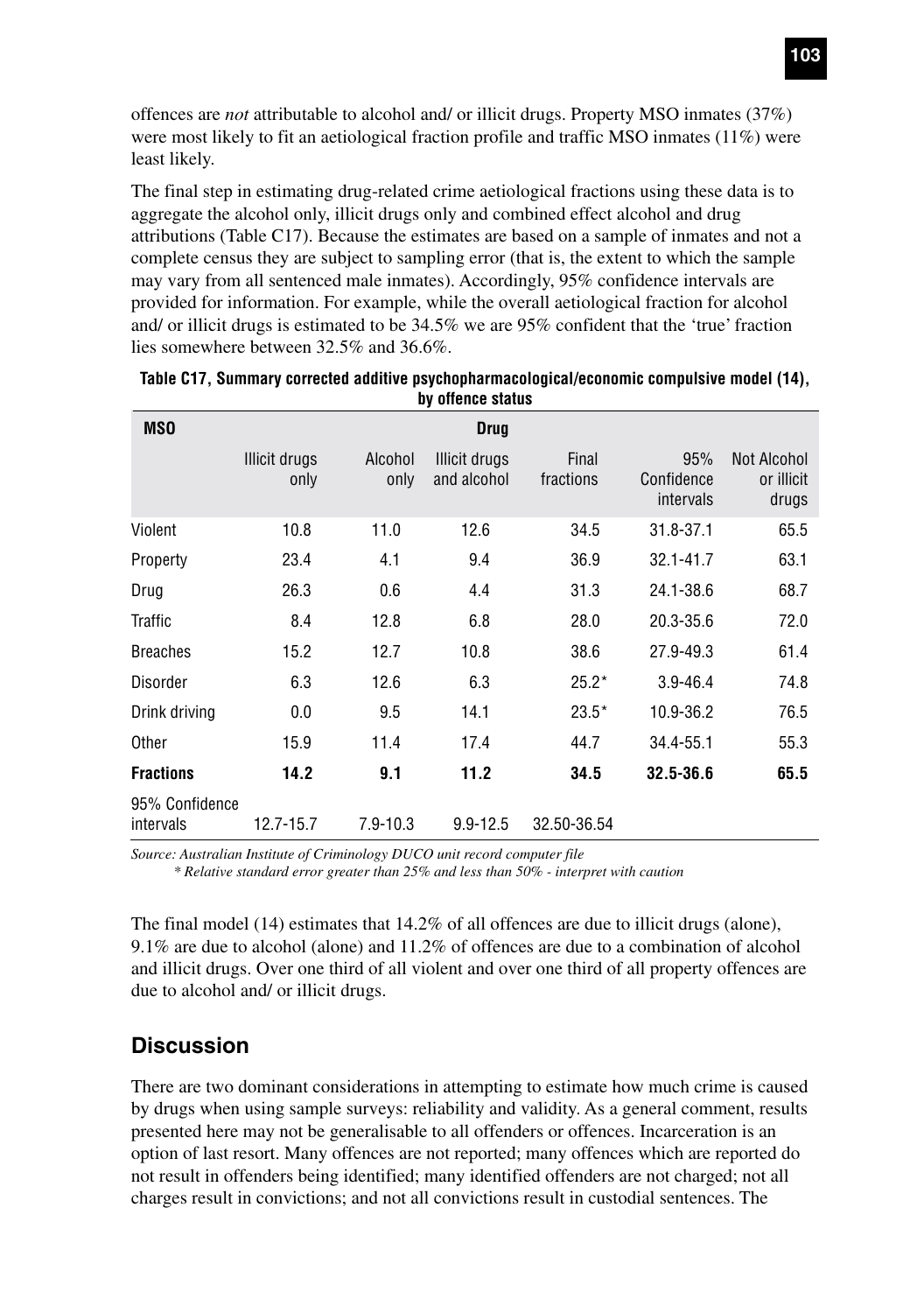offences are *not* attributable to alcohol and/ or illicit drugs. Property MSO inmates (37%) were most likely to fit an aetiological fraction profile and traffic MSO inmates (11%) were least likely.

The final step in estimating drug-related crime aetiological fractions using these data is to aggregate the alcohol only, illicit drugs only and combined effect alcohol and drug attributions (Table C17). Because the estimates are based on a sample of inmates and not a complete census they are subject to sampling error (that is, the extent to which the sample may vary from all sentenced male inmates). Accordingly, 95% confidence intervals are provided for information. For example, while the overall aetiological fraction for alcohol and/ or illicit drugs is estimated to be 34.5% we are 95% confident that the 'true' fraction lies somewhere between 32.5% and 36.6%.

**Table C17, Summary corrected additive psychopharmacological/economic compulsive model (14), by offence status**

| MSO | | | Drug | | | |
|---|---|---|---|---|---|---|
| | Illicit drugs only | Alcohol only | Illicit drugs and alcohol | Final fractions | 95% Confidence intervals | Not Alcohol or illicit drugs |
| Violent | 10.8 | 11.0 | 12.6 | 34.5 | 31.8-37.1 | 65.5 |
| Property | 23.4 | 4.1 | 9.4 | 36.9 | 32.1-41.7 | 63.1 |
| Drug | 26.3 | 0.6 | 4.4 | 31.3 | 24.1-38.6 | 68.7 |
| Traffic | 8.4 | 12.8 | 6.8 | 28.0 | 20.3-35.6 | 72.0 |
| Breaches | 15.2 | 12.7 | 10.8 | 38.6 | 27.9-49.3 | 61.4 |
| Disorder | 6.3 | 12.6 | 6.3 | 25.2* | 3.9-46.4 | 74.8 |
| Drink driving | 0.0 | 9.5 | 14.1 | 23.5* | 10.9-36.2 | 76.5 |
| Other | 15.9 | 11.4 | 17.4 | 44.7 | 34.4-55.1 | 55.3 |
| **Fractions** | **14.2** | **9.1** | **11.2** | **34.5** | **32.5-36.6** | **65.5** |
| 95% Confidence intervals | 12.7-15.7 | 7.9-10.3 | 9.9-12.5 | 32.50-36.54 | | |

*Source: Australian Institute of Criminology DUCO unit record computer file*

*\* Relative standard error greater than 25% and less than 50% - interpret with caution*

The final model (14) estimates that 14.2% of all offences are due to illicit drugs (alone), 9.1% are due to alcohol (alone) and 11.2% of offences are due to a combination of alcohol and illicit drugs. Over one third of all violent and over one third of all property offences are due to alcohol and/ or illicit drugs.

## Discussion

There are two dominant considerations in attempting to estimate how much crime is caused by drugs when using sample surveys: reliability and validity. As a general comment, results presented here may not be generalisable to all offenders or offences. Incarceration is an option of last resort. Many offences are not reported; many offences which are reported do not result in offenders being identified; many identified offenders are not charged; not all charges result in convictions; and not all convictions result in custodial sentences. The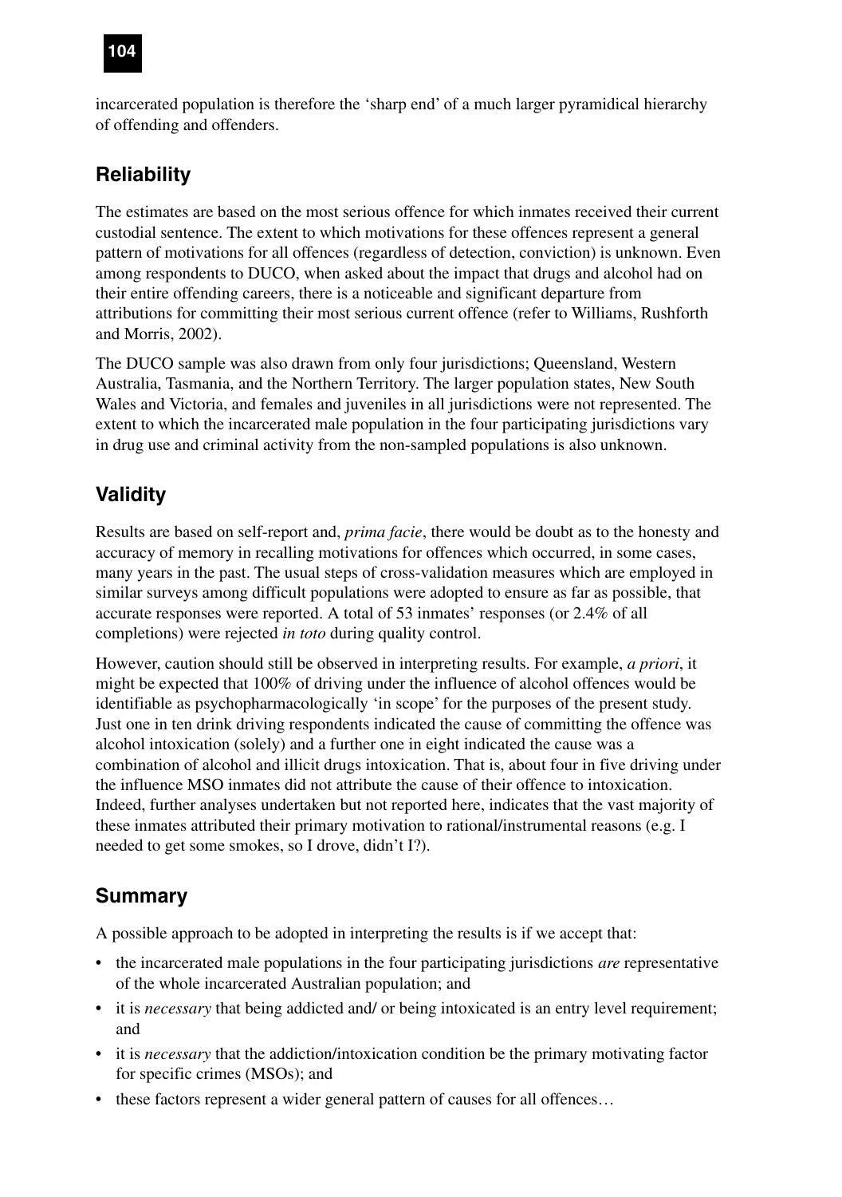incarcerated population is therefore the 'sharp end' of a much larger pyramidical hierarchy of offending and offenders.

## Reliability

The estimates are based on the most serious offence for which inmates received their current custodial sentence. The extent to which motivations for these offences represent a general pattern of motivations for all offences (regardless of detection, conviction) is unknown. Even among respondents to DUCO, when asked about the impact that drugs and alcohol had on their entire offending careers, there is a noticeable and significant departure from attributions for committing their most serious current offence (refer to Williams, Rushforth and Morris, 2002).

The DUCO sample was also drawn from only four jurisdictions; Queensland, Western Australia, Tasmania, and the Northern Territory. The larger population states, New South Wales and Victoria, and females and juveniles in all jurisdictions were not represented. The extent to which the incarcerated male population in the four participating jurisdictions vary in drug use and criminal activity from the non-sampled populations is also unknown.

## Validity

Results are based on self-report and, *prima facie*, there would be doubt as to the honesty and accuracy of memory in recalling motivations for offences which occurred, in some cases, many years in the past. The usual steps of cross-validation measures which are employed in similar surveys among difficult populations were adopted to ensure as far as possible, that accurate responses were reported. A total of 53 inmates' responses (or 2.4% of all completions) were rejected *in toto* during quality control.

However, caution should still be observed in interpreting results. For example, *a priori*, it might be expected that 100% of driving under the influence of alcohol offences would be identifiable as psychopharmacologically 'in scope' for the purposes of the present study. Just one in ten drink driving respondents indicated the cause of committing the offence was alcohol intoxication (solely) and a further one in eight indicated the cause was a combination of alcohol and illicit drugs intoxication. That is, about four in five driving under the influence MSO inmates did not attribute the cause of their offence to intoxication. Indeed, further analyses undertaken but not reported here, indicates that the vast majority of these inmates attributed their primary motivation to rational/instrumental reasons (e.g. I needed to get some smokes, so I drove, didn't I?).

## Summary

A possible approach to be adopted in interpreting the results is if we accept that:

- the incarcerated male populations in the four participating jurisdictions *are* representative of the whole incarcerated Australian population; and
- it is *necessary* that being addicted and/ or being intoxicated is an entry level requirement; and
- it is *necessary* that the addiction/intoxication condition be the primary motivating factor for specific crimes (MSOs); and
- these factors represent a wider general pattern of causes for all offences…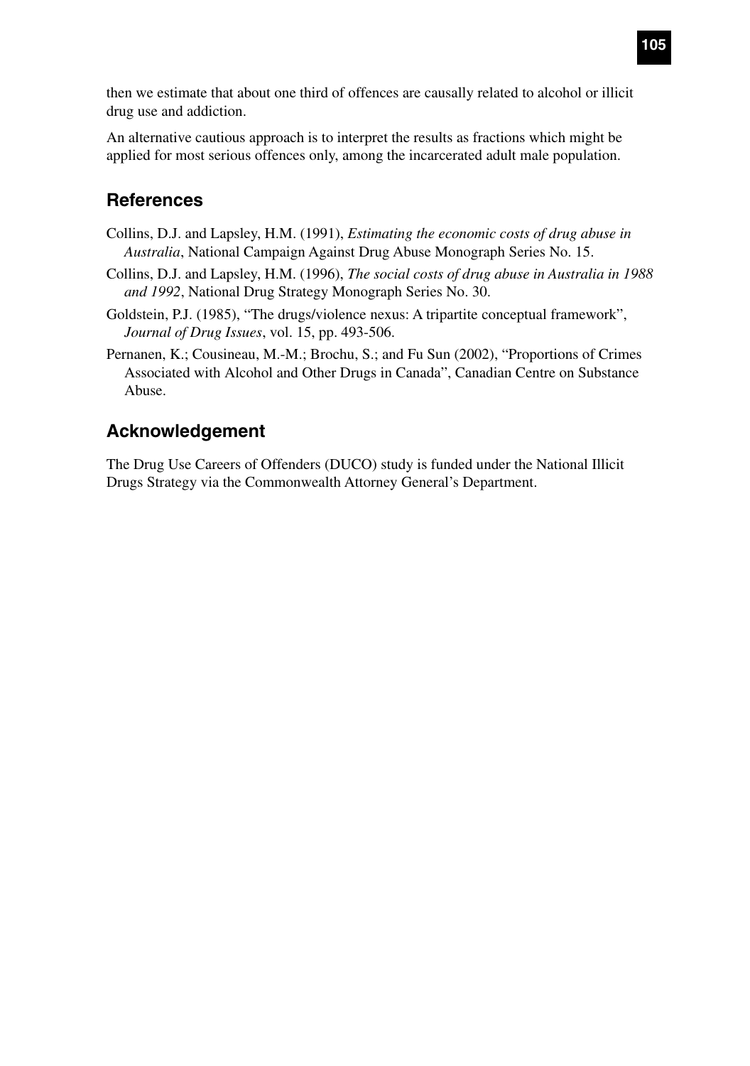then we estimate that about one third of offences are causally related to alcohol or illicit drug use and addiction.

An alternative cautious approach is to interpret the results as fractions which might be applied for most serious offences only, among the incarcerated adult male population.

## References

Collins, D.J. and Lapsley, H.M. (1991), *Estimating the economic costs of drug abuse in Australia*, National Campaign Against Drug Abuse Monograph Series No. 15.

Collins, D.J. and Lapsley, H.M. (1996), *The social costs of drug abuse in Australia in 1988 and 1992*, National Drug Strategy Monograph Series No. 30.

Goldstein, P.J. (1985), "The drugs/violence nexus: A tripartite conceptual framework", *Journal of Drug Issues*, vol. 15, pp. 493-506.

Pernanen, K.; Cousineau, M.-M.; Brochu, S.; and Fu Sun (2002), "Proportions of Crimes Associated with Alcohol and Other Drugs in Canada", Canadian Centre on Substance Abuse.

## Acknowledgement

The Drug Use Careers of Offenders (DUCO) study is funded under the National Illicit Drugs Strategy via the Commonwealth Attorney General's Department.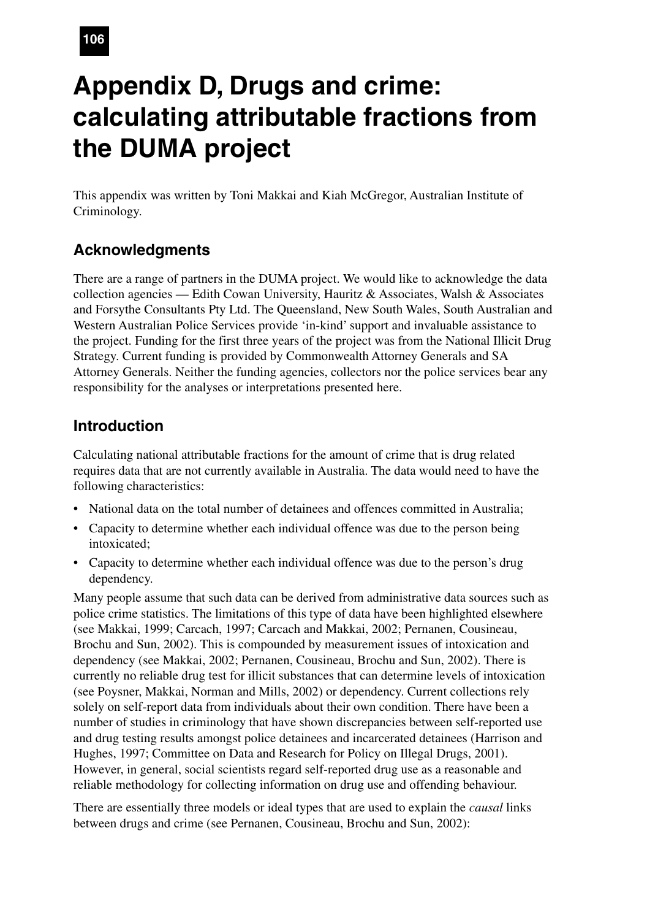# Appendix D, Drugs and crime: calculating attributable fractions from the DUMA project

This appendix was written by Toni Makkai and Kiah McGregor, Australian Institute of Criminology.

## Acknowledgments

There are a range of partners in the DUMA project. We would like to acknowledge the data collection agencies — Edith Cowan University, Hauritz & Associates, Walsh & Associates and Forsythe Consultants Pty Ltd. The Queensland, New South Wales, South Australian and Western Australian Police Services provide 'in-kind' support and invaluable assistance to the project. Funding for the first three years of the project was from the National Illicit Drug Strategy. Current funding is provided by Commonwealth Attorney Generals and SA Attorney Generals. Neither the funding agencies, collectors nor the police services bear any responsibility for the analyses or interpretations presented here.

## Introduction

Calculating national attributable fractions for the amount of crime that is drug related requires data that are not currently available in Australia. The data would need to have the following characteristics:

- National data on the total number of detainees and offences committed in Australia;
- Capacity to determine whether each individual offence was due to the person being intoxicated;
- Capacity to determine whether each individual offence was due to the person's drug dependency.

Many people assume that such data can be derived from administrative data sources such as police crime statistics. The limitations of this type of data have been highlighted elsewhere (see Makkai, 1999; Carcach, 1997; Carcach and Makkai, 2002; Pernanen, Cousineau, Brochu and Sun, 2002). This is compounded by measurement issues of intoxication and dependency (see Makkai, 2002; Pernanen, Cousineau, Brochu and Sun, 2002). There is currently no reliable drug test for illicit substances that can determine levels of intoxication (see Poysner, Makkai, Norman and Mills, 2002) or dependency. Current collections rely solely on self-report data from individuals about their own condition. There have been a number of studies in criminology that have shown discrepancies between self-reported use and drug testing results amongst police detainees and incarcerated detainees (Harrison and Hughes, 1997; Committee on Data and Research for Policy on Illegal Drugs, 2001). However, in general, social scientists regard self-reported drug use as a reasonable and reliable methodology for collecting information on drug use and offending behaviour.

There are essentially three models or ideal types that are used to explain the *causal* links between drugs and crime (see Pernanen, Cousineau, Brochu and Sun, 2002):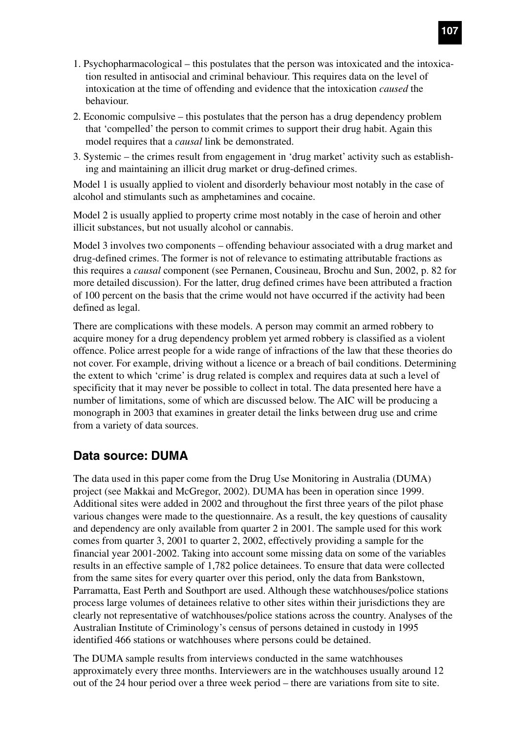1. Psychopharmacological – this postulates that the person was intoxicated and the intoxication resulted in antisocial and criminal behaviour. This requires data on the level of intoxication at the time of offending and evidence that the intoxication *caused* the behaviour.
2. Economic compulsive – this postulates that the person has a drug dependency problem that 'compelled' the person to commit crimes to support their drug habit. Again this model requires that a *causal* link be demonstrated.
3. Systemic – the crimes result from engagement in 'drug market' activity such as establishing and maintaining an illicit drug market or drug-defined crimes.

Model 1 is usually applied to violent and disorderly behaviour most notably in the case of alcohol and stimulants such as amphetamines and cocaine.

Model 2 is usually applied to property crime most notably in the case of heroin and other illicit substances, but not usually alcohol or cannabis.

Model 3 involves two components – offending behaviour associated with a drug market and drug-defined crimes. The former is not of relevance to estimating attributable fractions as this requires a *causal* component (see Pernanen, Cousineau, Brochu and Sun, 2002, p. 82 for more detailed discussion). For the latter, drug defined crimes have been attributed a fraction of 100 percent on the basis that the crime would not have occurred if the activity had been defined as legal.

There are complications with these models. A person may commit an armed robbery to acquire money for a drug dependency problem yet armed robbery is classified as a violent offence. Police arrest people for a wide range of infractions of the law that these theories do not cover. For example, driving without a licence or a breach of bail conditions. Determining the extent to which 'crime' is drug related is complex and requires data at such a level of specificity that it may never be possible to collect in total. The data presented here have a number of limitations, some of which are discussed below. The AIC will be producing a monograph in 2003 that examines in greater detail the links between drug use and crime from a variety of data sources.

## Data source: DUMA

The data used in this paper come from the Drug Use Monitoring in Australia (DUMA) project (see Makkai and McGregor, 2002). DUMA has been in operation since 1999. Additional sites were added in 2002 and throughout the first three years of the pilot phase various changes were made to the questionnaire. As a result, the key questions of causality and dependency are only available from quarter 2 in 2001. The sample used for this work comes from quarter 3, 2001 to quarter 2, 2002, effectively providing a sample for the financial year 2001-2002. Taking into account some missing data on some of the variables results in an effective sample of 1,782 police detainees. To ensure that data were collected from the same sites for every quarter over this period, only the data from Bankstown, Parramatta, East Perth and Southport are used. Although these watchhouses/police stations process large volumes of detainees relative to other sites within their jurisdictions they are clearly not representative of watchhouses/police stations across the country. Analyses of the Australian Institute of Criminology's census of persons detained in custody in 1995 identified 466 stations or watchhouses where persons could be detained.

The DUMA sample results from interviews conducted in the same watchhouses approximately every three months. Interviewers are in the watchhouses usually around 12 out of the 24 hour period over a three week period – there are variations from site to site.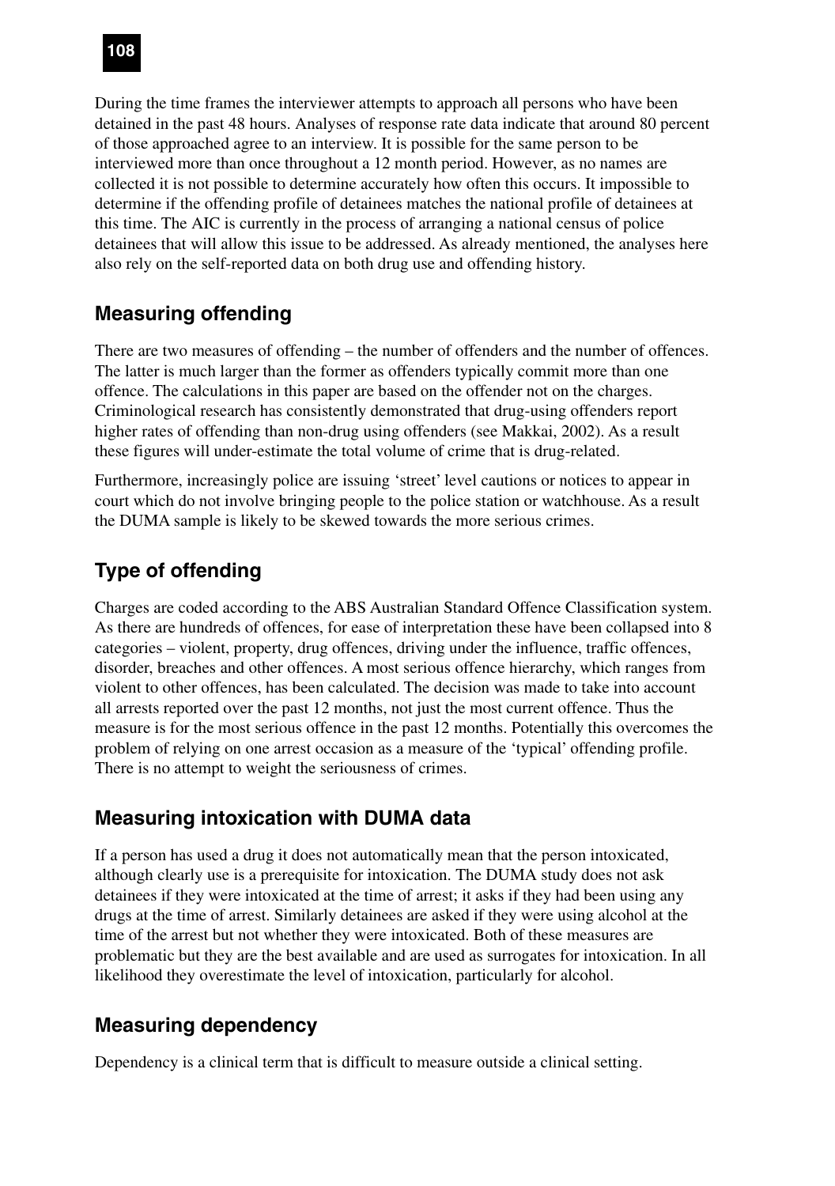During the time frames the interviewer attempts to approach all persons who have been detained in the past 48 hours. Analyses of response rate data indicate that around 80 percent of those approached agree to an interview. It is possible for the same person to be interviewed more than once throughout a 12 month period. However, as no names are collected it is not possible to determine accurately how often this occurs. It impossible to determine if the offending profile of detainees matches the national profile of detainees at this time. The AIC is currently in the process of arranging a national census of police detainees that will allow this issue to be addressed. As already mentioned, the analyses here also rely on the self-reported data on both drug use and offending history.

## Measuring offending

There are two measures of offending – the number of offenders and the number of offences. The latter is much larger than the former as offenders typically commit more than one offence. The calculations in this paper are based on the offender not on the charges. Criminological research has consistently demonstrated that drug-using offenders report higher rates of offending than non-drug using offenders (see Makkai, 2002). As a result these figures will under-estimate the total volume of crime that is drug-related.

Furthermore, increasingly police are issuing 'street' level cautions or notices to appear in court which do not involve bringing people to the police station or watchhouse. As a result the DUMA sample is likely to be skewed towards the more serious crimes.

## Type of offending

Charges are coded according to the ABS Australian Standard Offence Classification system. As there are hundreds of offences, for ease of interpretation these have been collapsed into 8 categories – violent, property, drug offences, driving under the influence, traffic offences, disorder, breaches and other offences. A most serious offence hierarchy, which ranges from violent to other offences, has been calculated. The decision was made to take into account all arrests reported over the past 12 months, not just the most current offence. Thus the measure is for the most serious offence in the past 12 months. Potentially this overcomes the problem of relying on one arrest occasion as a measure of the 'typical' offending profile. There is no attempt to weight the seriousness of crimes.

## Measuring intoxication with DUMA data

If a person has used a drug it does not automatically mean that the person intoxicated, although clearly use is a prerequisite for intoxication. The DUMA study does not ask detainees if they were intoxicated at the time of arrest; it asks if they had been using any drugs at the time of arrest. Similarly detainees are asked if they were using alcohol at the time of the arrest but not whether they were intoxicated. Both of these measures are problematic but they are the best available and are used as surrogates for intoxication. In all likelihood they overestimate the level of intoxication, particularly for alcohol.

## Measuring dependency

Dependency is a clinical term that is difficult to measure outside a clinical setting.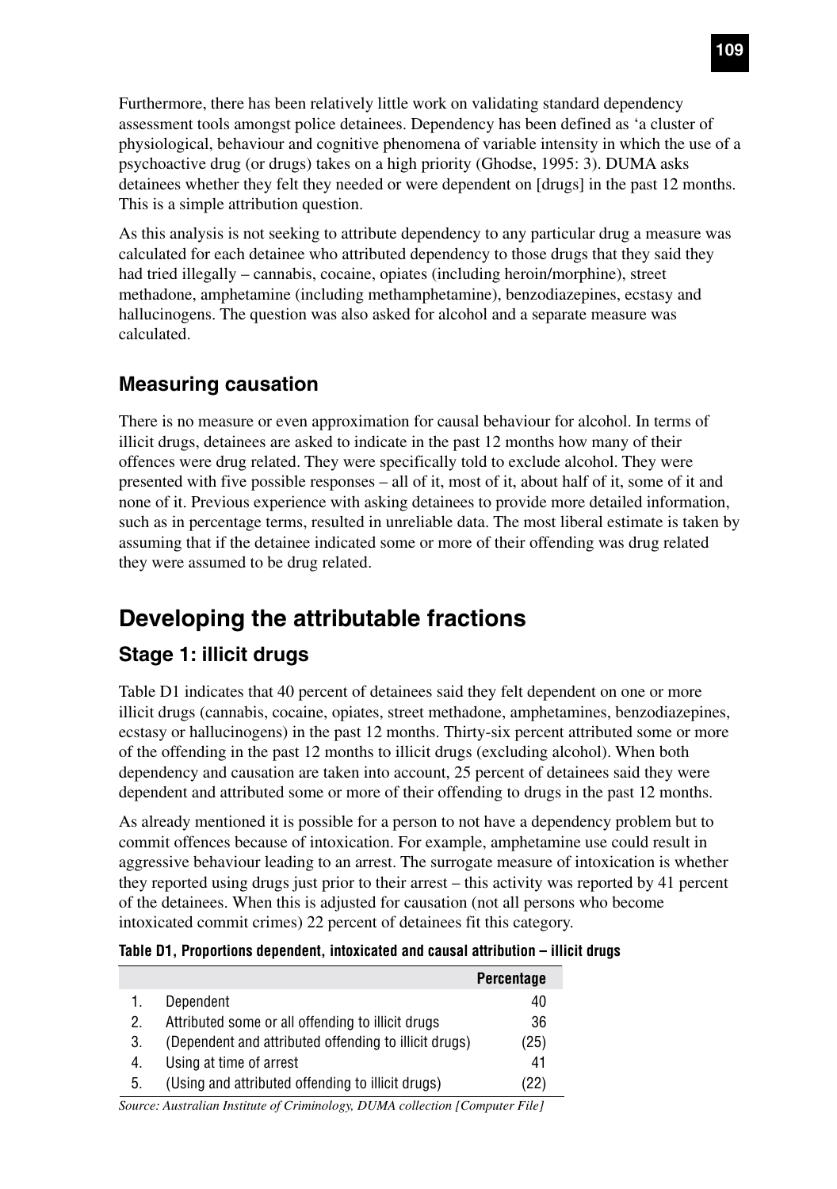Furthermore, there has been relatively little work on validating standard dependency assessment tools amongst police detainees. Dependency has been defined as 'a cluster of physiological, behaviour and cognitive phenomena of variable intensity in which the use of a psychoactive drug (or drugs) takes on a high priority (Ghodse, 1995: 3). DUMA asks detainees whether they felt they needed or were dependent on [drugs] in the past 12 months. This is a simple attribution question.

As this analysis is not seeking to attribute dependency to any particular drug a measure was calculated for each detainee who attributed dependency to those drugs that they said they had tried illegally – cannabis, cocaine, opiates (including heroin/morphine), street methadone, amphetamine (including methamphetamine), benzodiazepines, ecstasy and hallucinogens. The question was also asked for alcohol and a separate measure was calculated.

### Measuring causation

There is no measure or even approximation for causal behaviour for alcohol. In terms of illicit drugs, detainees are asked to indicate in the past 12 months how many of their offences were drug related. They were specifically told to exclude alcohol. They were presented with five possible responses – all of it, most of it, about half of it, some of it and none of it. Previous experience with asking detainees to provide more detailed information, such as in percentage terms, resulted in unreliable data. The most liberal estimate is taken by assuming that if the detainee indicated some or more of their offending was drug related they were assumed to be drug related.

## Developing the attributable fractions

### Stage 1: illicit drugs

Table D1 indicates that 40 percent of detainees said they felt dependent on one or more illicit drugs (cannabis, cocaine, opiates, street methadone, amphetamines, benzodiazepines, ecstasy or hallucinogens) in the past 12 months. Thirty-six percent attributed some or more of the offending in the past 12 months to illicit drugs (excluding alcohol). When both dependency and causation are taken into account, 25 percent of detainees said they were dependent and attributed some or more of their offending to drugs in the past 12 months.

As already mentioned it is possible for a person to not have a dependency problem but to commit offences because of intoxication. For example, amphetamine use could result in aggressive behaviour leading to an arrest. The surrogate measure of intoxication is whether they reported using drugs just prior to their arrest – this activity was reported by 41 percent of the detainees. When this is adjusted for causation (not all persons who become intoxicated commit crimes) 22 percent of detainees fit this category.

**Table D1, Proportions dependent, intoxicated and causal attribution – illicit drugs**

| | | Percentage |
|---|---|---|
| 1. | Dependent | 40 |
| 2. | Attributed some or all offending to illicit drugs | 36 |
| 3. | (Dependent and attributed offending to illicit drugs) | (25) |
| 4. | Using at time of arrest | 41 |
| 5. | (Using and attributed offending to illicit drugs) | (22) |

*Source: Australian Institute of Criminology, DUMA collection [Computer File]*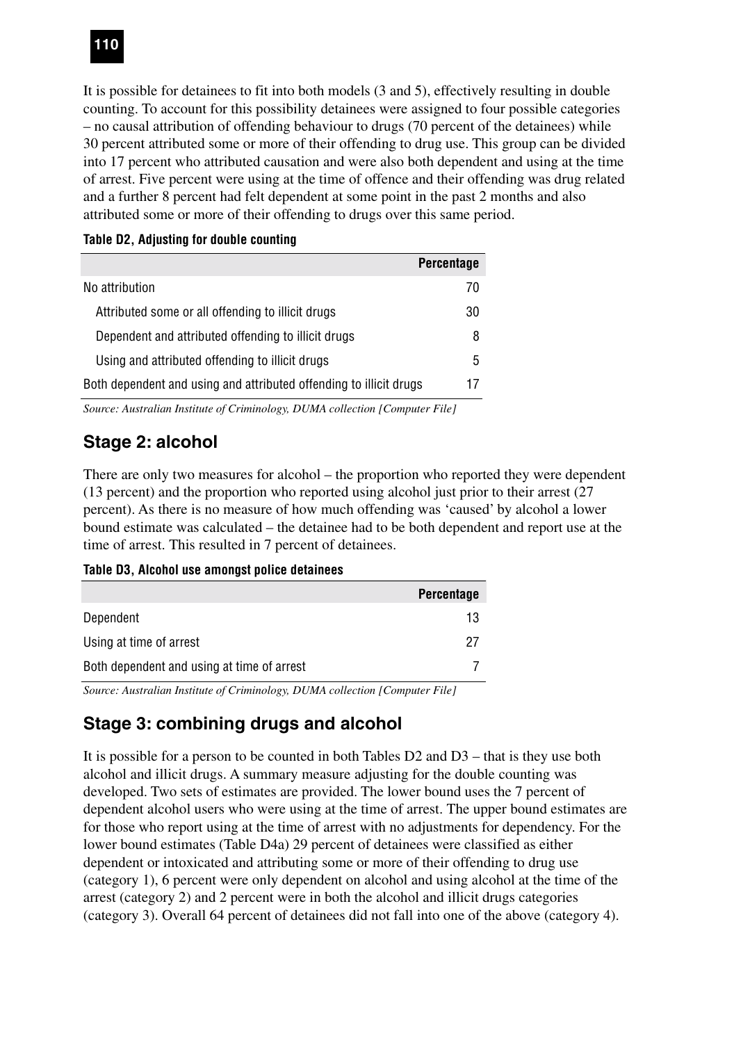It is possible for detainees to fit into both models (3 and 5), effectively resulting in double counting. To account for this possibility detainees were assigned to four possible categories – no causal attribution of offending behaviour to drugs (70 percent of the detainees) while 30 percent attributed some or more of their offending to drug use. This group can be divided into 17 percent who attributed causation and were also both dependent and using at the time of arrest. Five percent were using at the time of offence and their offending was drug related and a further 8 percent had felt dependent at some point in the past 2 months and also attributed some or more of their offending to drugs over this same period.

**Table D2, Adjusting for double counting**

| | Percentage |
|---|---|
| No attribution | 70 |
| Attributed some or all offending to illicit drugs | 30 |
| Dependent and attributed offending to illicit drugs | 8 |
| Using and attributed offending to illicit drugs | 5 |
| Both dependent and using and attributed offending to illicit drugs | 17 |

*Source: Australian Institute of Criminology, DUMA collection [Computer File]*

## Stage 2: alcohol

There are only two measures for alcohol – the proportion who reported they were dependent (13 percent) and the proportion who reported using alcohol just prior to their arrest (27 percent). As there is no measure of how much offending was 'caused' by alcohol a lower bound estimate was calculated – the detainee had to be both dependent and report use at the time of arrest. This resulted in 7 percent of detainees.

**Table D3, Alcohol use amongst police detainees**

| | Percentage |
|---|---|
| Dependent | 13 |
| Using at time of arrest | 27 |
| Both dependent and using at time of arrest | 7 |

*Source: Australian Institute of Criminology, DUMA collection [Computer File]*

## Stage 3: combining drugs and alcohol

It is possible for a person to be counted in both Tables D2 and D3 – that is they use both alcohol and illicit drugs. A summary measure adjusting for the double counting was developed. Two sets of estimates are provided. The lower bound uses the 7 percent of dependent alcohol users who were using at the time of arrest. The upper bound estimates are for those who report using at the time of arrest with no adjustments for dependency. For the lower bound estimates (Table D4a) 29 percent of detainees were classified as either dependent or intoxicated and attributing some or more of their offending to drug use (category 1), 6 percent were only dependent on alcohol and using alcohol at the time of the arrest (category 2) and 2 percent were in both the alcohol and illicit drugs categories (category 3). Overall 64 percent of detainees did not fall into one of the above (category 4).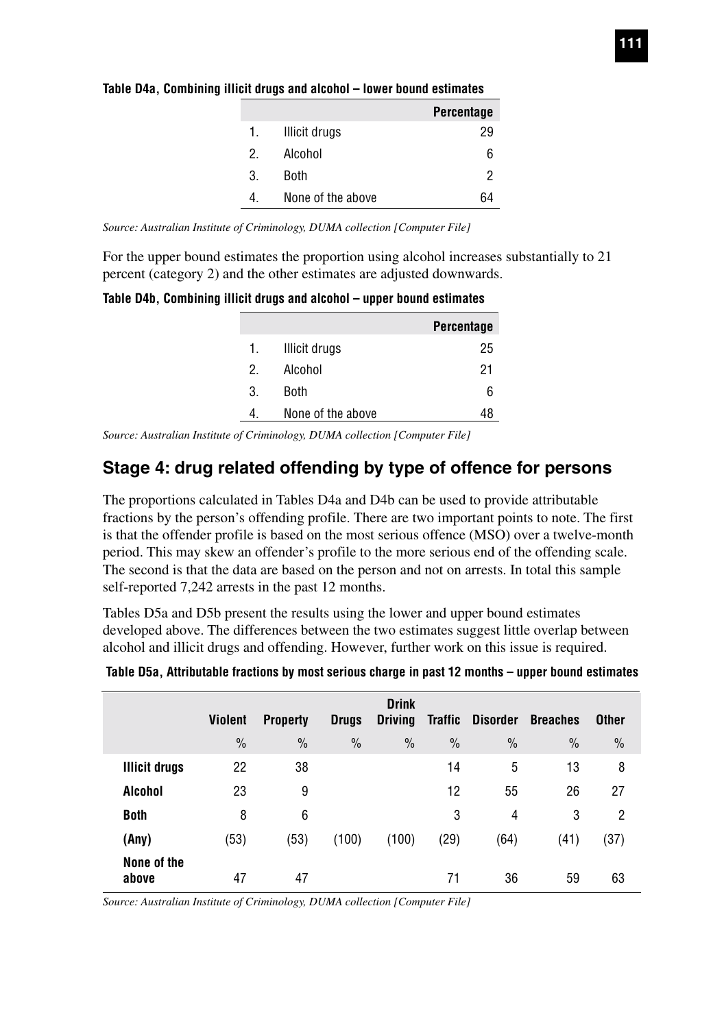**Table D4a, Combining illicit drugs and alcohol – lower bound estimates**

| | | Percentage |
|---|---|---|
| 1. | Illicit drugs | 29 |
| 2. | Alcohol | 6 |
| 3. | Both | 2 |
| 4. | None of the above | 64 |

*Source: Australian Institute of Criminology, DUMA collection [Computer File]*

For the upper bound estimates the proportion using alcohol increases substantially to 21 percent (category 2) and the other estimates are adjusted downwards.

**Table D4b, Combining illicit drugs and alcohol – upper bound estimates**

| | | Percentage |
|---|---|---|
| 1. | Illicit drugs | 25 |
| 2. | Alcohol | 21 |
| 3. | Both | 6 |
| 4. | None of the above | 48 |

*Source: Australian Institute of Criminology, DUMA collection [Computer File]*

## Stage 4: drug related offending by type of offence for persons

The proportions calculated in Tables D4a and D4b can be used to provide attributable fractions by the person's offending profile. There are two important points to note. The first is that the offender profile is based on the most serious offence (MSO) over a twelve-month period. This may skew an offender's profile to the more serious end of the offending scale. The second is that the data are based on the person and not on arrests. In total this sample self-reported 7,242 arrests in the past 12 months.

Tables D5a and D5b present the results using the lower and upper bound estimates developed above. The differences between the two estimates suggest little overlap between alcohol and illicit drugs and offending. However, further work on this issue is required.

**Table D5a, Attributable fractions by most serious charge in past 12 months – upper bound estimates**

| | Violent | Property | Drugs | Drink Driving | Traffic | Disorder | Breaches | Other |
|---|---|---|---|---|---|---|---|---|
| | % | % | % | % | % | % | % | % |
| **Illicit drugs** | 22 | 38 | | | 14 | 5 | 13 | 8 |
| **Alcohol** | 23 | 9 | | | 12 | 55 | 26 | 27 |
| **Both** | 8 | 6 | | | 3 | 4 | 3 | 2 |
| **(Any)** | (53) | (53) | (100) | (100) | (29) | (64) | (41) | (37) |
| **None of the above** | 47 | 47 | | | 71 | 36 | 59 | 63 |

*Source: Australian Institute of Criminology, DUMA collection [Computer File]*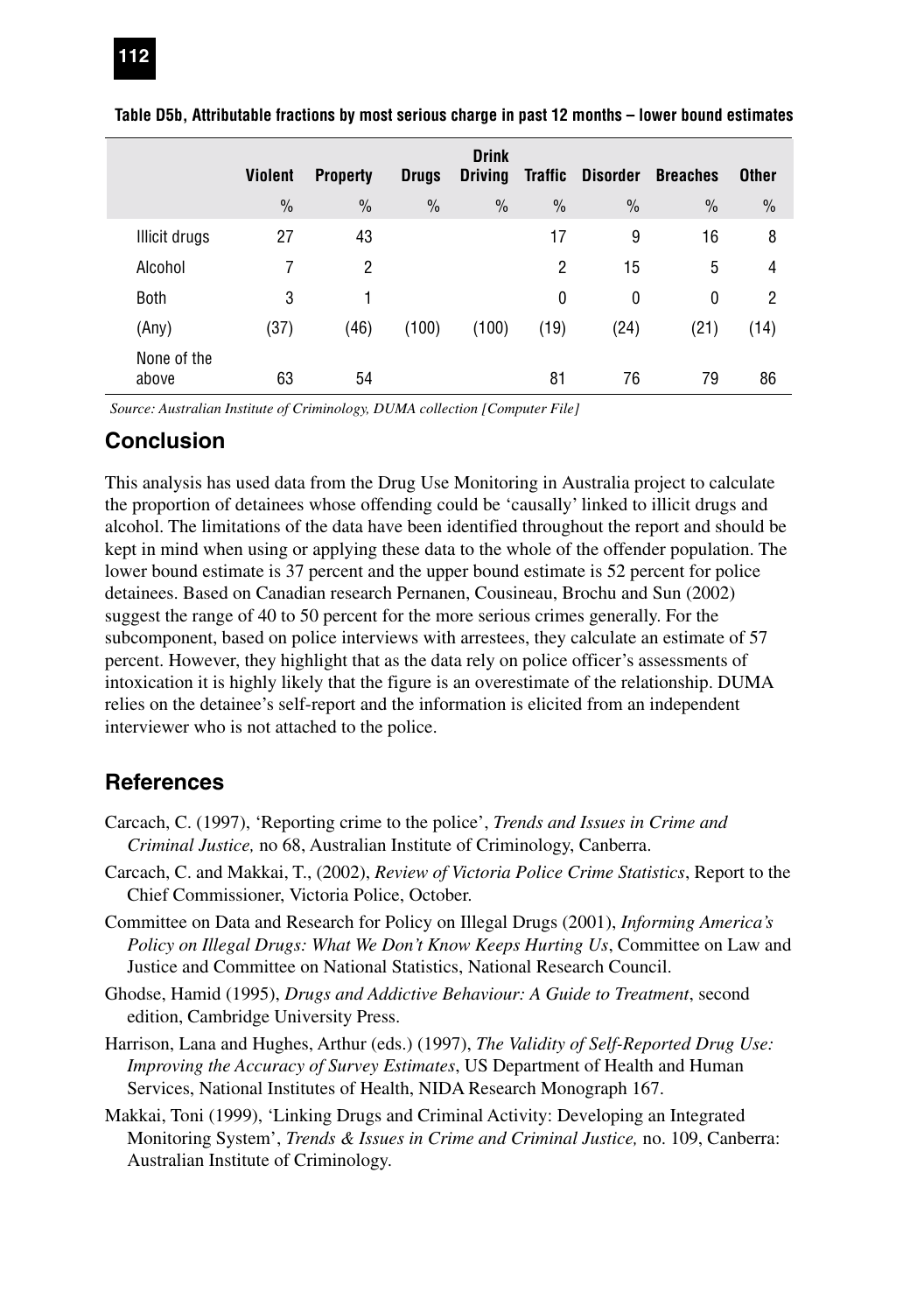**Table D5b, Attributable fractions by most serious charge in past 12 months – lower bound estimates**

| | Violent | Property | Drugs | Drink Driving | Traffic | Disorder | Breaches | Other |
|---|---|---|---|---|---|---|---|---|
| | % | % | % | % | % | % | % | % |
| Illicit drugs | 27 | 43 | | | 17 | 9 | 16 | 8 |
| Alcohol | 7 | 2 | | | 2 | 15 | 5 | 4 |
| Both | 3 | 1 | | | 0 | 0 | 0 | 2 |
| (Any) | (37) | (46) | (100) | (100) | (19) | (24) | (21) | (14) |
| None of the above | 63 | 54 | | | 81 | 76 | 79 | 86 |

*Source: Australian Institute of Criminology, DUMA collection [Computer File]*

## Conclusion

This analysis has used data from the Drug Use Monitoring in Australia project to calculate the proportion of detainees whose offending could be 'causally' linked to illicit drugs and alcohol. The limitations of the data have been identified throughout the report and should be kept in mind when using or applying these data to the whole of the offender population. The lower bound estimate is 37 percent and the upper bound estimate is 52 percent for police detainees. Based on Canadian research Pernanen, Cousineau, Brochu and Sun (2002) suggest the range of 40 to 50 percent for the more serious crimes generally. For the subcomponent, based on police interviews with arrestees, they calculate an estimate of 57 percent. However, they highlight that as the data rely on police officer's assessments of intoxication it is highly likely that the figure is an overestimate of the relationship. DUMA relies on the detainee's self-report and the information is elicited from an independent interviewer who is not attached to the police.

## References

Carcach, C. (1997), 'Reporting crime to the police', *Trends and Issues in Crime and Criminal Justice,* no 68, Australian Institute of Criminology, Canberra.

Carcach, C. and Makkai, T., (2002), *Review of Victoria Police Crime Statistics*, Report to the Chief Commissioner, Victoria Police, October.

Committee on Data and Research for Policy on Illegal Drugs (2001), *Informing America's Policy on Illegal Drugs: What We Don't Know Keeps Hurting Us*, Committee on Law and Justice and Committee on National Statistics, National Research Council.

Ghodse, Hamid (1995), *Drugs and Addictive Behaviour: A Guide to Treatment*, second edition, Cambridge University Press.

Harrison, Lana and Hughes, Arthur (eds.) (1997), *The Validity of Self-Reported Drug Use: Improving the Accuracy of Survey Estimates*, US Department of Health and Human Services, National Institutes of Health, NIDA Research Monograph 167.

Makkai, Toni (1999), 'Linking Drugs and Criminal Activity: Developing an Integrated Monitoring System', *Trends & Issues in Crime and Criminal Justice,* no. 109, Canberra: Australian Institute of Criminology.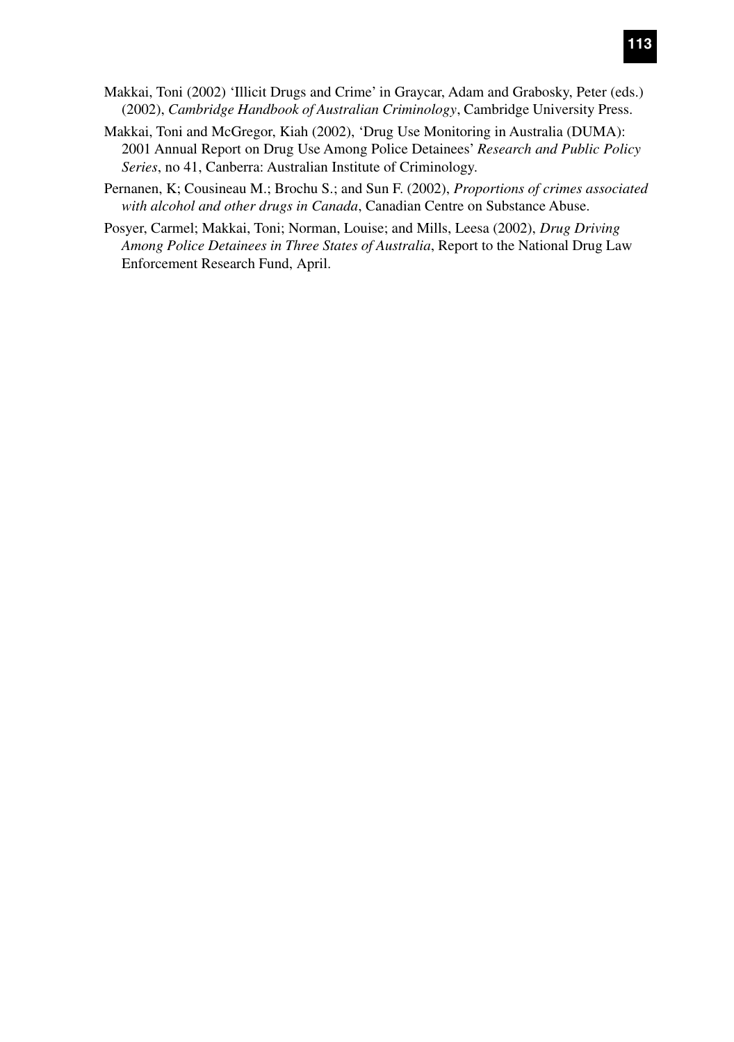Makkai, Toni (2002) 'Illicit Drugs and Crime' in Graycar, Adam and Grabosky, Peter (eds.) (2002), *Cambridge Handbook of Australian Criminology*, Cambridge University Press.

Makkai, Toni and McGregor, Kiah (2002), 'Drug Use Monitoring in Australia (DUMA): 2001 Annual Report on Drug Use Among Police Detainees' *Research and Public Policy Series*, no 41, Canberra: Australian Institute of Criminology.

Pernanen, K; Cousineau M.; Brochu S.; and Sun F. (2002), *Proportions of crimes associated with alcohol and other drugs in Canada*, Canadian Centre on Substance Abuse.

Posyer, Carmel; Makkai, Toni; Norman, Louise; and Mills, Leesa (2002), *Drug Driving Among Police Detainees in Three States of Australia*, Report to the National Drug Law Enforcement Research Fund, April.